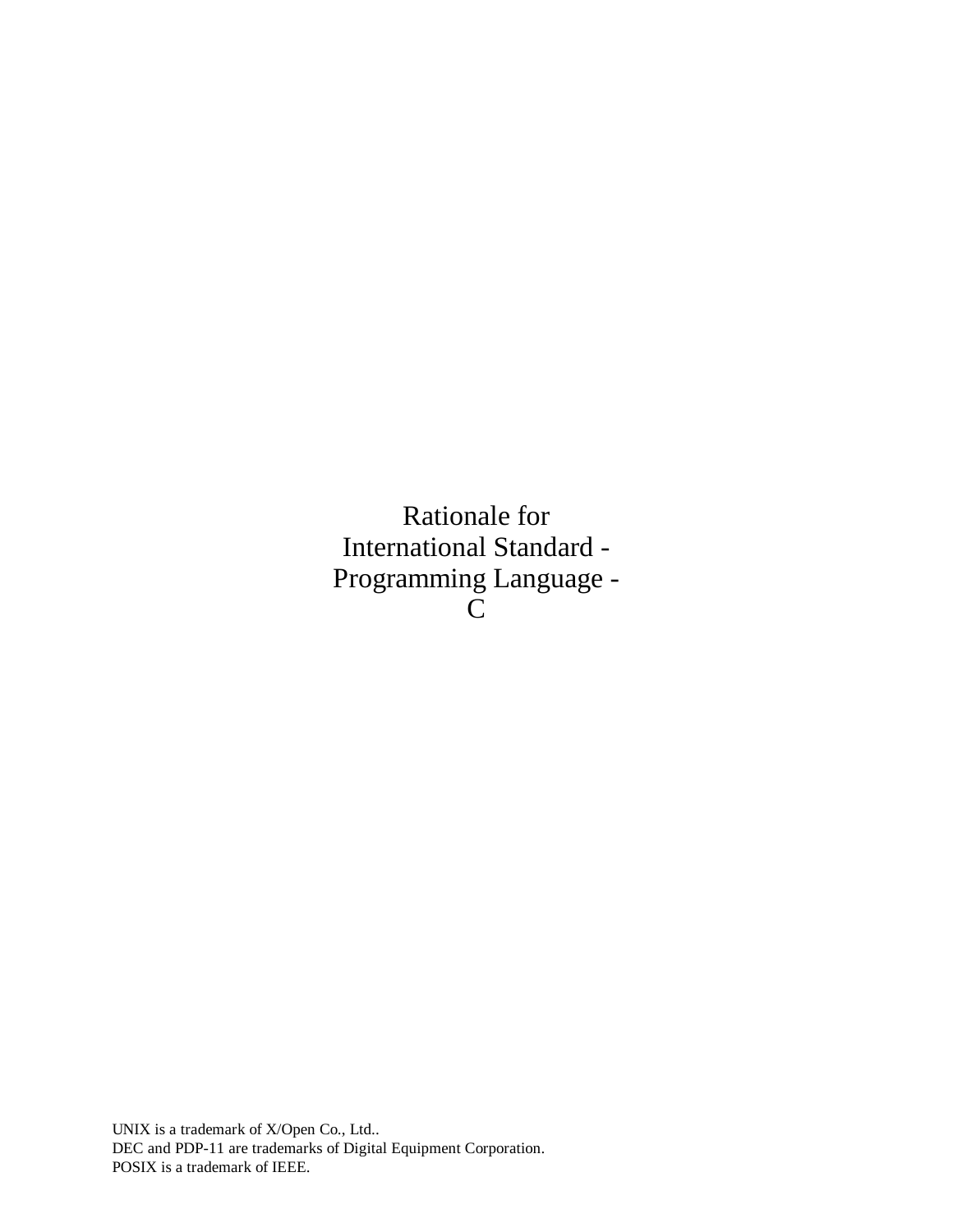# Rationale for
# International Standard -
# Programming Language -
# C

UNIX is a trademark of X/Open Co., Ltd..
DEC and PDP-11 are trademarks of Digital Equipment Corporation.
POSIX is a trademark of IEEE.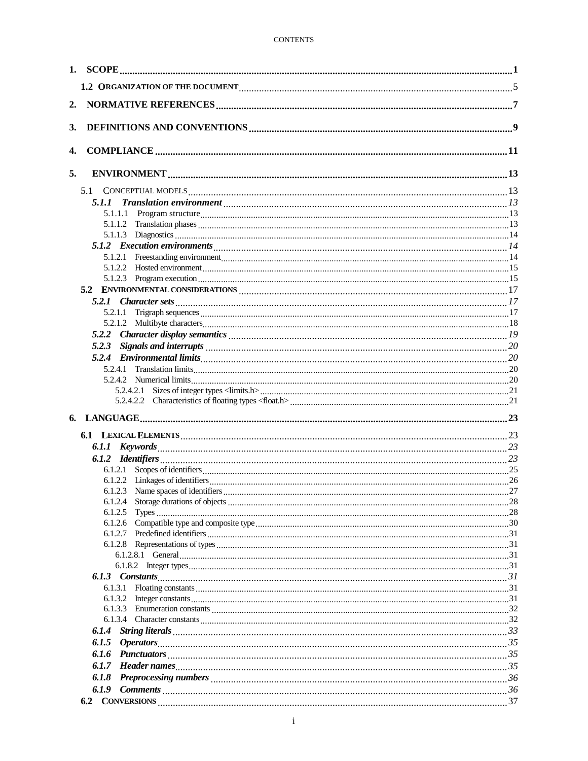CONTENTS

**1. SCOPE** .......... **1**

**1.2 ORGANIZATION OF THE DOCUMENT** .......... 5

**2. NORMATIVE REFERENCES** .......... **7**

**3. DEFINITIONS AND CONVENTIONS** .......... **9**

**4. COMPLIANCE** .......... **11**

**5. ENVIRONMENT** .......... **13**

5.1 CONCEPTUAL MODELS .......... 13

*5.1.1 Translation environment* .......... *13*

5.1.1.1 Program structure .......... 13

5.1.1.2 Translation phases .......... 13

5.1.1.3 Diagnostics .......... 14

*5.1.2 Execution environments* .......... *14*

5.1.2.1 Freestanding environment .......... 14

5.1.2.2 Hosted environment .......... 15

5.1.2.3 Program execution .......... 15

**5.2 ENVIRONMENTAL CONSIDERATIONS** .......... 17

*5.2.1 Character sets* .......... *17*

5.2.1.1 Trigraph sequences .......... 17

5.2.1.2 Multibyte characters .......... 18

*5.2.2 Character display semantics* .......... *19*

*5.2.3 Signals and interrupts* .......... *20*

*5.2.4 Environmental limits* .......... *20*

5.2.4.1 Translation limits .......... 20

5.2.4.2 Numerical limits .......... 20

5.2.4.2.1 Sizes of integer types <limits.h> .......... 21

5.2.4.2.2 Characteristics of floating types <float.h> .......... 21

**6. LANGUAGE** .......... **23**

**6.1 LEXICAL ELEMENTS** .......... 23

*6.1.1 Keywords* .......... *23*

*6.1.2 Identifiers* .......... *23*

6.1.2.1 Scopes of identifiers .......... 25

6.1.2.2 Linkages of identifiers .......... 26

6.1.2.3 Name spaces of identifiers .......... 27

6.1.2.4 Storage durations of objects .......... 28

6.1.2.5 Types .......... 28

6.1.2.6 Compatible type and composite type .......... 30

6.1.2.7 Predefined identifiers .......... 31

6.1.2.8 Representations of types .......... 31

6.1.2.8.1 General .......... 31

6.1.8.2 Integer types .......... 31

*6.1.3 Constants* .......... *31*

6.1.3.1 Floating constants .......... 31

6.1.3.2 Integer constants .......... 31

6.1.3.3 Enumeration constants .......... 32

6.1.3.4 Character constants .......... 32

*6.1.4 String literals* .......... *33*

*6.1.5 Operators* .......... *35*

*6.1.6 Punctuators* .......... *35*

*6.1.7 Header names* .......... *35*

*6.1.8 Preprocessing numbers* .......... *36*

*6.1.9 Comments* .......... *36*

**6.2 CONVERSIONS** .......... 37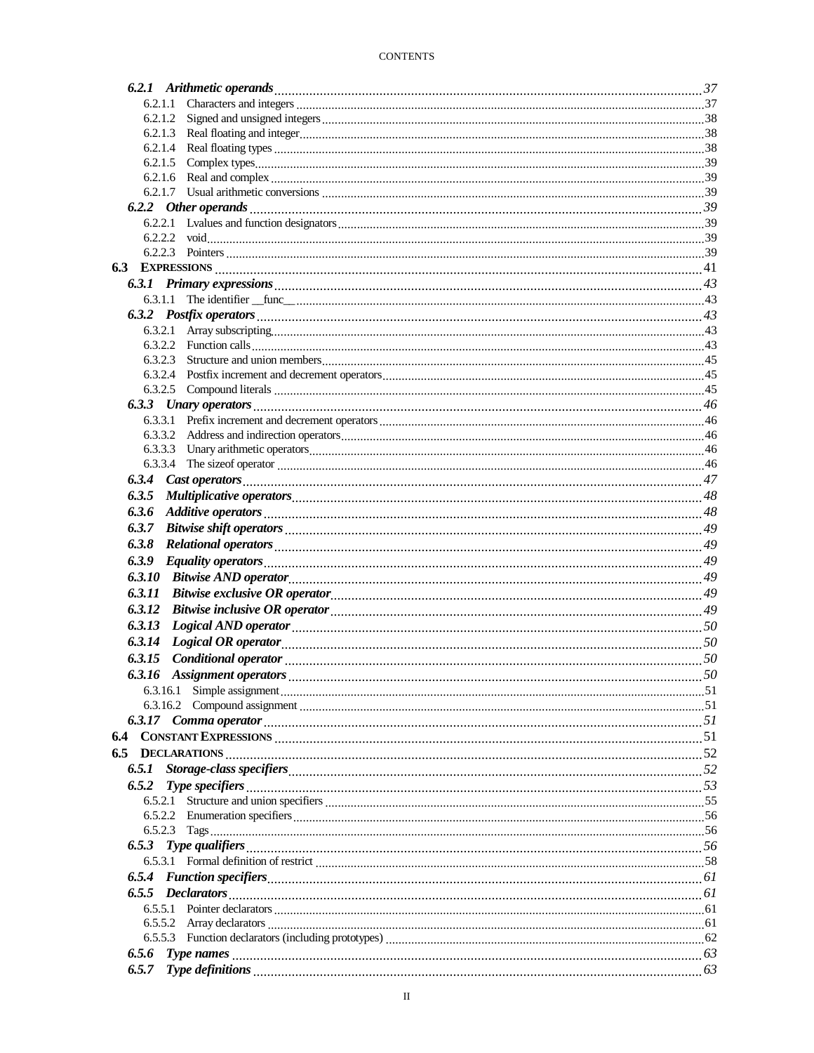*6.2.1 Arithmetic operands* ........ 37
- 6.2.1.1 Characters and integers ........ 37
- 6.2.1.2 Signed and unsigned integers ........ 38
- 6.2.1.3 Real floating and integer ........ 38
- 6.2.1.4 Real floating types ........ 38
- 6.2.1.5 Complex types ........ 39
- 6.2.1.6 Real and complex ........ 39
- 6.2.1.7 Usual arithmetic conversions ........ 39

*6.2.2 Other operands* ........ 39
- 6.2.2.1 Lvalues and function designators ........ 39
- 6.2.2.2 void ........ 39
- 6.2.2.3 Pointers ........ 39

**6.3 EXPRESSIONS** ........ 41

*6.3.1 Primary expressions* ........ 43
- 6.3.1.1 The identifier __func__ ........ 43

*6.3.2 Postfix operators* ........ 43
- 6.3.2.1 Array subscripting ........ 43
- 6.3.2.2 Function calls ........ 43
- 6.3.2.3 Structure and union members ........ 45
- 6.3.2.4 Postfix increment and decrement operators ........ 45
- 6.3.2.5 Compound literals ........ 45

*6.3.3 Unary operators* ........ 46
- 6.3.3.1 Prefix increment and decrement operators ........ 46
- 6.3.3.2 Address and indirection operators ........ 46
- 6.3.3.3 Unary arithmetic operators ........ 46
- 6.3.3.4 The sizeof operator ........ 46

*6.3.4 Cast operators* ........ 47

*6.3.5 Multiplicative operators* ........ 48

*6.3.6 Additive operators* ........ 48

*6.3.7 Bitwise shift operators* ........ 49

*6.3.8 Relational operators* ........ 49

*6.3.9 Equality operators* ........ 49

*6.3.10 Bitwise AND operator* ........ 49

*6.3.11 Bitwise exclusive OR operator* ........ 49

*6.3.12 Bitwise inclusive OR operator* ........ 49

*6.3.13 Logical AND operator* ........ 50

*6.3.14 Logical OR operator* ........ 50

*6.3.15 Conditional operator* ........ 50

*6.3.16 Assignment operators* ........ 50
- 6.3.16.1 Simple assignment ........ 51
- 6.3.16.2 Compound assignment ........ 51

*6.3.17 Comma operator* ........ 51

**6.4 CONSTANT EXPRESSIONS** ........ 51

**6.5 DECLARATIONS** ........ 52

*6.5.1 Storage-class specifiers* ........ 52

*6.5.2 Type specifiers* ........ 53
- 6.5.2.1 Structure and union specifiers ........ 55
- 6.5.2.2 Enumeration specifiers ........ 56
- 6.5.2.3 Tags ........ 56

*6.5.3 Type qualifiers* ........ 56
- 6.5.3.1 Formal definition of restrict ........ 58

*6.5.4 Function specifiers* ........ 61

*6.5.5 Declarators* ........ 61
- 6.5.5.1 Pointer declarators ........ 61
- 6.5.5.2 Array declarators ........ 61
- 6.5.5.3 Function declarators (including prototypes) ........ 62

*6.5.6 Type names* ........ 63

*6.5.7 Type definitions* ........ 63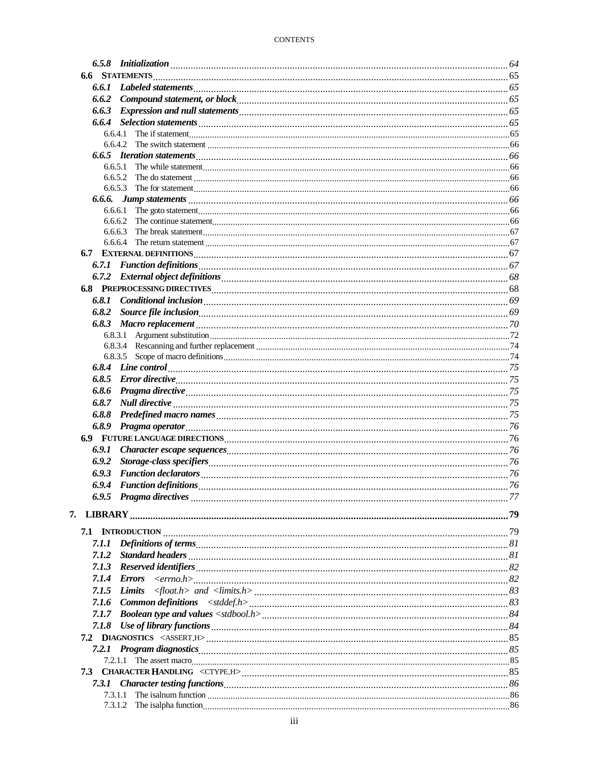*6.5.8 Initialization* ........ *64*
**6.6 STATEMENTS** ........ 65
*6.6.1 Labeled statements* ........ *65*
*6.6.2 Compound statement, or block* ........ *65*
*6.6.3 Expression and null statements* ........ *65*
*6.6.4 Selection statements* ........ *65*
6.6.4.1 The if statement ........ 65
6.6.4.2 The switch statement ........ 66
*6.6.5 Iteration statements* ........ *66*
6.6.5.1 The while statement ........ 66
6.6.5.2 The do statement ........ 66
6.6.5.3 The for statement ........ 66
*6.6.6. Jump statements* ........ *66*
6.6.6.1 The goto statement ........ 66
6.6.6.2 The continue statement ........ 66
6.6.6.3 The break statement ........ 67
6.6.6.4 The return statement ........ 67
**6.7 EXTERNAL DEFINITIONS** ........ 67
*6.7.1 Function definitions* ........ *67*
*6.7.2 External object definitions* ........ *68*
**6.8 PREPROCESSING DIRECTIVES** ........ 68
*6.8.1 Conditional inclusion* ........ *69*
*6.8.2 Source file inclusion* ........ *69*
*6.8.3 Macro replacement* ........ *70*
6.8.3.1 Argument substitution ........ 72
6.8.3.4 Rescanning and further replacement ........ 74
6.8.3.5 Scope of macro definitions ........ 74
*6.8.4 Line control* ........ *75*
*6.8.5 Error directive* ........ *75*
*6.8.6 Pragma directive* ........ *75*
*6.8.7 Null directive* ........ *75*
*6.8.8 Predefined macro names* ........ *75*
*6.8.9 Pragma operator* ........ *76*
**6.9 FUTURE LANGUAGE DIRECTIONS** ........ 76
*6.9.1 Character escape sequences* ........ *76*
*6.9.2 Storage-class specifiers* ........ *76*
*6.9.3 Function declarators* ........ *76*
*6.9.4 Function definitions* ........ *76*
*6.9.5 Pragma directives* ........ *77*

**7. LIBRARY** ........ **79**

**7.1 INTRODUCTION** ........ 79
*7.1.1 Definitions of terms* ........ *81*
*7.1.2 Standard headers* ........ *81*
*7.1.3 Reserved identifiers* ........ *82*
*7.1.4 Errors <errno.h>* ........ *82*
*7.1.5 Limits <float.h> and <limits.h>* ........ *83*
*7.1.6 Common definitions <stddef.h>* ........ *83*
*7.1.7 Boolean type and values <stdbool.h>* ........ *84*
*7.1.8 Use of library functions* ........ *84*
**7.2 DIAGNOSTICS <ASSERT.H>** ........ 85
*7.2.1 Program diagnostics* ........ *85*
7.2.1.1 The assert macro ........ 85
**7.3 CHARACTER HANDLING <CTYPE.H>** ........ 85
*7.3.1 Character testing functions* ........ *86*
7.3.1.1 The isalnum function ........ 86
7.3.1.2 The isalpha function ........ 86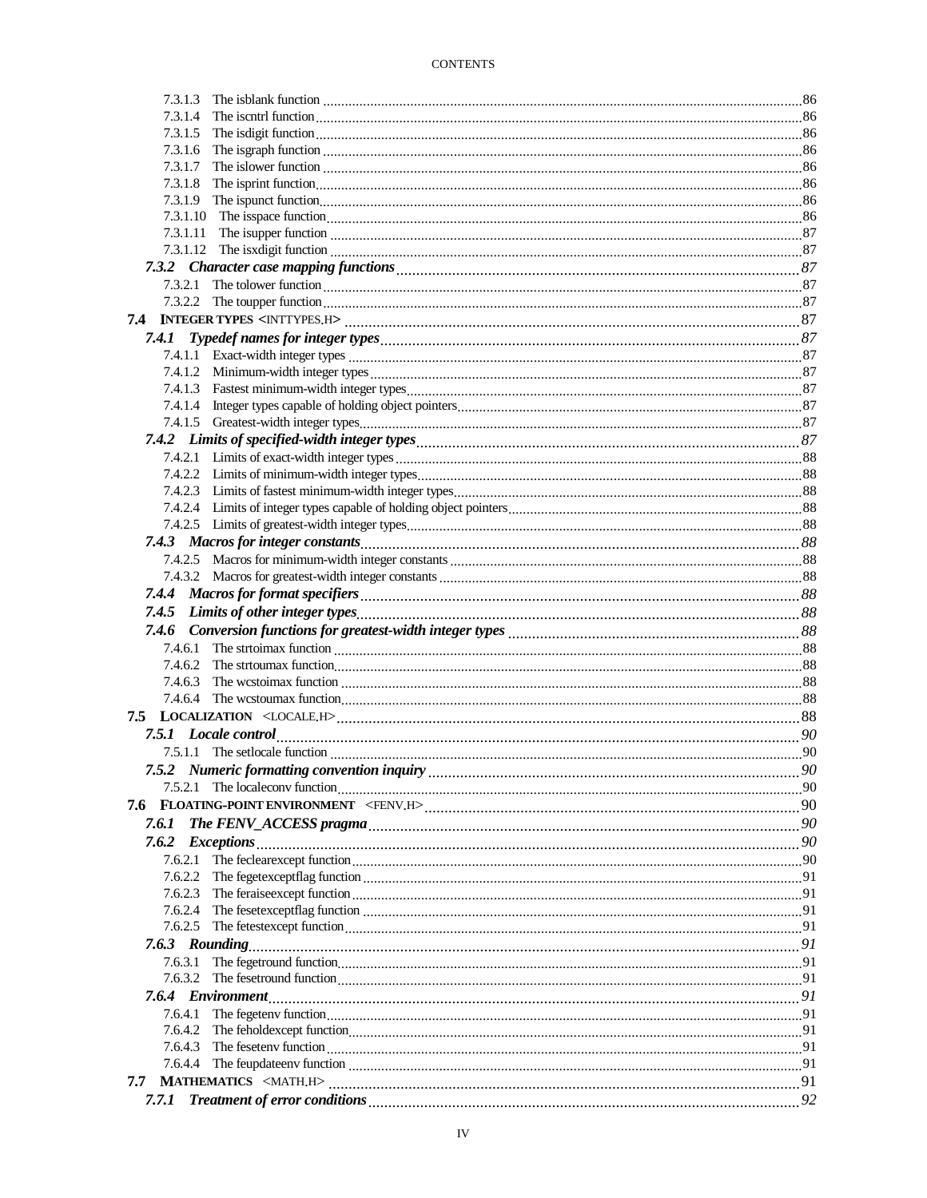7.3.1.3 The isblank function ... 86
7.3.1.4 The iscntrl function ... 86
7.3.1.5 The isdigit function ... 86
7.3.1.6 The isgraph function ... 86
7.3.1.7 The islower function ... 86
7.3.1.8 The isprint function ... 86
7.3.1.9 The ispunct function ... 86
7.3.1.10 The isspace function ... 86
7.3.1.11 The isupper function ... 87
7.3.1.12 The isxdigit function ... 87

***7.3.2 Character case mapping functions ... 87***

7.3.2.1 The tolower function ... 87
7.3.2.2 The toupper function ... 87

**7.4 INTEGER TYPES <INTTYPES.H> ... 87**

***7.4.1 Typedef names for integer types ... 87***

7.4.1.1 Exact-width integer types ... 87
7.4.1.2 Minimum-width integer types ... 87
7.4.1.3 Fastest minimum-width integer types ... 87
7.4.1.4 Integer types capable of holding object pointers ... 87
7.4.1.5 Greatest-width integer types ... 87

***7.4.2 Limits of specified-width integer types ... 87***

7.4.2.1 Limits of exact-width integer types ... 88
7.4.2.2 Limits of minimum-width integer types ... 88
7.4.2.3 Limits of fastest minimum-width integer types ... 88
7.4.2.4 Limits of integer types capable of holding object pointers ... 88
7.4.2.5 Limits of greatest-width integer types ... 88

***7.4.3 Macros for integer constants ... 88***

7.4.2.5 Macros for minimum-width integer constants ... 88
7.4.3.2 Macros for greatest-width integer constants ... 88

***7.4.4 Macros for format specifiers ... 88***

***7.4.5 Limits of other integer types ... 88***

***7.4.6 Conversion functions for greatest-width integer types ... 88***

7.4.6.1 The strtoimax function ... 88
7.4.6.2 The strtoumax function ... 88
7.4.6.3 The wcstoimax function ... 88
7.4.6.4 The wcstoumax function ... 88

**7.5 LOCALIZATION <LOCALE.H> ... 88**

***7.5.1 Locale control ... 90***

7.5.1.1 The setlocale function ... 90

***7.5.2 Numeric formatting convention inquiry ... 90***

7.5.2.1 The localeconv function ... 90

**7.6 FLOATING-POINT ENVIRONMENT <FENV.H> ... 90**

***7.6.1 The FENV_ACCESS pragma ... 90***

***7.6.2 Exceptions ... 90***

7.6.2.1 The feclearexcept function ... 90
7.6.2.2 The fegetexceptflag function ... 91
7.6.2.3 The feraiseexcept function ... 91
7.6.2.4 The fesetexceptflag function ... 91
7.6.2.5 The fetestexcept function ... 91

***7.6.3 Rounding ... 91***

7.6.3.1 The fegetround function ... 91
7.6.3.2 The fesetround function ... 91

***7.6.4 Environment ... 91***

7.6.4.1 The fegetenv function ... 91
7.6.4.2 The feholdexcept function ... 91
7.6.4.3 The fesetenv function ... 91
7.6.4.4 The feupdateenv function ... 91

**7.7 MATHEMATICS <MATH.H> ... 91**

***7.7.1 Treatment of error conditions ... 92***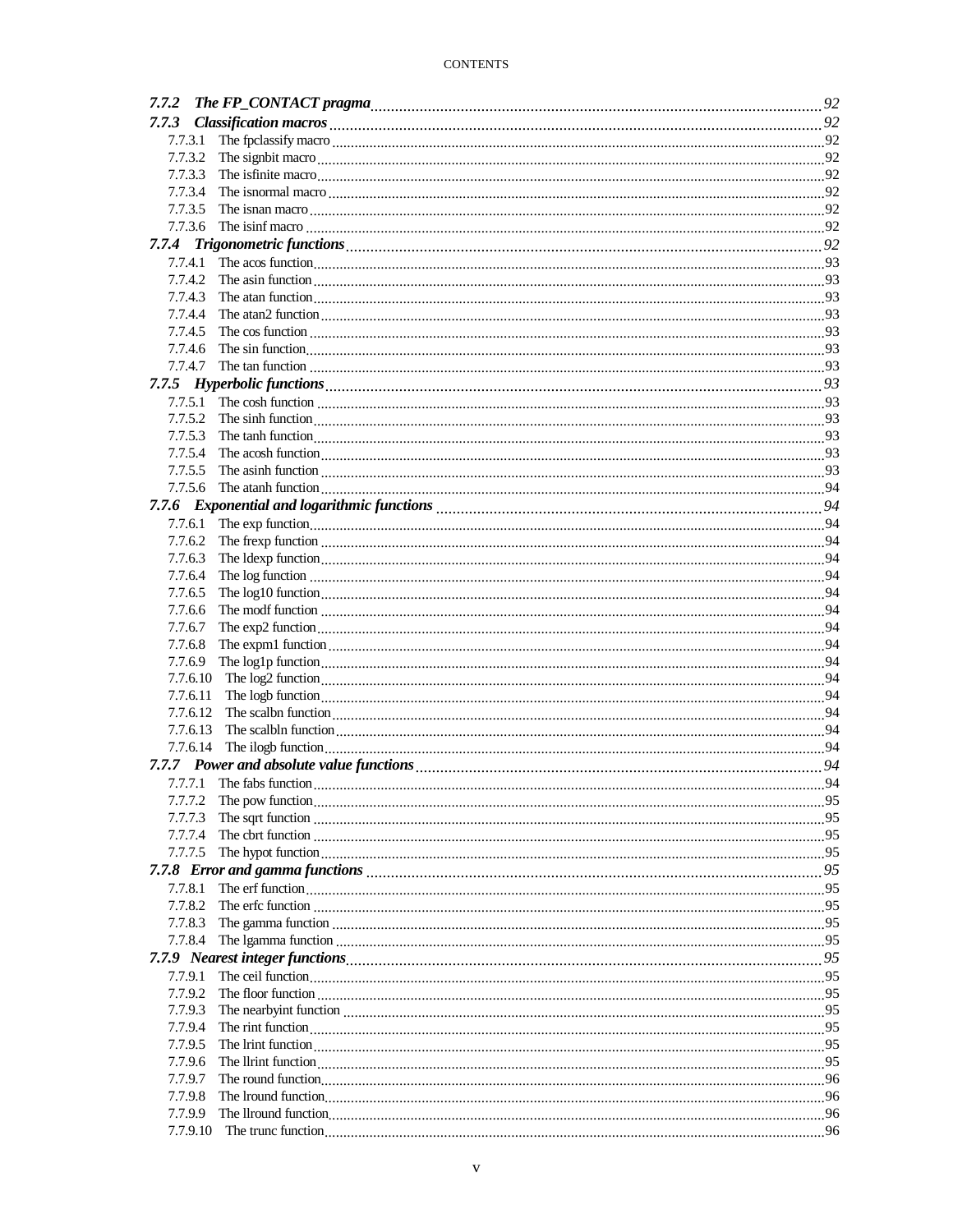*7.7.2 The FP_CONTACT pragma* ............ *92*

*7.7.3 Classification macros* ............ *92*

7.7.3.1 The fpclassify macro ............ 92

7.7.3.2 The signbit macro ............ 92

7.7.3.3 The isfinite macro ............ 92

7.7.3.4 The isnormal macro ............ 92

7.7.3.5 The isnan macro ............ 92

7.7.3.6 The isinf macro ............ 92

*7.7.4 Trigonometric functions* ............ *92*

7.7.4.1 The acos function ............ 93

7.7.4.2 The asin function ............ 93

7.7.4.3 The atan function ............ 93

7.7.4.4 The atan2 function ............ 93

7.7.4.5 The cos function ............ 93

7.7.4.6 The sin function ............ 93

7.7.4.7 The tan function ............ 93

*7.7.5 Hyperbolic functions* ............ *93*

7.7.5.1 The cosh function ............ 93

7.7.5.2 The sinh function ............ 93

7.7.5.3 The tanh function ............ 93

7.7.5.4 The acosh function ............ 93

7.7.5.5 The asinh function ............ 93

7.7.5.6 The atanh function ............ 94

*7.7.6 Exponential and logarithmic functions* ............ *94*

7.7.6.1 The exp function ............ 94

7.7.6.2 The frexp function ............ 94

7.7.6.3 The ldexp function ............ 94

7.7.6.4 The log function ............ 94

7.7.6.5 The log10 function ............ 94

7.7.6.6 The modf function ............ 94

7.7.6.7 The exp2 function ............ 94

7.7.6.8 The expm1 function ............ 94

7.7.6.9 The log1p function ............ 94

7.7.6.10 The log2 function ............ 94

7.7.6.11 The logb function ............ 94

7.7.6.12 The scalbn function ............ 94

7.7.6.13 The scalbln function ............ 94

7.7.6.14 The ilogb function ............ 94

*7.7.7 Power and absolute value functions* ............ *94*

7.7.7.1 The fabs function ............ 94

7.7.7.2 The pow function ............ 95

7.7.7.3 The sqrt function ............ 95

7.7.7.4 The cbrt function ............ 95

7.7.7.5 The hypot function ............ 95

*7.7.8 Error and gamma functions* ............ *95*

7.7.8.1 The erf function ............ 95

7.7.8.2 The erfc function ............ 95

7.7.8.3 The gamma function ............ 95

7.7.8.4 The lgamma function ............ 95

*7.7.9 Nearest integer functions* ............ *95*

7.7.9.1 The ceil function ............ 95

7.7.9.2 The floor function ............ 95

7.7.9.3 The nearbyint function ............ 95

7.7.9.4 The rint function ............ 95

7.7.9.5 The lrint function ............ 95

7.7.9.6 The llrint function ............ 95

7.7.9.7 The round function ............ 96

7.7.9.8 The lround function ............ 96

7.7.9.9 The llround function ............ 96

7.7.9.10 The trunc function ............ 96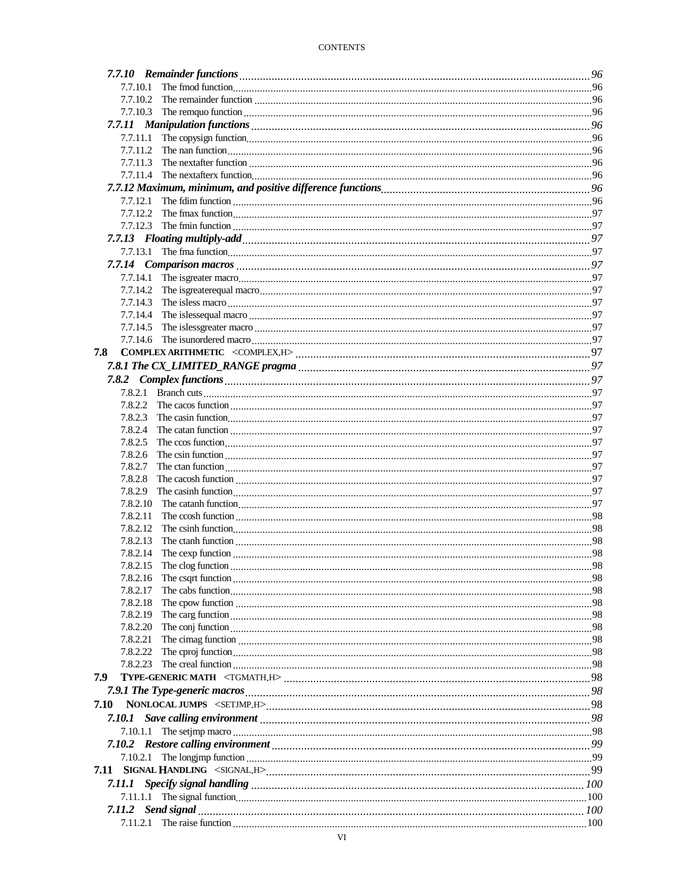*7.7.10 Remainder functions* ........ *96*
7.7.10.1 The fmod function ........ 96
7.7.10.2 The remainder function ........ 96
7.7.10.3 The remquo function ........ 96
*7.7.11 Manipulation functions* ........ *96*
7.7.11.1 The copysign function ........ 96
7.7.11.2 The nan function ........ 96
7.7.11.3 The nextafter function ........ 96
7.7.11.4 The nextafterx function ........ 96
*7.7.12 Maximum, minimum, and positive difference functions* ........ *96*
7.7.12.1 The fdim function ........ 96
7.7.12.2 The fmax function ........ 97
7.7.12.3 The fmin function ........ 97
*7.7.13 Floating multiply-add* ........ *97*
7.7.13.1 The fma function ........ 97
*7.7.14 Comparison macros* ........ *97*
7.7.14.1 The isgreater macro ........ 97
7.7.14.2 The isgreaterequal macro ........ 97
7.7.14.3 The isless macro ........ 97
7.7.14.4 The islessequal macro ........ 97
7.7.14.5 The islessgreater macro ........ 97
7.7.14.6 The isunordered macro ........ 97
**7.8 COMPLEX ARITHMETIC** <COMPLEX.H> ........ 97
*7.8.1 The CX_LIMITED_RANGE pragma* ........ *97*
*7.8.2 Complex functions* ........ *97*
7.8.2.1 Branch cuts ........ 97
7.8.2.2 The cacos function ........ 97
7.8.2.3 The casin function ........ 97
7.8.2.4 The catan function ........ 97
7.8.2.5 The ccos function ........ 97
7.8.2.6 The csin function ........ 97
7.8.2.7 The ctan function ........ 97
7.8.2.8 The cacosh function ........ 97
7.8.2.9 The casinh function ........ 97
7.8.2.10 The catanh function ........ 97
7.8.2.11 The ccosh function ........ 98
7.8.2.12 The csinh function ........ 98
7.8.2.13 The ctanh function ........ 98
7.8.2.14 The cexp function ........ 98
7.8.2.15 The clog function ........ 98
7.8.2.16 The csqrt function ........ 98
7.8.2.17 The cabs function ........ 98
7.8.2.18 The cpow function ........ 98
7.8.2.19 The carg function ........ 98
7.8.2.20 The conj function ........ 98
7.8.2.21 The cimag function ........ 98
7.8.2.22 The cproj function ........ 98
7.8.2.23 The creal function ........ 98
**7.9 TYPE-GENERIC MATH** <TGMATH.H> ........ 98
*7.9.1 The Type-generic macros* ........ *98*
**7.10 NONLOCAL JUMPS** <SETJMP.H> ........ 98
*7.10.1 Save calling environment* ........ *98*
7.10.1.1 The setjmp macro ........ 98
*7.10.2 Restore calling environment* ........ *99*
7.10.2.1 The longjmp function ........ 99
**7.11 SIGNAL HANDLING** <SIGNAL.H> ........ 99
*7.11.1 Specify signal handling* ........ *100*
7.11.1.1 The signal function ........ 100
*7.11.2 Send signal* ........ *100*
7.11.2.1 The raise function ........ 100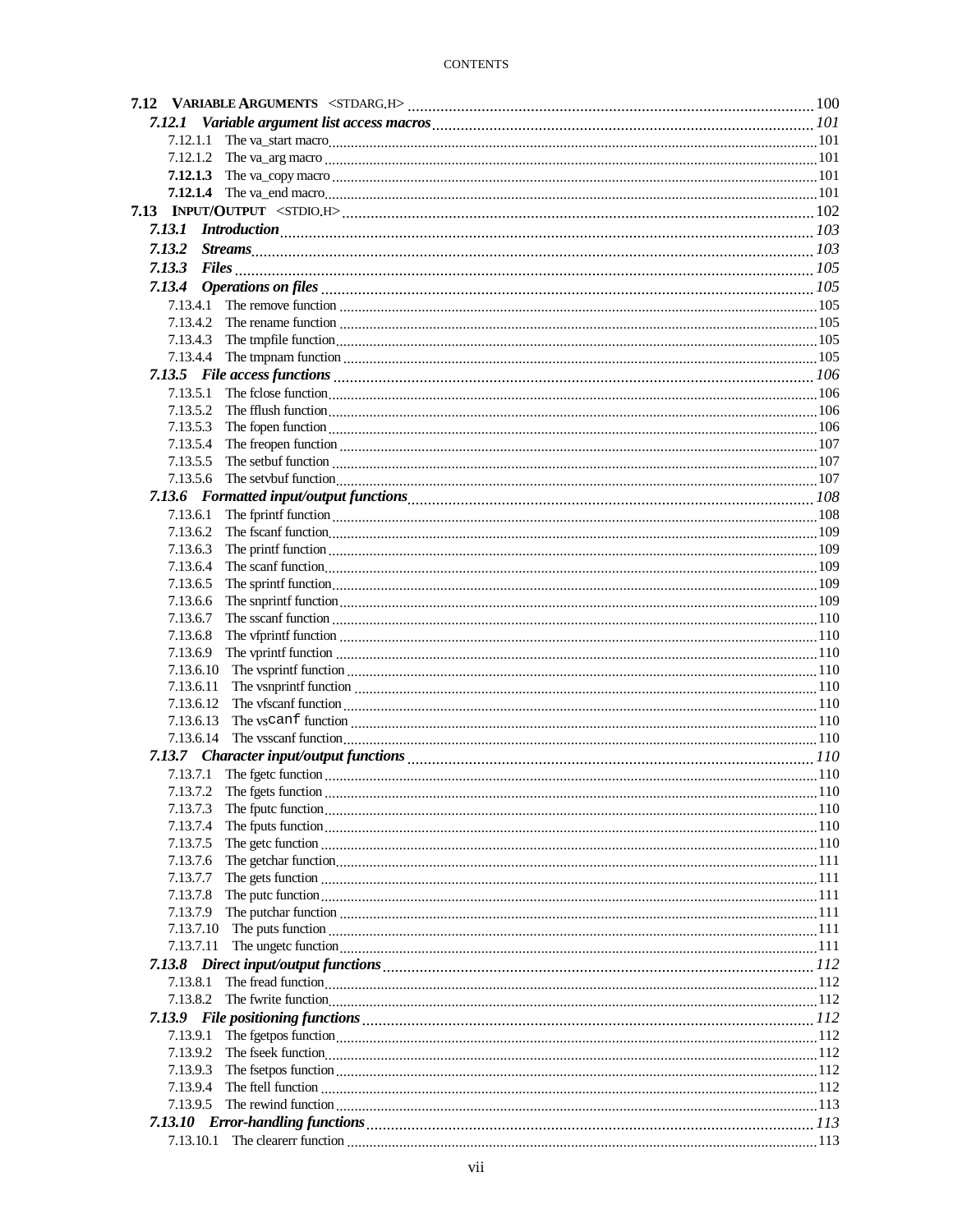| | |
|---|---|
| **7.12 VARIABLE ARGUMENTS <STDARG.H>** | 100 |
| ***7.12.1 Variable argument list access macros*** | *101* |
| 7.12.1.1 The va_start macro | 101 |
| 7.12.1.2 The va_arg macro | 101 |
| **7.12.1.3** The va_copy macro | 101 |
| **7.12.1.4** The va_end macro | 101 |
| **7.13 INPUT/OUTPUT <STDIO.H>** | 102 |
| ***7.13.1 Introduction*** | *103* |
| ***7.13.2 Streams*** | *103* |
| ***7.13.3 Files*** | *105* |
| ***7.13.4 Operations on files*** | *105* |
| 7.13.4.1 The remove function | 105 |
| 7.13.4.2 The rename function | 105 |
| 7.13.4.3 The tmpfile function | 105 |
| 7.13.4.4 The tmpnam function | 105 |
| ***7.13.5 File access functions*** | *106* |
| 7.13.5.1 The fclose function | 106 |
| 7.13.5.2 The fflush function | 106 |
| 7.13.5.3 The fopen function | 106 |
| 7.13.5.4 The freopen function | 107 |
| 7.13.5.5 The setbuf function | 107 |
| 7.13.5.6 The setvbuf function | 107 |
| ***7.13.6 Formatted input/output functions*** | *108* |
| 7.13.6.1 The fprintf function | 108 |
| 7.13.6.2 The fscanf function | 109 |
| 7.13.6.3 The printf function | 109 |
| 7.13.6.4 The scanf function | 109 |
| 7.13.6.5 The sprintf function | 109 |
| 7.13.6.6 The snprintf function | 109 |
| 7.13.6.7 The sscanf function | 110 |
| 7.13.6.8 The vfprintf function | 110 |
| 7.13.6.9 The vprintf function | 110 |
| 7.13.6.10 The vsprintf function | 110 |
| 7.13.6.11 The vsnprintf function | 110 |
| 7.13.6.12 The vfscanf function | 110 |
| 7.13.6.13 The vscanf function | 110 |
| 7.13.6.14 The vsscanf function | 110 |
| ***7.13.7 Character input/output functions*** | *110* |
| 7.13.7.1 The fgetc function | 110 |
| 7.13.7.2 The fgets function | 110 |
| 7.13.7.3 The fputc function | 110 |
| 7.13.7.4 The fputs function | 110 |
| 7.13.7.5 The getc function | 110 |
| 7.13.7.6 The getchar function | 111 |
| 7.13.7.7 The gets function | 111 |
| 7.13.7.8 The putc function | 111 |
| 7.13.7.9 The putchar function | 111 |
| 7.13.7.10 The puts function | 111 |
| 7.13.7.11 The ungetc function | 111 |
| ***7.13.8 Direct input/output functions*** | *112* |
| 7.13.8.1 The fread function | 112 |
| 7.13.8.2 The fwrite function | 112 |
| ***7.13.9 File positioning functions*** | *112* |
| 7.13.9.1 The fgetpos function | 112 |
| 7.13.9.2 The fseek function | 112 |
| 7.13.9.3 The fsetpos function | 112 |
| 7.13.9.4 The ftell function | 112 |
| 7.13.9.5 The rewind function | 113 |
| ***7.13.10 Error-handling functions*** | *113* |
| 7.13.10.1 The clearerr function | 113 |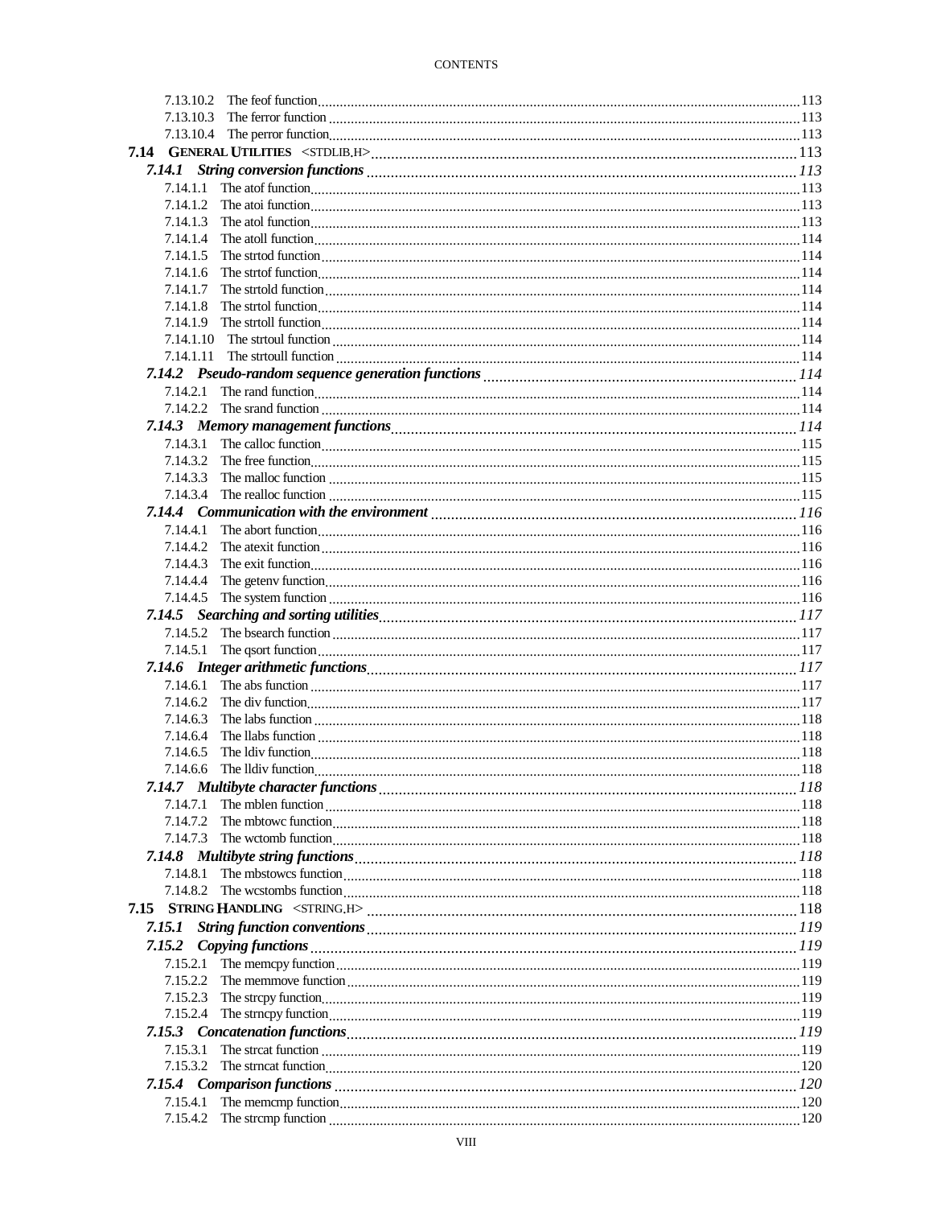7.13.10.2 The feof function ... 113
7.13.10.3 The ferror function ... 113
7.13.10.4 The perror function ... 113

**7.14 GENERAL UTILITIES <STDLIB.H> ... 113**

***7.14.1 String conversion functions ... 113***

7.14.1.1 The atof function ... 113
7.14.1.2 The atoi function ... 113
7.14.1.3 The atol function ... 113
7.14.1.4 The atoll function ... 114
7.14.1.5 The strtod function ... 114
7.14.1.6 The strtof function ... 114
7.14.1.7 The strtold function ... 114
7.14.1.8 The strtol function ... 114
7.14.1.9 The strtoll function ... 114
7.14.1.10 The strtoul function ... 114
7.14.1.11 The strtoull function ... 114

***7.14.2 Pseudo-random sequence generation functions ... 114***

7.14.2.1 The rand function ... 114
7.14.2.2 The srand function ... 114

***7.14.3 Memory management functions ... 114***

7.14.3.1 The calloc function ... 115
7.14.3.2 The free function ... 115
7.14.3.3 The malloc function ... 115
7.14.3.4 The realloc function ... 115

***7.14.4 Communication with the environment ... 116***

7.14.4.1 The abort function ... 116
7.14.4.2 The atexit function ... 116
7.14.4.3 The exit function ... 116
7.14.4.4 The getenv function ... 116
7.14.4.5 The system function ... 116

***7.14.5 Searching and sorting utilities ... 117***

7.14.5.2 The bsearch function ... 117
7.14.5.1 The qsort function ... 117

***7.14.6 Integer arithmetic functions ... 117***

7.14.6.1 The abs function ... 117
7.14.6.2 The div function ... 117
7.14.6.3 The labs function ... 118
7.14.6.4 The llabs function ... 118
7.14.6.5 The ldiv function ... 118
7.14.6.6 The lldiv function ... 118

***7.14.7 Multibyte character functions ... 118***

7.14.7.1 The mblen function ... 118
7.14.7.2 The mbtowc function ... 118
7.14.7.3 The wctomb function ... 118

***7.14.8 Multibyte string functions ... 118***

7.14.8.1 The mbstowcs function ... 118
7.14.8.2 The wcstombs function ... 118

**7.15 STRING HANDLING <STRING.H> ... 118**

***7.15.1 String function conventions ... 119***

***7.15.2 Copying functions ... 119***

7.15.2.1 The memcpy function ... 119
7.15.2.2 The memmove function ... 119
7.15.2.3 The strcpy function ... 119
7.15.2.4 The strncpy function ... 119

***7.15.3 Concatenation functions ... 119***

7.15.3.1 The strcat function ... 119
7.15.3.2 The strncat function ... 120

***7.15.4 Comparison functions ... 120***

7.15.4.1 The memcmp function ... 120
7.15.4.2 The strcmp function ... 120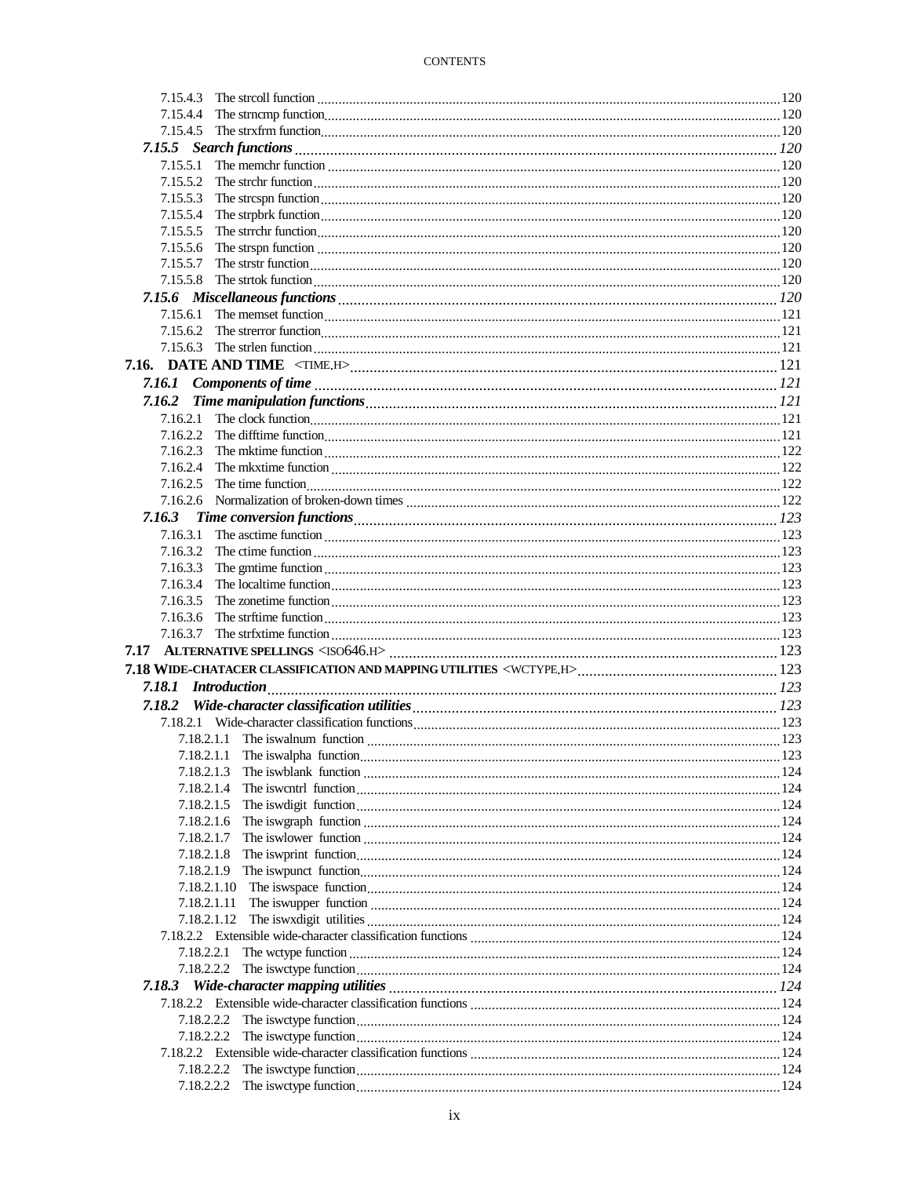7.15.4.3 The strcoll function ... 120
7.15.4.4 The strncmp function ... 120
7.15.4.5 The strxfrm function ... 120

*7.15.5 Search functions* ... 120

7.15.5.1 The memchr function ... 120
7.15.5.2 The strchr function ... 120
7.15.5.3 The strcspn function ... 120
7.15.5.4 The strpbrk function ... 120
7.15.5.5 The strrchr function ... 120
7.15.5.6 The strspn function ... 120
7.15.5.7 The strstr function ... 120
7.15.5.8 The strtok function ... 120

*7.15.6 Miscellaneous functions* ... 120

7.15.6.1 The memset function ... 121
7.15.6.2 The strerror function ... 121
7.15.6.3 The strlen function ... 121

**7.16. DATE AND TIME** <TIME.H> ... 121

*7.16.1 Components of time* ... 121

*7.16.2 Time manipulation functions* ... 121

7.16.2.1 The clock function ... 121
7.16.2.2 The difftime function ... 121
7.16.2.3 The mktime function ... 122
7.16.2.4 The mkxtime function ... 122
7.16.2.5 The time function ... 122
7.16.2.6 Normalization of broken-down times ... 122

*7.16.3 Time conversion functions* ... 123

7.16.3.1 The asctime function ... 123
7.16.3.2 The ctime function ... 123
7.16.3.3 The gmtime function ... 123
7.16.3.4 The localtime function ... 123
7.16.3.5 The zonetime function ... 123
7.16.3.6 The strftime function ... 123
7.16.3.7 The strfxtime function ... 123

**7.17 ALTERNATIVE SPELLINGS** <ISO646.H> ... 123

**7.18 WIDE-CHATACER CLASSIFICATION AND MAPPING UTILITIES** <WCTYPE.H> ... 123

*7.18.1 Introduction* ... 123

*7.18.2 Wide-character classification utilities* ... 123

7.18.2.1 Wide-character classification functions ... 123

7.18.2.1.1 The iswalnum function ... 123
7.18.2.1.1 The iswalpha function ... 123
7.18.2.1.3 The iswblank function ... 124
7.18.2.1.4 The iswcntrl function ... 124
7.18.2.1.5 The iswdigit function ... 124
7.18.2.1.6 The iswgraph function ... 124
7.18.2.1.7 The iswlower function ... 124
7.18.2.1.8 The iswprint function ... 124
7.18.2.1.9 The iswpunct function ... 124
7.18.2.1.10 The iswspace function ... 124
7.18.2.1.11 The iswupper function ... 124
7.18.2.1.12 The iswxdigit utilities ... 124

7.18.2.2 Extensible wide-character classification functions ... 124

7.18.2.2.1 The wctype function ... 124
7.18.2.2.2 The iswctype function ... 124

*7.18.3 Wide-character mapping utilities* ... 124

7.18.2.2 Extensible wide-character classification functions ... 124

7.18.2.2.2 The iswctype function ... 124
7.18.2.2.2 The iswctype function ... 124

7.18.2.2 Extensible wide-character classification functions ... 124

7.18.2.2.2 The iswctype function ... 124
7.18.2.2.2 The iswctype function ... 124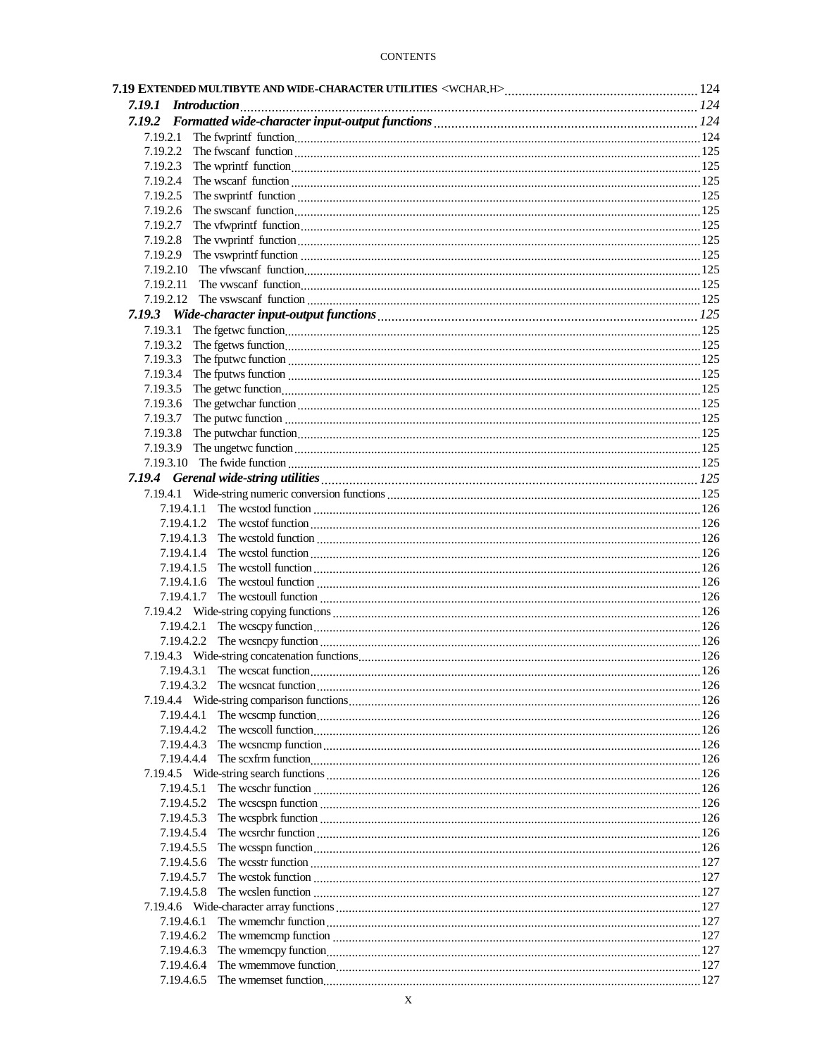**7.19 EXTENDED MULTIBYTE AND WIDE-CHARACTER UTILITIES <WCHAR.H>** ...... 124

*7.19.1 Introduction* ...... *124*

*7.19.2 Formatted wide-character input-output functions* ...... *124*

- 7.19.2.1 The fwprintf function ...... 124
- 7.19.2.2 The fwscanf function ...... 125
- 7.19.2.3 The wprintf function ...... 125
- 7.19.2.4 The wscanf function ...... 125
- 7.19.2.5 The swprintf function ...... 125
- 7.19.2.6 The swscanf function ...... 125
- 7.19.2.7 The vfwprintf function ...... 125
- 7.19.2.8 The vwprintf function ...... 125
- 7.19.2.9 The vswprintf function ...... 125
- 7.19.2.10 The vfwscanf function ...... 125
- 7.19.2.11 The vwscanf function ...... 125
- 7.19.2.12 The vswscanf function ...... 125

*7.19.3 Wide-character input-output functions* ...... *125*

- 7.19.3.1 The fgetwc function ...... 125
- 7.19.3.2 The fgetws function ...... 125
- 7.19.3.3 The fputwc function ...... 125
- 7.19.3.4 The fputws function ...... 125
- 7.19.3.5 The getwc function ...... 125
- 7.19.3.6 The getwchar function ...... 125
- 7.19.3.7 The putwc function ...... 125
- 7.19.3.8 The putwchar function ...... 125
- 7.19.3.9 The ungetwc function ...... 125
- 7.19.3.10 The fwide function ...... 125

*7.19.4 Gerenal wide-string utilities* ...... *125*

- 7.19.4.1 Wide-string numeric conversion functions ...... 125
  - 7.19.4.1.1 The wcstod function ...... 126
  - 7.19.4.1.2 The wcstof function ...... 126
  - 7.19.4.1.3 The wcstold function ...... 126
  - 7.19.4.1.4 The wcstol function ...... 126
  - 7.19.4.1.5 The wcstoll function ...... 126
  - 7.19.4.1.6 The wcstoul function ...... 126
  - 7.19.4.1.7 The wcstoull function ...... 126
- 7.19.4.2 Wide-string copying functions ...... 126
  - 7.19.4.2.1 The wcscpy function ...... 126
  - 7.19.4.2.2 The wcsncpy function ...... 126
- 7.19.4.3 Wide-string concatenation functions ...... 126
  - 7.19.4.3.1 The wcscat function ...... 126
  - 7.19.4.3.2 The wcsncat function ...... 126
- 7.19.4.4 Wide-string comparison functions ...... 126
  - 7.19.4.4.1 The wcscmp function ...... 126
  - 7.19.4.4.2 The wcscoll function ...... 126
  - 7.19.4.4.3 The wcsncmp function ...... 126
  - 7.19.4.4.4 The scxfrm function ...... 126
- 7.19.4.5 Wide-string search functions ...... 126
  - 7.19.4.5.1 The wcschr function ...... 126
  - 7.19.4.5.2 The wcscspn function ...... 126
  - 7.19.4.5.3 The wcspbrk function ...... 126
  - 7.19.4.5.4 The wcsrchr function ...... 126
  - 7.19.4.5.5 The wcsspn function ...... 126
  - 7.19.4.5.6 The wcsstr function ...... 127
  - 7.19.4.5.7 The wcstok function ...... 127
  - 7.19.4.5.8 The wcslen function ...... 127
- 7.19.4.6 Wide-character array functions ...... 127
  - 7.19.4.6.1 The wmemchr function ...... 127
  - 7.19.4.6.2 The wmemcmp function ...... 127
  - 7.19.4.6.3 The wmemcpy function ...... 127
  - 7.19.4.6.4 The wmemmove function ...... 127
  - 7.19.4.6.5 The wmemset function ...... 127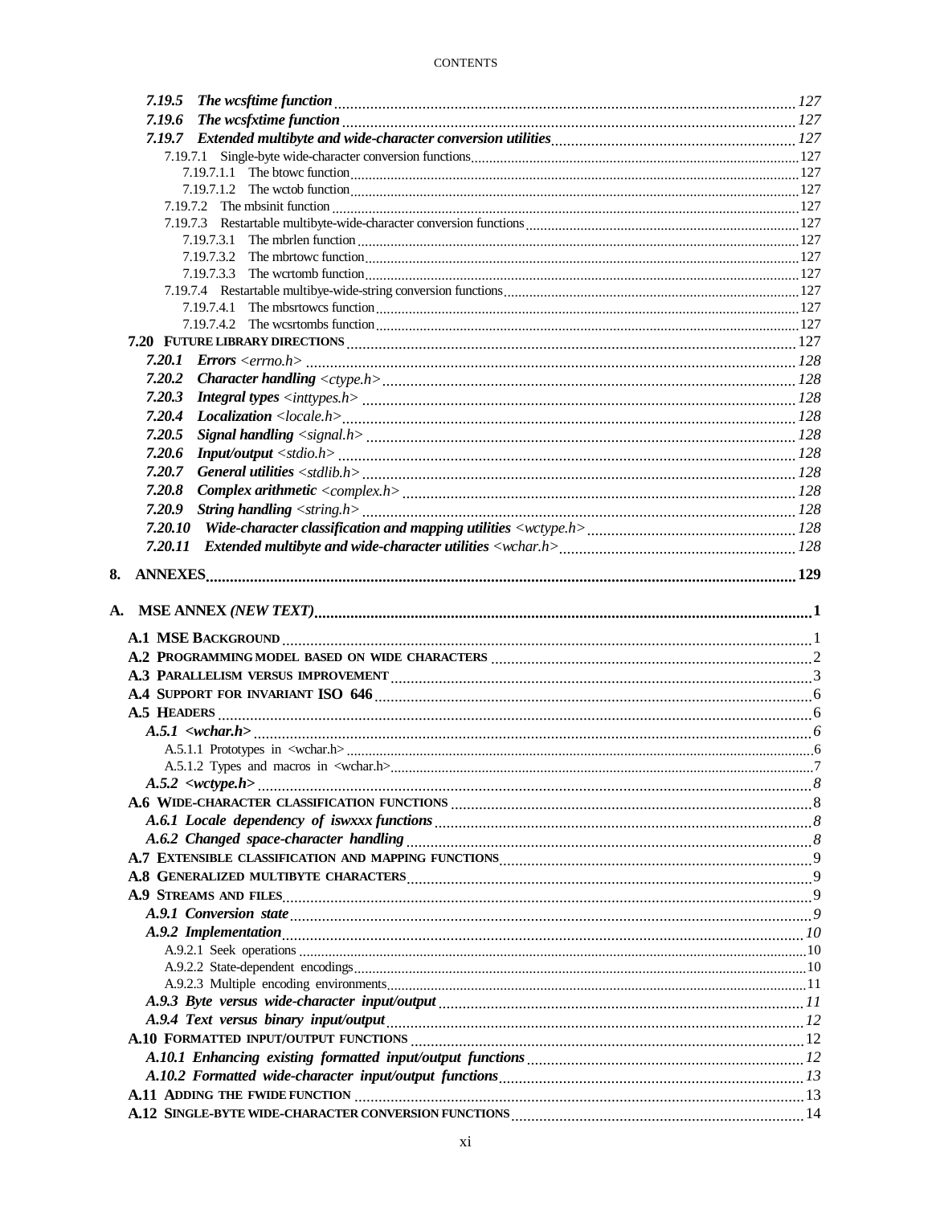*7.19.5 The wcsftime function* ........ *127*
*7.19.6 The wcsfxtime function* ........ *127*
*7.19.7 Extended multibyte and wide-character conversion utilities* ........ *127*
7.19.7.1 Single-byte wide-character conversion functions ........ 127
7.19.7.1.1 The btowc function ........ 127
7.19.7.1.2 The wctob function ........ 127
7.19.7.2 The mbsinit function ........ 127
7.19.7.3 Restartable multibyte-wide-character conversion functions ........ 127
7.19.7.3.1 The mbrlen function ........ 127
7.19.7.3.2 The mbrtowc function ........ 127
7.19.7.3.3 The wcrtomb function ........ 127
7.19.7.4 Restartable multibye-wide-string conversion functions ........ 127
7.19.7.4.1 The mbsrtowcs function ........ 127
7.19.7.4.2 The wcsrtombs function ........ 127
**7.20 FUTURE LIBRARY DIRECTIONS** ........ 127
***7.20.1 Errors*** *<errno.h>* ........ *128*
***7.20.2 Character handling*** *<ctype.h>* ........ *128*
***7.20.3 Integral types*** *<inttypes.h>* ........ *128*
***7.20.4 Localization*** *<locale.h>* ........ *128*
***7.20.5 Signal handling*** *<signal.h>* ........ *128*
***7.20.6 Input/output*** *<stdio.h>* ........ *128*
***7.20.7 General utilities*** *<stdlib.h>* ........ *128*
***7.20.8 Complex arithmetic*** *<complex.h>* ........ *128*
***7.20.9 String handling*** *<string.h>* ........ *128*
***7.20.10 Wide-character classification and mapping utilities*** *<wctype.h>* ........ *128*
***7.20.11 Extended multibyte and wide-character utilities*** *<wchar.h>* ........ *128*

**8. ANNEXES** ........ **129**

**A. MSE ANNEX *(NEW TEXT)*** ........ **1**

**A.1 MSE BACKGROUND** ........ 1
**A.2 PROGRAMMING MODEL BASED ON WIDE CHARACTERS** ........ 2
**A.3 PARALLELISM VERSUS IMPROVEMENT** ........ 3
**A.4 SUPPORT FOR INVARIANT ISO 646** ........ 6
**A.5 HEADERS** ........ 6
***A.5.1 <wchar.h>*** ........ *6*
A.5.1.1 Prototypes in <wchar.h> ........ 6
A.5.1.2 Types and macros in <wchar.h> ........ 7
***A.5.2 <wctype.h>*** ........ *8*
**A.6 WIDE-CHARACTER CLASSIFICATION FUNCTIONS** ........ 8
***A.6.1 Locale dependency of iswxxx functions*** ........ *8*
***A.6.2 Changed space-character handling*** ........ *8*
**A.7 EXTENSIBLE CLASSIFICATION AND MAPPING FUNCTIONS** ........ 9
**A.8 GENERALIZED MULTIBYTE CHARACTERS** ........ 9
**A.9 STREAMS AND FILES** ........ 9
***A.9.1 Conversion state*** ........ *9*
***A.9.2 Implementation*** ........ *10*
A.9.2.1 Seek operations ........ 10
A.9.2.2 State-dependent encodings ........ 10
A.9.2.3 Multiple encoding environments ........ 11
***A.9.3 Byte versus wide-character input/output*** ........ *11*
***A.9.4 Text versus binary input/output*** ........ *12*
**A.10 FORMATTED INPUT/OUTPUT FUNCTIONS** ........ 12
***A.10.1 Enhancing existing formatted input/output functions*** ........ *12*
***A.10.2 Formatted wide-character input/output functions*** ........ *13*
**A.11 ADDING THE FWIDE FUNCTION** ........ 13
**A.12 SINGLE-BYTE WIDE-CHARACTER CONVERSION FUNCTIONS** ........ 14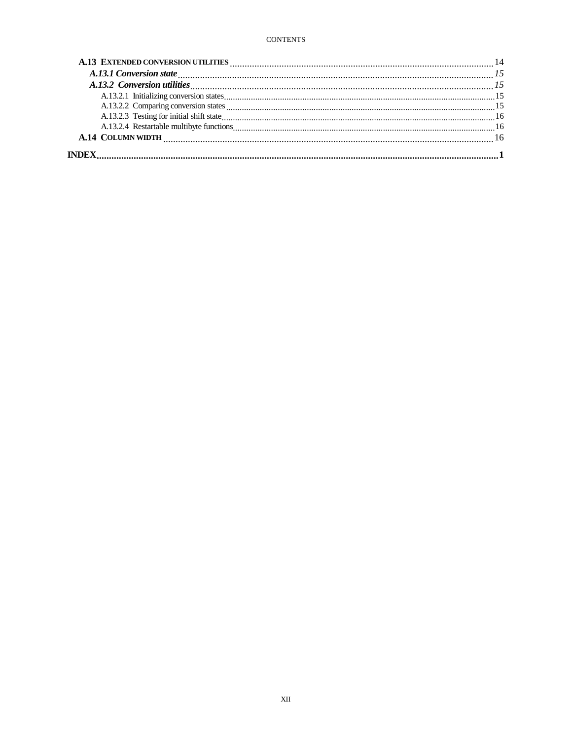**A.13 EXTENDED CONVERSION UTILITIES** .......... 14

***A.13.1 Conversion state*** .......... *15*

***A.13.2 Conversion utilities*** .......... *15*

A.13.2.1 Initializing conversion states .......... 15

A.13.2.2 Comparing conversion states .......... 15

A.13.2.3 Testing for initial shift state .......... 16

A.13.2.4 Restartable multibyte functions .......... 16

**A.14 COLUMN WIDTH** .......... 16

**INDEX** .......... **1**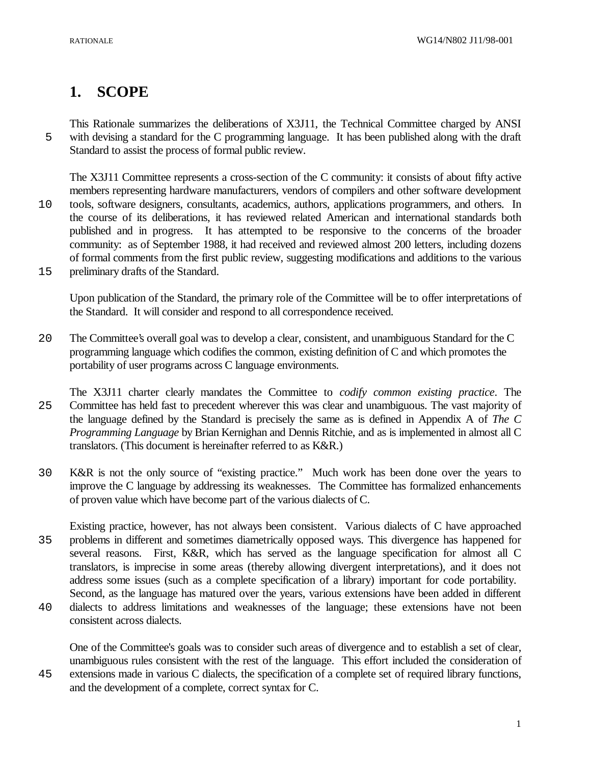# 1. SCOPE

This Rationale summarizes the deliberations of X3J11, the Technical Committee charged by ANSI with devising a standard for the C programming language. It has been published along with the draft Standard to assist the process of formal public review.

The X3J11 Committee represents a cross-section of the C community: it consists of about fifty active members representing hardware manufacturers, vendors of compilers and other software development tools, software designers, consultants, academics, authors, applications programmers, and others. In the course of its deliberations, it has reviewed related American and international standards both published and in progress. It has attempted to be responsive to the concerns of the broader community: as of September 1988, it had received and reviewed almost 200 letters, including dozens of formal comments from the first public review, suggesting modifications and additions to the various preliminary drafts of the Standard.

Upon publication of the Standard, the primary role of the Committee will be to offer interpretations of the Standard. It will consider and respond to all correspondence received.

The Committee's overall goal was to develop a clear, consistent, and unambiguous Standard for the C programming language which codifies the common, existing definition of C and which promotes the portability of user programs across C language environments.

The X3J11 charter clearly mandates the Committee to *codify common existing practice*. The Committee has held fast to precedent wherever this was clear and unambiguous. The vast majority of the language defined by the Standard is precisely the same as is defined in Appendix A of *The C Programming Language* by Brian Kernighan and Dennis Ritchie, and as is implemented in almost all C translators. (This document is hereinafter referred to as K&R.)

K&R is not the only source of "existing practice." Much work has been done over the years to improve the C language by addressing its weaknesses. The Committee has formalized enhancements of proven value which have become part of the various dialects of C.

Existing practice, however, has not always been consistent. Various dialects of C have approached problems in different and sometimes diametrically opposed ways. This divergence has happened for several reasons. First, K&R, which has served as the language specification for almost all C translators, is imprecise in some areas (thereby allowing divergent interpretations), and it does not address some issues (such as a complete specification of a library) important for code portability. Second, as the language has matured over the years, various extensions have been added in different dialects to address limitations and weaknesses of the language; these extensions have not been consistent across dialects.

One of the Committee's goals was to consider such areas of divergence and to establish a set of clear, unambiguous rules consistent with the rest of the language. This effort included the consideration of extensions made in various C dialects, the specification of a complete set of required library functions, and the development of a complete, correct syntax for C.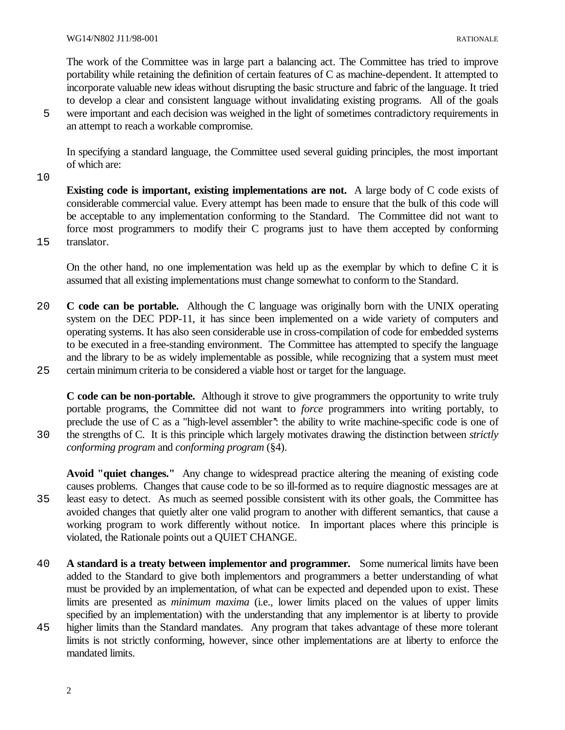The work of the Committee was in large part a balancing act. The Committee has tried to improve portability while retaining the definition of certain features of C as machine-dependent. It attempted to incorporate valuable new ideas without disrupting the basic structure and fabric of the language. It tried to develop a clear and consistent language without invalidating existing programs. All of the goals were important and each decision was weighed in the light of sometimes contradictory requirements in an attempt to reach a workable compromise.

In specifying a standard language, the Committee used several guiding principles, the most important of which are:

**Existing code is important, existing implementations are not.** A large body of C code exists of considerable commercial value. Every attempt has been made to ensure that the bulk of this code will be acceptable to any implementation conforming to the Standard. The Committee did not want to force most programmers to modify their C programs just to have them accepted by conforming translator.

On the other hand, no one implementation was held up as the exemplar by which to define C it is assumed that all existing implementations must change somewhat to conform to the Standard.

**C code can be portable.** Although the C language was originally born with the UNIX operating system on the DEC PDP-11, it has since been implemented on a wide variety of computers and operating systems. It has also seen considerable use in cross-compilation of code for embedded systems to be executed in a free-standing environment. The Committee has attempted to specify the language and the library to be as widely implementable as possible, while recognizing that a system must meet certain minimum criteria to be considered a viable host or target for the language.

**C code can be non-portable.** Although it strove to give programmers the opportunity to write truly portable programs, the Committee did not want to *force* programmers into writing portably, to preclude the use of C as a "high-level assembler": the ability to write machine-specific code is one of the strengths of C. It is this principle which largely motivates drawing the distinction between *strictly conforming program* and *conforming program* (§4).

**Avoid "quiet changes."** Any change to widespread practice altering the meaning of existing code causes problems. Changes that cause code to be so ill-formed as to require diagnostic messages are at least easy to detect. As much as seemed possible consistent with its other goals, the Committee has avoided changes that quietly alter one valid program to another with different semantics, that cause a working program to work differently without notice. In important places where this principle is violated, the Rationale points out a QUIET CHANGE.

**A standard is a treaty between implementor and programmer.** Some numerical limits have been added to the Standard to give both implementors and programmers a better understanding of what must be provided by an implementation, of what can be expected and depended upon to exist. These limits are presented as *minimum maxima* (i.e., lower limits placed on the values of upper limits specified by an implementation) with the understanding that any implementor is at liberty to provide higher limits than the Standard mandates. Any program that takes advantage of these more tolerant limits is not strictly conforming, however, since other implementations are at liberty to enforce the mandated limits.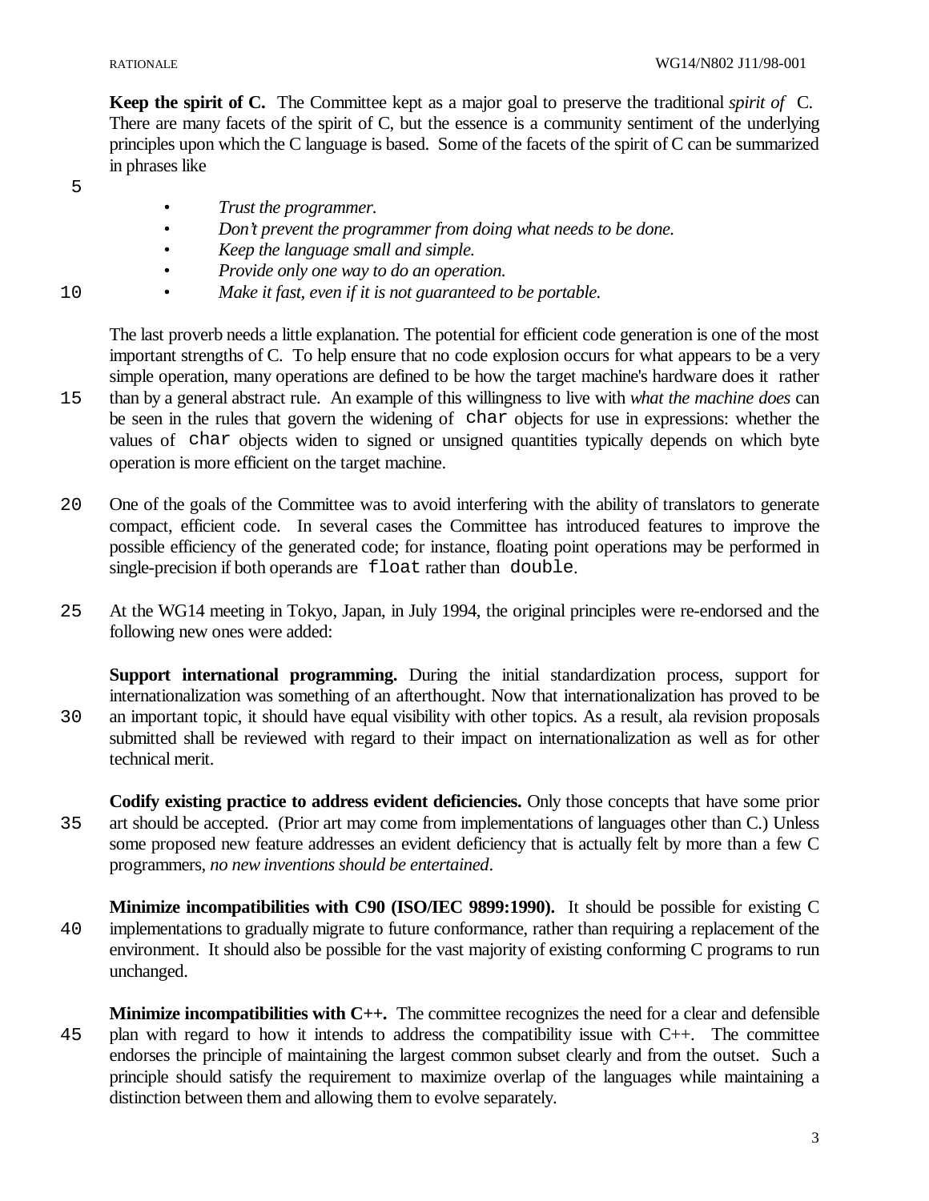**Keep the spirit of C.** The Committee kept as a major goal to preserve the traditional *spirit of* C. There are many facets of the spirit of C, but the essence is a community sentiment of the underlying principles upon which the C language is based. Some of the facets of the spirit of C can be summarized in phrases like

- *Trust the programmer.*
- *Don't prevent the programmer from doing what needs to be done.*
- *Keep the language small and simple.*
- *Provide only one way to do an operation.*
- *Make it fast, even if it is not guaranteed to be portable.*

The last proverb needs a little explanation. The potential for efficient code generation is one of the most important strengths of C. To help ensure that no code explosion occurs for what appears to be a very simple operation, many operations are defined to be how the target machine's hardware does it rather than by a general abstract rule. An example of this willingness to live with *what the machine does* can be seen in the rules that govern the widening of `char` objects for use in expressions: whether the values of `char` objects widen to signed or unsigned quantities typically depends on which byte operation is more efficient on the target machine.

One of the goals of the Committee was to avoid interfering with the ability of translators to generate compact, efficient code. In several cases the Committee has introduced features to improve the possible efficiency of the generated code; for instance, floating point operations may be performed in single-precision if both operands are `float` rather than `double`.

At the WG14 meeting in Tokyo, Japan, in July 1994, the original principles were re-endorsed and the following new ones were added:

**Support international programming.** During the initial standardization process, support for internationalization was something of an afterthought. Now that internationalization has proved to be an important topic, it should have equal visibility with other topics. As a result, ala revision proposals submitted shall be reviewed with regard to their impact on internationalization as well as for other technical merit.

**Codify existing practice to address evident deficiencies.** Only those concepts that have some prior art should be accepted. (Prior art may come from implementations of languages other than C.) Unless some proposed new feature addresses an evident deficiency that is actually felt by more than a few C programmers, *no new inventions should be entertained*.

**Minimize incompatibilities with C90 (ISO/IEC 9899:1990).** It should be possible for existing C implementations to gradually migrate to future conformance, rather than requiring a replacement of the environment. It should also be possible for the vast majority of existing conforming C programs to run unchanged.

**Minimize incompatibilities with C++.** The committee recognizes the need for a clear and defensible plan with regard to how it intends to address the compatibility issue with C++. The committee endorses the principle of maintaining the largest common subset clearly and from the outset. Such a principle should satisfy the requirement to maximize overlap of the languages while maintaining a distinction between them and allowing them to evolve separately.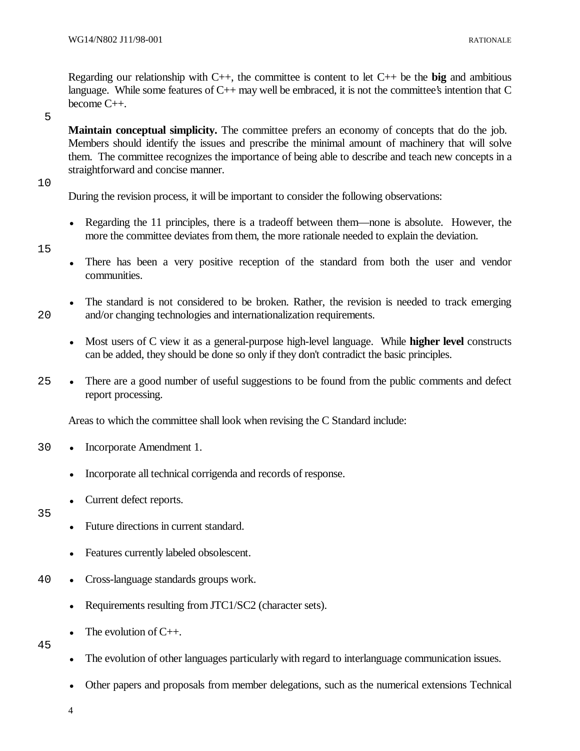Regarding our relationship with C++, the committee is content to let C++ be the **big** and ambitious language. While some features of C++ may well be embraced, it is not the committee's intention that C become C++.

**Maintain conceptual simplicity.** The committee prefers an economy of concepts that do the job. Members should identify the issues and prescribe the minimal amount of machinery that will solve them. The committee recognizes the importance of being able to describe and teach new concepts in a straightforward and concise manner.

During the revision process, it will be important to consider the following observations:

- Regarding the 11 principles, there is a tradeoff between them—none is absolute. However, the more the committee deviates from them, the more rationale needed to explain the deviation.
- There has been a very positive reception of the standard from both the user and vendor communities.
- The standard is not considered to be broken. Rather, the revision is needed to track emerging and/or changing technologies and internationalization requirements.
- Most users of C view it as a general-purpose high-level language. While **higher level** constructs can be added, they should be done so only if they don't contradict the basic principles.
- There are a good number of useful suggestions to be found from the public comments and defect report processing.

Areas to which the committee shall look when revising the C Standard include:

- Incorporate Amendment 1.
- Incorporate all technical corrigenda and records of response.
- Current defect reports.
- Future directions in current standard.
- Features currently labeled obsolescent.
- Cross-language standards groups work.
- Requirements resulting from JTC1/SC2 (character sets).
- The evolution of C++.
- The evolution of other languages particularly with regard to interlanguage communication issues.
- Other papers and proposals from member delegations, such as the numerical extensions Technical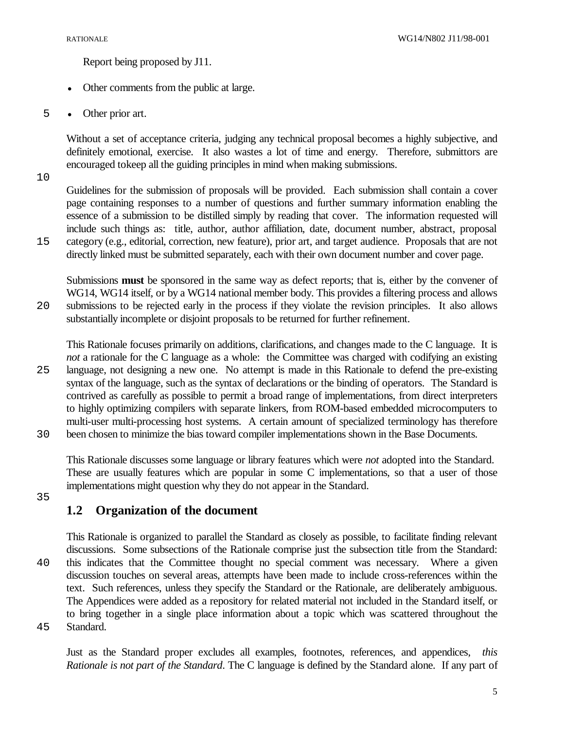Report being proposed by J11.

- Other comments from the public at large.
- Other prior art.

Without a set of acceptance criteria, judging any technical proposal becomes a highly subjective, and definitely emotional, exercise. It also wastes a lot of time and energy. Therefore, submittors are encouraged tokeep all the guiding principles in mind when making submissions.

Guidelines for the submission of proposals will be provided. Each submission shall contain a cover page containing responses to a number of questions and further summary information enabling the essence of a submission to be distilled simply by reading that cover. The information requested will include such things as: title, author, author affiliation, date, document number, abstract, proposal category (e.g., editorial, correction, new feature), prior art, and target audience. Proposals that are not directly linked must be submitted separately, each with their own document number and cover page.

Submissions **must** be sponsored in the same way as defect reports; that is, either by the convener of WG14, WG14 itself, or by a WG14 national member body. This provides a filtering process and allows submissions to be rejected early in the process if they violate the revision principles. It also allows substantially incomplete or disjoint proposals to be returned for further refinement.

This Rationale focuses primarily on additions, clarifications, and changes made to the C language. It is *not* a rationale for the C language as a whole: the Committee was charged with codifying an existing language, not designing a new one. No attempt is made in this Rationale to defend the pre-existing syntax of the language, such as the syntax of declarations or the binding of operators. The Standard is contrived as carefully as possible to permit a broad range of implementations, from direct interpreters to highly optimizing compilers with separate linkers, from ROM-based embedded microcomputers to multi-user multi-processing host systems. A certain amount of specialized terminology has therefore been chosen to minimize the bias toward compiler implementations shown in the Base Documents.

This Rationale discusses some language or library features which were *not* adopted into the Standard. These are usually features which are popular in some C implementations, so that a user of those implementations might question why they do not appear in the Standard.

## 1.2 Organization of the document

This Rationale is organized to parallel the Standard as closely as possible, to facilitate finding relevant discussions. Some subsections of the Rationale comprise just the subsection title from the Standard: this indicates that the Committee thought no special comment was necessary. Where a given discussion touches on several areas, attempts have been made to include cross-references within the text. Such references, unless they specify the Standard or the Rationale, are deliberately ambiguous. The Appendices were added as a repository for related material not included in the Standard itself, or to bring together in a single place information about a topic which was scattered throughout the Standard.

Just as the Standard proper excludes all examples, footnotes, references, and appendices, *this Rationale is not part of the Standard*. The C language is defined by the Standard alone. If any part of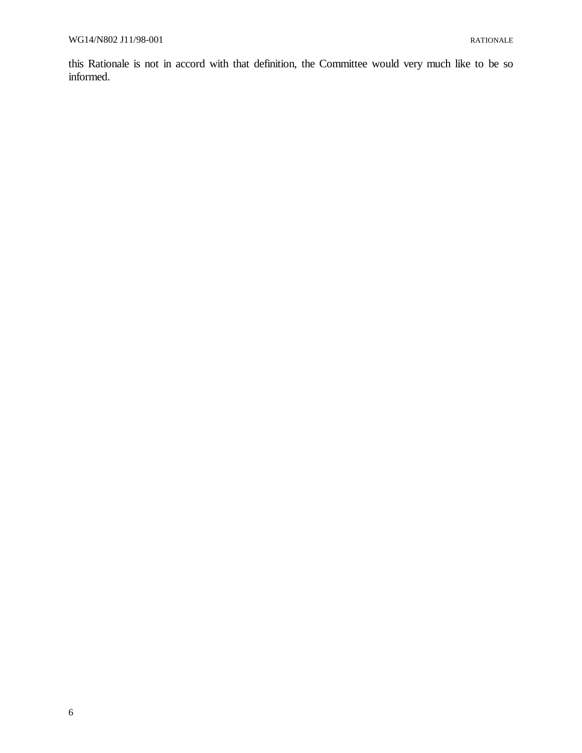this Rationale is not in accord with that definition, the Committee would very much like to be so informed.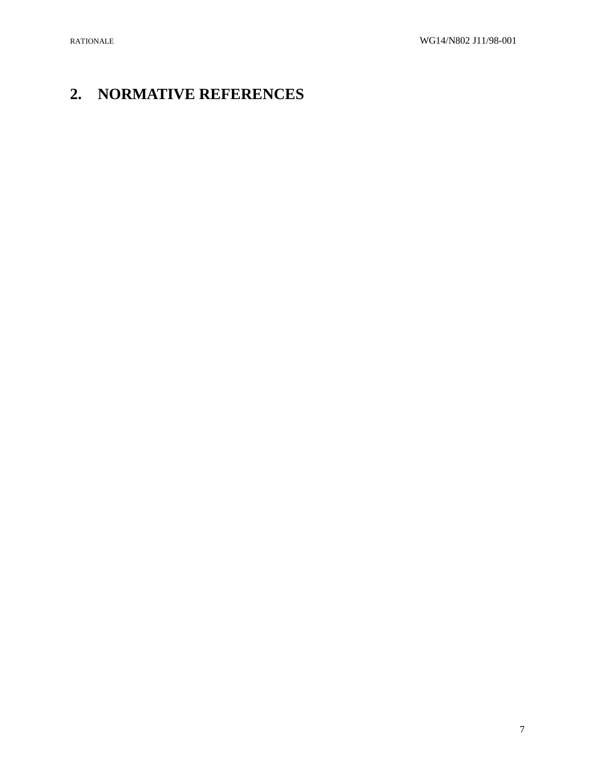# 2. NORMATIVE REFERENCES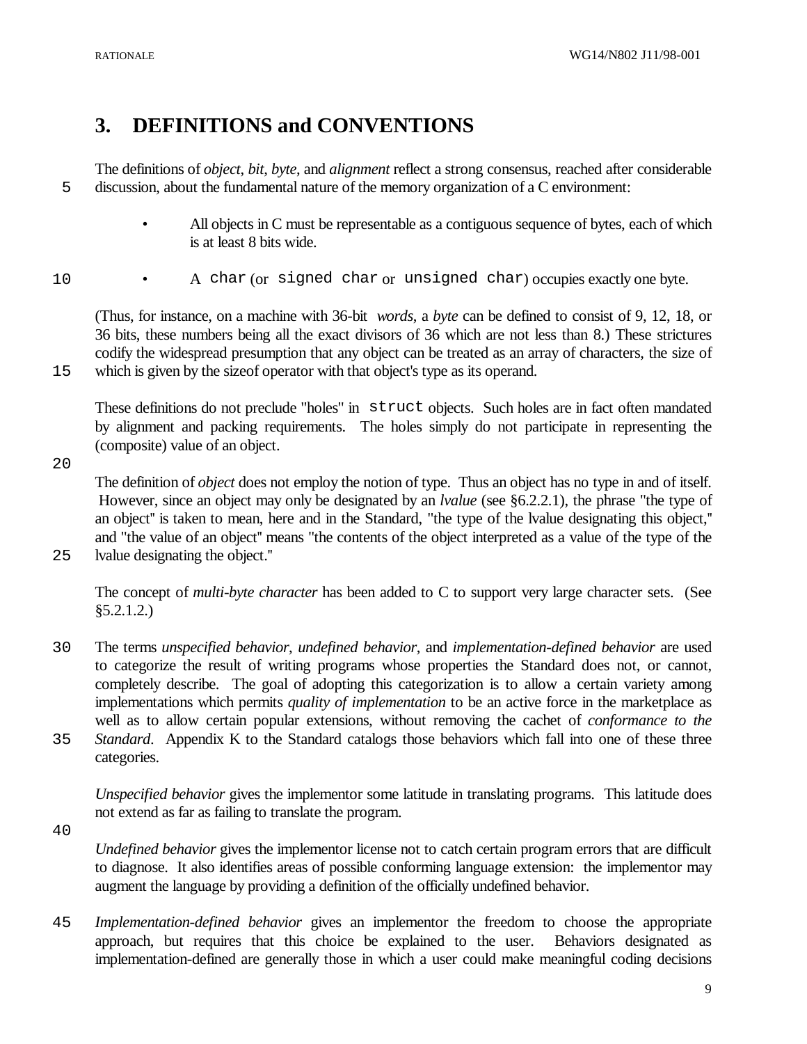# 3. DEFINITIONS and CONVENTIONS

The definitions of *object*, *bit*, *byte*, and *alignment* reflect a strong consensus, reached after considerable discussion, about the fundamental nature of the memory organization of a C environment:

- All objects in C must be representable as a contiguous sequence of bytes, each of which is at least 8 bits wide.
- A `char` (or `signed char` or `unsigned char`) occupies exactly one byte.

(Thus, for instance, on a machine with 36-bit *words*, a *byte* can be defined to consist of 9, 12, 18, or 36 bits, these numbers being all the exact divisors of 36 which are not less than 8.) These strictures codify the widespread presumption that any object can be treated as an array of characters, the size of which is given by the sizeof operator with that object's type as its operand.

These definitions do not preclude "holes" in `struct` objects. Such holes are in fact often mandated by alignment and packing requirements. The holes simply do not participate in representing the (composite) value of an object.

The definition of *object* does not employ the notion of type. Thus an object has no type in and of itself. However, since an object may only be designated by an *lvalue* (see §6.2.2.1), the phrase "the type of an object" is taken to mean, here and in the Standard, "the type of the lvalue designating this object," and "the value of an object" means "the contents of the object interpreted as a value of the type of the lvalue designating the object."

The concept of *multi-byte character* has been added to C to support very large character sets. (See §5.2.1.2.)

The terms *unspecified behavior*, *undefined behavior*, and *implementation-defined behavior* are used to categorize the result of writing programs whose properties the Standard does not, or cannot, completely describe. The goal of adopting this categorization is to allow a certain variety among implementations which permits *quality of implementation* to be an active force in the marketplace as well as to allow certain popular extensions, without removing the cachet of *conformance to the Standard*. Appendix K to the Standard catalogs those behaviors which fall into one of these three categories.

*Unspecified behavior* gives the implementor some latitude in translating programs. This latitude does not extend as far as failing to translate the program.

*Undefined behavior* gives the implementor license not to catch certain program errors that are difficult to diagnose. It also identifies areas of possible conforming language extension: the implementor may augment the language by providing a definition of the officially undefined behavior.

*Implementation-defined behavior* gives an implementor the freedom to choose the appropriate approach, but requires that this choice be explained to the user. Behaviors designated as implementation-defined are generally those in which a user could make meaningful coding decisions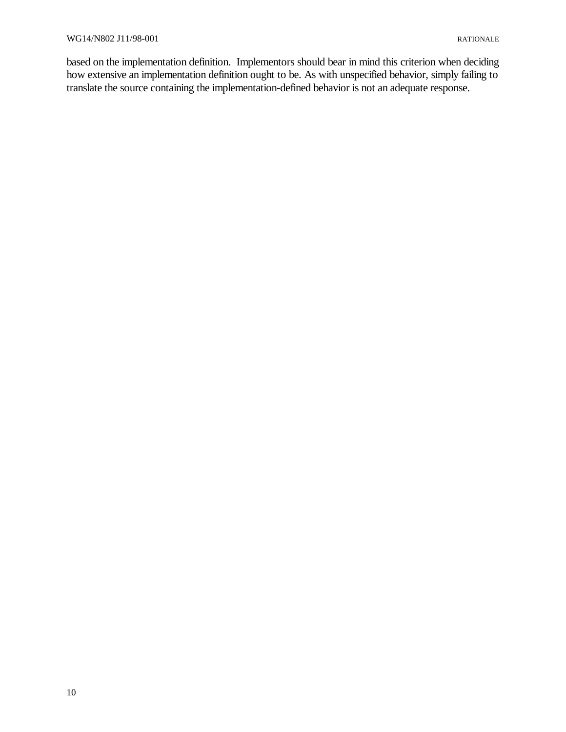based on the implementation definition. Implementors should bear in mind this criterion when deciding how extensive an implementation definition ought to be. As with unspecified behavior, simply failing to translate the source containing the implementation-defined behavior is not an adequate response.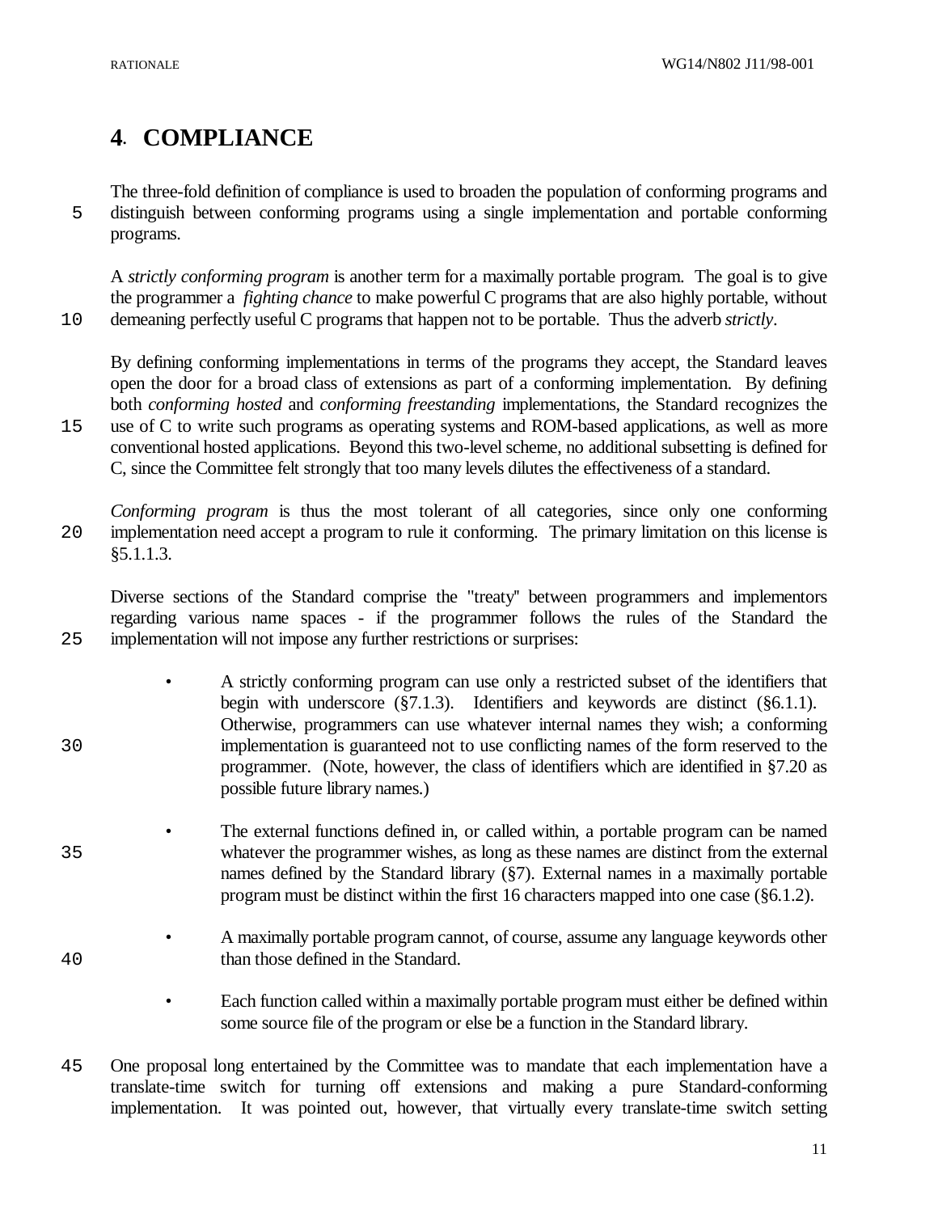# 4. COMPLIANCE

The three-fold definition of compliance is used to broaden the population of conforming programs and distinguish between conforming programs using a single implementation and portable conforming programs.

A *strictly conforming program* is another term for a maximally portable program. The goal is to give the programmer a *fighting chance* to make powerful C programs that are also highly portable, without demeaning perfectly useful C programs that happen not to be portable. Thus the adverb *strictly*.

By defining conforming implementations in terms of the programs they accept, the Standard leaves open the door for a broad class of extensions as part of a conforming implementation. By defining both *conforming hosted* and *conforming freestanding* implementations, the Standard recognizes the use of C to write such programs as operating systems and ROM-based applications, as well as more conventional hosted applications. Beyond this two-level scheme, no additional subsetting is defined for C, since the Committee felt strongly that too many levels dilutes the effectiveness of a standard.

*Conforming program* is thus the most tolerant of all categories, since only one conforming implementation need accept a program to rule it conforming. The primary limitation on this license is §5.1.1.3.

Diverse sections of the Standard comprise the "treaty" between programmers and implementors regarding various name spaces - if the programmer follows the rules of the Standard the implementation will not impose any further restrictions or surprises:

- A strictly conforming program can use only a restricted subset of the identifiers that begin with underscore (§7.1.3). Identifiers and keywords are distinct (§6.1.1). Otherwise, programmers can use whatever internal names they wish; a conforming implementation is guaranteed not to use conflicting names of the form reserved to the programmer. (Note, however, the class of identifiers which are identified in §7.20 as possible future library names.)

- The external functions defined in, or called within, a portable program can be named whatever the programmer wishes, as long as these names are distinct from the external names defined by the Standard library (§7). External names in a maximally portable program must be distinct within the first 16 characters mapped into one case (§6.1.2).

- A maximally portable program cannot, of course, assume any language keywords other than those defined in the Standard.

- Each function called within a maximally portable program must either be defined within some source file of the program or else be a function in the Standard library.

One proposal long entertained by the Committee was to mandate that each implementation have a translate-time switch for turning off extensions and making a pure Standard-conforming implementation. It was pointed out, however, that virtually every translate-time switch setting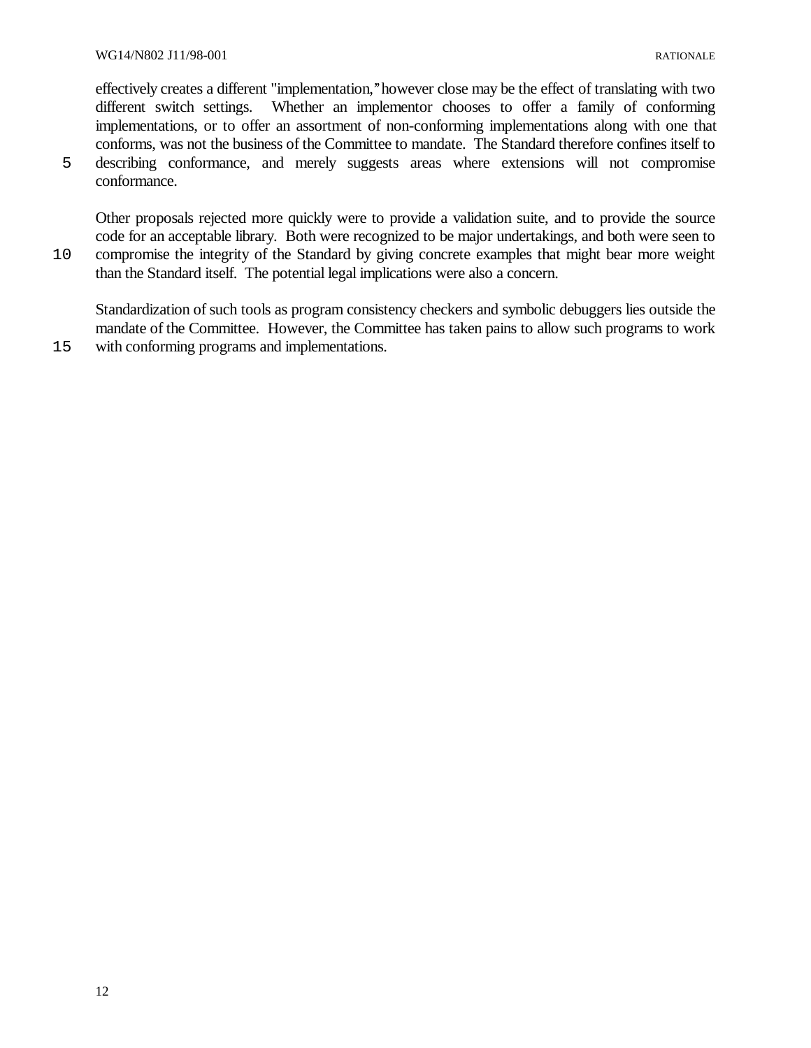effectively creates a different "implementation," however close may be the effect of translating with two different switch settings. Whether an implementor chooses to offer a family of conforming implementations, or to offer an assortment of non-conforming implementations along with one that conforms, was not the business of the Committee to mandate. The Standard therefore confines itself to describing conformance, and merely suggests areas where extensions will not compromise conformance.

Other proposals rejected more quickly were to provide a validation suite, and to provide the source code for an acceptable library. Both were recognized to be major undertakings, and both were seen to compromise the integrity of the Standard by giving concrete examples that might bear more weight than the Standard itself. The potential legal implications were also a concern.

Standardization of such tools as program consistency checkers and symbolic debuggers lies outside the mandate of the Committee. However, the Committee has taken pains to allow such programs to work with conforming programs and implementations.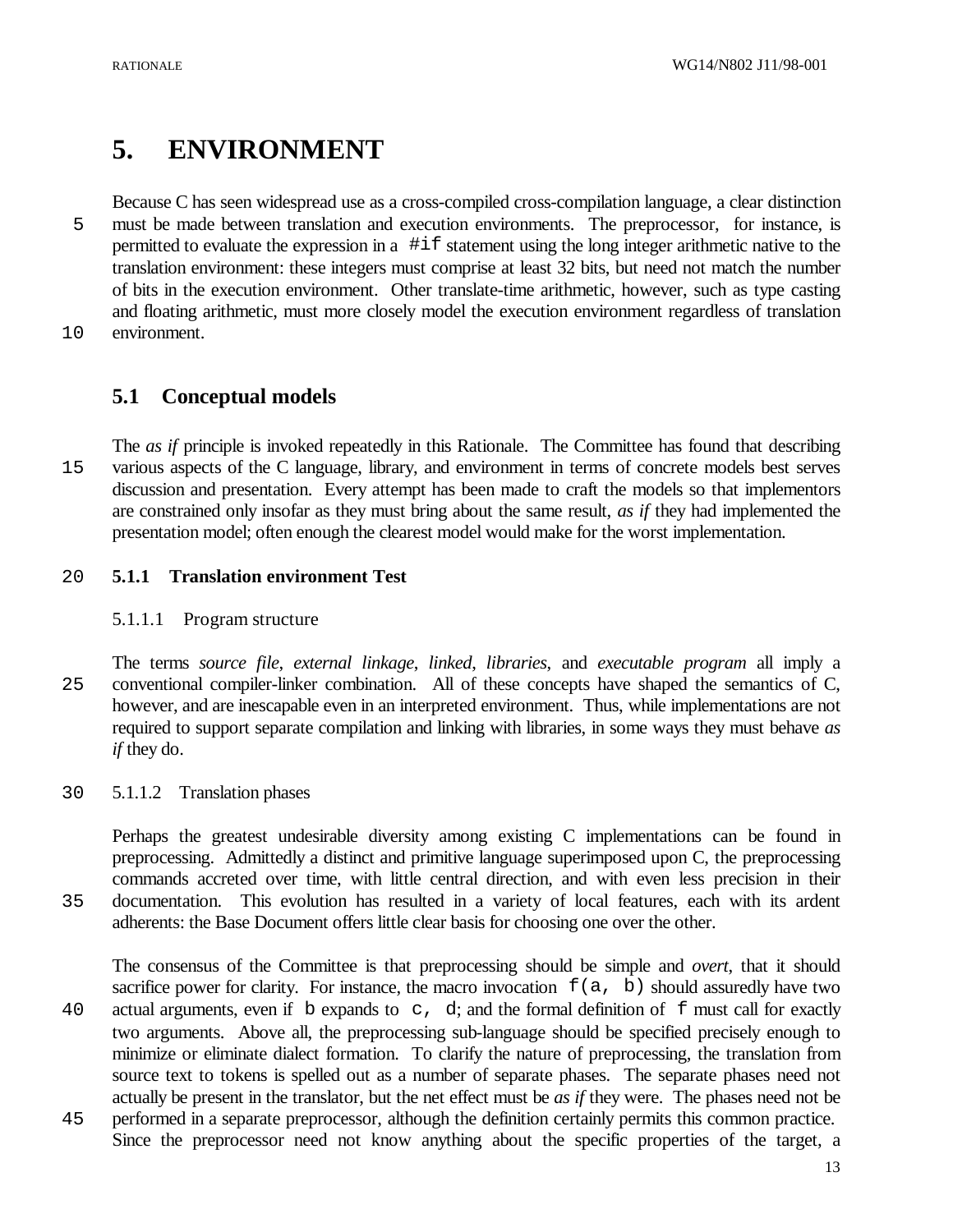# 5. ENVIRONMENT

Because C has seen widespread use as a cross-compiled cross-compilation language, a clear distinction must be made between translation and execution environments. The preprocessor, for instance, is permitted to evaluate the expression in a `#if` statement using the long integer arithmetic native to the translation environment: these integers must comprise at least 32 bits, but need not match the number of bits in the execution environment. Other translate-time arithmetic, however, such as type casting and floating arithmetic, must more closely model the execution environment regardless of translation environment.

## 5.1 Conceptual models

The *as if* principle is invoked repeatedly in this Rationale. The Committee has found that describing various aspects of the C language, library, and environment in terms of concrete models best serves discussion and presentation. Every attempt has been made to craft the models so that implementors are constrained only insofar as they must bring about the same result, *as if* they had implemented the presentation model; often enough the clearest model would make for the worst implementation.

### 5.1.1 Translation environment Test

#### 5.1.1.1 Program structure

The terms *source file*, *external linkage*, *linked*, *libraries*, and *executable program* all imply a conventional compiler-linker combination. All of these concepts have shaped the semantics of C, however, and are inescapable even in an interpreted environment. Thus, while implementations are not required to support separate compilation and linking with libraries, in some ways they must behave *as if* they do.

#### 5.1.1.2 Translation phases

Perhaps the greatest undesirable diversity among existing C implementations can be found in preprocessing. Admittedly a distinct and primitive language superimposed upon C, the preprocessing commands accreted over time, with little central direction, and with even less precision in their documentation. This evolution has resulted in a variety of local features, each with its ardent adherents: the Base Document offers little clear basis for choosing one over the other.

The consensus of the Committee is that preprocessing should be simple and *overt*, that it should sacrifice power for clarity. For instance, the macro invocation `f(a, b)` should assuredly have two actual arguments, even if `b` expands to `c, d`; and the formal definition of `f` must call for exactly two arguments. Above all, the preprocessing sub-language should be specified precisely enough to minimize or eliminate dialect formation. To clarify the nature of preprocessing, the translation from source text to tokens is spelled out as a number of separate phases. The separate phases need not actually be present in the translator, but the net effect must be *as if* they were. The phases need not be performed in a separate preprocessor, although the definition certainly permits this common practice. Since the preprocessor need not know anything about the specific properties of the target, a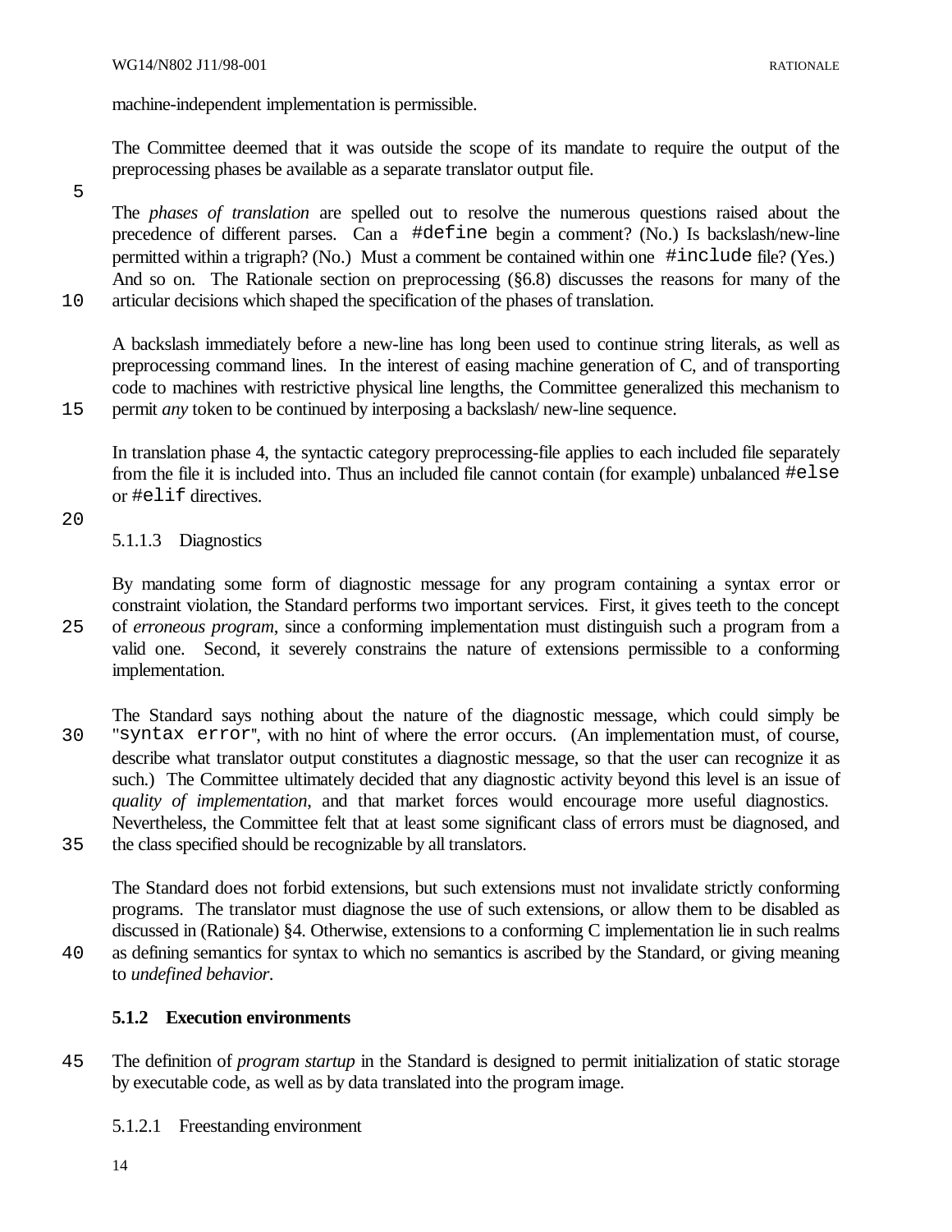machine-independent implementation is permissible.

The Committee deemed that it was outside the scope of its mandate to require the output of the preprocessing phases be available as a separate translator output file.

The *phases of translation* are spelled out to resolve the numerous questions raised about the precedence of different parses. Can a `#define` begin a comment? (No.) Is backslash/new-line permitted within a trigraph? (No.) Must a comment be contained within one `#include` file? (Yes.) And so on. The Rationale section on preprocessing (§6.8) discusses the reasons for many of the articular decisions which shaped the specification of the phases of translation.

A backslash immediately before a new-line has long been used to continue string literals, as well as preprocessing command lines. In the interest of easing machine generation of C, and of transporting code to machines with restrictive physical line lengths, the Committee generalized this mechanism to permit *any* token to be continued by interposing a backslash/ new-line sequence.

In translation phase 4, the syntactic category preprocessing-file applies to each included file separately from the file it is included into. Thus an included file cannot contain (for example) unbalanced `#else` or `#elif` directives.

#### 5.1.1.3 Diagnostics

By mandating some form of diagnostic message for any program containing a syntax error or constraint violation, the Standard performs two important services. First, it gives teeth to the concept of *erroneous program*, since a conforming implementation must distinguish such a program from a valid one. Second, it severely constrains the nature of extensions permissible to a conforming implementation.

The Standard says nothing about the nature of the diagnostic message, which could simply be "`syntax error`", with no hint of where the error occurs. (An implementation must, of course, describe what translator output constitutes a diagnostic message, so that the user can recognize it as such.) The Committee ultimately decided that any diagnostic activity beyond this level is an issue of *quality of implementation*, and that market forces would encourage more useful diagnostics. Nevertheless, the Committee felt that at least some significant class of errors must be diagnosed, and the class specified should be recognizable by all translators.

The Standard does not forbid extensions, but such extensions must not invalidate strictly conforming programs. The translator must diagnose the use of such extensions, or allow them to be disabled as discussed in (Rationale) §4. Otherwise, extensions to a conforming C implementation lie in such realms as defining semantics for syntax to which no semantics is ascribed by the Standard, or giving meaning to *undefined behavior*.

### 5.1.2 Execution environments

The definition of *program startup* in the Standard is designed to permit initialization of static storage by executable code, as well as by data translated into the program image.

#### 5.1.2.1 Freestanding environment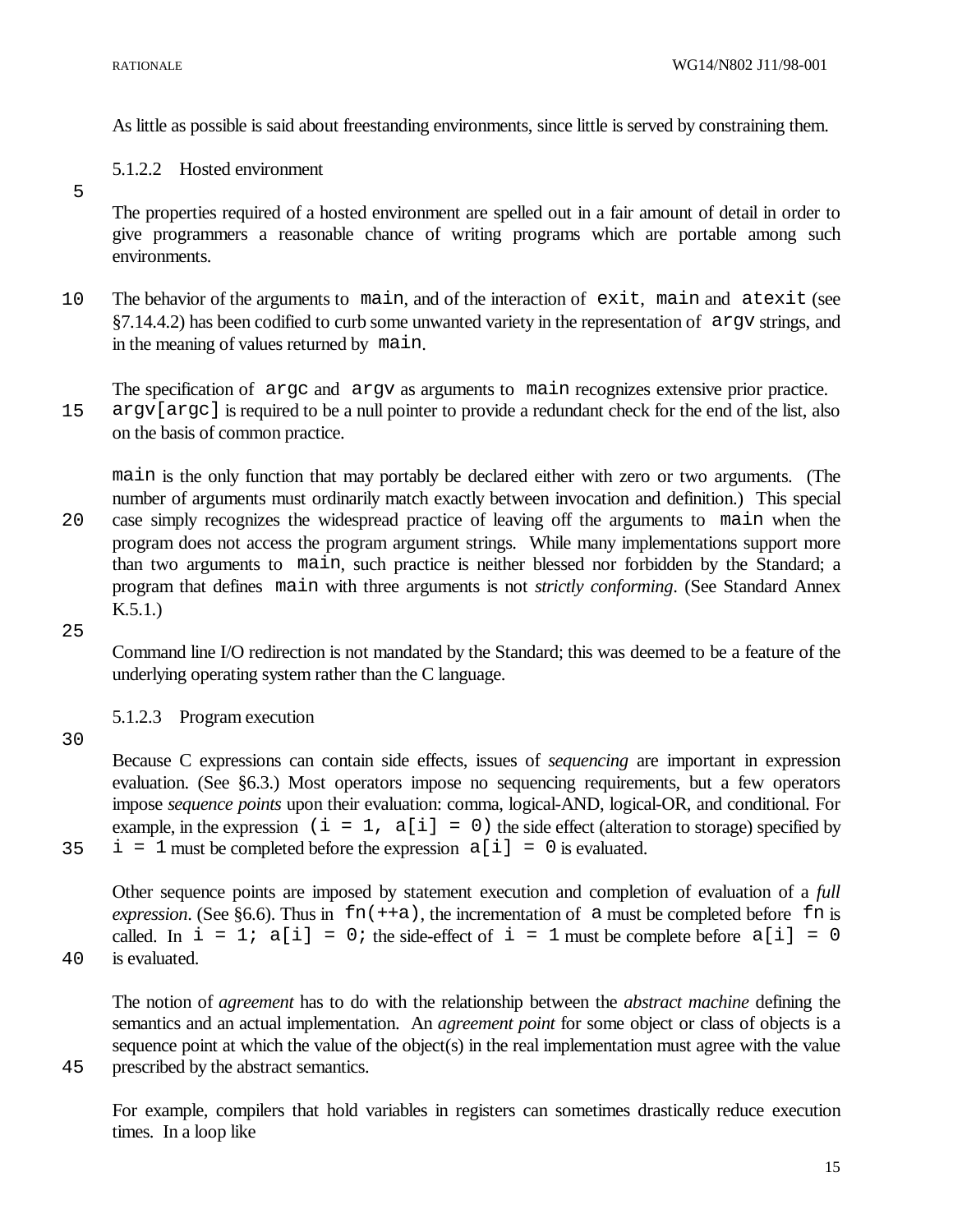As little as possible is said about freestanding environments, since little is served by constraining them.

### 5.1.2.2 Hosted environment

The properties required of a hosted environment are spelled out in a fair amount of detail in order to give programmers a reasonable chance of writing programs which are portable among such environments.

The behavior of the arguments to `main`, and of the interaction of `exit`, `main` and `atexit` (see §7.14.4.2) has been codified to curb some unwanted variety in the representation of `argv` strings, and in the meaning of values returned by `main`.

The specification of `argc` and `argv` as arguments to `main` recognizes extensive prior practice. `argv[argc]` is required to be a null pointer to provide a redundant check for the end of the list, also on the basis of common practice.

`main` is the only function that may portably be declared either with zero or two arguments. (The number of arguments must ordinarily match exactly between invocation and definition.) This special case simply recognizes the widespread practice of leaving off the arguments to `main` when the program does not access the program argument strings. While many implementations support more than two arguments to `main`, such practice is neither blessed nor forbidden by the Standard; a program that defines `main` with three arguments is not *strictly conforming*. (See Standard Annex K.5.1.)

Command line I/O redirection is not mandated by the Standard; this was deemed to be a feature of the underlying operating system rather than the C language.

### 5.1.2.3 Program execution

Because C expressions can contain side effects, issues of *sequencing* are important in expression evaluation. (See §6.3.) Most operators impose no sequencing requirements, but a few operators impose *sequence points* upon their evaluation: comma, logical-AND, logical-OR, and conditional. For example, in the expression `(i = 1, a[i] = 0)` the side effect (alteration to storage) specified by `i = 1` must be completed before the expression `a[i] = 0` is evaluated.

Other sequence points are imposed by statement execution and completion of evaluation of a *full expression*. (See §6.6). Thus in `fn(++a)`, the incrementation of `a` must be completed before `fn` is called. In `i = 1; a[i] = 0;` the side-effect of `i = 1` must be complete before `a[i] = 0` is evaluated.

The notion of *agreement* has to do with the relationship between the *abstract machine* defining the semantics and an actual implementation. An *agreement point* for some object or class of objects is a sequence point at which the value of the object(s) in the real implementation must agree with the value prescribed by the abstract semantics.

For example, compilers that hold variables in registers can sometimes drastically reduce execution times. In a loop like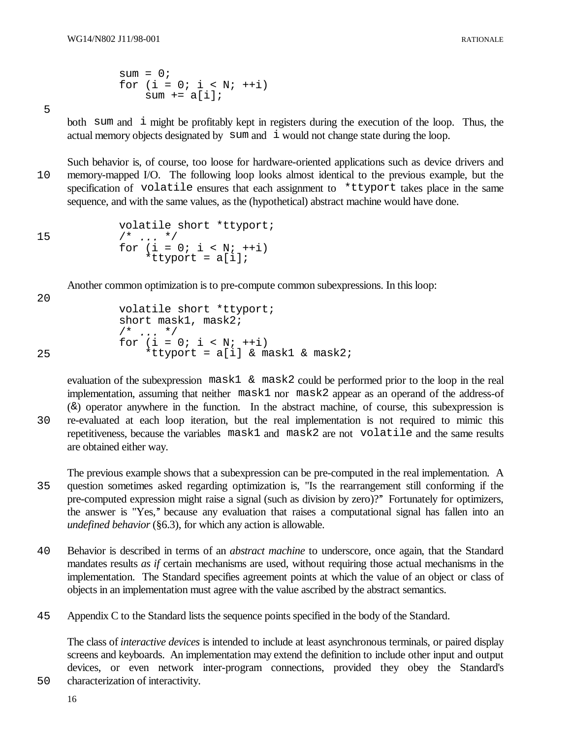```
sum = 0;
for (i = 0; i < N; ++i)
    sum += a[i];
```

both `sum` and `i` might be profitably kept in registers during the execution of the loop. Thus, the actual memory objects designated by `sum` and `i` would not change state during the loop.

Such behavior is, of course, too loose for hardware-oriented applications such as device drivers and memory-mapped I/O. The following loop looks almost identical to the previous example, but the specification of `volatile` ensures that each assignment to `*ttyport` takes place in the same sequence, and with the same values, as the (hypothetical) abstract machine would have done.

```
volatile short *ttyport;
/* ... */
for (i = 0; i < N; ++i)
    *ttyport = a[i];
```

Another common optimization is to pre-compute common subexpressions. In this loop:

```
volatile short *ttyport;
short mask1, mask2;
/* ... */
for (i = 0; i < N; ++i)
    *ttyport = a[i] & mask1 & mask2;
```

evaluation of the subexpression `mask1 & mask2` could be performed prior to the loop in the real implementation, assuming that neither `mask1` nor `mask2` appear as an operand of the address-of (`&`) operator anywhere in the function. In the abstract machine, of course, this subexpression is re-evaluated at each loop iteration, but the real implementation is not required to mimic this repetitiveness, because the variables `mask1` and `mask2` are not `volatile` and the same results are obtained either way.

The previous example shows that a subexpression can be pre-computed in the real implementation. A question sometimes asked regarding optimization is, "Is the rearrangement still conforming if the pre-computed expression might raise a signal (such as division by zero)?" Fortunately for optimizers, the answer is "Yes," because any evaluation that raises a computational signal has fallen into an *undefined behavior* (§6.3), for which any action is allowable.

Behavior is described in terms of an *abstract machine* to underscore, once again, that the Standard mandates results *as if* certain mechanisms are used, without requiring those actual mechanisms in the implementation. The Standard specifies agreement points at which the value of an object or class of objects in an implementation must agree with the value ascribed by the abstract semantics.

Appendix C to the Standard lists the sequence points specified in the body of the Standard.

The class of *interactive devices* is intended to include at least asynchronous terminals, or paired display screens and keyboards. An implementation may extend the definition to include other input and output devices, or even network inter-program connections, provided they obey the Standard's characterization of interactivity.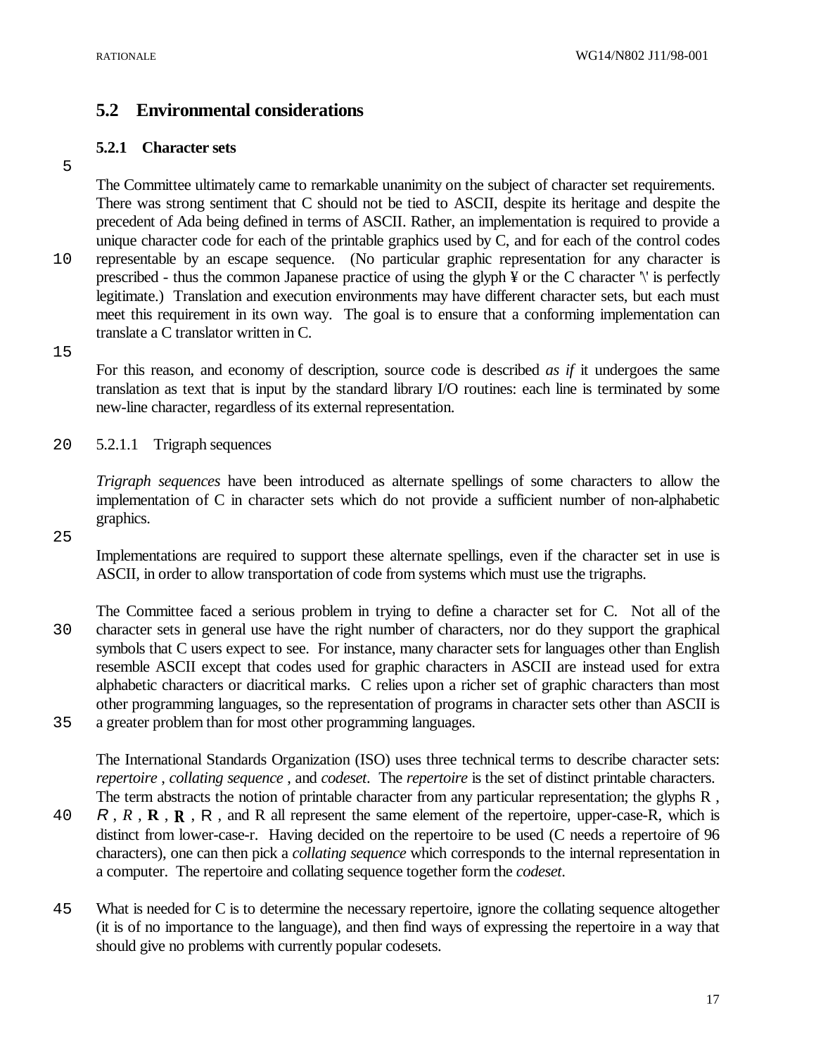## 5.2 Environmental considerations

### 5.2.1 Character sets

The Committee ultimately came to remarkable unanimity on the subject of character set requirements. There was strong sentiment that C should not be tied to ASCII, despite its heritage and despite the precedent of Ada being defined in terms of ASCII. Rather, an implementation is required to provide a unique character code for each of the printable graphics used by C, and for each of the control codes representable by an escape sequence. (No particular graphic representation for any character is prescribed - thus the common Japanese practice of using the glyph ¥ or the C character '\' is perfectly legitimate.) Translation and execution environments may have different character sets, but each must meet this requirement in its own way. The goal is to ensure that a conforming implementation can translate a C translator written in C.

For this reason, and economy of description, source code is described *as if* it undergoes the same translation as text that is input by the standard library I/O routines: each line is terminated by some new-line character, regardless of its external representation.

#### 5.2.1.1 Trigraph sequences

*Trigraph sequences* have been introduced as alternate spellings of some characters to allow the implementation of C in character sets which do not provide a sufficient number of non-alphabetic graphics.

Implementations are required to support these alternate spellings, even if the character set in use is ASCII, in order to allow transportation of code from systems which must use the trigraphs.

The Committee faced a serious problem in trying to define a character set for C. Not all of the character sets in general use have the right number of characters, nor do they support the graphical symbols that C users expect to see. For instance, many character sets for languages other than English resemble ASCII except that codes used for graphic characters in ASCII are instead used for extra alphabetic characters or diacritical marks. C relies upon a richer set of graphic characters than most other programming languages, so the representation of programs in character sets other than ASCII is a greater problem than for most other programming languages.

The International Standards Organization (ISO) uses three technical terms to describe character sets: *repertoire* , *collating sequence* , and *codeset*. The *repertoire* is the set of distinct printable characters. The term abstracts the notion of printable character from any particular representation; the glyphs R , *R* , *R* , **R** , **R** , R , and R all represent the same element of the repertoire, upper-case-R, which is distinct from lower-case-r. Having decided on the repertoire to be used (C needs a repertoire of 96 characters), one can then pick a *collating sequence* which corresponds to the internal representation in a computer. The repertoire and collating sequence together form the *codeset*.

What is needed for C is to determine the necessary repertoire, ignore the collating sequence altogether (it is of no importance to the language), and then find ways of expressing the repertoire in a way that should give no problems with currently popular codesets.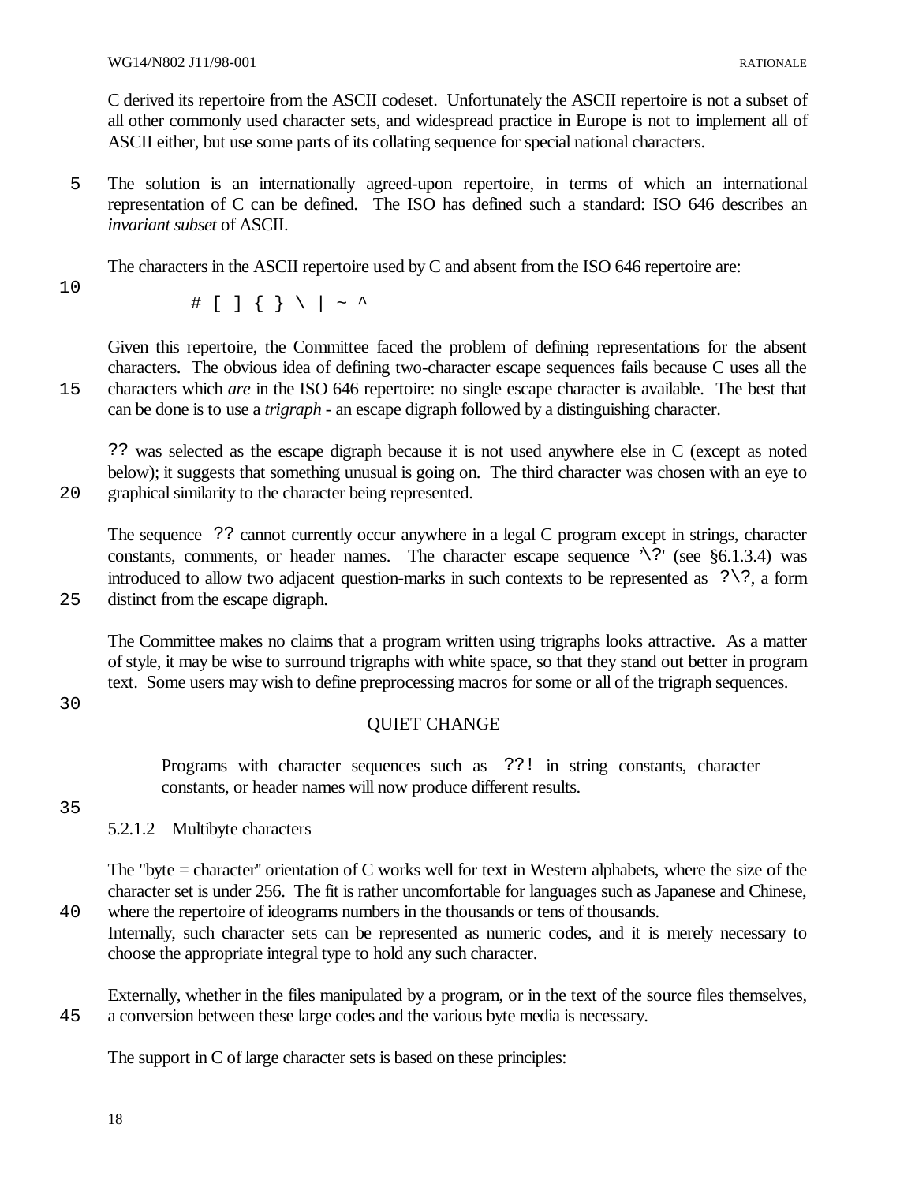C derived its repertoire from the ASCII codeset. Unfortunately the ASCII repertoire is not a subset of all other commonly used character sets, and widespread practice in Europe is not to implement all of ASCII either, but use some parts of its collating sequence for special national characters.

The solution is an internationally agreed-upon repertoire, in terms of which an international representation of C can be defined. The ISO has defined such a standard: ISO 646 describes an *invariant subset* of ASCII.

The characters in the ASCII repertoire used by C and absent from the ISO 646 repertoire are:

```
# [ ] { } \ | ~ ^
```

Given this repertoire, the Committee faced the problem of defining representations for the absent characters. The obvious idea of defining two-character escape sequences fails because C uses all the characters which *are* in the ISO 646 repertoire: no single escape character is available. The best that can be done is to use a *trigraph* - an escape digraph followed by a distinguishing character.

`??` was selected as the escape digraph because it is not used anywhere else in C (except as noted below); it suggests that something unusual is going on. The third character was chosen with an eye to graphical similarity to the character being represented.

The sequence `??` cannot currently occur anywhere in a legal C program except in strings, character constants, comments, or header names. The character escape sequence `'\?'` (see §6.1.3.4) was introduced to allow two adjacent question-marks in such contexts to be represented as `?\?`, a form distinct from the escape digraph.

The Committee makes no claims that a program written using trigraphs looks attractive. As a matter of style, it may be wise to surround trigraphs with white space, so that they stand out better in program text. Some users may wish to define preprocessing macros for some or all of the trigraph sequences.

QUIET CHANGE

> Programs with character sequences such as `??!` in string constants, character constants, or header names will now produce different results.

### 5.2.1.2 Multibyte characters

The "byte = character" orientation of C works well for text in Western alphabets, where the size of the character set is under 256. The fit is rather uncomfortable for languages such as Japanese and Chinese, where the repertoire of ideograms numbers in the thousands or tens of thousands.
Internally, such character sets can be represented as numeric codes, and it is merely necessary to choose the appropriate integral type to hold any such character.

Externally, whether in the files manipulated by a program, or in the text of the source files themselves, a conversion between these large codes and the various byte media is necessary.

The support in C of large character sets is based on these principles: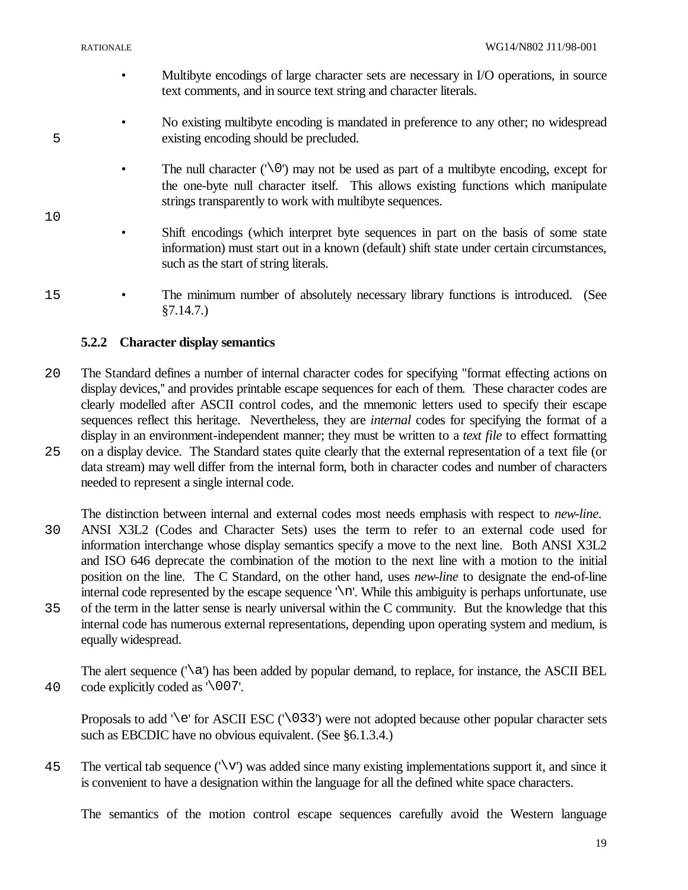- Multibyte encodings of large character sets are necessary in I/O operations, in source text comments, and in source text string and character literals.

- No existing multibyte encoding is mandated in preference to any other; no widespread existing encoding should be precluded.

- The null character ('\0') may not be used as part of a multibyte encoding, except for the one-byte null character itself. This allows existing functions which manipulate strings transparently to work with multibyte sequences.

- Shift encodings (which interpret byte sequences in part on the basis of some state information) must start out in a known (default) shift state under certain circumstances, such as the start of string literals.

- The minimum number of absolutely necessary library functions is introduced. (See §7.14.7.)

### 5.2.2 Character display semantics

The Standard defines a number of internal character codes for specifying "format effecting actions on display devices," and provides printable escape sequences for each of them. These character codes are clearly modelled after ASCII control codes, and the mnemonic letters used to specify their escape sequences reflect this heritage. Nevertheless, they are *internal* codes for specifying the format of a display in an environment-independent manner; they must be written to a *text file* to effect formatting on a display device. The Standard states quite clearly that the external representation of a text file (or data stream) may well differ from the internal form, both in character codes and number of characters needed to represent a single internal code.

The distinction between internal and external codes most needs emphasis with respect to *new-line*. ANSI X3L2 (Codes and Character Sets) uses the term to refer to an external code used for information interchange whose display semantics specify a move to the next line. Both ANSI X3L2 and ISO 646 deprecate the combination of the motion to the next line with a motion to the initial position on the line. The C Standard, on the other hand, uses *new-line* to designate the end-of-line internal code represented by the escape sequence '\n'. While this ambiguity is perhaps unfortunate, use of the term in the latter sense is nearly universal within the C community. But the knowledge that this internal code has numerous external representations, depending upon operating system and medium, is equally widespread.

The alert sequence ('\a') has been added by popular demand, to replace, for instance, the ASCII BEL code explicitly coded as '\007'.

Proposals to add '\e' for ASCII ESC ('\033') were not adopted because other popular character sets such as EBCDIC have no obvious equivalent. (See §6.1.3.4.)

The vertical tab sequence ('\v') was added since many existing implementations support it, and since it is convenient to have a designation within the language for all the defined white space characters.

The semantics of the motion control escape sequences carefully avoid the Western language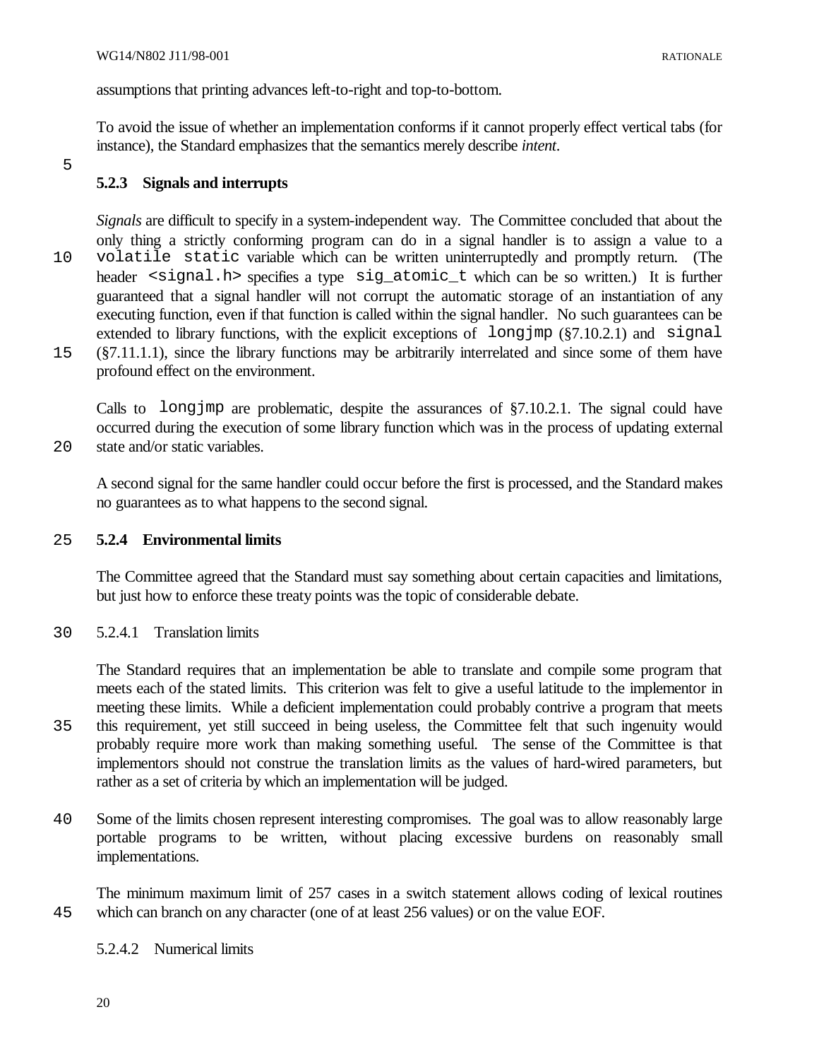assumptions that printing advances left-to-right and top-to-bottom.

To avoid the issue of whether an implementation conforms if it cannot properly effect vertical tabs (for instance), the Standard emphasizes that the semantics merely describe *intent*.

### 5.2.3 Signals and interrupts

*Signals* are difficult to specify in a system-independent way. The Committee concluded that about the only thing a strictly conforming program can do in a signal handler is to assign a value to a `volatile static` variable which can be written uninterruptedly and promptly return. (The header `<signal.h>` specifies a type `sig_atomic_t` which can be so written.) It is further guaranteed that a signal handler will not corrupt the automatic storage of an instantiation of any executing function, even if that function is called within the signal handler. No such guarantees can be extended to library functions, with the explicit exceptions of `longjmp` (§7.10.2.1) and `signal` (§7.11.1.1), since the library functions may be arbitrarily interrelated and since some of them have profound effect on the environment.

Calls to `longjmp` are problematic, despite the assurances of §7.10.2.1. The signal could have occurred during the execution of some library function which was in the process of updating external state and/or static variables.

A second signal for the same handler could occur before the first is processed, and the Standard makes no guarantees as to what happens to the second signal.

### 5.2.4 Environmental limits

The Committee agreed that the Standard must say something about certain capacities and limitations, but just how to enforce these treaty points was the topic of considerable debate.

#### 5.2.4.1 Translation limits

The Standard requires that an implementation be able to translate and compile some program that meets each of the stated limits. This criterion was felt to give a useful latitude to the implementor in meeting these limits. While a deficient implementation could probably contrive a program that meets this requirement, yet still succeed in being useless, the Committee felt that such ingenuity would probably require more work than making something useful. The sense of the Committee is that implementors should not construe the translation limits as the values of hard-wired parameters, but rather as a set of criteria by which an implementation will be judged.

Some of the limits chosen represent interesting compromises. The goal was to allow reasonably large portable programs to be written, without placing excessive burdens on reasonably small implementations.

The minimum maximum limit of 257 cases in a switch statement allows coding of lexical routines which can branch on any character (one of at least 256 values) or on the value EOF.

#### 5.2.4.2 Numerical limits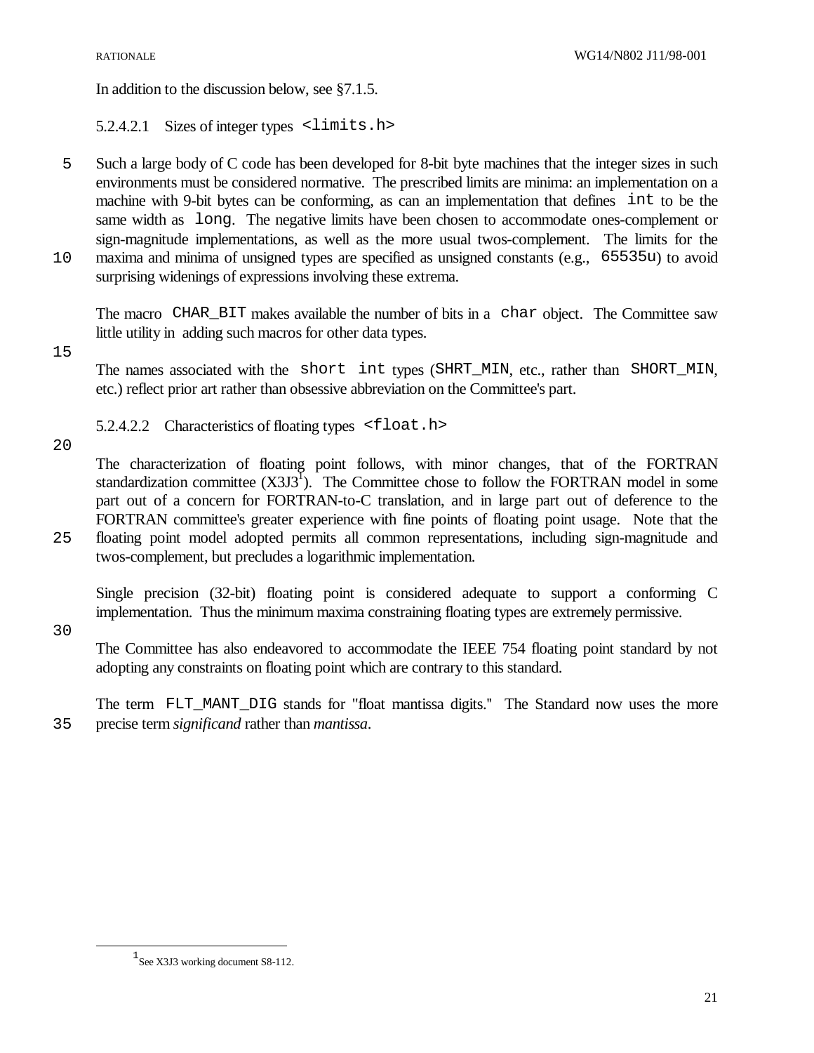In addition to the discussion below, see §7.1.5.

### 5.2.4.2.1 Sizes of integer types `<limits.h>`

Such a large body of C code has been developed for 8-bit byte machines that the integer sizes in such environments must be considered normative. The prescribed limits are minima: an implementation on a machine with 9-bit bytes can be conforming, as can an implementation that defines `int` to be the same width as `long`. The negative limits have been chosen to accommodate ones-complement or sign-magnitude implementations, as well as the more usual twos-complement. The limits for the maxima and minima of unsigned types are specified as unsigned constants (e.g., `65535u`) to avoid surprising widenings of expressions involving these extrema.

The macro `CHAR_BIT` makes available the number of bits in a `char` object. The Committee saw little utility in adding such macros for other data types.

The names associated with the `short int` types (`SHRT_MIN`, etc., rather than `SHORT_MIN`, etc.) reflect prior art rather than obsessive abbreviation on the Committee's part.

### 5.2.4.2.2 Characteristics of floating types `<float.h>`

The characterization of floating point follows, with minor changes, that of the FORTRAN standardization committee (X3J3[1]). The Committee chose to follow the FORTRAN model in some part out of a concern for FORTRAN-to-C translation, and in large part out of deference to the FORTRAN committee's greater experience with fine points of floating point usage. Note that the floating point model adopted permits all common representations, including sign-magnitude and twos-complement, but precludes a logarithmic implementation.

Single precision (32-bit) floating point is considered adequate to support a conforming C implementation. Thus the minimum maxima constraining floating types are extremely permissive.

The Committee has also endeavored to accommodate the IEEE 754 floating point standard by not adopting any constraints on floating point which are contrary to this standard.

The term `FLT_MANT_DIG` stands for "float mantissa digits." The Standard now uses the more precise term *significand* rather than *mantissa*.

---

[1] See X3J3 working document S8-112.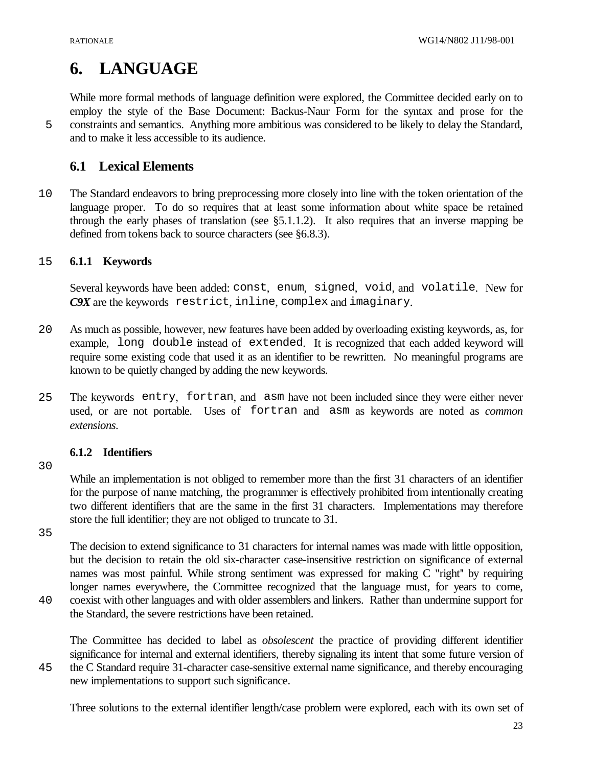# 6. LANGUAGE

While more formal methods of language definition were explored, the Committee decided early on to employ the style of the Base Document: Backus-Naur Form for the syntax and prose for the constraints and semantics. Anything more ambitious was considered to be likely to delay the Standard, and to make it less accessible to its audience.

## 6.1 Lexical Elements

The Standard endeavors to bring preprocessing more closely into line with the token orientation of the language proper. To do so requires that at least some information about white space be retained through the early phases of translation (see §5.1.1.2). It also requires that an inverse mapping be defined from tokens back to source characters (see §6.8.3).

### 6.1.1 Keywords

Several keywords have been added: `const`, `enum`, `signed`, `void`, and `volatile`. New for ***C9X*** are the keywords `restrict`, `inline`, `complex` and `imaginary`.

As much as possible, however, new features have been added by overloading existing keywords, as, for example, `long double` instead of `extended`. It is recognized that each added keyword will require some existing code that used it as an identifier to be rewritten. No meaningful programs are known to be quietly changed by adding the new keywords.

The keywords `entry`, `fortran`, and `asm` have not been included since they were either never used, or are not portable. Uses of `fortran` and `asm` as keywords are noted as *common extensions*.

### 6.1.2 Identifiers

While an implementation is not obliged to remember more than the first 31 characters of an identifier for the purpose of name matching, the programmer is effectively prohibited from intentionally creating two different identifiers that are the same in the first 31 characters. Implementations may therefore store the full identifier; they are not obliged to truncate to 31.

The decision to extend significance to 31 characters for internal names was made with little opposition, but the decision to retain the old six-character case-insensitive restriction on significance of external names was most painful. While strong sentiment was expressed for making C "right" by requiring longer names everywhere, the Committee recognized that the language must, for years to come, coexist with other languages and with older assemblers and linkers. Rather than undermine support for the Standard, the severe restrictions have been retained.

The Committee has decided to label as *obsolescent* the practice of providing different identifier significance for internal and external identifiers, thereby signaling its intent that some future version of the C Standard require 31-character case-sensitive external name significance, and thereby encouraging new implementations to support such significance.

Three solutions to the external identifier length/case problem were explored, each with its own set of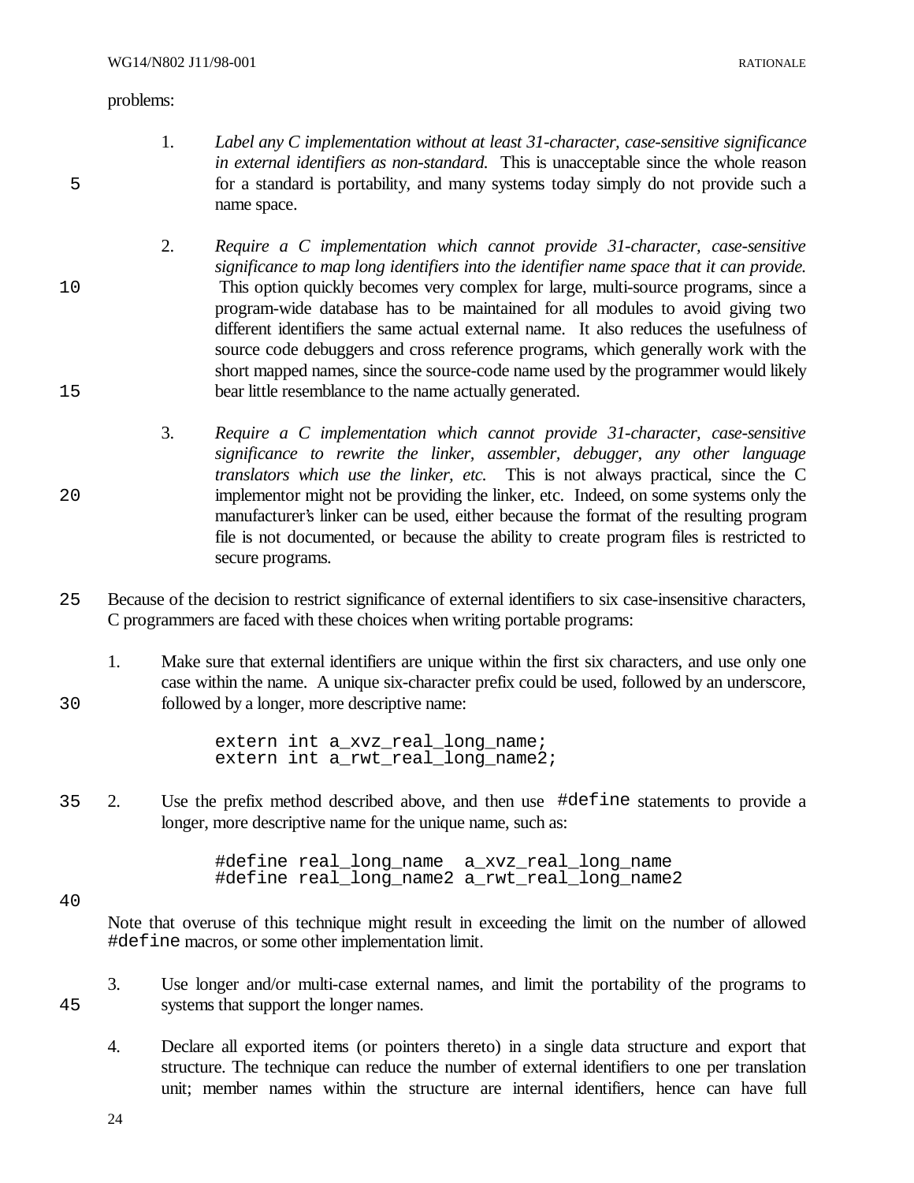problems:

1. *Label any C implementation without at least 31-character, case-sensitive significance in external identifiers as non-standard.* This is unacceptable since the whole reason for a standard is portability, and many systems today simply do not provide such a name space.

2. *Require a C implementation which cannot provide 31-character, case-sensitive significance to map long identifiers into the identifier name space that it can provide.* This option quickly becomes very complex for large, multi-source programs, since a program-wide database has to be maintained for all modules to avoid giving two different identifiers the same actual external name. It also reduces the usefulness of source code debuggers and cross reference programs, which generally work with the short mapped names, since the source-code name used by the programmer would likely bear little resemblance to the name actually generated.

3. *Require a C implementation which cannot provide 31-character, case-sensitive significance to rewrite the linker, assembler, debugger, any other language translators which use the linker, etc.* This is not always practical, since the C implementor might not be providing the linker, etc. Indeed, on some systems only the manufacturer's linker can be used, either because the format of the resulting program file is not documented, or because the ability to create program files is restricted to secure programs.

Because of the decision to restrict significance of external identifiers to six case-insensitive characters, C programmers are faced with these choices when writing portable programs:

1. Make sure that external identifiers are unique within the first six characters, and use only one case within the name. A unique six-character prefix could be used, followed by an underscore, followed by a longer, more descriptive name:

```
extern int a_xvz_real_long_name;
extern int a_rwt_real_long_name2;
```

2. Use the prefix method described above, and then use `#define` statements to provide a longer, more descriptive name for the unique name, such as:

```
#define real_long_name  a_xvz_real_long_name
#define real_long_name2 a_rwt_real_long_name2
```

Note that overuse of this technique might result in exceeding the limit on the number of allowed `#define` macros, or some other implementation limit.

3. Use longer and/or multi-case external names, and limit the portability of the programs to systems that support the longer names.

4. Declare all exported items (or pointers thereto) in a single data structure and export that structure. The technique can reduce the number of external identifiers to one per translation unit; member names within the structure are internal identifiers, hence can have full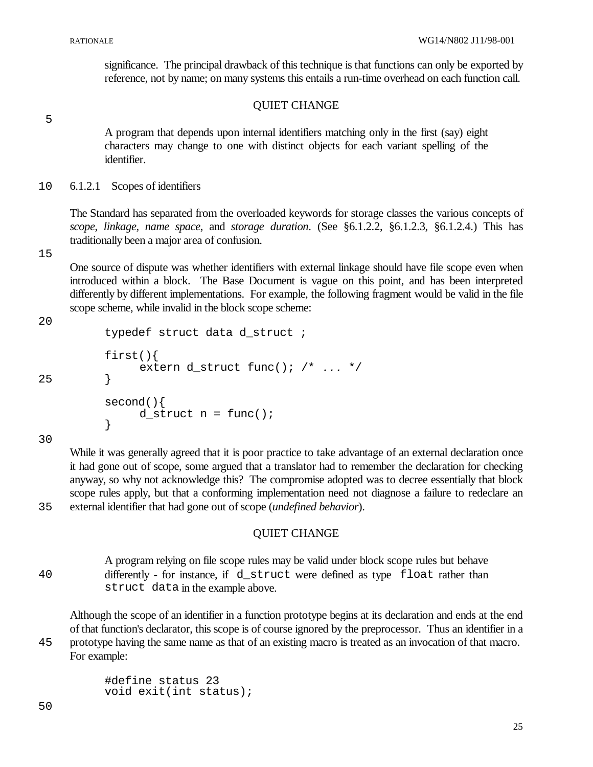significance. The principal drawback of this technique is that functions can only be exported by reference, not by name; on many systems this entails a run-time overhead on each function call.

QUIET CHANGE

> A program that depends upon internal identifiers matching only in the first (say) eight characters may change to one with distinct objects for each variant spelling of the identifier.

## 6.1.2.1 Scopes of identifiers

The Standard has separated from the overloaded keywords for storage classes the various concepts of *scope*, *linkage*, *name space*, and *storage duration*. (See §6.1.2.2, §6.1.2.3, §6.1.2.4.) This has traditionally been a major area of confusion.

One source of dispute was whether identifiers with external linkage should have file scope even when introduced within a block. The Base Document is vague on this point, and has been interpreted differently by different implementations. For example, the following fragment would be valid in the file scope scheme, while invalid in the block scope scheme:

```
typedef struct data d_struct ;

first(){
     extern d_struct func(); /* ... */
}

second(){
     d_struct n = func();
}
```

While it was generally agreed that it is poor practice to take advantage of an external declaration once it had gone out of scope, some argued that a translator had to remember the declaration for checking anyway, so why not acknowledge this? The compromise adopted was to decree essentially that block scope rules apply, but that a conforming implementation need not diagnose a failure to redeclare an external identifier that had gone out of scope (*undefined behavior*).

QUIET CHANGE

> A program relying on file scope rules may be valid under block scope rules but behave differently - for instance, if `d_struct` were defined as type `float` rather than `struct data` in the example above.

Although the scope of an identifier in a function prototype begins at its declaration and ends at the end of that function's declarator, this scope is of course ignored by the preprocessor. Thus an identifier in a prototype having the same name as that of an existing macro is treated as an invocation of that macro. For example:

```
#define status 23
void exit(int status);
```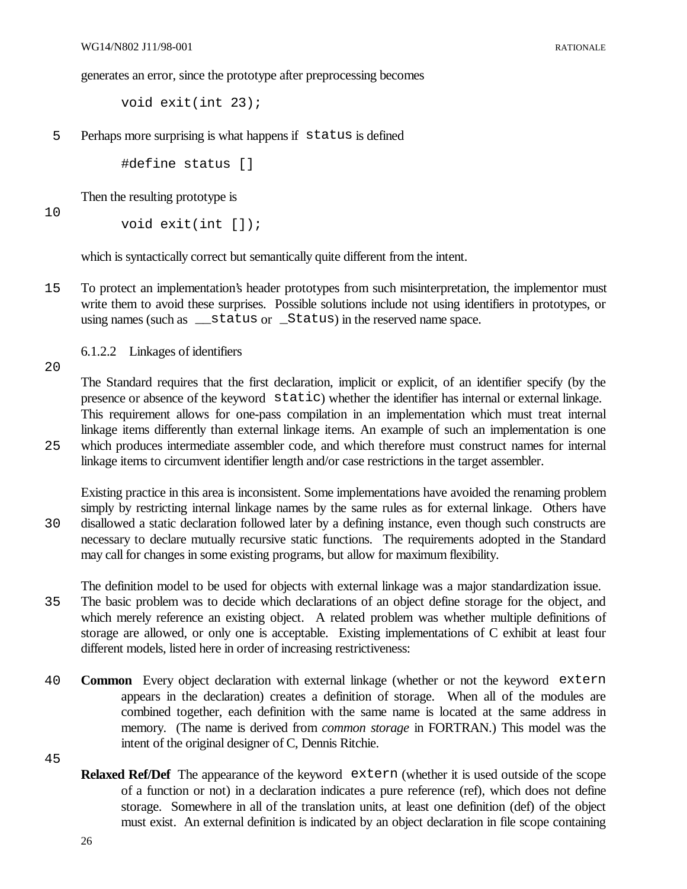generates an error, since the prototype after preprocessing becomes

```
void exit(int 23);
```

Perhaps more surprising is what happens if `status` is defined

```
#define status []
```

Then the resulting prototype is

```
void exit(int []);
```

which is syntactically correct but semantically quite different from the intent.

To protect an implementation's header prototypes from such misinterpretation, the implementor must write them to avoid these surprises. Possible solutions include not using identifiers in prototypes, or using names (such as `__status` or `_Status`) in the reserved name space.

### 6.1.2.2 Linkages of identifiers

The Standard requires that the first declaration, implicit or explicit, of an identifier specify (by the presence or absence of the keyword `static`) whether the identifier has internal or external linkage. This requirement allows for one-pass compilation in an implementation which must treat internal linkage items differently than external linkage items. An example of such an implementation is one which produces intermediate assembler code, and which therefore must construct names for internal linkage items to circumvent identifier length and/or case restrictions in the target assembler.

Existing practice in this area is inconsistent. Some implementations have avoided the renaming problem simply by restricting internal linkage names by the same rules as for external linkage. Others have disallowed a static declaration followed later by a defining instance, even though such constructs are necessary to declare mutually recursive static functions. The requirements adopted in the Standard may call for changes in some existing programs, but allow for maximum flexibility.

The definition model to be used for objects with external linkage was a major standardization issue. The basic problem was to decide which declarations of an object define storage for the object, and which merely reference an existing object. A related problem was whether multiple definitions of storage are allowed, or only one is acceptable. Existing implementations of C exhibit at least four different models, listed here in order of increasing restrictiveness:

**Common** Every object declaration with external linkage (whether or not the keyword `extern` appears in the declaration) creates a definition of storage. When all of the modules are combined together, each definition with the same name is located at the same address in memory. (The name is derived from *common storage* in FORTRAN.) This model was the intent of the original designer of C, Dennis Ritchie.

**Relaxed Ref/Def** The appearance of the keyword `extern` (whether it is used outside of the scope of a function or not) in a declaration indicates a pure reference (ref), which does not define storage. Somewhere in all of the translation units, at least one definition (def) of the object must exist. An external definition is indicated by an object declaration in file scope containing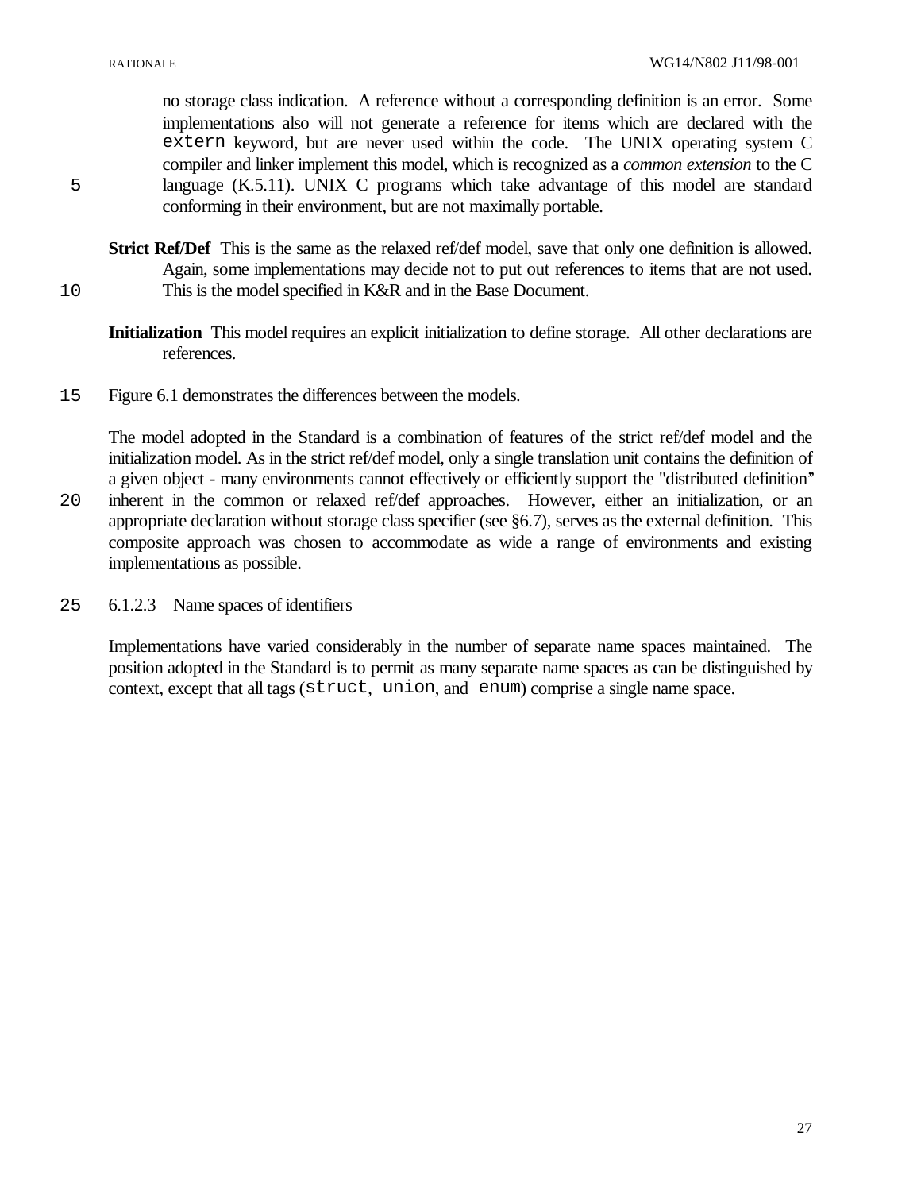no storage class indication. A reference without a corresponding definition is an error. Some implementations also will not generate a reference for items which are declared with the `extern` keyword, but are never used within the code. The UNIX operating system C compiler and linker implement this model, which is recognized as a *common extension* to the C language (K.5.11). UNIX C programs which take advantage of this model are standard conforming in their environment, but are not maximally portable.

**Strict Ref/Def** This is the same as the relaxed ref/def model, save that only one definition is allowed. Again, some implementations may decide not to put out references to items that are not used. This is the model specified in K&R and in the Base Document.

**Initialization** This model requires an explicit initialization to define storage. All other declarations are references.

Figure 6.1 demonstrates the differences between the models.

The model adopted in the Standard is a combination of features of the strict ref/def model and the initialization model. As in the strict ref/def model, only a single translation unit contains the definition of a given object - many environments cannot effectively or efficiently support the "distributed definition" inherent in the common or relaxed ref/def approaches. However, either an initialization, or an appropriate declaration without storage class specifier (see §6.7), serves as the external definition. This composite approach was chosen to accommodate as wide a range of environments and existing implementations as possible.

### 6.1.2.3 Name spaces of identifiers

Implementations have varied considerably in the number of separate name spaces maintained. The position adopted in the Standard is to permit as many separate name spaces as can be distinguished by context, except that all tags (`struct`, `union`, and `enum`) comprise a single name space.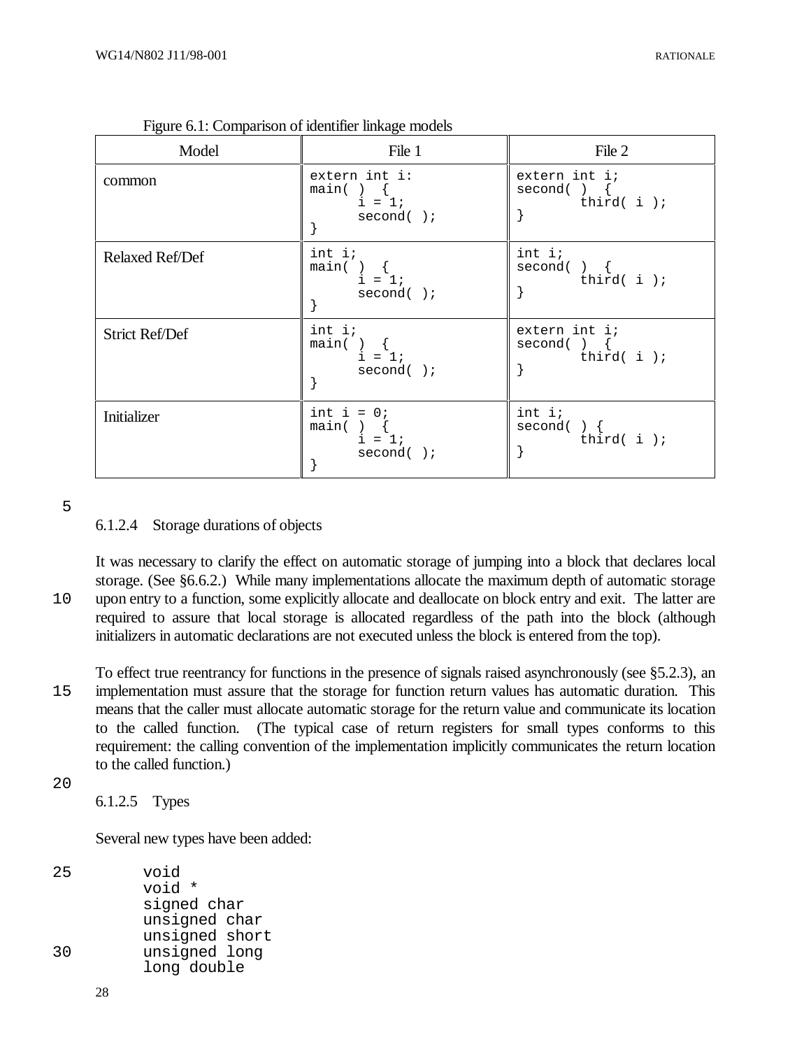Figure 6.1: Comparison of identifier linkage models

| Model | File 1 | File 2 |
|---|---|---|
| common | `extern int i:`<br>`main( ) {`<br>`i = 1;`<br>`second( );`<br>`}` | `extern int i;`<br>`second( ) {`<br>`third( i );`<br>`}` |
| Relaxed Ref/Def | `int i;`<br>`main( ) {`<br>`i = 1;`<br>`second( );`<br>`}` | `int i;`<br>`second( ) {`<br>`third( i );`<br>`}` |
| Strict Ref/Def | `int i;`<br>`main( ) {`<br>`i = 1;`<br>`second( );`<br>`}` | `extern int i;`<br>`second( ) {`<br>`third( i );`<br>`}` |
| Initializer | `int i = 0;`<br>`main( ) {`<br>`i = 1;`<br>`second( );`<br>`}` | `int i;`<br>`second( ) {`<br>`third( i );`<br>`}` |

### 6.1.2.4 Storage durations of objects

It was necessary to clarify the effect on automatic storage of jumping into a block that declares local storage. (See §6.6.2.) While many implementations allocate the maximum depth of automatic storage upon entry to a function, some explicitly allocate and deallocate on block entry and exit. The latter are required to assure that local storage is allocated regardless of the path into the block (although initializers in automatic declarations are not executed unless the block is entered from the top).

To effect true reentrancy for functions in the presence of signals raised asynchronously (see §5.2.3), an implementation must assure that the storage for function return values has automatic duration. This means that the caller must allocate automatic storage for the return value and communicate its location to the called function. (The typical case of return registers for small types conforms to this requirement: the calling convention of the implementation implicitly communicates the return location to the called function.)

### 6.1.2.5 Types

Several new types have been added:

```
void
void *
signed char
unsigned char
unsigned short
unsigned long
long double
```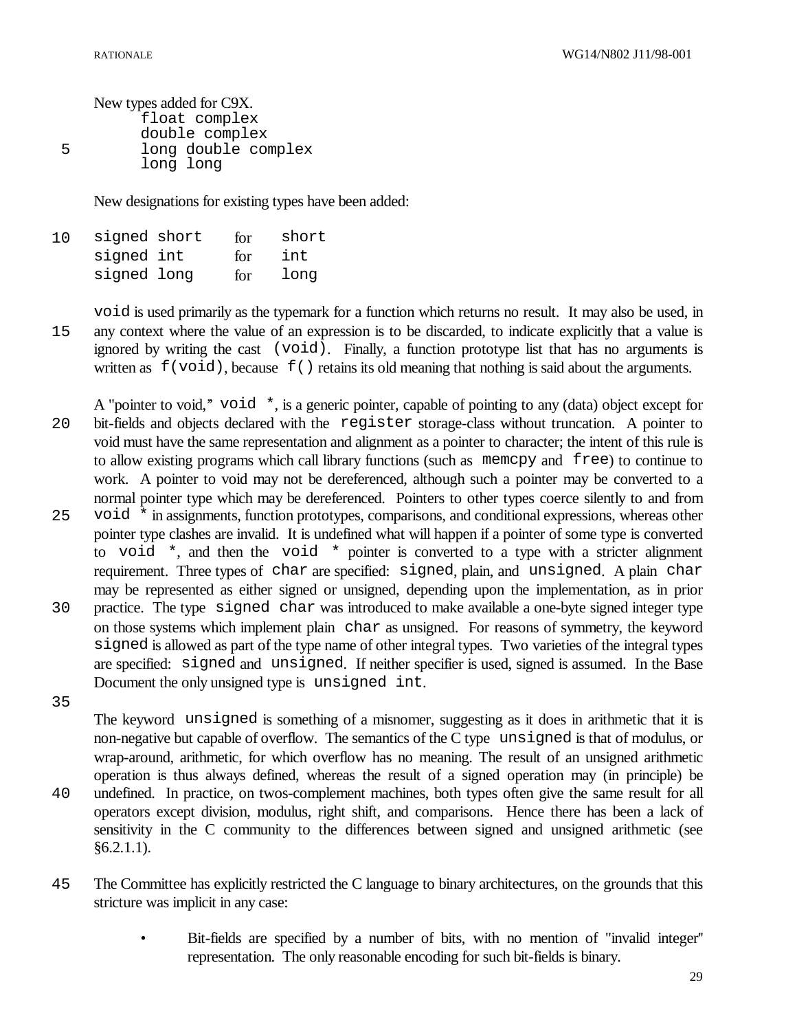New types added for C9X.

```
float complex
double complex
long double complex
long long
```

New designations for existing types have been added:

| | | |
|---|---|---|
| `signed short` | for | `short` |
| `signed int` | for | `int` |
| `signed long` | for | `long` |

`void` is used primarily as the typemark for a function which returns no result. It may also be used, in any context where the value of an expression is to be discarded, to indicate explicitly that a value is ignored by writing the cast `(void)`. Finally, a function prototype list that has no arguments is written as `f(void)`, because `f()` retains its old meaning that nothing is said about the arguments.

A "pointer to void," `void *`, is a generic pointer, capable of pointing to any (data) object except for bit-fields and objects declared with the `register` storage-class without truncation. A pointer to void must have the same representation and alignment as a pointer to character; the intent of this rule is to allow existing programs which call library functions (such as `memcpy` and `free`) to continue to work. A pointer to void may not be dereferenced, although such a pointer may be converted to a normal pointer type which may be dereferenced. Pointers to other types coerce silently to and from `void *` in assignments, function prototypes, comparisons, and conditional expressions, whereas other pointer type clashes are invalid. It is undefined what will happen if a pointer of some type is converted to `void *`, and then the `void *` pointer is converted to a type with a stricter alignment requirement. Three types of `char` are specified: `signed`, plain, and `unsigned`. A plain `char` may be represented as either signed or unsigned, depending upon the implementation, as in prior practice. The type `signed char` was introduced to make available a one-byte signed integer type on those systems which implement plain `char` as unsigned. For reasons of symmetry, the keyword `signed` is allowed as part of the type name of other integral types. Two varieties of the integral types are specified: `signed` and `unsigned`. If neither specifier is used, signed is assumed. In the Base Document the only unsigned type is `unsigned int`.

The keyword `unsigned` is something of a misnomer, suggesting as it does in arithmetic that it is non-negative but capable of overflow. The semantics of the C type `unsigned` is that of modulus, or wrap-around, arithmetic, for which overflow has no meaning. The result of an unsigned arithmetic operation is thus always defined, whereas the result of a signed operation may (in principle) be undefined. In practice, on twos-complement machines, both types often give the same result for all operators except division, modulus, right shift, and comparisons. Hence there has been a lack of sensitivity in the C community to the differences between signed and unsigned arithmetic (see §6.2.1.1).

The Committee has explicitly restricted the C language to binary architectures, on the grounds that this stricture was implicit in any case:

- Bit-fields are specified by a number of bits, with no mention of "invalid integer" representation. The only reasonable encoding for such bit-fields is binary.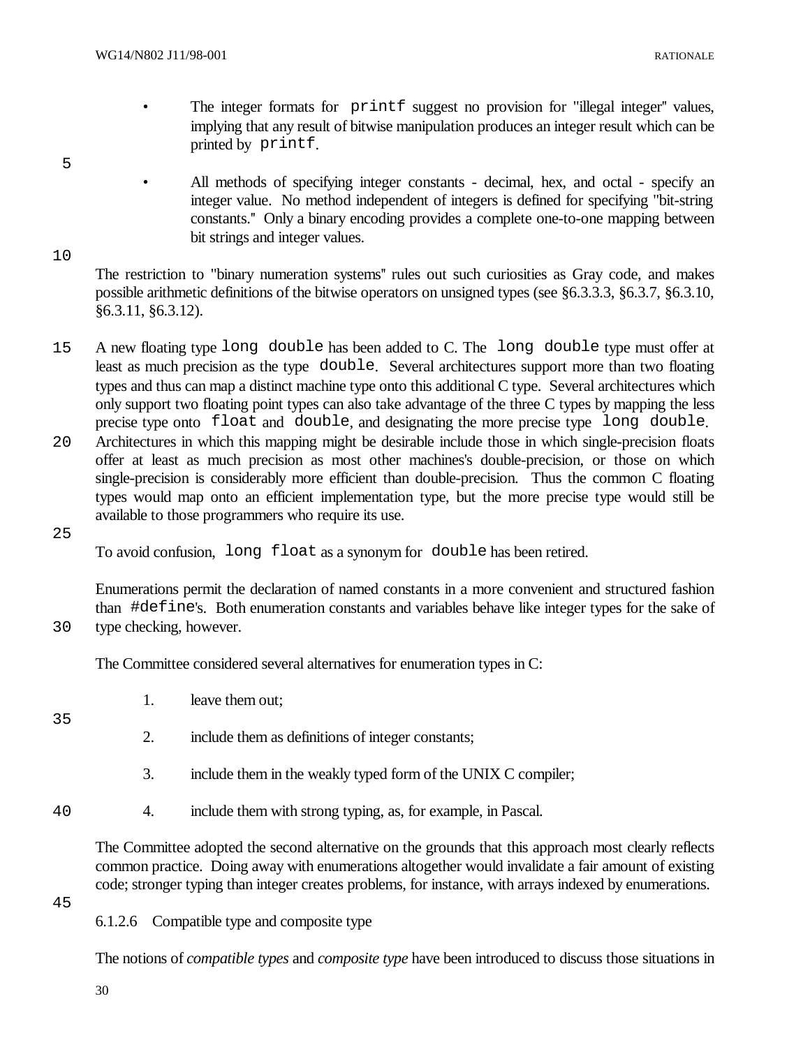- The integer formats for `printf` suggest no provision for "illegal integer" values, implying that any result of bitwise manipulation produces an integer result which can be printed by `printf`.

- All methods of specifying integer constants - decimal, hex, and octal - specify an integer value. No method independent of integers is defined for specifying "bit-string constants." Only a binary encoding provides a complete one-to-one mapping between bit strings and integer values.

The restriction to "binary numeration systems" rules out such curiosities as Gray code, and makes possible arithmetic definitions of the bitwise operators on unsigned types (see §6.3.3.3, §6.3.7, §6.3.10, §6.3.11, §6.3.12).

A new floating type `long double` has been added to C. The `long double` type must offer at least as much precision as the type `double`. Several architectures support more than two floating types and thus can map a distinct machine type onto this additional C type. Several architectures which only support two floating point types can also take advantage of the three C types by mapping the less precise type onto `float` and `double`, and designating the more precise type `long double`. Architectures in which this mapping might be desirable include those in which single-precision floats offer at least as much precision as most other machines's double-precision, or those on which single-precision is considerably more efficient than double-precision. Thus the common C floating types would map onto an efficient implementation type, but the more precise type would still be available to those programmers who require its use.

To avoid confusion, `long float` as a synonym for `double` has been retired.

Enumerations permit the declaration of named constants in a more convenient and structured fashion than `#define`'s. Both enumeration constants and variables behave like integer types for the sake of type checking, however.

The Committee considered several alternatives for enumeration types in C:

1. leave them out;

2. include them as definitions of integer constants;

3. include them in the weakly typed form of the UNIX C compiler;

4. include them with strong typing, as, for example, in Pascal.

The Committee adopted the second alternative on the grounds that this approach most clearly reflects common practice. Doing away with enumerations altogether would invalidate a fair amount of existing code; stronger typing than integer creates problems, for instance, with arrays indexed by enumerations.

### 6.1.2.6 Compatible type and composite type

The notions of *compatible types* and *composite type* have been introduced to discuss those situations in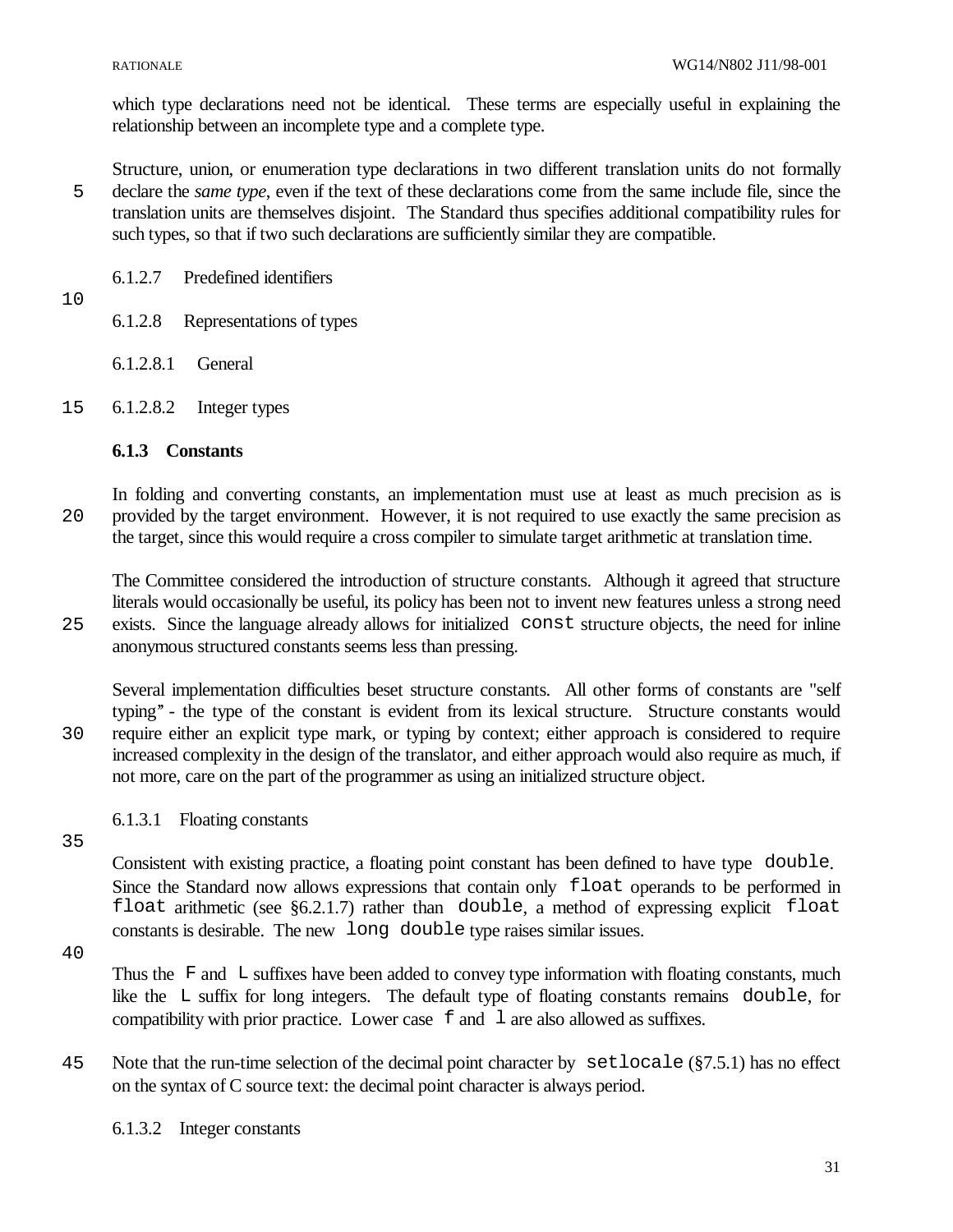which type declarations need not be identical. These terms are especially useful in explaining the relationship between an incomplete type and a complete type.

Structure, union, or enumeration type declarations in two different translation units do not formally declare the *same type*, even if the text of these declarations come from the same include file, since the translation units are themselves disjoint. The Standard thus specifies additional compatibility rules for such types, so that if two such declarations are sufficiently similar they are compatible.

#### 6.1.2.7 Predefined identifiers

#### 6.1.2.8 Representations of types

##### 6.1.2.8.1 General

##### 6.1.2.8.2 Integer types

### 6.1.3 Constants

In folding and converting constants, an implementation must use at least as much precision as is provided by the target environment. However, it is not required to use exactly the same precision as the target, since this would require a cross compiler to simulate target arithmetic at translation time.

The Committee considered the introduction of structure constants. Although it agreed that structure literals would occasionally be useful, its policy has been not to invent new features unless a strong need exists. Since the language already allows for initialized `const` structure objects, the need for inline anonymous structured constants seems less than pressing.

Several implementation difficulties beset structure constants. All other forms of constants are "self typing" - the type of the constant is evident from its lexical structure. Structure constants would require either an explicit type mark, or typing by context; either approach is considered to require increased complexity in the design of the translator, and either approach would also require as much, if not more, care on the part of the programmer as using an initialized structure object.

#### 6.1.3.1 Floating constants

Consistent with existing practice, a floating point constant has been defined to have type `double`. Since the Standard now allows expressions that contain only `float` operands to be performed in `float` arithmetic (see §6.2.1.7) rather than `double`, a method of expressing explicit `float` constants is desirable. The new `long double` type raises similar issues.

Thus the `F` and `L` suffixes have been added to convey type information with floating constants, much like the `L` suffix for long integers. The default type of floating constants remains `double`, for compatibility with prior practice. Lower case `f` and `l` are also allowed as suffixes.

Note that the run-time selection of the decimal point character by `setlocale` (§7.5.1) has no effect on the syntax of C source text: the decimal point character is always period.

#### 6.1.3.2 Integer constants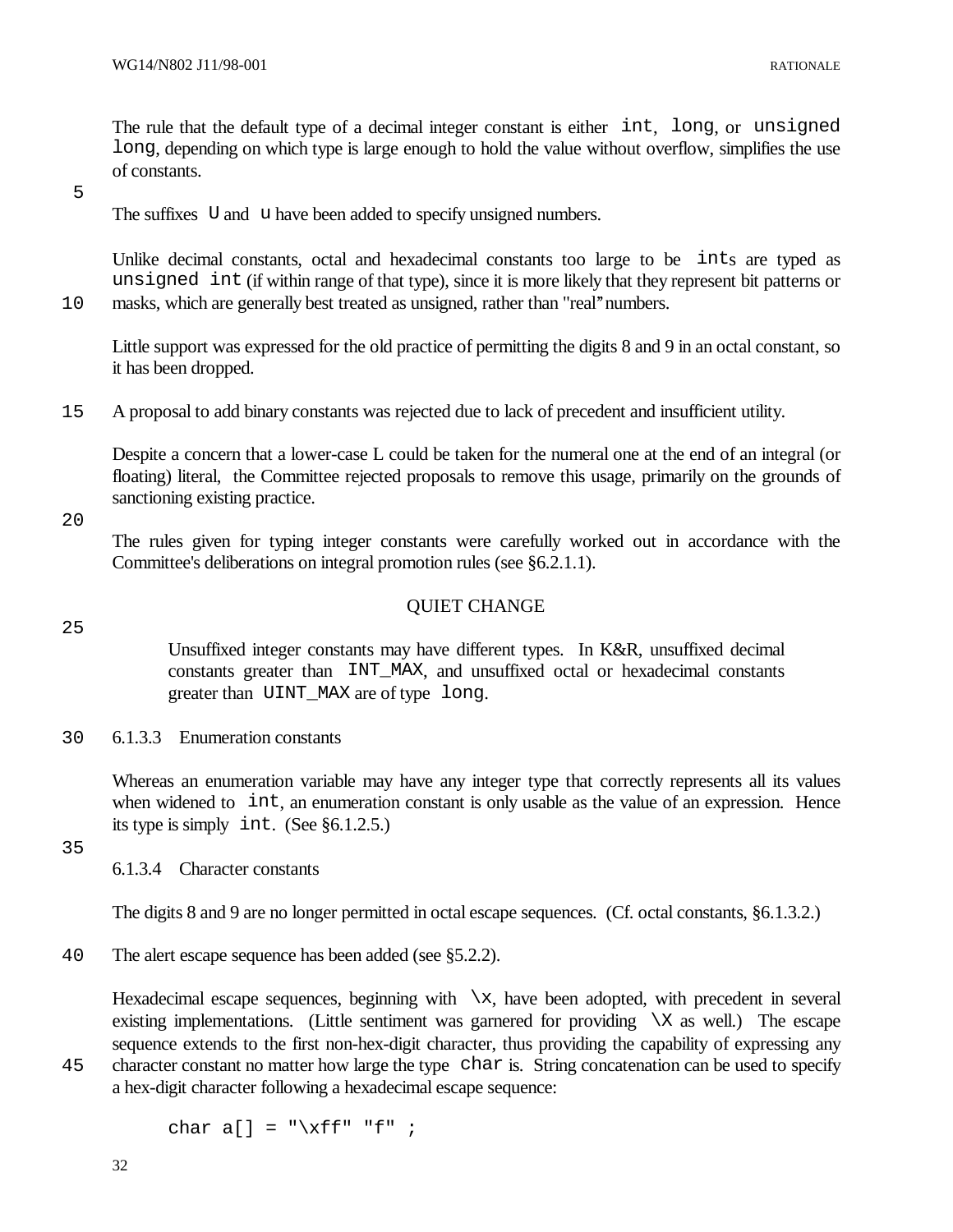The rule that the default type of a decimal integer constant is either `int`, `long`, or `unsigned long`, depending on which type is large enough to hold the value without overflow, simplifies the use of constants.

The suffixes `U` and `u` have been added to specify unsigned numbers.

Unlike decimal constants, octal and hexadecimal constants too large to be `int`s are typed as `unsigned int` (if within range of that type), since it is more likely that they represent bit patterns or masks, which are generally best treated as unsigned, rather than "real" numbers.

Little support was expressed for the old practice of permitting the digits 8 and 9 in an octal constant, so it has been dropped.

A proposal to add binary constants was rejected due to lack of precedent and insufficient utility.

Despite a concern that a lower-case L could be taken for the numeral one at the end of an integral (or floating) literal, the Committee rejected proposals to remove this usage, primarily on the grounds of sanctioning existing practice.

The rules given for typing integer constants were carefully worked out in accordance with the Committee's deliberations on integral promotion rules (see §6.2.1.1).

QUIET CHANGE

> Unsuffixed integer constants may have different types. In K&R, unsuffixed decimal constants greater than `INT_MAX`, and unsuffixed octal or hexadecimal constants greater than `UINT_MAX` are of type `long`.

### 6.1.3.3 Enumeration constants

Whereas an enumeration variable may have any integer type that correctly represents all its values when widened to `int`, an enumeration constant is only usable as the value of an expression. Hence its type is simply `int`. (See §6.1.2.5.)

### 6.1.3.4 Character constants

The digits 8 and 9 are no longer permitted in octal escape sequences. (Cf. octal constants, §6.1.3.2.)

The alert escape sequence has been added (see §5.2.2).

Hexadecimal escape sequences, beginning with `\x`, have been adopted, with precedent in several existing implementations. (Little sentiment was garnered for providing `\X` as well.) The escape sequence extends to the first non-hex-digit character, thus providing the capability of expressing any character constant no matter how large the type `char` is. String concatenation can be used to specify a hex-digit character following a hexadecimal escape sequence:

```
char a[] = "\xff" "f" ;
```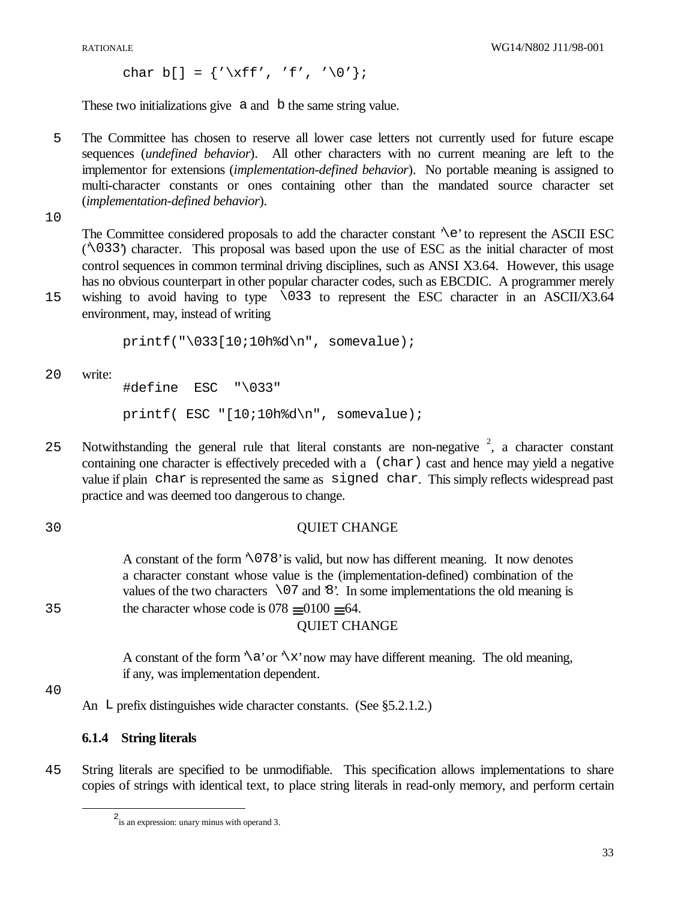```
char b[] = {'\xff', 'f', '\0'};
```

These two initializations give `a` and `b` the same string value.

The Committee has chosen to reserve all lower case letters not currently used for future escape sequences (*undefined behavior*). All other characters with no current meaning are left to the implementor for extensions (*implementation-defined behavior*). No portable meaning is assigned to multi-character constants or ones containing other than the mandated source character set (*implementation-defined behavior*).

The Committee considered proposals to add the character constant `'\e'` to represent the ASCII ESC (`'\033'`) character. This proposal was based upon the use of ESC as the initial character of most control sequences in common terminal driving disciplines, such as ANSI X3.64. However, this usage has no obvious counterpart in other popular character codes, such as EBCDIC. A programmer merely wishing to avoid having to type `\033` to represent the ESC character in an ASCII/X3.64 environment, may, instead of writing

```
printf("\033[10;10h%d\n", somevalue);
```

write:

```
#define  ESC  "\033"

printf( ESC "[10;10h%d\n", somevalue);
```

Notwithstanding the general rule that literal constants are non-negative [2], a character constant containing one character is effectively preceded with a `(char)` cast and hence may yield a negative value if plain `char` is represented the same as `signed char`. This simply reflects widespread past practice and was deemed too dangerous to change.

QUIET CHANGE

> A constant of the form `'\078'` is valid, but now has different meaning. It now denotes a character constant whose value is the (implementation-defined) combination of the values of the two characters `\07` and `'8'`. In some implementations the old meaning is the character whose code is 078 ≡ 0100 ≡ 64.

QUIET CHANGE

> A constant of the form `'\a'` or `'\x'` now may have different meaning. The old meaning, if any, was implementation dependent.

An `L` prefix distinguishes wide character constants. (See §5.2.1.2.)

### 6.1.4 String literals

String literals are specified to be unmodifiable. This specification allows implementations to share copies of strings with identical text, to place string literals in read-only memory, and perform certain

---

[2] is an expression: unary minus with operand 3.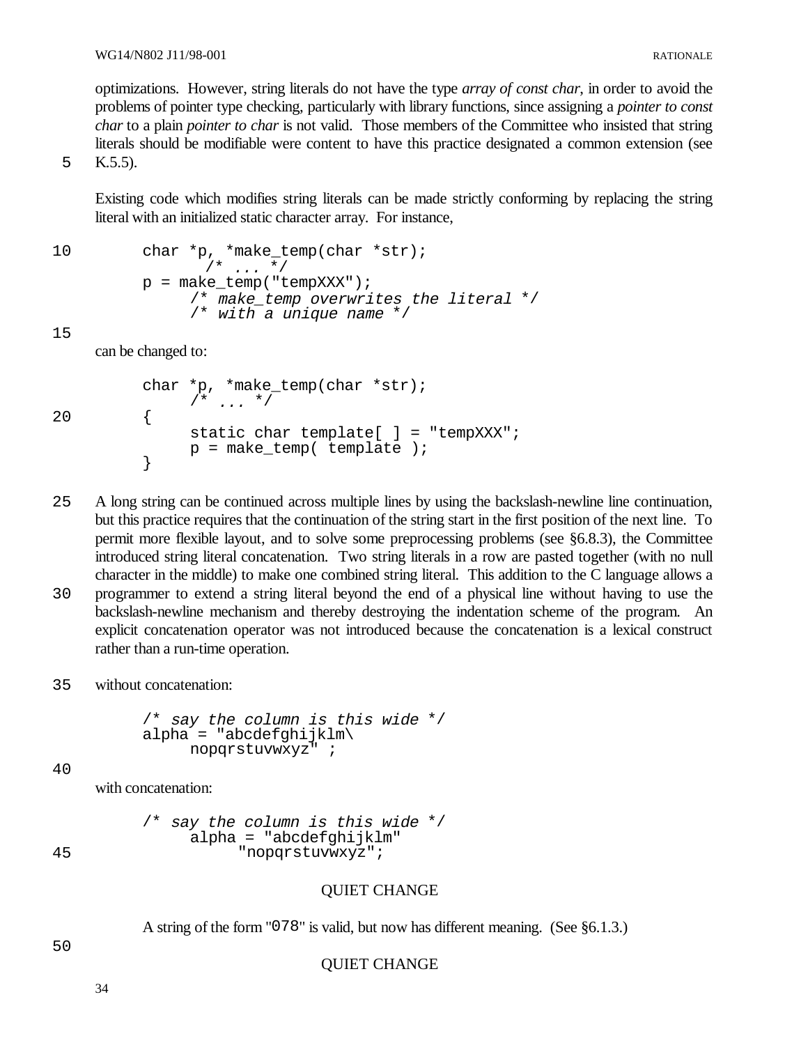optimizations. However, string literals do not have the type *array of const char*, in order to avoid the problems of pointer type checking, particularly with library functions, since assigning a *pointer to const char* to a plain *pointer to char* is not valid. Those members of the Committee who insisted that string literals should be modifiable were content to have this practice designated a common extension (see K.5.5).

Existing code which modifies string literals can be made strictly conforming by replacing the string literal with an initialized static character array. For instance,

```
char *p, *make_temp(char *str);
       /* ... */
p = make_temp("tempXXX");
     /* make_temp overwrites the literal */
     /* with a unique name */
```

can be changed to:

```
char *p, *make_temp(char *str);
     /* ... */
{
     static char template[ ] = "tempXXX";
     p = make_temp( template );
}
```

A long string can be continued across multiple lines by using the backslash-newline line continuation, but this practice requires that the continuation of the string start in the first position of the next line. To permit more flexible layout, and to solve some preprocessing problems (see §6.8.3), the Committee introduced string literal concatenation. Two string literals in a row are pasted together (with no null character in the middle) to make one combined string literal. This addition to the C language allows a programmer to extend a string literal beyond the end of a physical line without having to use the backslash-newline mechanism and thereby destroying the indentation scheme of the program. An explicit concatenation operator was not introduced because the concatenation is a lexical construct rather than a run-time operation.

without concatenation:

```
/* say the column is this wide */
alpha = "abcdefghijklm\
     nopqrstuvwxyz" ;
```

with concatenation:

```
/* say the column is this wide */
     alpha = "abcdefghijklm"
          "nopqrstuvwxyz";
```

QUIET CHANGE

A string of the form "`078`" is valid, but now has different meaning. (See §6.1.3.)

QUIET CHANGE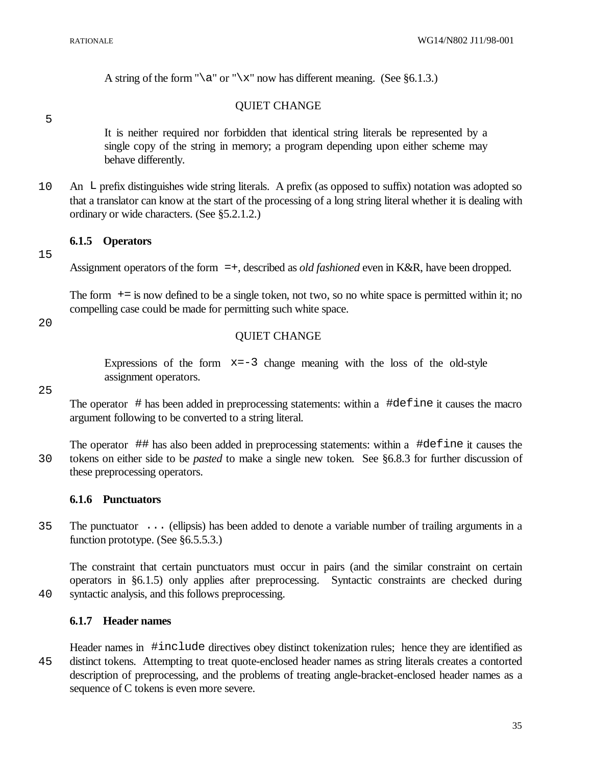A string of the form "`\a`" or "`\x`" now has different meaning. (See §6.1.3.)

QUIET CHANGE

> It is neither required nor forbidden that identical string literals be represented by a single copy of the string in memory; a program depending upon either scheme may behave differently.

An `L` prefix distinguishes wide string literals. A prefix (as opposed to suffix) notation was adopted so that a translator can know at the start of the processing of a long string literal whether it is dealing with ordinary or wide characters. (See §5.2.1.2.)

### 6.1.5 Operators

Assignment operators of the form `=+`, described as *old fashioned* even in K&R, have been dropped.

The form `+=` is now defined to be a single token, not two, so no white space is permitted within it; no compelling case could be made for permitting such white space.

QUIET CHANGE

> Expressions of the form `x=-3` change meaning with the loss of the old-style assignment operators.

The operator `#` has been added in preprocessing statements: within a `#define` it causes the macro argument following to be converted to a string literal.

The operator `##` has also been added in preprocessing statements: within a `#define` it causes the tokens on either side to be *pasted* to make a single new token. See §6.8.3 for further discussion of these preprocessing operators.

### 6.1.6 Punctuators

The punctuator `...` (ellipsis) has been added to denote a variable number of trailing arguments in a function prototype. (See §6.5.5.3.)

The constraint that certain punctuators must occur in pairs (and the similar constraint on certain operators in §6.1.5) only applies after preprocessing. Syntactic constraints are checked during syntactic analysis, and this follows preprocessing.

### 6.1.7 Header names

Header names in `#include` directives obey distinct tokenization rules; hence they are identified as distinct tokens. Attempting to treat quote-enclosed header names as string literals creates a contorted description of preprocessing, and the problems of treating angle-bracket-enclosed header names as a sequence of C tokens is even more severe.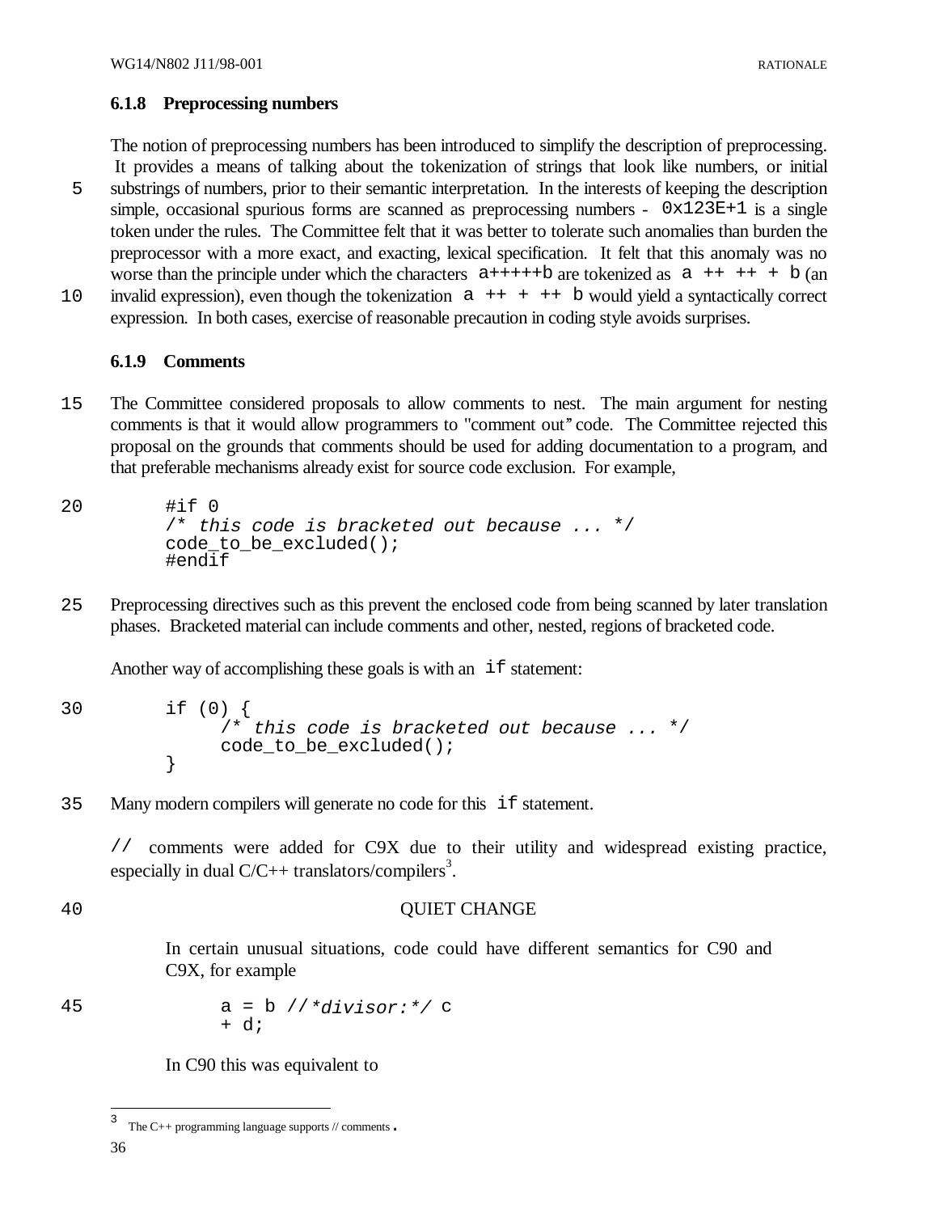### 6.1.8 Preprocessing numbers

The notion of preprocessing numbers has been introduced to simplify the description of preprocessing. It provides a means of talking about the tokenization of strings that look like numbers, or initial substrings of numbers, prior to their semantic interpretation. In the interests of keeping the description simple, occasional spurious forms are scanned as preprocessing numbers - `0x123E+1` is a single token under the rules. The Committee felt that it was better to tolerate such anomalies than burden the preprocessor with a more exact, and exacting, lexical specification. It felt that this anomaly was no worse than the principle under which the characters `a+++++b` are tokenized as `a ++ ++ + b` (an invalid expression), even though the tokenization `a ++ + ++ b` would yield a syntactically correct expression. In both cases, exercise of reasonable precaution in coding style avoids surprises.

### 6.1.9 Comments

The Committee considered proposals to allow comments to nest. The main argument for nesting comments is that it would allow programmers to "comment out" code. The Committee rejected this proposal on the grounds that comments should be used for adding documentation to a program, and that preferable mechanisms already exist for source code exclusion. For example,

```
#if 0
/* this code is bracketed out because ... */
code_to_be_excluded();
#endif
```

Preprocessing directives such as this prevent the enclosed code from being scanned by later translation phases. Bracketed material can include comments and other, nested, regions of bracketed code.

Another way of accomplishing these goals is with an `if` statement:

```
if (0) {
     /* this code is bracketed out because ... */
     code_to_be_excluded();
}
```

Many modern compilers will generate no code for this `if` statement.

`//` comments were added for C9X due to their utility and widespread existing practice, especially in dual C/C++ translators/compilers[3].

QUIET CHANGE

In certain unusual situations, code could have different semantics for C90 and C9X, for example

```
a = b //*divisor:*/ c
+ d;
```

In C90 this was equivalent to

[3] The C++ programming language supports // comments.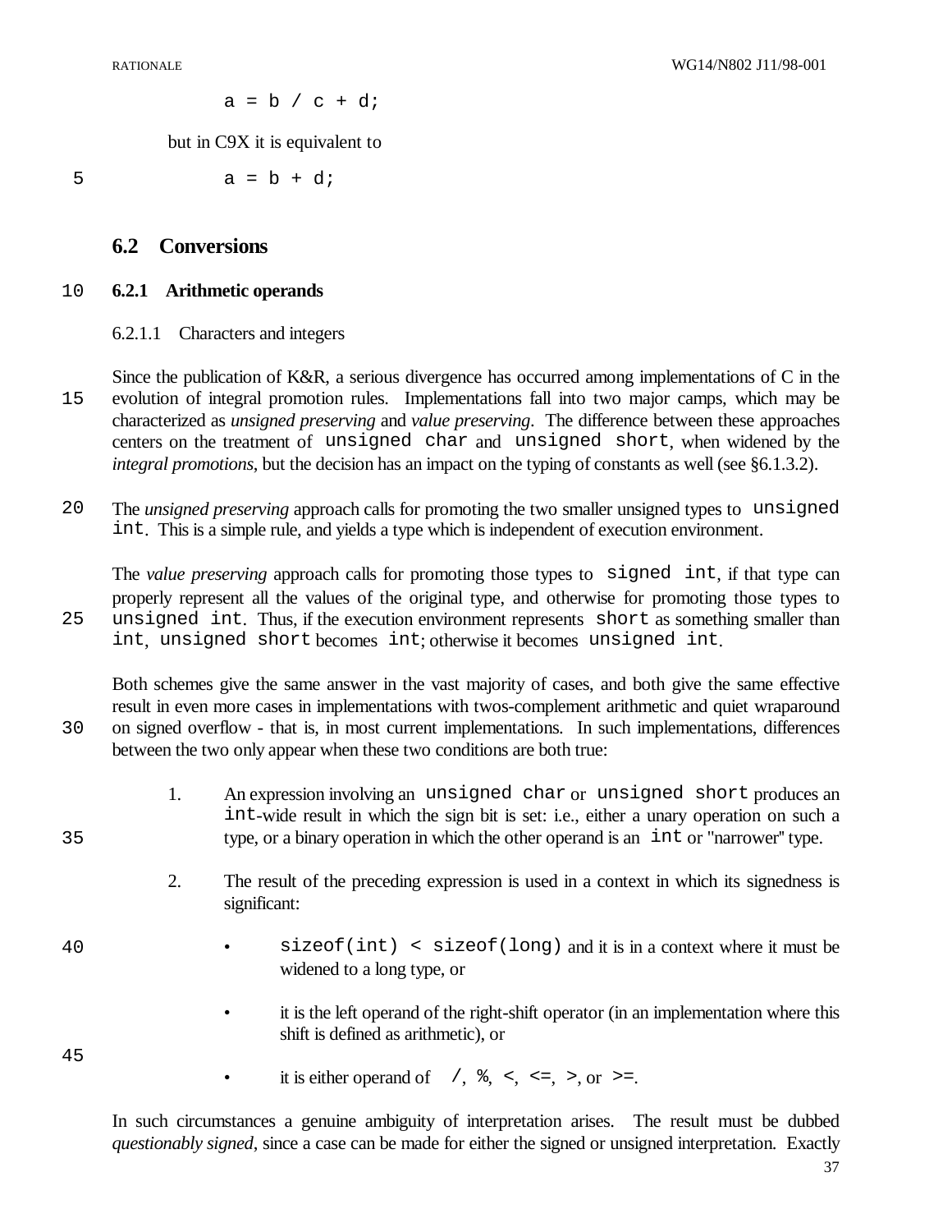```
a = b / c + d;
```

but in C9X it is equivalent to

```
a = b + d;
```

## 6.2 Conversions

### 6.2.1 Arithmetic operands

#### 6.2.1.1 Characters and integers

Since the publication of K&R, a serious divergence has occurred among implementations of C in the evolution of integral promotion rules. Implementations fall into two major camps, which may be characterized as *unsigned preserving* and *value preserving*. The difference between these approaches centers on the treatment of `unsigned char` and `unsigned short`, when widened by the *integral promotions*, but the decision has an impact on the typing of constants as well (see §6.1.3.2).

The *unsigned preserving* approach calls for promoting the two smaller unsigned types to `unsigned int`. This is a simple rule, and yields a type which is independent of execution environment.

The *value preserving* approach calls for promoting those types to `signed int`, if that type can properly represent all the values of the original type, and otherwise for promoting those types to `unsigned int`. Thus, if the execution environment represents `short` as something smaller than `int`, `unsigned short` becomes `int`; otherwise it becomes `unsigned int`.

Both schemes give the same answer in the vast majority of cases, and both give the same effective result in even more cases in implementations with twos-complement arithmetic and quiet wraparound on signed overflow - that is, in most current implementations. In such implementations, differences between the two only appear when these two conditions are both true:

1. An expression involving an `unsigned char` or `unsigned short` produces an `int`-wide result in which the sign bit is set: i.e., either a unary operation on such a type, or a binary operation in which the other operand is an `int` or "narrower" type.

2. The result of the preceding expression is used in a context in which its signedness is significant:

   - `sizeof(int) < sizeof(long)` and it is in a context where it must be widened to a long type, or

   - it is the left operand of the right-shift operator (in an implementation where this shift is defined as arithmetic), or

   - it is either operand of `/`, `%`, `<`, `<=`, `>`, or `>=`.

In such circumstances a genuine ambiguity of interpretation arises. The result must be dubbed *questionably signed*, since a case can be made for either the signed or unsigned interpretation. Exactly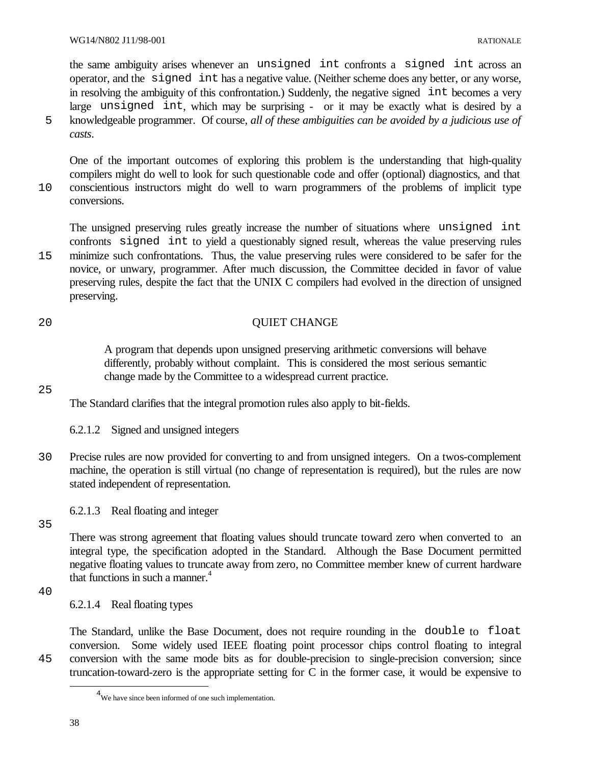the same ambiguity arises whenever an `unsigned int` confronts a `signed int` across an operator, and the `signed int` has a negative value. (Neither scheme does any better, or any worse, in resolving the ambiguity of this confrontation.) Suddenly, the negative signed `int` becomes a very large `unsigned int`, which may be surprising - or it may be exactly what is desired by a knowledgeable programmer. Of course, *all of these ambiguities can be avoided by a judicious use of casts*.

One of the important outcomes of exploring this problem is the understanding that high-quality compilers might do well to look for such questionable code and offer (optional) diagnostics, and that conscientious instructors might do well to warn programmers of the problems of implicit type conversions.

The unsigned preserving rules greatly increase the number of situations where `unsigned int` confronts `signed int` to yield a questionably signed result, whereas the value preserving rules minimize such confrontations. Thus, the value preserving rules were considered to be safer for the novice, or unwary, programmer. After much discussion, the Committee decided in favor of value preserving rules, despite the fact that the UNIX C compilers had evolved in the direction of unsigned preserving.

QUIET CHANGE

> A program that depends upon unsigned preserving arithmetic conversions will behave differently, probably without complaint. This is considered the most serious semantic change made by the Committee to a widespread current practice.

The Standard clarifies that the integral promotion rules also apply to bit-fields.

### 6.2.1.2 Signed and unsigned integers

Precise rules are now provided for converting to and from unsigned integers. On a twos-complement machine, the operation is still virtual (no change of representation is required), but the rules are now stated independent of representation.

### 6.2.1.3 Real floating and integer

There was strong agreement that floating values should truncate toward zero when converted to an integral type, the specification adopted in the Standard. Although the Base Document permitted negative floating values to truncate away from zero, no Committee member knew of current hardware that functions in such a manner.[4]

### 6.2.1.4 Real floating types

The Standard, unlike the Base Document, does not require rounding in the `double` to `float` conversion. Some widely used IEEE floating point processor chips control floating to integral conversion with the same mode bits as for double-precision to single-precision conversion; since truncation-toward-zero is the appropriate setting for C in the former case, it would be expensive to

[4] We have since been informed of one such implementation.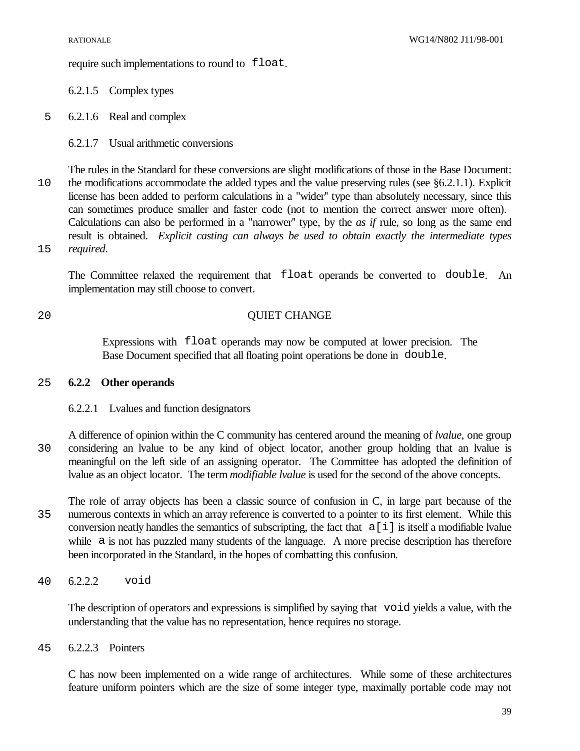require such implementations to round to `float`.

#### 6.2.1.5 Complex types

#### 6.2.1.6 Real and complex

#### 6.2.1.7 Usual arithmetic conversions

The rules in the Standard for these conversions are slight modifications of those in the Base Document: the modifications accommodate the added types and the value preserving rules (see §6.2.1.1). Explicit license has been added to perform calculations in a "wider" type than absolutely necessary, since this can sometimes produce smaller and faster code (not to mention the correct answer more often). Calculations can also be performed in a "narrower" type, by the *as if* rule, so long as the same end result is obtained. *Explicit casting can always be used to obtain exactly the intermediate types required.*

The Committee relaxed the requirement that `float` operands be converted to `double`. An implementation may still choose to convert.

QUIET CHANGE

> Expressions with `float` operands may now be computed at lower precision. The Base Document specified that all floating point operations be done in `double`.

### 6.2.2 Other operands

#### 6.2.2.1 Lvalues and function designators

A difference of opinion within the C community has centered around the meaning of *lvalue*, one group considering an lvalue to be any kind of object locator, another group holding that an lvalue is meaningful on the left side of an assigning operator. The Committee has adopted the definition of lvalue as an object locator. The term *modifiable lvalue* is used for the second of the above concepts.

The role of array objects has been a classic source of confusion in C, in large part because of the numerous contexts in which an array reference is converted to a pointer to its first element. While this conversion neatly handles the semantics of subscripting, the fact that `a[i]` is itself a modifiable lvalue while `a` is not has puzzled many students of the language. A more precise description has therefore been incorporated in the Standard, in the hopes of combatting this confusion.

#### 6.2.2.2 `void`

The description of operators and expressions is simplified by saying that `void` yields a value, with the understanding that the value has no representation, hence requires no storage.

#### 6.2.2.3 Pointers

C has now been implemented on a wide range of architectures. While some of these architectures feature uniform pointers which are the size of some integer type, maximally portable code may not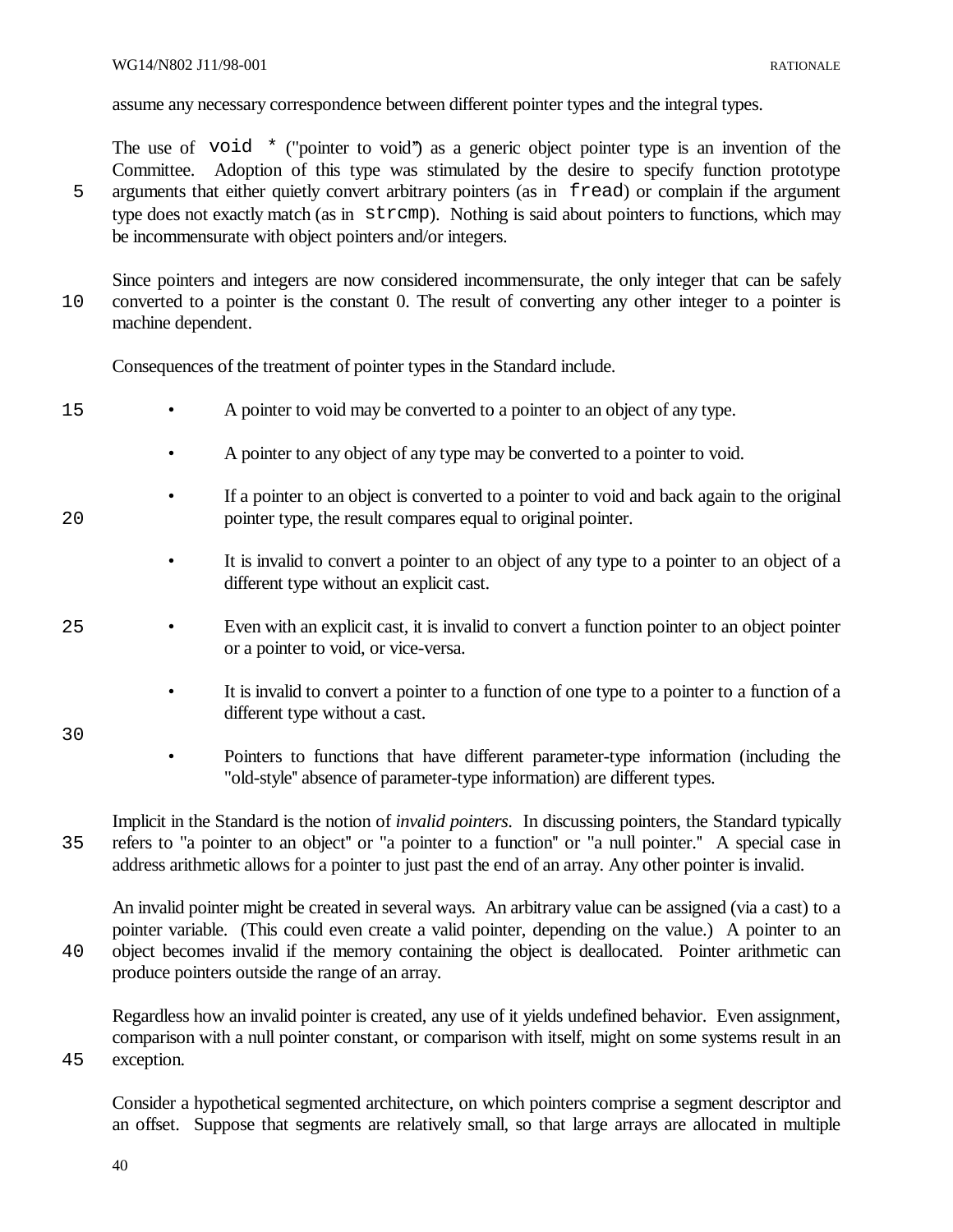assume any necessary correspondence between different pointer types and the integral types.

The use of `void *` ("pointer to void") as a generic object pointer type is an invention of the Committee. Adoption of this type was stimulated by the desire to specify function prototype arguments that either quietly convert arbitrary pointers (as in `fread`) or complain if the argument type does not exactly match (as in `strcmp`). Nothing is said about pointers to functions, which may be incommensurate with object pointers and/or integers.

Since pointers and integers are now considered incommensurate, the only integer that can be safely converted to a pointer is the constant 0. The result of converting any other integer to a pointer is machine dependent.

Consequences of the treatment of pointer types in the Standard include.

- A pointer to void may be converted to a pointer to an object of any type.
- A pointer to any object of any type may be converted to a pointer to void.
- If a pointer to an object is converted to a pointer to void and back again to the original pointer type, the result compares equal to original pointer.
- It is invalid to convert a pointer to an object of any type to a pointer to an object of a different type without an explicit cast.
- Even with an explicit cast, it is invalid to convert a function pointer to an object pointer or a pointer to void, or vice-versa.
- It is invalid to convert a pointer to a function of one type to a pointer to a function of a different type without a cast.
- Pointers to functions that have different parameter-type information (including the "old-style" absence of parameter-type information) are different types.

Implicit in the Standard is the notion of *invalid pointers*. In discussing pointers, the Standard typically refers to "a pointer to an object" or "a pointer to a function" or "a null pointer." A special case in address arithmetic allows for a pointer to just past the end of an array. Any other pointer is invalid.

An invalid pointer might be created in several ways. An arbitrary value can be assigned (via a cast) to a pointer variable. (This could even create a valid pointer, depending on the value.) A pointer to an object becomes invalid if the memory containing the object is deallocated. Pointer arithmetic can produce pointers outside the range of an array.

Regardless how an invalid pointer is created, any use of it yields undefined behavior. Even assignment, comparison with a null pointer constant, or comparison with itself, might on some systems result in an exception.

Consider a hypothetical segmented architecture, on which pointers comprise a segment descriptor and an offset. Suppose that segments are relatively small, so that large arrays are allocated in multiple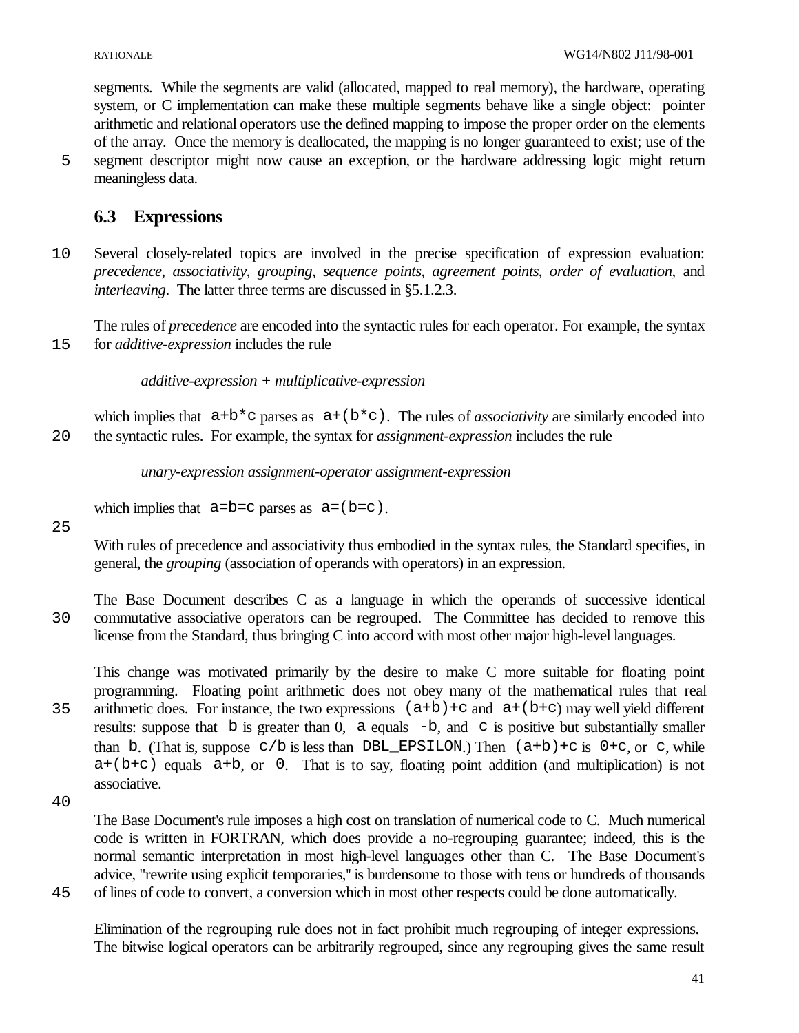segments. While the segments are valid (allocated, mapped to real memory), the hardware, operating system, or C implementation can make these multiple segments behave like a single object: pointer arithmetic and relational operators use the defined mapping to impose the proper order on the elements of the array. Once the memory is deallocated, the mapping is no longer guaranteed to exist; use of the segment descriptor might now cause an exception, or the hardware addressing logic might return meaningless data.

## 6.3 Expressions

Several closely-related topics are involved in the precise specification of expression evaluation: *precedence*, *associativity*, *grouping*, *sequence points*, *agreement points*, *order of evaluation*, and *interleaving*. The latter three terms are discussed in §5.1.2.3.

The rules of *precedence* are encoded into the syntactic rules for each operator. For example, the syntax for *additive-expression* includes the rule

*additive-expression* + *multiplicative-expression*

which implies that `a+b*c` parses as `a+(b*c)`. The rules of *associativity* are similarly encoded into the syntactic rules. For example, the syntax for *assignment-expression* includes the rule

*unary-expression assignment-operator assignment-expression*

which implies that `a=b=c` parses as `a=(b=c)`.

With rules of precedence and associativity thus embodied in the syntax rules, the Standard specifies, in general, the *grouping* (association of operands with operators) in an expression.

The Base Document describes C as a language in which the operands of successive identical commutative associative operators can be regrouped. The Committee has decided to remove this license from the Standard, thus bringing C into accord with most other major high-level languages.

This change was motivated primarily by the desire to make C more suitable for floating point programming. Floating point arithmetic does not obey many of the mathematical rules that real arithmetic does. For instance, the two expressions `(a+b)+c` and `a+(b+c)` may well yield different results: suppose that `b` is greater than 0, `a` equals `-b`, and `c` is positive but substantially smaller than `b`. (That is, suppose `c/b` is less than `DBL_EPSILON`.) Then `(a+b)+c` is `0+c`, or `c`, while `a+(b+c)` equals `a+b`, or `0`. That is to say, floating point addition (and multiplication) is not associative.

The Base Document's rule imposes a high cost on translation of numerical code to C. Much numerical code is written in FORTRAN, which does provide a no-regrouping guarantee; indeed, this is the normal semantic interpretation in most high-level languages other than C. The Base Document's advice, "rewrite using explicit temporaries," is burdensome to those with tens or hundreds of thousands of lines of code to convert, a conversion which in most other respects could be done automatically.

Elimination of the regrouping rule does not in fact prohibit much regrouping of integer expressions. The bitwise logical operators can be arbitrarily regrouped, since any regrouping gives the same result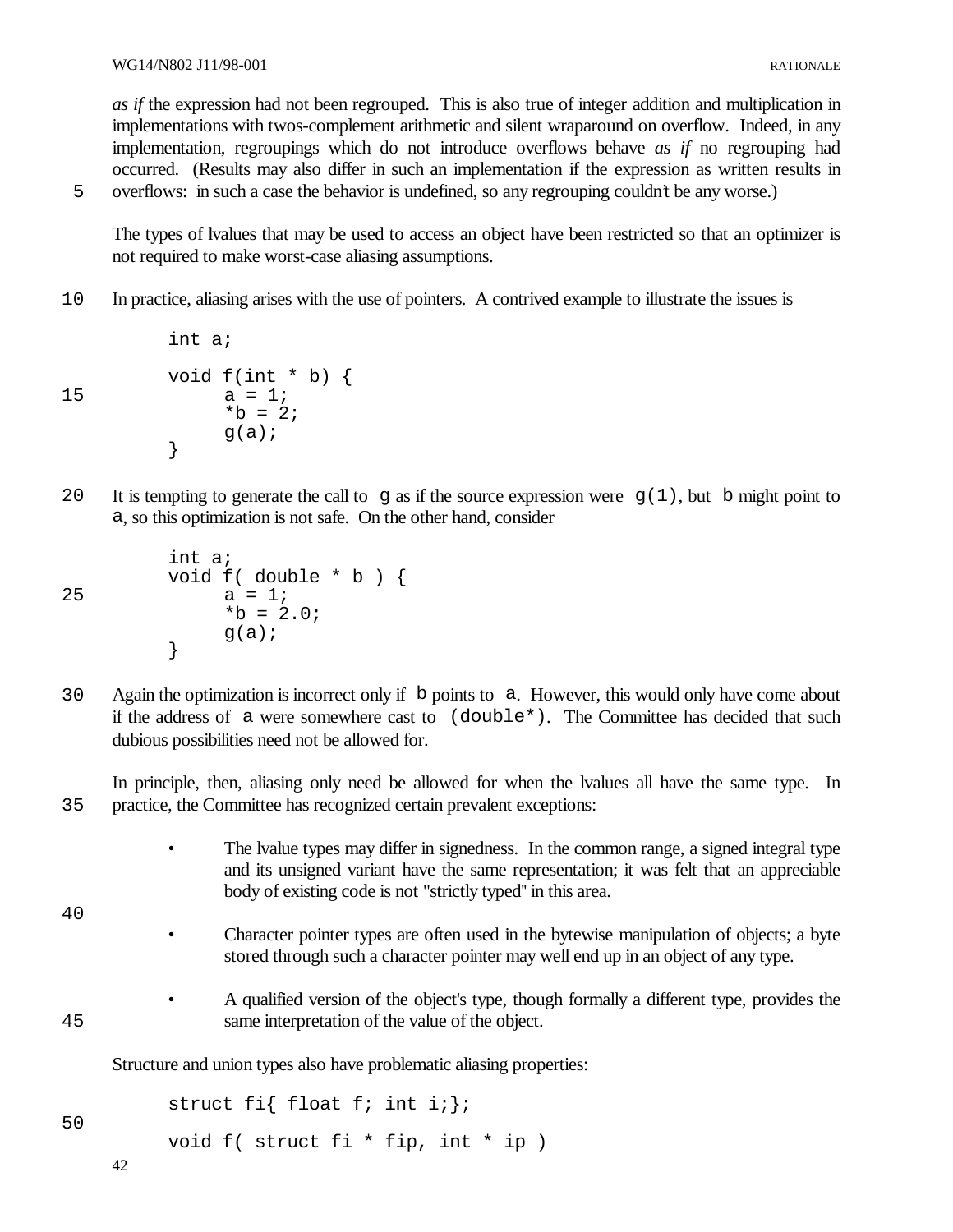*as if* the expression had not been regrouped. This is also true of integer addition and multiplication in implementations with twos-complement arithmetic and silent wraparound on overflow. Indeed, in any implementation, regroupings which do not introduce overflows behave *as if* no regrouping had occurred. (Results may also differ in such an implementation if the expression as written results in overflows: in such a case the behavior is undefined, so any regrouping couldn't be any worse.)

The types of lvalues that may be used to access an object have been restricted so that an optimizer is not required to make worst-case aliasing assumptions.

In practice, aliasing arises with the use of pointers. A contrived example to illustrate the issues is

```
int a;

void f(int * b) {
      a = 1;
      *b = 2;
      g(a);
}
```

It is tempting to generate the call to `g` as if the source expression were `g(1)`, but `b` might point to `a`, so this optimization is not safe. On the other hand, consider

```
int a;
void f( double * b ) {
      a = 1;
      *b = 2.0;
      g(a);
}
```

Again the optimization is incorrect only if `b` points to `a`. However, this would only have come about if the address of `a` were somewhere cast to `(double*)`. The Committee has decided that such dubious possibilities need not be allowed for.

In principle, then, aliasing only need be allowed for when the lvalues all have the same type. In practice, the Committee has recognized certain prevalent exceptions:

- The lvalue types may differ in signedness. In the common range, a signed integral type and its unsigned variant have the same representation; it was felt that an appreciable body of existing code is not "strictly typed" in this area.

- Character pointer types are often used in the bytewise manipulation of objects; a byte stored through such a character pointer may well end up in an object of any type.

- A qualified version of the object's type, though formally a different type, provides the same interpretation of the value of the object.

Structure and union types also have problematic aliasing properties:

```
struct fi{ float f; int i;};

void f( struct fi * fip, int * ip )
```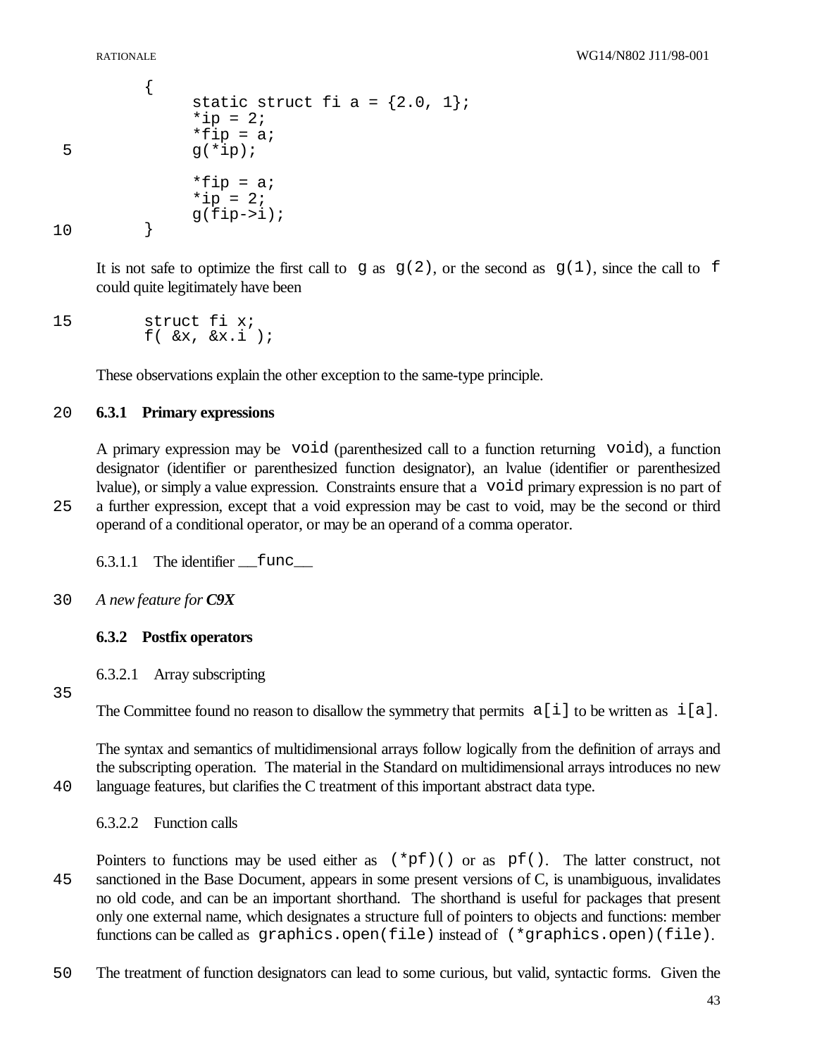```
{
     static struct fi a = {2.0, 1};
     *ip = 2;
     *fip = a;
     g(*ip);

     *fip = a;
     *ip = 2;
     g(fip->i);
}
```

It is not safe to optimize the first call to `g` as `g(2)`, or the second as `g(1)`, since the call to `f` could quite legitimately have been

```
struct fi x;
f( &x, &x.i );
```

These observations explain the other exception to the same-type principle.

### 6.3.1 Primary expressions

A primary expression may be `void` (parenthesized call to a function returning `void`), a function designator (identifier or parenthesized function designator), an lvalue (identifier or parenthesized lvalue), or simply a value expression. Constraints ensure that a `void` primary expression is no part of a further expression, except that a void expression may be cast to void, may be the second or third operand of a conditional operator, or may be an operand of a comma operator.

#### 6.3.1.1 The identifier `__func__`

*A new feature for **C9X***

### 6.3.2 Postfix operators

#### 6.3.2.1 Array subscripting

The Committee found no reason to disallow the symmetry that permits `a[i]` to be written as `i[a]`.

The syntax and semantics of multidimensional arrays follow logically from the definition of arrays and the subscripting operation. The material in the Standard on multidimensional arrays introduces no new language features, but clarifies the C treatment of this important abstract data type.

#### 6.3.2.2 Function calls

Pointers to functions may be used either as `(*pf)()` or as `pf()`. The latter construct, not sanctioned in the Base Document, appears in some present versions of C, is unambiguous, invalidates no old code, and can be an important shorthand. The shorthand is useful for packages that present only one external name, which designates a structure full of pointers to objects and functions: member functions can be called as `graphics.open(file)` instead of `(*graphics.open)(file)`.

The treatment of function designators can lead to some curious, but valid, syntactic forms. Given the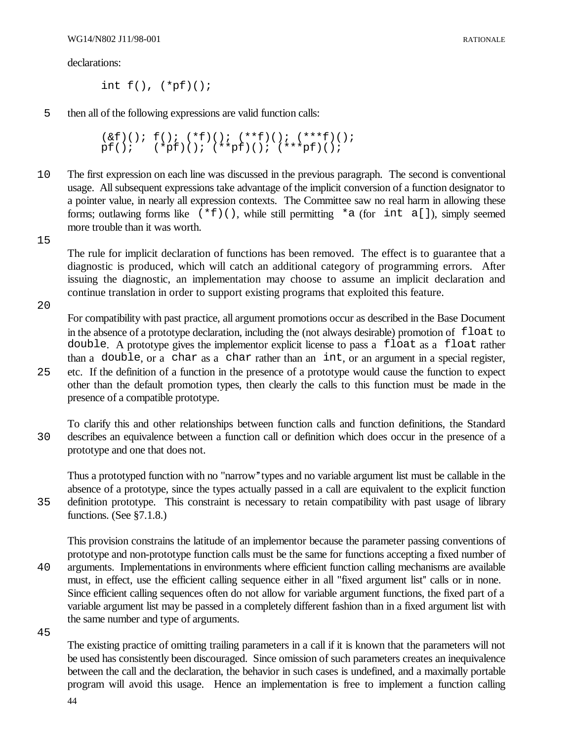declarations:

```
int f(), (*pf)();
```

then all of the following expressions are valid function calls:

```
(&f)(); f(); (*f)(); (**f)(); (***f)();
pf();   (*pf)(); (**pf)(); (***pf)();
```

The first expression on each line was discussed in the previous paragraph. The second is conventional usage. All subsequent expressions take advantage of the implicit conversion of a function designator to a pointer value, in nearly all expression contexts. The Committee saw no real harm in allowing these forms; outlawing forms like `(*f)()`, while still permitting `*a` (for `int a[]`), simply seemed more trouble than it was worth.

The rule for implicit declaration of functions has been removed. The effect is to guarantee that a diagnostic is produced, which will catch an additional category of programming errors. After issuing the diagnostic, an implementation may choose to assume an implicit declaration and continue translation in order to support existing programs that exploited this feature.

For compatibility with past practice, all argument promotions occur as described in the Base Document in the absence of a prototype declaration, including the (not always desirable) promotion of `float` to `double`. A prototype gives the implementor explicit license to pass a `float` as a `float` rather than a `double`, or a `char` as a `char` rather than an `int`, or an argument in a special register, etc. If the definition of a function in the presence of a prototype would cause the function to expect other than the default promotion types, then clearly the calls to this function must be made in the presence of a compatible prototype.

To clarify this and other relationships between function calls and function definitions, the Standard describes an equivalence between a function call or definition which does occur in the presence of a prototype and one that does not.

Thus a prototyped function with no "narrow" types and no variable argument list must be callable in the absence of a prototype, since the types actually passed in a call are equivalent to the explicit function definition prototype. This constraint is necessary to retain compatibility with past usage of library functions. (See §7.1.8.)

This provision constrains the latitude of an implementor because the parameter passing conventions of prototype and non-prototype function calls must be the same for functions accepting a fixed number of arguments. Implementations in environments where efficient function calling mechanisms are available must, in effect, use the efficient calling sequence either in all "fixed argument list" calls or in none. Since efficient calling sequences often do not allow for variable argument functions, the fixed part of a variable argument list may be passed in a completely different fashion than in a fixed argument list with the same number and type of arguments.

The existing practice of omitting trailing parameters in a call if it is known that the parameters will not be used has consistently been discouraged. Since omission of such parameters creates an inequivalence between the call and the declaration, the behavior in such cases is undefined, and a maximally portable program will avoid this usage. Hence an implementation is free to implement a function calling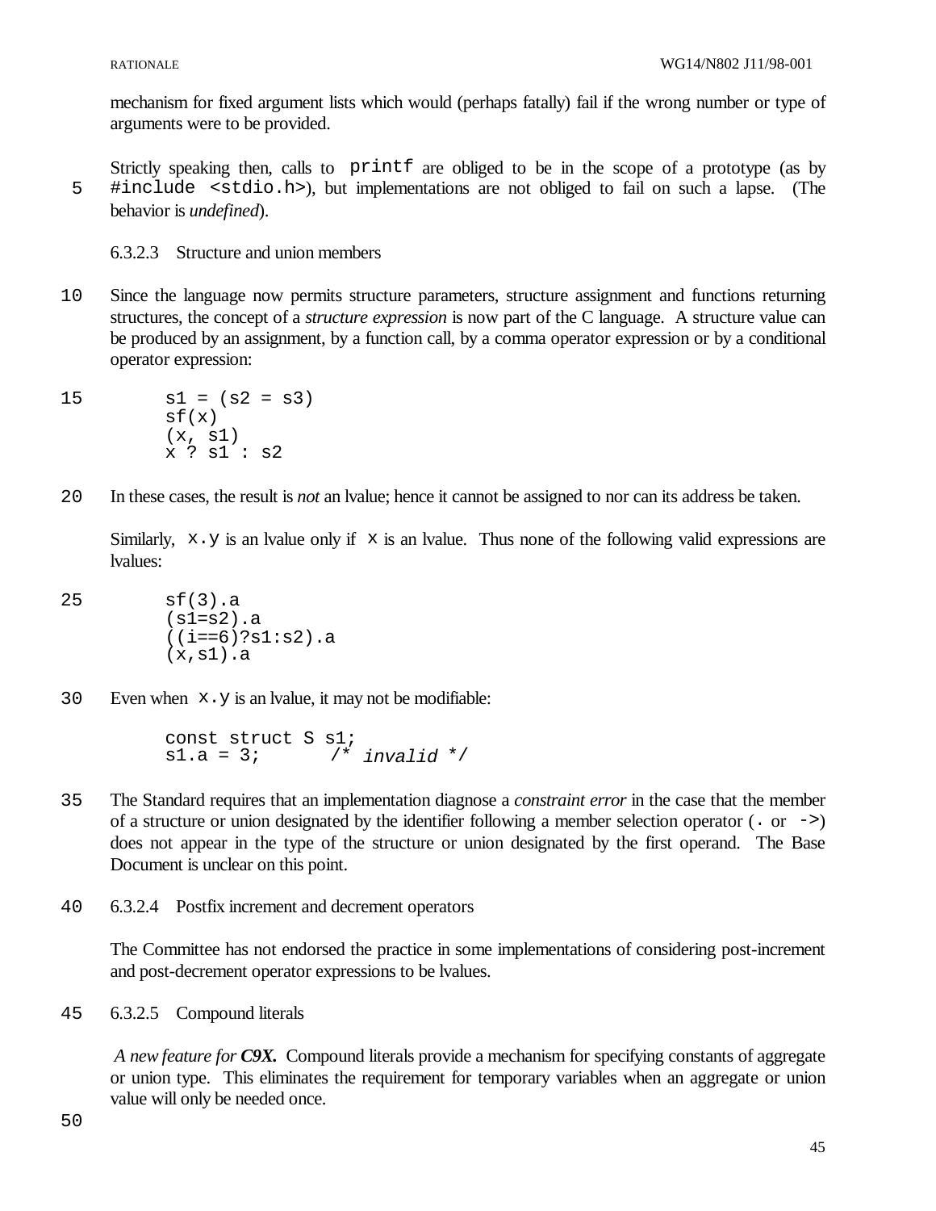mechanism for fixed argument lists which would (perhaps fatally) fail if the wrong number or type of arguments were to be provided.

Strictly speaking then, calls to `printf` are obliged to be in the scope of a prototype (as by `#include <stdio.h>`), but implementations are not obliged to fail on such a lapse. (The behavior is *undefined*).

### 6.3.2.3 Structure and union members

Since the language now permits structure parameters, structure assignment and functions returning structures, the concept of a *structure expression* is now part of the C language. A structure value can be produced by an assignment, by a function call, by a comma operator expression or by a conditional operator expression:

```
s1 = (s2 = s3)
sf(x)
(x, s1)
x ? s1 : s2
```

In these cases, the result is *not* an lvalue; hence it cannot be assigned to nor can its address be taken.

Similarly, `x.y` is an lvalue only if `x` is an lvalue. Thus none of the following valid expressions are lvalues:

```
sf(3).a
(s1=s2).a
((i==6)?s1:s2).a
(x,s1).a
```

Even when `x.y` is an lvalue, it may not be modifiable:

```
const struct S s1;
s1.a = 3;       /* invalid */
```

The Standard requires that an implementation diagnose a *constraint error* in the case that the member of a structure or union designated by the identifier following a member selection operator (`.` or `->`) does not appear in the type of the structure or union designated by the first operand. The Base Document is unclear on this point.

### 6.3.2.4 Postfix increment and decrement operators

The Committee has not endorsed the practice in some implementations of considering post-increment and post-decrement operator expressions to be lvalues.

### 6.3.2.5 Compound literals

*A new feature for **C9X.*** Compound literals provide a mechanism for specifying constants of aggregate or union type. This eliminates the requirement for temporary variables when an aggregate or union value will only be needed once.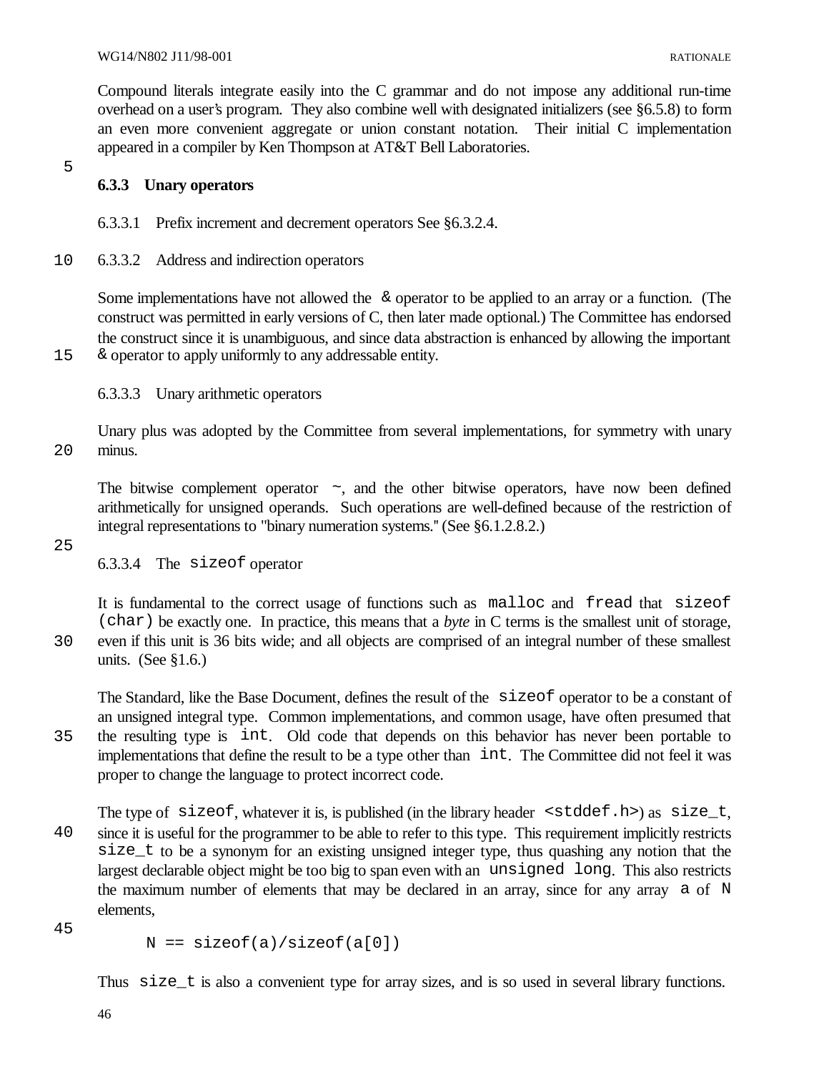Compound literals integrate easily into the C grammar and do not impose any additional run-time overhead on a user's program. They also combine well with designated initializers (see §6.5.8) to form an even more convenient aggregate or union constant notation. Their initial C implementation appeared in a compiler by Ken Thompson at AT&T Bell Laboratories.

### 6.3.3 Unary operators

#### 6.3.3.1 Prefix increment and decrement operators See §6.3.2.4.

#### 6.3.3.2 Address and indirection operators

Some implementations have not allowed the `&` operator to be applied to an array or a function. (The construct was permitted in early versions of C, then later made optional.) The Committee has endorsed the construct since it is unambiguous, and since data abstraction is enhanced by allowing the important `&` operator to apply uniformly to any addressable entity.

#### 6.3.3.3 Unary arithmetic operators

Unary plus was adopted by the Committee from several implementations, for symmetry with unary minus.

The bitwise complement operator `~`, and the other bitwise operators, have now been defined arithmetically for unsigned operands. Such operations are well-defined because of the restriction of integral representations to "binary numeration systems." (See §6.1.2.8.2.)

#### 6.3.3.4 The `sizeof` operator

It is fundamental to the correct usage of functions such as `malloc` and `fread` that `sizeof (char)` be exactly one. In practice, this means that a *byte* in C terms is the smallest unit of storage, even if this unit is 36 bits wide; and all objects are comprised of an integral number of these smallest units. (See §1.6.)

The Standard, like the Base Document, defines the result of the `sizeof` operator to be a constant of an unsigned integral type. Common implementations, and common usage, have often presumed that the resulting type is `int`. Old code that depends on this behavior has never been portable to implementations that define the result to be a type other than `int`. The Committee did not feel it was proper to change the language to protect incorrect code.

The type of `sizeof`, whatever it is, is published (in the library header `<stddef.h>`) as `size_t`, since it is useful for the programmer to be able to refer to this type. This requirement implicitly restricts `size_t` to be a synonym for an existing unsigned integer type, thus quashing any notion that the largest declarable object might be too big to span even with an `unsigned long`. This also restricts the maximum number of elements that may be declared in an array, since for any array `a` of `N` elements,

```
N == sizeof(a)/sizeof(a[0])
```

Thus `size_t` is also a convenient type for array sizes, and is so used in several library functions.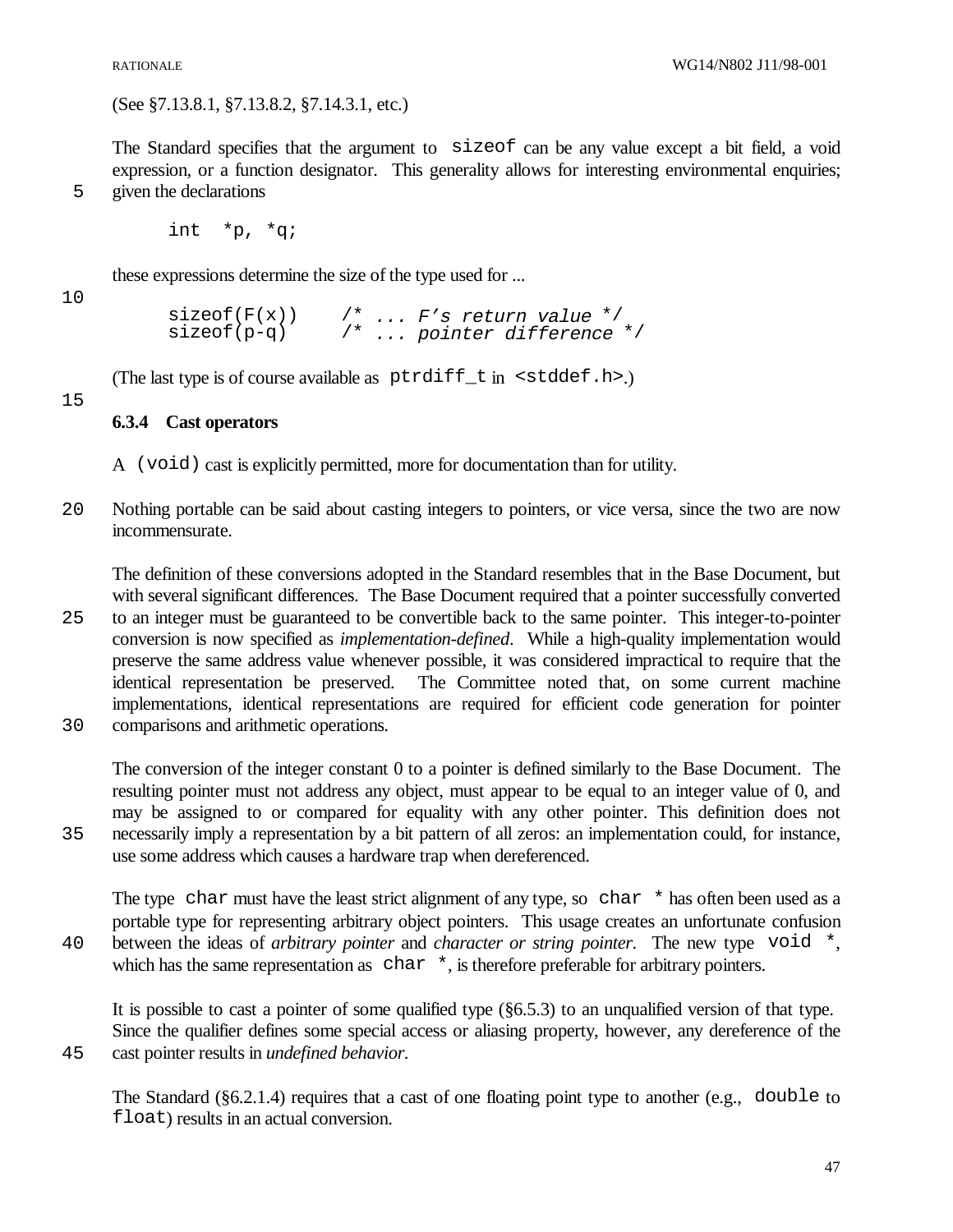(See §7.13.8.1, §7.13.8.2, §7.14.3.1, etc.)

The Standard specifies that the argument to `sizeof` can be any value except a bit field, a void expression, or a function designator. This generality allows for interesting environmental enquiries; given the declarations

```
int  *p, *q;
```

these expressions determine the size of the type used for ...

```
sizeof(F(x))    /* ... F's return value */
sizeof(p-q)     /* ... pointer difference */
```

(The last type is of course available as `ptrdiff_t` in `<stddef.h>`.)

### 6.3.4 Cast operators

A `(void)` cast is explicitly permitted, more for documentation than for utility.

Nothing portable can be said about casting integers to pointers, or vice versa, since the two are now incommensurate.

The definition of these conversions adopted in the Standard resembles that in the Base Document, but with several significant differences. The Base Document required that a pointer successfully converted to an integer must be guaranteed to be convertible back to the same pointer. This integer-to-pointer conversion is now specified as *implementation-defined*. While a high-quality implementation would preserve the same address value whenever possible, it was considered impractical to require that the identical representation be preserved. The Committee noted that, on some current machine implementations, identical representations are required for efficient code generation for pointer comparisons and arithmetic operations.

The conversion of the integer constant 0 to a pointer is defined similarly to the Base Document. The resulting pointer must not address any object, must appear to be equal to an integer value of 0, and may be assigned to or compared for equality with any other pointer. This definition does not necessarily imply a representation by a bit pattern of all zeros: an implementation could, for instance, use some address which causes a hardware trap when dereferenced.

The type `char` must have the least strict alignment of any type, so `char *` has often been used as a portable type for representing arbitrary object pointers. This usage creates an unfortunate confusion between the ideas of *arbitrary pointer* and *character or string pointer*. The new type `void *`, which has the same representation as `char *`, is therefore preferable for arbitrary pointers.

It is possible to cast a pointer of some qualified type (§6.5.3) to an unqualified version of that type. Since the qualifier defines some special access or aliasing property, however, any dereference of the cast pointer results in *undefined behavior*.

The Standard (§6.2.1.4) requires that a cast of one floating point type to another (e.g., `double` to `float`) results in an actual conversion.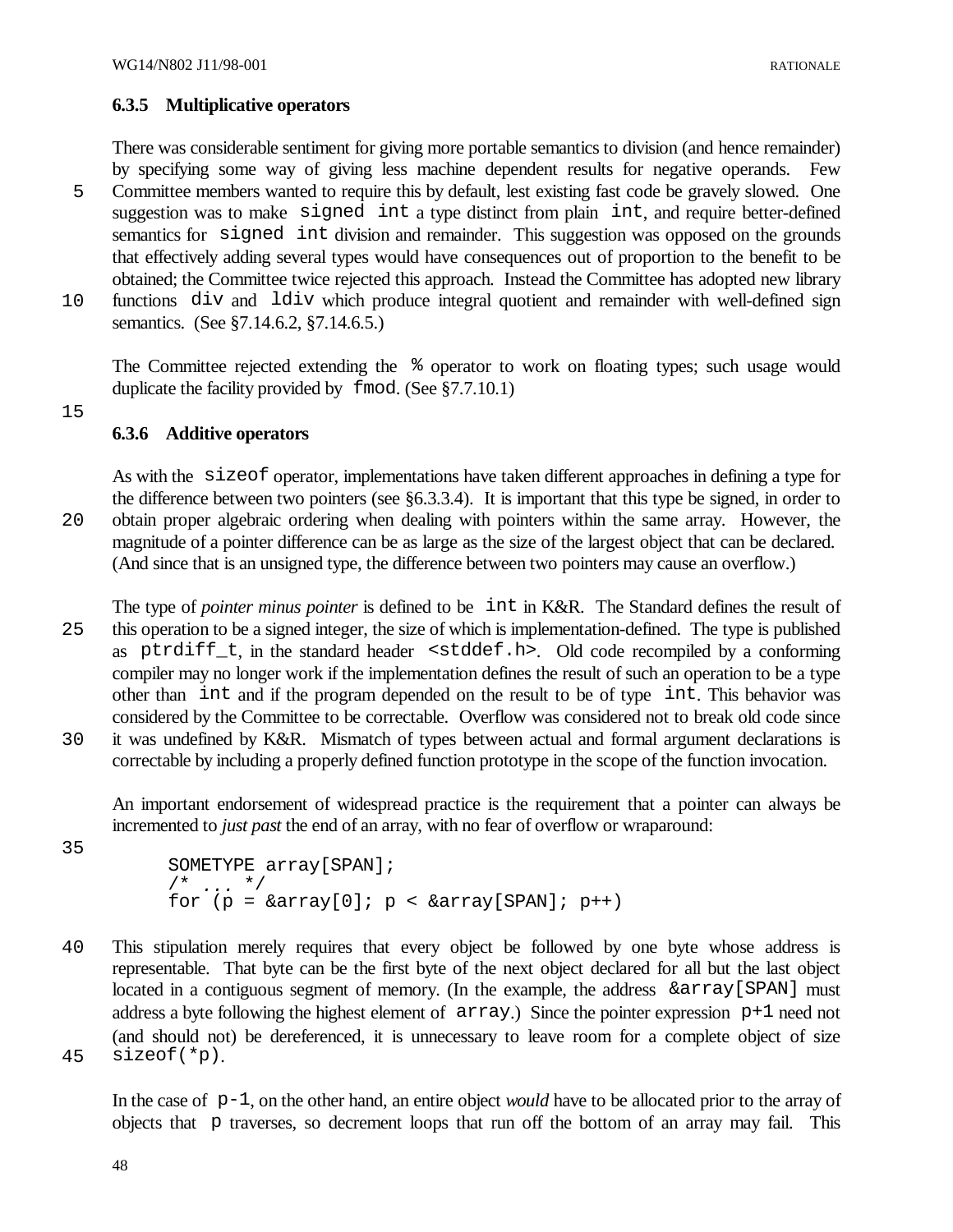### 6.3.5 Multiplicative operators

There was considerable sentiment for giving more portable semantics to division (and hence remainder) by specifying some way of giving less machine dependent results for negative operands. Few Committee members wanted to require this by default, lest existing fast code be gravely slowed. One suggestion was to make `signed int` a type distinct from plain `int`, and require better-defined semantics for `signed int` division and remainder. This suggestion was opposed on the grounds that effectively adding several types would have consequences out of proportion to the benefit to be obtained; the Committee twice rejected this approach. Instead the Committee has adopted new library functions `div` and `ldiv` which produce integral quotient and remainder with well-defined sign semantics. (See §7.14.6.2, §7.14.6.5.)

The Committee rejected extending the `%` operator to work on floating types; such usage would duplicate the facility provided by `fmod`. (See §7.7.10.1)

### 6.3.6 Additive operators

As with the `sizeof` operator, implementations have taken different approaches in defining a type for the difference between two pointers (see §6.3.3.4). It is important that this type be signed, in order to obtain proper algebraic ordering when dealing with pointers within the same array. However, the magnitude of a pointer difference can be as large as the size of the largest object that can be declared. (And since that is an unsigned type, the difference between two pointers may cause an overflow.)

The type of *pointer minus pointer* is defined to be `int` in K&R. The Standard defines the result of this operation to be a signed integer, the size of which is implementation-defined. The type is published as `ptrdiff_t`, in the standard header `<stddef.h>`. Old code recompiled by a conforming compiler may no longer work if the implementation defines the result of such an operation to be a type other than `int` and if the program depended on the result to be of type `int`. This behavior was considered by the Committee to be correctable. Overflow was considered not to break old code since it was undefined by K&R. Mismatch of types between actual and formal argument declarations is correctable by including a properly defined function prototype in the scope of the function invocation.

An important endorsement of widespread practice is the requirement that a pointer can always be incremented to *just past* the end of an array, with no fear of overflow or wraparound:

```
SOMETYPE array[SPAN];
/* ... */
for (p = &array[0]; p < &array[SPAN]; p++)
```

This stipulation merely requires that every object be followed by one byte whose address is representable. That byte can be the first byte of the next object declared for all but the last object located in a contiguous segment of memory. (In the example, the address `&array[SPAN]` must address a byte following the highest element of `array`.) Since the pointer expression `p+1` need not (and should not) be dereferenced, it is unnecessary to leave room for a complete object of size `sizeof(*p)`.

In the case of `p-1`, on the other hand, an entire object *would* have to be allocated prior to the array of objects that `p` traverses, so decrement loops that run off the bottom of an array may fail. This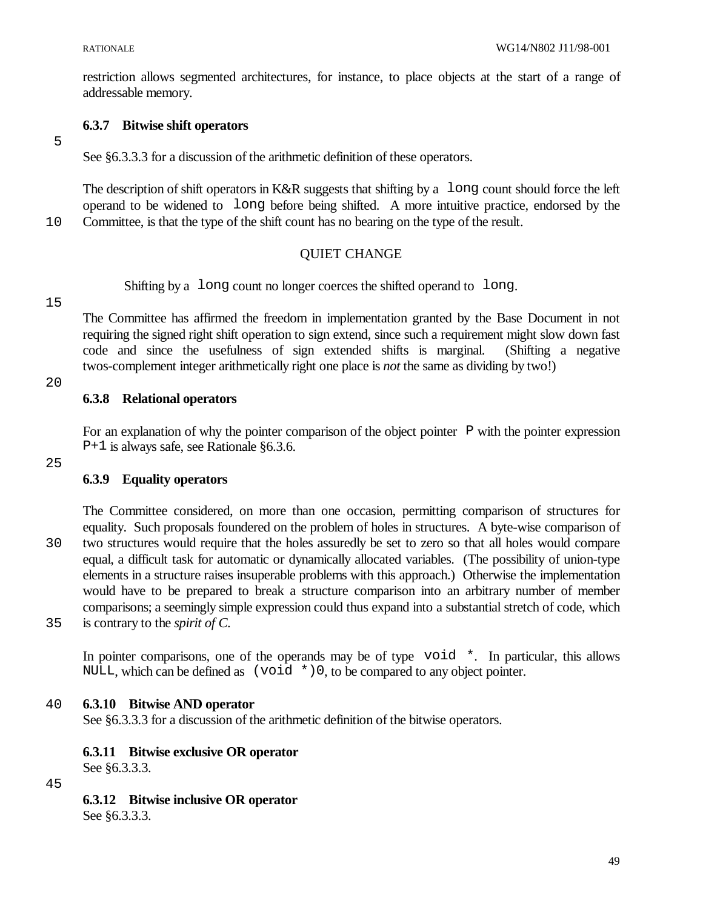restriction allows segmented architectures, for instance, to place objects at the start of a range of addressable memory.

### 6.3.7 Bitwise shift operators

See §6.3.3.3 for a discussion of the arithmetic definition of these operators.

The description of shift operators in K&R suggests that shifting by a `long` count should force the left operand to be widened to `long` before being shifted. A more intuitive practice, endorsed by the Committee, is that the type of the shift count has no bearing on the type of the result.

QUIET CHANGE

> Shifting by a `long` count no longer coerces the shifted operand to `long`.

The Committee has affirmed the freedom in implementation granted by the Base Document in not requiring the signed right shift operation to sign extend, since such a requirement might slow down fast code and since the usefulness of sign extended shifts is marginal. (Shifting a negative twos-complement integer arithmetically right one place is *not* the same as dividing by two!)

### 6.3.8 Relational operators

For an explanation of why the pointer comparison of the object pointer `P` with the pointer expression `P+1` is always safe, see Rationale §6.3.6.

### 6.3.9 Equality operators

The Committee considered, on more than one occasion, permitting comparison of structures for equality. Such proposals foundered on the problem of holes in structures. A byte-wise comparison of two structures would require that the holes assuredly be set to zero so that all holes would compare equal, a difficult task for automatic or dynamically allocated variables. (The possibility of union-type elements in a structure raises insuperable problems with this approach.) Otherwise the implementation would have to be prepared to break a structure comparison into an arbitrary number of member comparisons; a seemingly simple expression could thus expand into a substantial stretch of code, which is contrary to the *spirit of C*.

In pointer comparisons, one of the operands may be of type `void *`. In particular, this allows `NULL`, which can be defined as `(void *)0`, to be compared to any object pointer.

### 6.3.10 Bitwise AND operator

See §6.3.3.3 for a discussion of the arithmetic definition of the bitwise operators.

### 6.3.11 Bitwise exclusive OR operator

See §6.3.3.3.

### 6.3.12 Bitwise inclusive OR operator

See §6.3.3.3.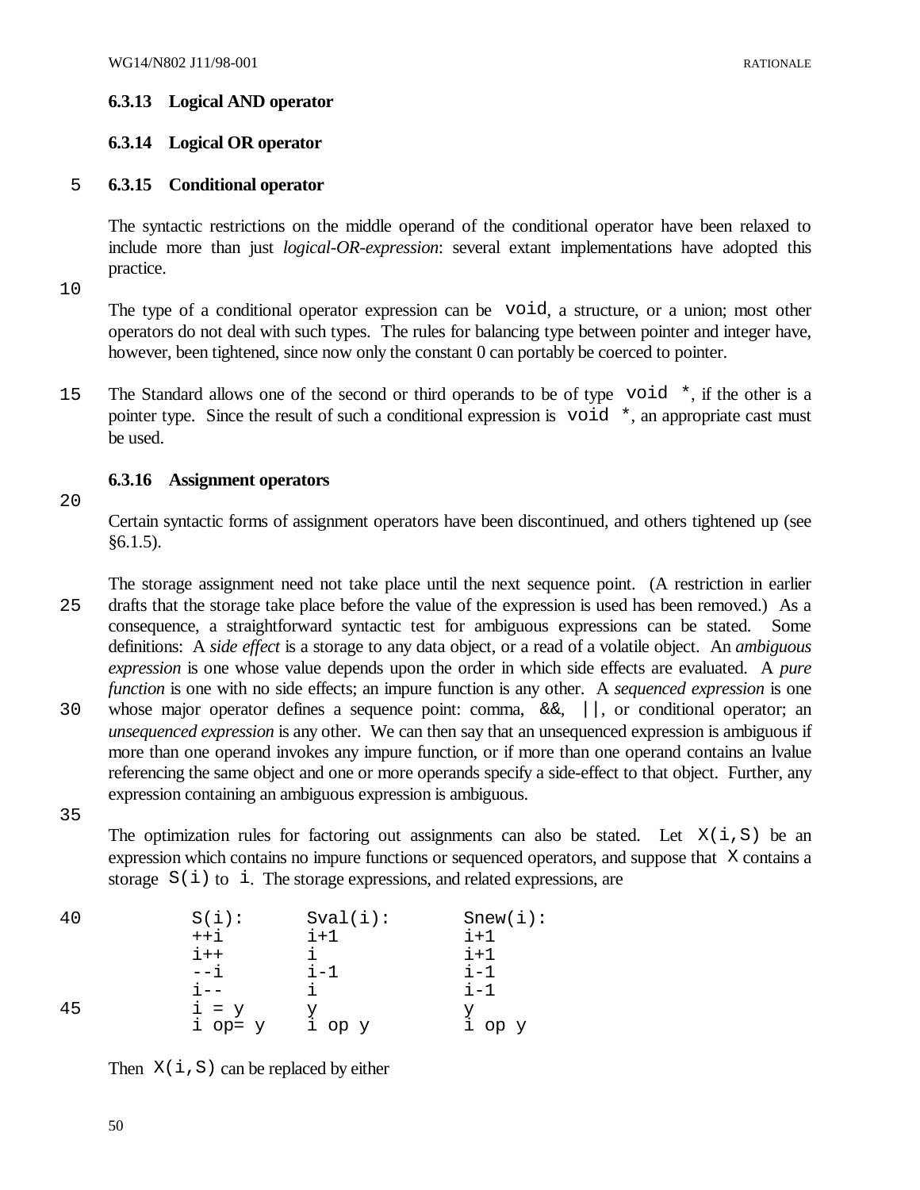### 6.3.13 Logical AND operator

### 6.3.14 Logical OR operator

### 6.3.15 Conditional operator

The syntactic restrictions on the middle operand of the conditional operator have been relaxed to include more than just *logical-OR-expression*: several extant implementations have adopted this practice.

The type of a conditional operator expression can be `void`, a structure, or a union; most other operators do not deal with such types. The rules for balancing type between pointer and integer have, however, been tightened, since now only the constant 0 can portably be coerced to pointer.

The Standard allows one of the second or third operands to be of type `void *`, if the other is a pointer type. Since the result of such a conditional expression is `void *`, an appropriate cast must be used.

### 6.3.16 Assignment operators

Certain syntactic forms of assignment operators have been discontinued, and others tightened up (see §6.1.5).

The storage assignment need not take place until the next sequence point. (A restriction in earlier drafts that the storage take place before the value of the expression is used has been removed.) As a consequence, a straightforward syntactic test for ambiguous expressions can be stated. Some definitions: A *side effect* is a storage to any data object, or a read of a volatile object. An *ambiguous expression* is one whose value depends upon the order in which side effects are evaluated. A *pure function* is one with no side effects; an impure function is any other. A *sequenced expression* is one whose major operator defines a sequence point: comma, `&&`, `||`, or conditional operator; an *unsequenced expression* is any other. We can then say that an unsequenced expression is ambiguous if more than one operand invokes any impure function, or if more than one operand contains an lvalue referencing the same object and one or more operands specify a side-effect to that object. Further, any expression containing an ambiguous expression is ambiguous.

The optimization rules for factoring out assignments can also be stated. Let `X(i,S)` be an expression which contains no impure functions or sequenced operators, and suppose that `X` contains a storage `S(i)` to `i`. The storage expressions, and related expressions, are

```
S(i):       Sval(i):      Snew(i):
++i         i+1           i+1
i++         i             i+1
--i         i-1           i-1
i--         i             i-1
i = y       y             y
i op= y     i op y        i op y
```

Then `X(i,S)` can be replaced by either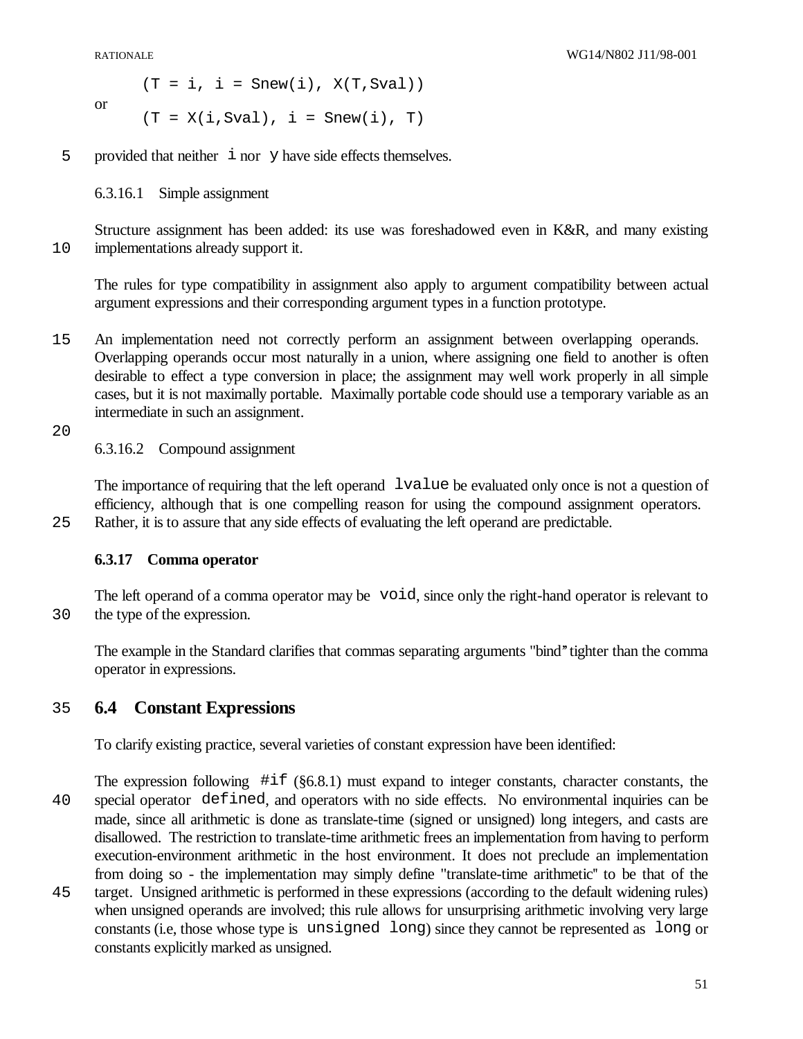```
(T = i, i = Snew(i), X(T,Sval))
```

or

```
(T = X(i,Sval), i = Snew(i), T)
```

provided that neither `i` nor `y` have side effects themselves.

6.3.16.1 Simple assignment

Structure assignment has been added: its use was foreshadowed even in K&R, and many existing implementations already support it.

The rules for type compatibility in assignment also apply to argument compatibility between actual argument expressions and their corresponding argument types in a function prototype.

An implementation need not correctly perform an assignment between overlapping operands. Overlapping operands occur most naturally in a union, where assigning one field to another is often desirable to effect a type conversion in place; the assignment may well work properly in all simple cases, but it is not maximally portable. Maximally portable code should use a temporary variable as an intermediate in such an assignment.

6.3.16.2 Compound assignment

The importance of requiring that the left operand `lvalue` be evaluated only once is not a question of efficiency, although that is one compelling reason for using the compound assignment operators. Rather, it is to assure that any side effects of evaluating the left operand are predictable.

### 6.3.17 Comma operator

The left operand of a comma operator may be `void`, since only the right-hand operator is relevant to the type of the expression.

The example in the Standard clarifies that commas separating arguments "bind" tighter than the comma operator in expressions.

## 6.4 Constant Expressions

To clarify existing practice, several varieties of constant expression have been identified:

The expression following `#if` (§6.8.1) must expand to integer constants, character constants, the special operator `defined`, and operators with no side effects. No environmental inquiries can be made, since all arithmetic is done as translate-time (signed or unsigned) long integers, and casts are disallowed. The restriction to translate-time arithmetic frees an implementation from having to perform execution-environment arithmetic in the host environment. It does not preclude an implementation from doing so - the implementation may simply define "translate-time arithmetic" to be that of the target. Unsigned arithmetic is performed in these expressions (according to the default widening rules) when unsigned operands are involved; this rule allows for unsurprising arithmetic involving very large constants (i.e, those whose type is `unsigned long`) since they cannot be represented as `long` or constants explicitly marked as unsigned.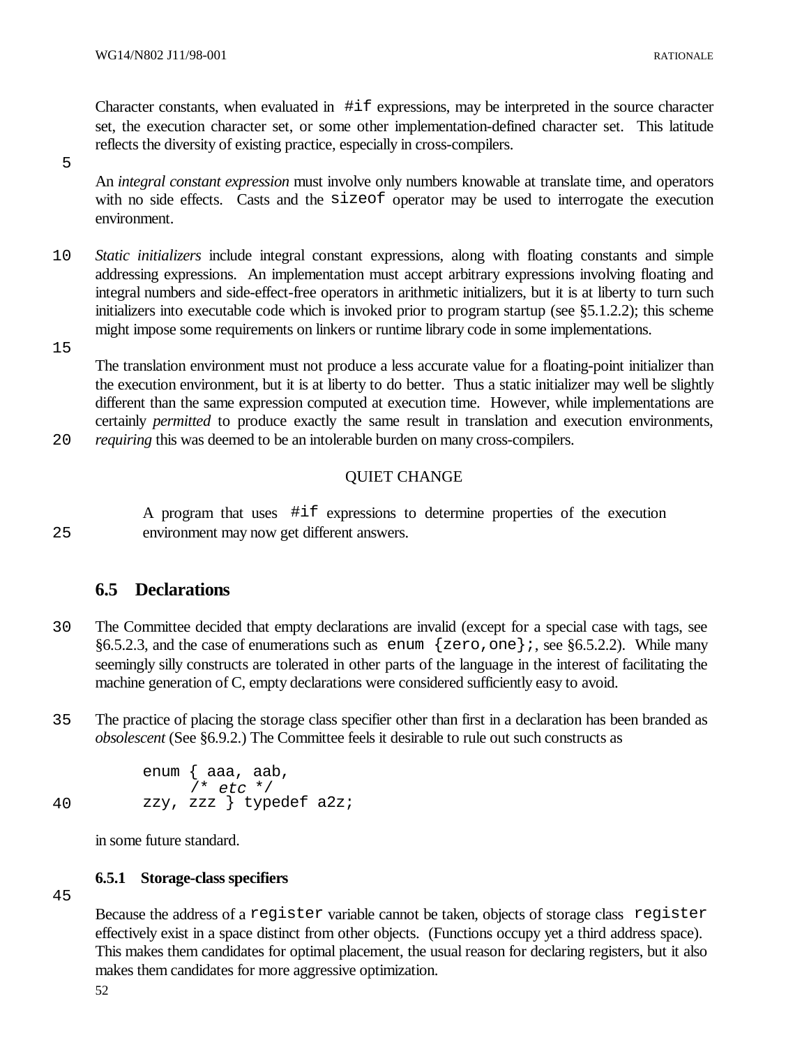Character constants, when evaluated in `#if` expressions, may be interpreted in the source character set, the execution character set, or some other implementation-defined character set. This latitude reflects the diversity of existing practice, especially in cross-compilers.

An *integral constant expression* must involve only numbers knowable at translate time, and operators with no side effects. Casts and the `sizeof` operator may be used to interrogate the execution environment.

*Static initializers* include integral constant expressions, along with floating constants and simple addressing expressions. An implementation must accept arbitrary expressions involving floating and integral numbers and side-effect-free operators in arithmetic initializers, but it is at liberty to turn such initializers into executable code which is invoked prior to program startup (see §5.1.2.2); this scheme might impose some requirements on linkers or runtime library code in some implementations.

The translation environment must not produce a less accurate value for a floating-point initializer than the execution environment, but it is at liberty to do better. Thus a static initializer may well be slightly different than the same expression computed at execution time. However, while implementations are certainly *permitted* to produce exactly the same result in translation and execution environments, *requiring* this was deemed to be an intolerable burden on many cross-compilers.

QUIET CHANGE

> A program that uses `#if` expressions to determine properties of the execution environment may now get different answers.

## 6.5 Declarations

The Committee decided that empty declarations are invalid (except for a special case with tags, see §6.5.2.3, and the case of enumerations such as `enum {zero,one};`, see §6.5.2.2). While many seemingly silly constructs are tolerated in other parts of the language in the interest of facilitating the machine generation of C, empty declarations were considered sufficiently easy to avoid.

The practice of placing the storage class specifier other than first in a declaration has been branded as *obsolescent* (See §6.9.2.) The Committee feels it desirable to rule out such constructs as

```
enum { aaa, aab,
     /* etc */
zzy, zzz } typedef a2z;
```

in some future standard.

### 6.5.1 Storage-class specifiers

Because the address of a `register` variable cannot be taken, objects of storage class `register` effectively exist in a space distinct from other objects. (Functions occupy yet a third address space). This makes them candidates for optimal placement, the usual reason for declaring registers, but it also makes them candidates for more aggressive optimization.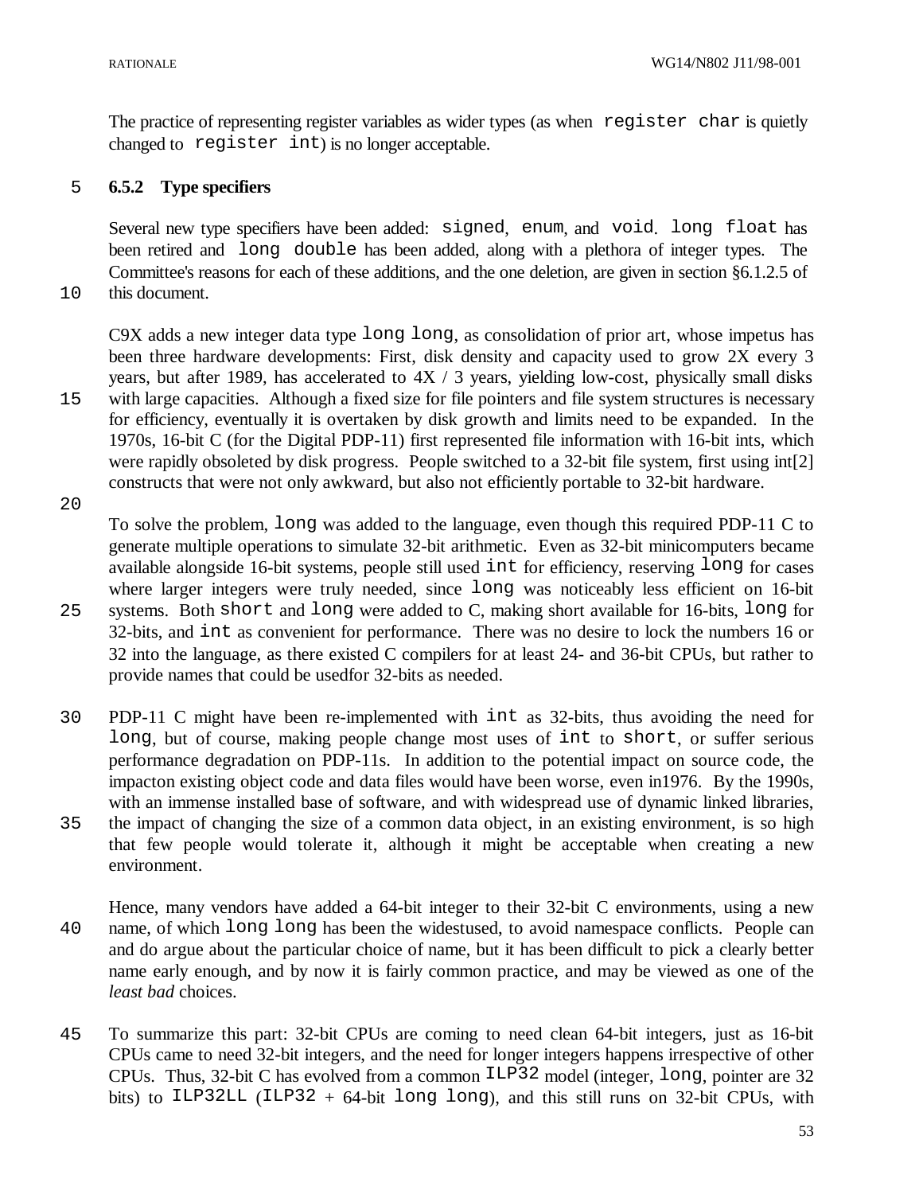The practice of representing register variables as wider types (as when `register char` is quietly changed to `register int`) is no longer acceptable.

### 6.5.2 Type specifiers

Several new type specifiers have been added: `signed`, `enum`, and `void`. `long float` has been retired and `long double` has been added, along with a plethora of integer types. The Committee's reasons for each of these additions, and the one deletion, are given in section §6.1.2.5 of this document.

C9X adds a new integer data type `long long`, as consolidation of prior art, whose impetus has been three hardware developments: First, disk density and capacity used to grow 2X every 3 years, but after 1989, has accelerated to 4X / 3 years, yielding low-cost, physically small disks with large capacities. Although a fixed size for file pointers and file system structures is necessary for efficiency, eventually it is overtaken by disk growth and limits need to be expanded. In the 1970s, 16-bit C (for the Digital PDP-11) first represented file information with 16-bit ints, which were rapidly obsoleted by disk progress. People switched to a 32-bit file system, first using int[2] constructs that were not only awkward, but also not efficiently portable to 32-bit hardware.

To solve the problem, `long` was added to the language, even though this required PDP-11 C to generate multiple operations to simulate 32-bit arithmetic. Even as 32-bit minicomputers became available alongside 16-bit systems, people still used `int` for efficiency, reserving `long` for cases where larger integers were truly needed, since `long` was noticeably less efficient on 16-bit systems. Both `short` and `long` were added to C, making short available for 16-bits, `long` for 32-bits, and `int` as convenient for performance. There was no desire to lock the numbers 16 or 32 into the language, as there existed C compilers for at least 24- and 36-bit CPUs, but rather to provide names that could be usedfor 32-bits as needed.

PDP-11 C might have been re-implemented with `int` as 32-bits, thus avoiding the need for `long`, but of course, making people change most uses of `int` to `short`, or suffer serious performance degradation on PDP-11s. In addition to the potential impact on source code, the impacton existing object code and data files would have been worse, even in1976. By the 1990s, with an immense installed base of software, and with widespread use of dynamic linked libraries, the impact of changing the size of a common data object, in an existing environment, is so high that few people would tolerate it, although it might be acceptable when creating a new environment.

Hence, many vendors have added a 64-bit integer to their 32-bit C environments, using a new name, of which `long long` has been the widestused, to avoid namespace conflicts. People can and do argue about the particular choice of name, but it has been difficult to pick a clearly better name early enough, and by now it is fairly common practice, and may be viewed as one of the *least bad* choices.

To summarize this part: 32-bit CPUs are coming to need clean 64-bit integers, just as 16-bit CPUs came to need 32-bit integers, and the need for longer integers happens irrespective of other CPUs. Thus, 32-bit C has evolved from a common `ILP32` model (integer, `long`, pointer are 32 bits) to `ILP32LL` (`ILP32` + 64-bit `long long`), and this still runs on 32-bit CPUs, with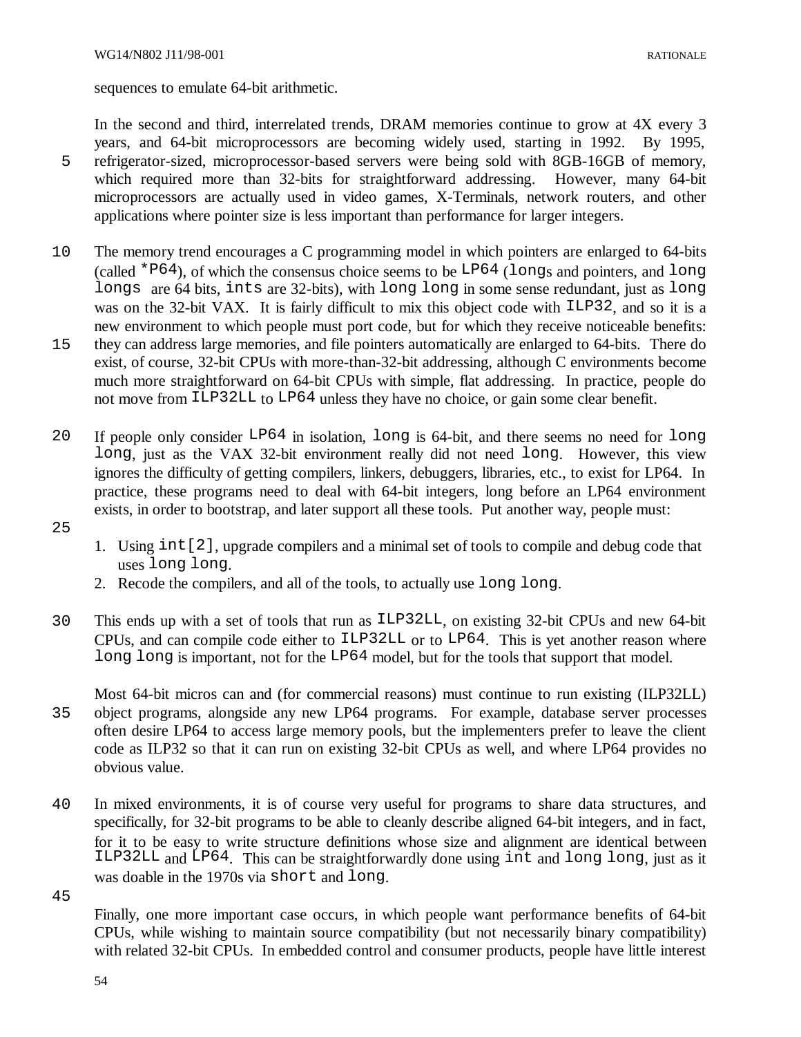sequences to emulate 64-bit arithmetic.

In the second and third, interrelated trends, DRAM memories continue to grow at 4X every 3 years, and 64-bit microprocessors are becoming widely used, starting in 1992. By 1995, refrigerator-sized, microprocessor-based servers were being sold with 8GB-16GB of memory, which required more than 32-bits for straightforward addressing. However, many 64-bit microprocessors are actually used in video games, X-Terminals, network routers, and other applications where pointer size is less important than performance for larger integers.

The memory trend encourages a C programming model in which pointers are enlarged to 64-bits (called `*P64`), of which the consensus choice seems to be `LP64` (`long`s and pointers, and `long longs` are 64 bits, `ints` are 32-bits), with `long long` in some sense redundant, just as `long` was on the 32-bit VAX. It is fairly difficult to mix this object code with `ILP32`, and so it is a new environment to which people must port code, but for which they receive noticeable benefits: they can address large memories, and file pointers automatically are enlarged to 64-bits. There do exist, of course, 32-bit CPUs with more-than-32-bit addressing, although C environments become much more straightforward on 64-bit CPUs with simple, flat addressing. In practice, people do not move from `ILP32LL` to `LP64` unless they have no choice, or gain some clear benefit.

If people only consider `LP64` in isolation, `long` is 64-bit, and there seems no need for `long long`, just as the VAX 32-bit environment really did not need `long`. However, this view ignores the difficulty of getting compilers, linkers, debuggers, libraries, etc., to exist for LP64. In practice, these programs need to deal with 64-bit integers, long before an LP64 environment exists, in order to bootstrap, and later support all these tools. Put another way, people must:

1. Using `int[2]`, upgrade compilers and a minimal set of tools to compile and debug code that uses `long long`.
2. Recode the compilers, and all of the tools, to actually use `long long`.

This ends up with a set of tools that run as `ILP32LL`, on existing 32-bit CPUs and new 64-bit CPUs, and can compile code either to `ILP32LL` or to `LP64`. This is yet another reason where `long long` is important, not for the `LP64` model, but for the tools that support that model.

Most 64-bit micros can and (for commercial reasons) must continue to run existing (ILP32LL) object programs, alongside any new LP64 programs. For example, database server processes often desire LP64 to access large memory pools, but the implementers prefer to leave the client code as ILP32 so that it can run on existing 32-bit CPUs as well, and where LP64 provides no obvious value.

In mixed environments, it is of course very useful for programs to share data structures, and specifically, for 32-bit programs to be able to cleanly describe aligned 64-bit integers, and in fact, for it to be easy to write structure definitions whose size and alignment are identical between `ILP32LL` and `LP64`. This can be straightforwardly done using `int` and `long long`, just as it was doable in the 1970s via `short` and `long`.

Finally, one more important case occurs, in which people want performance benefits of 64-bit CPUs, while wishing to maintain source compatibility (but not necessarily binary compatibility) with related 32-bit CPUs. In embedded control and consumer products, people have little interest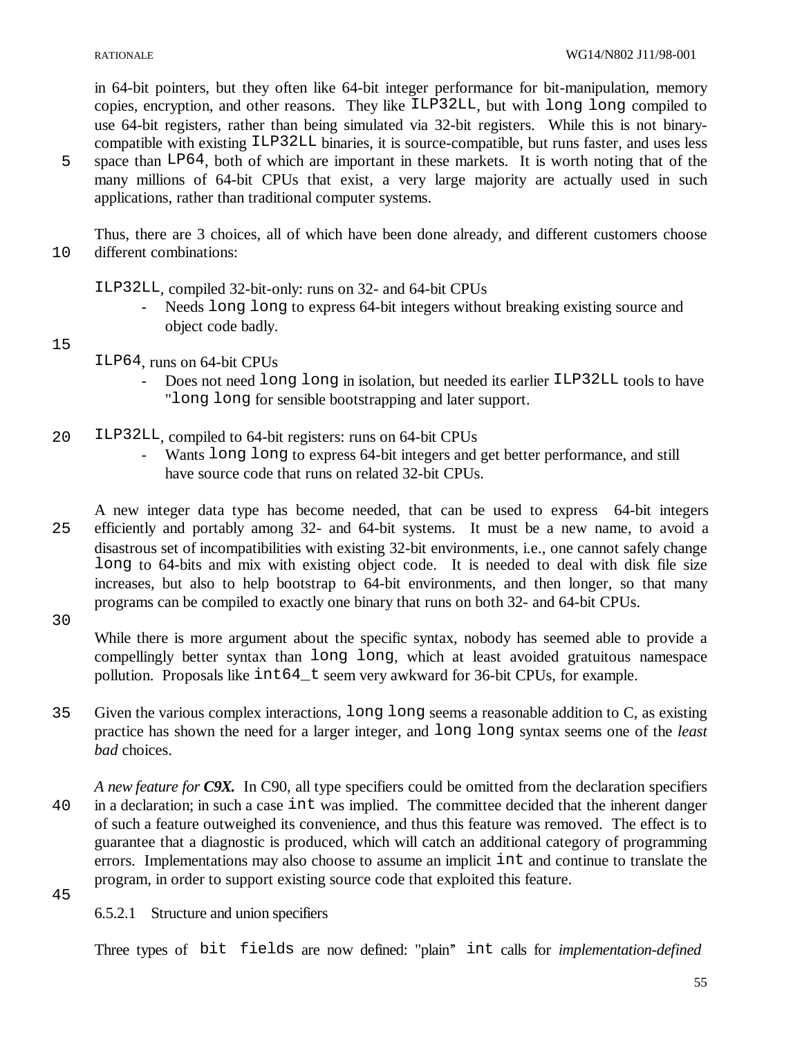in 64-bit pointers, but they often like 64-bit integer performance for bit-manipulation, memory copies, encryption, and other reasons. They like `ILP32LL`, but with `long long` compiled to use 64-bit registers, rather than being simulated via 32-bit registers. While this is not binary-compatible with existing `ILP32LL` binaries, it is source-compatible, but runs faster, and uses less space than `LP64`, both of which are important in these markets. It is worth noting that of the many millions of 64-bit CPUs that exist, a very large majority are actually used in such applications, rather than traditional computer systems.

Thus, there are 3 choices, all of which have been done already, and different customers choose different combinations:

`ILP32LL`, compiled 32-bit-only: runs on 32- and 64-bit CPUs

- Needs `long long` to express 64-bit integers without breaking existing source and object code badly.

`ILP64`, runs on 64-bit CPUs

- Does not need `long long` in isolation, but needed its earlier `ILP32LL` tools to have "`long long` for sensible bootstrapping and later support.

`ILP32LL`, compiled to 64-bit registers: runs on 64-bit CPUs

- Wants `long long` to express 64-bit integers and get better performance, and still have source code that runs on related 32-bit CPUs.

A new integer data type has become needed, that can be used to express 64-bit integers efficiently and portably among 32- and 64-bit systems. It must be a new name, to avoid a disastrous set of incompatibilities with existing 32-bit environments, i.e., one cannot safely change `long` to 64-bits and mix with existing object code. It is needed to deal with disk file size increases, but also to help bootstrap to 64-bit environments, and then longer, so that many programs can be compiled to exactly one binary that runs on both 32- and 64-bit CPUs.

While there is more argument about the specific syntax, nobody has seemed able to provide a compellingly better syntax than `long long`, which at least avoided gratuitous namespace pollution. Proposals like `int64_t` seem very awkward for 36-bit CPUs, for example.

Given the various complex interactions, `long long` seems a reasonable addition to C, as existing practice has shown the need for a larger integer, and `long long` syntax seems one of the *least bad* choices.

*A new feature for **C9X**.* In C90, all type specifiers could be omitted from the declaration specifiers in a declaration; in such a case `int` was implied. The committee decided that the inherent danger of such a feature outweighed its convenience, and thus this feature was removed. The effect is to guarantee that a diagnostic is produced, which will catch an additional category of programming errors. Implementations may also choose to assume an implicit `int` and continue to translate the program, in order to support existing source code that exploited this feature.

### 6.5.2.1 Structure and union specifiers

Three types of `bit fields` are now defined: "plain" `int` calls for *implementation-defined*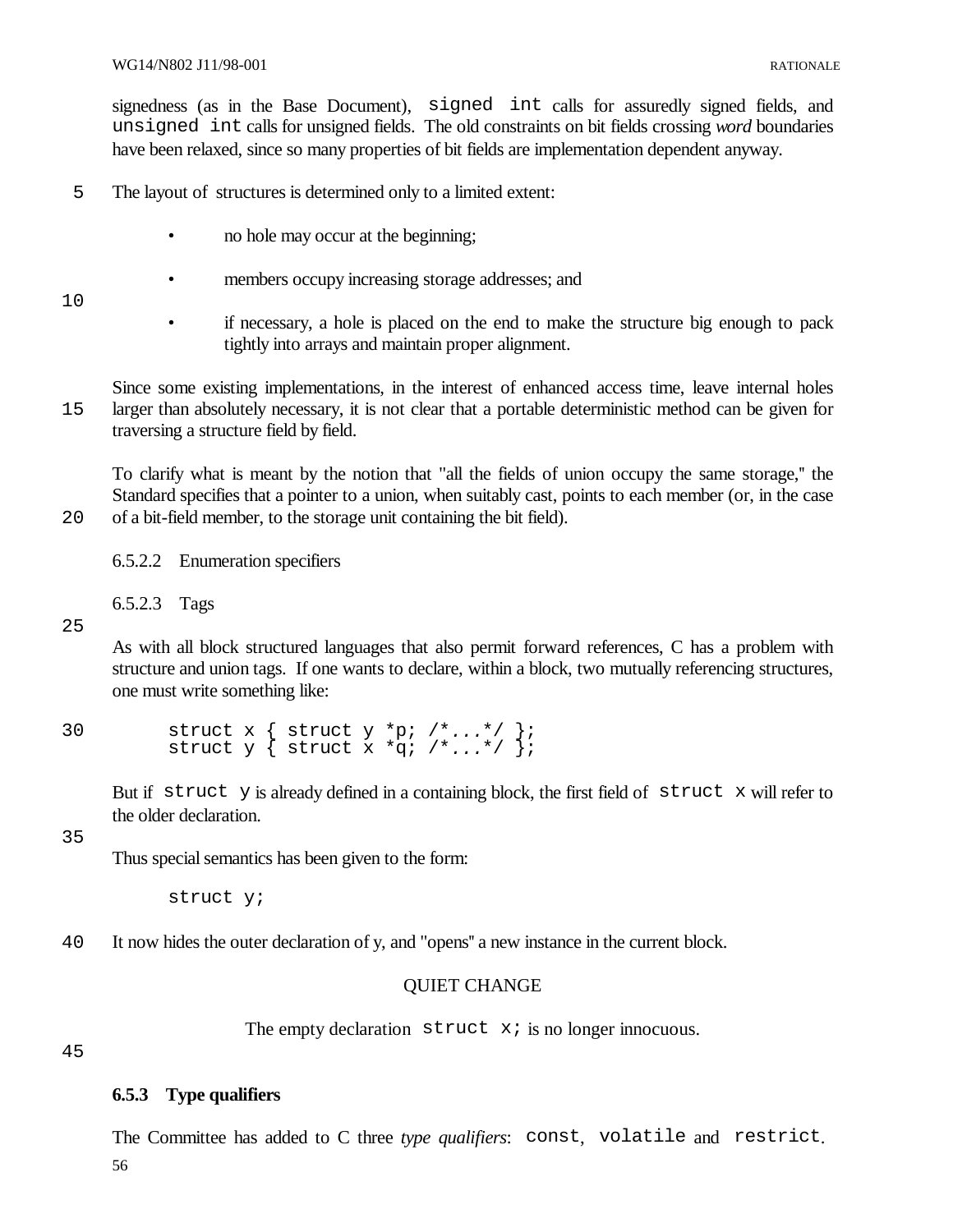signedness (as in the Base Document), `signed int` calls for assuredly signed fields, and `unsigned int` calls for unsigned fields. The old constraints on bit fields crossing *word* boundaries have been relaxed, since so many properties of bit fields are implementation dependent anyway.

The layout of structures is determined only to a limited extent:

- no hole may occur at the beginning;
- members occupy increasing storage addresses; and
- if necessary, a hole is placed on the end to make the structure big enough to pack tightly into arrays and maintain proper alignment.

Since some existing implementations, in the interest of enhanced access time, leave internal holes larger than absolutely necessary, it is not clear that a portable deterministic method can be given for traversing a structure field by field.

To clarify what is meant by the notion that "all the fields of union occupy the same storage," the Standard specifies that a pointer to a union, when suitably cast, points to each member (or, in the case of a bit-field member, to the storage unit containing the bit field).

6.5.2.2 Enumeration specifiers

6.5.2.3 Tags

As with all block structured languages that also permit forward references, C has a problem with structure and union tags. If one wants to declare, within a block, two mutually referencing structures, one must write something like:

```
struct x { struct y *p; /*...*/ };
struct y { struct x *q; /*...*/ };
```

But if `struct y` is already defined in a containing block, the first field of `struct x` will refer to the older declaration.

Thus special semantics has been given to the form:

```
struct y;
```

It now hides the outer declaration of y, and "opens" a new instance in the current block.

QUIET CHANGE

The empty declaration `struct x;` is no longer innocuous.

### 6.5.3 Type qualifiers

The Committee has added to C three *type qualifiers*: `const`, `volatile` and `restrict`.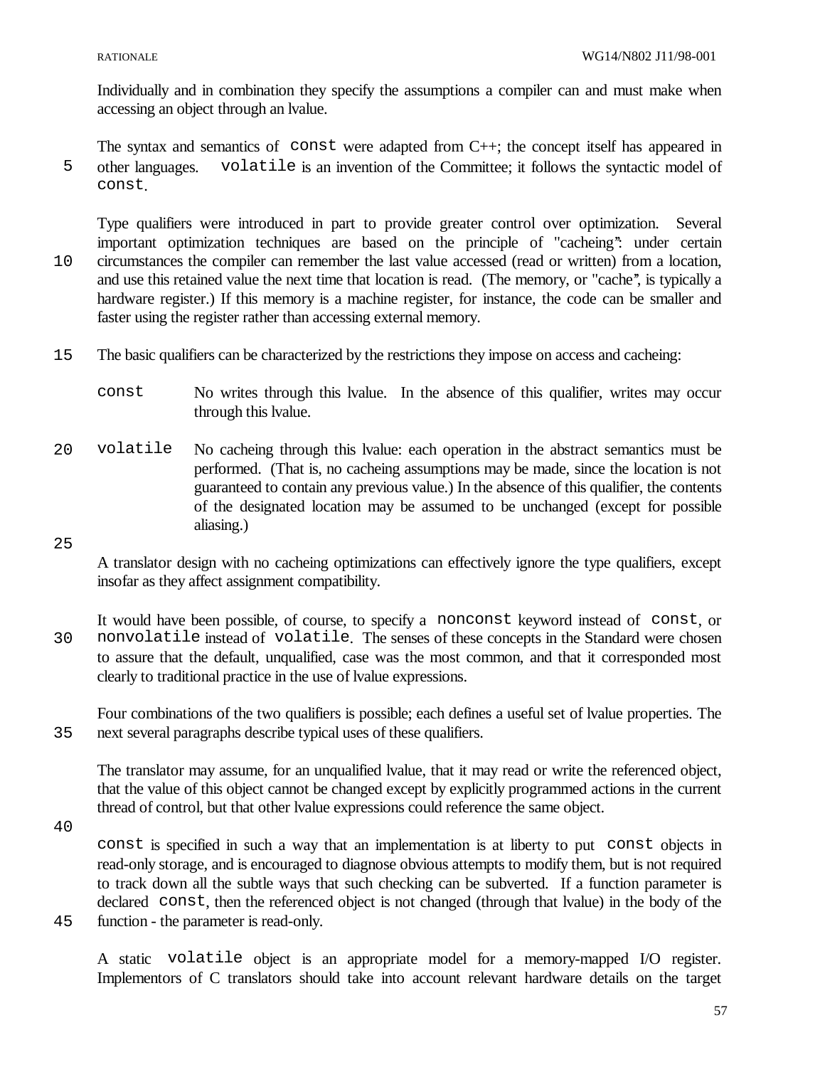Individually and in combination they specify the assumptions a compiler can and must make when accessing an object through an lvalue.

The syntax and semantics of `const` were adapted from C++; the concept itself has appeared in other languages. `volatile` is an invention of the Committee; it follows the syntactic model of `const`.

Type qualifiers were introduced in part to provide greater control over optimization. Several important optimization techniques are based on the principle of "cacheing": under certain circumstances the compiler can remember the last value accessed (read or written) from a location, and use this retained value the next time that location is read. (The memory, or "cache", is typically a hardware register.) If this memory is a machine register, for instance, the code can be smaller and faster using the register rather than accessing external memory.

The basic qualifiers can be characterized by the restrictions they impose on access and cacheing:

`const` No writes through this lvalue. In the absence of this qualifier, writes may occur through this lvalue.

`volatile` No cacheing through this lvalue: each operation in the abstract semantics must be performed. (That is, no cacheing assumptions may be made, since the location is not guaranteed to contain any previous value.) In the absence of this qualifier, the contents of the designated location may be assumed to be unchanged (except for possible aliasing.)

A translator design with no cacheing optimizations can effectively ignore the type qualifiers, except insofar as they affect assignment compatibility.

It would have been possible, of course, to specify a `nonconst` keyword instead of `const`, or `nonvolatile` instead of `volatile`. The senses of these concepts in the Standard were chosen to assure that the default, unqualified, case was the most common, and that it corresponded most clearly to traditional practice in the use of lvalue expressions.

Four combinations of the two qualifiers is possible; each defines a useful set of lvalue properties. The next several paragraphs describe typical uses of these qualifiers.

The translator may assume, for an unqualified lvalue, that it may read or write the referenced object, that the value of this object cannot be changed except by explicitly programmed actions in the current thread of control, but that other lvalue expressions could reference the same object.

`const` is specified in such a way that an implementation is at liberty to put `const` objects in read-only storage, and is encouraged to diagnose obvious attempts to modify them, but is not required to track down all the subtle ways that such checking can be subverted. If a function parameter is declared `const`, then the referenced object is not changed (through that lvalue) in the body of the function - the parameter is read-only.

A static `volatile` object is an appropriate model for a memory-mapped I/O register. Implementors of C translators should take into account relevant hardware details on the target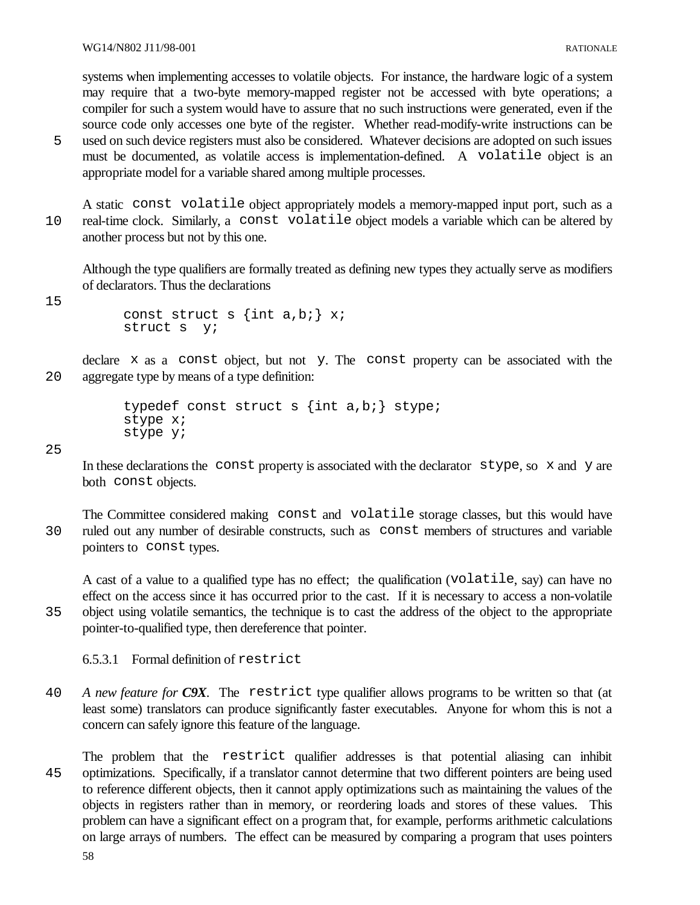systems when implementing accesses to volatile objects. For instance, the hardware logic of a system may require that a two-byte memory-mapped register not be accessed with byte operations; a compiler for such a system would have to assure that no such instructions were generated, even if the source code only accesses one byte of the register. Whether read-modify-write instructions can be used on such device registers must also be considered. Whatever decisions are adopted on such issues must be documented, as volatile access is implementation-defined. A `volatile` object is an appropriate model for a variable shared among multiple processes.

A static `const volatile` object appropriately models a memory-mapped input port, such as a real-time clock. Similarly, a `const volatile` object models a variable which can be altered by another process but not by this one.

Although the type qualifiers are formally treated as defining new types they actually serve as modifiers of declarators. Thus the declarations

```
const struct s {int a,b;} x;
struct s  y;
```

declare `x` as a `const` object, but not `y`. The `const` property can be associated with the aggregate type by means of a type definition:

```
typedef const struct s {int a,b;} stype;
stype x;
stype y;
```

In these declarations the `const` property is associated with the declarator `stype`, so `x` and `y` are both `const` objects.

The Committee considered making `const` and `volatile` storage classes, but this would have ruled out any number of desirable constructs, such as `const` members of structures and variable pointers to `const` types.

A cast of a value to a qualified type has no effect; the qualification (`volatile`, say) can have no effect on the access since it has occurred prior to the cast. If it is necessary to access a non-volatile object using volatile semantics, the technique is to cast the address of the object to the appropriate pointer-to-qualified type, then dereference that pointer.

#### 6.5.3.1 Formal definition of `restrict`

*A new feature for **C9X**.* The `restrict` type qualifier allows programs to be written so that (at least some) translators can produce significantly faster executables. Anyone for whom this is not a concern can safely ignore this feature of the language.

The problem that the `restrict` qualifier addresses is that potential aliasing can inhibit optimizations. Specifically, if a translator cannot determine that two different pointers are being used to reference different objects, then it cannot apply optimizations such as maintaining the values of the objects in registers rather than in memory, or reordering loads and stores of these values. This problem can have a significant effect on a program that, for example, performs arithmetic calculations on large arrays of numbers. The effect can be measured by comparing a program that uses pointers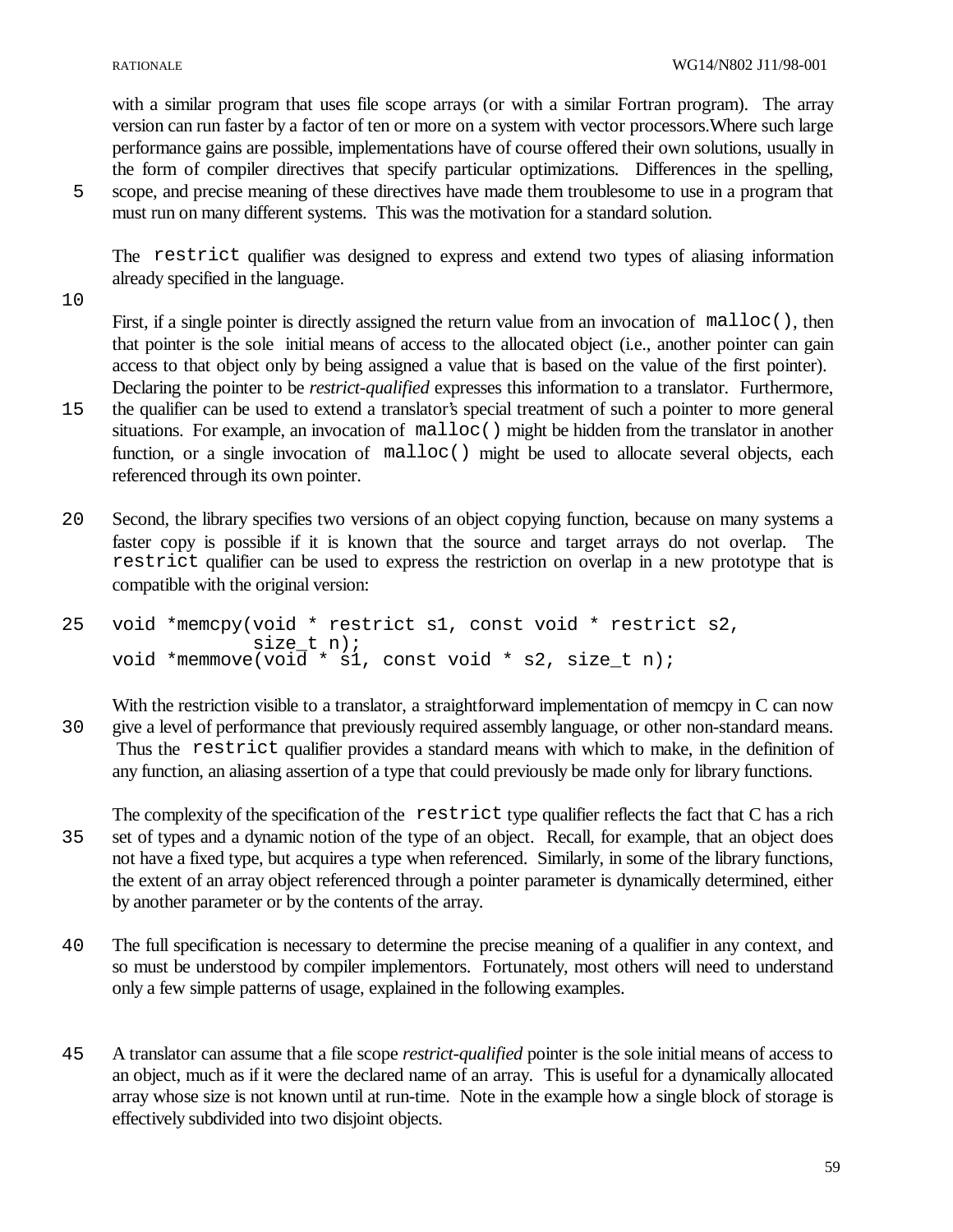with a similar program that uses file scope arrays (or with a similar Fortran program). The array version can run faster by a factor of ten or more on a system with vector processors.Where such large performance gains are possible, implementations have of course offered their own solutions, usually in the form of compiler directives that specify particular optimizations. Differences in the spelling, scope, and precise meaning of these directives have made them troublesome to use in a program that must run on many different systems. This was the motivation for a standard solution.

The `restrict` qualifier was designed to express and extend two types of aliasing information already specified in the language.

First, if a single pointer is directly assigned the return value from an invocation of `malloc()`, then that pointer is the sole initial means of access to the allocated object (i.e., another pointer can gain access to that object only by being assigned a value that is based on the value of the first pointer). Declaring the pointer to be *restrict-qualified* expresses this information to a translator. Furthermore, the qualifier can be used to extend a translator's special treatment of such a pointer to more general situations. For example, an invocation of `malloc()` might be hidden from the translator in another function, or a single invocation of `malloc()` might be used to allocate several objects, each referenced through its own pointer.

Second, the library specifies two versions of an object copying function, because on many systems a faster copy is possible if it is known that the source and target arrays do not overlap. The `restrict` qualifier can be used to express the restriction on overlap in a new prototype that is compatible with the original version:

```
void *memcpy(void * restrict s1, const void * restrict s2,
             size_t n);
void *memmove(void * s1, const void * s2, size_t n);
```

With the restriction visible to a translator, a straightforward implementation of memcpy in C can now give a level of performance that previously required assembly language, or other non-standard means. Thus the `restrict` qualifier provides a standard means with which to make, in the definition of any function, an aliasing assertion of a type that could previously be made only for library functions.

The complexity of the specification of the `restrict` type qualifier reflects the fact that C has a rich set of types and a dynamic notion of the type of an object. Recall, for example, that an object does not have a fixed type, but acquires a type when referenced. Similarly, in some of the library functions, the extent of an array object referenced through a pointer parameter is dynamically determined, either by another parameter or by the contents of the array.

The full specification is necessary to determine the precise meaning of a qualifier in any context, and so must be understood by compiler implementors. Fortunately, most others will need to understand only a few simple patterns of usage, explained in the following examples.

A translator can assume that a file scope *restrict-qualified* pointer is the sole initial means of access to an object, much as if it were the declared name of an array. This is useful for a dynamically allocated array whose size is not known until at run-time. Note in the example how a single block of storage is effectively subdivided into two disjoint objects.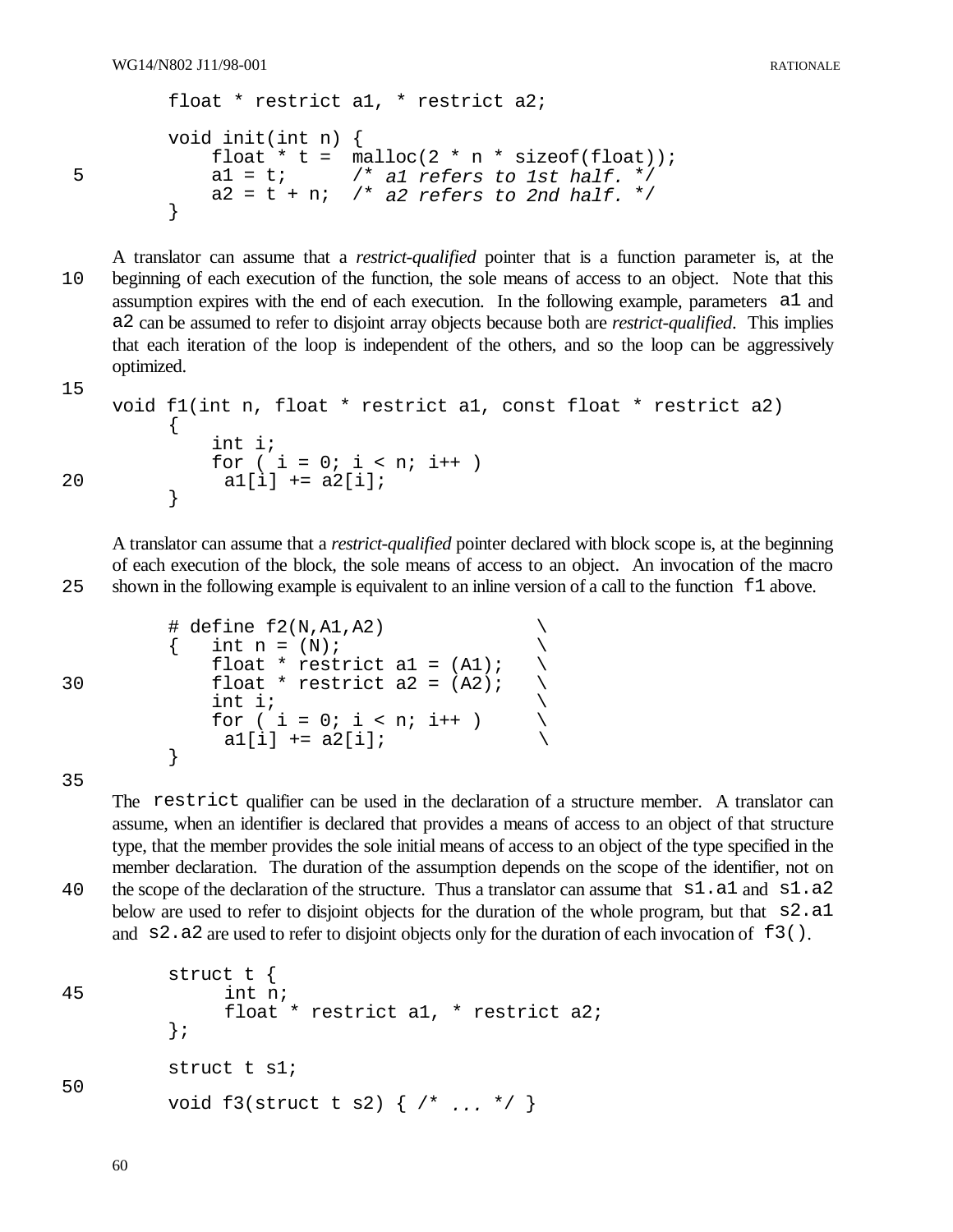```
float * restrict a1, * restrict a2;

void init(int n) {
    float * t =  malloc(2 * n * sizeof(float));
    a1 = t;      /* a1 refers to 1st half. */
    a2 = t + n;  /* a2 refers to 2nd half. */
}
```

A translator can assume that a *restrict-qualified* pointer that is a function parameter is, at the beginning of each execution of the function, the sole means of access to an object. Note that this assumption expires with the end of each execution. In the following example, parameters `a1` and `a2` can be assumed to refer to disjoint array objects because both are *restrict-qualified*. This implies that each iteration of the loop is independent of the others, and so the loop can be aggressively optimized.

```
void f1(int n, float * restrict a1, const float * restrict a2)
    {
        int i;
        for ( i = 0; i < n; i++ )
         a1[i] += a2[i];
    }
```

A translator can assume that a *restrict-qualified* pointer declared with block scope is, at the beginning of each execution of the block, the sole means of access to an object. An invocation of the macro shown in the following example is equivalent to an inline version of a call to the function `f1` above.

```
# define f2(N,A1,A2)               \
{   int n = (N);                   \
    float * restrict a1 = (A1);    \
    float * restrict a2 = (A2);    \
    int i;                         \
    for ( i = 0; i < n; i++ )      \
     a1[i] += a2[i];               \
}
```

The `restrict` qualifier can be used in the declaration of a structure member. A translator can assume, when an identifier is declared that provides a means of access to an object of that structure type, that the member provides the sole initial means of access to an object of the type specified in the member declaration. The duration of the assumption depends on the scope of the identifier, not on the scope of the declaration of the structure. Thus a translator can assume that `s1.a1` and `s1.a2` below are used to refer to disjoint objects for the duration of the whole program, but that `s2.a1` and `s2.a2` are used to refer to disjoint objects only for the duration of each invocation of `f3()`.

```
struct t {
     int n;
     float * restrict a1, * restrict a2;
};

struct t s1;

void f3(struct t s2) { /* ... */ }
```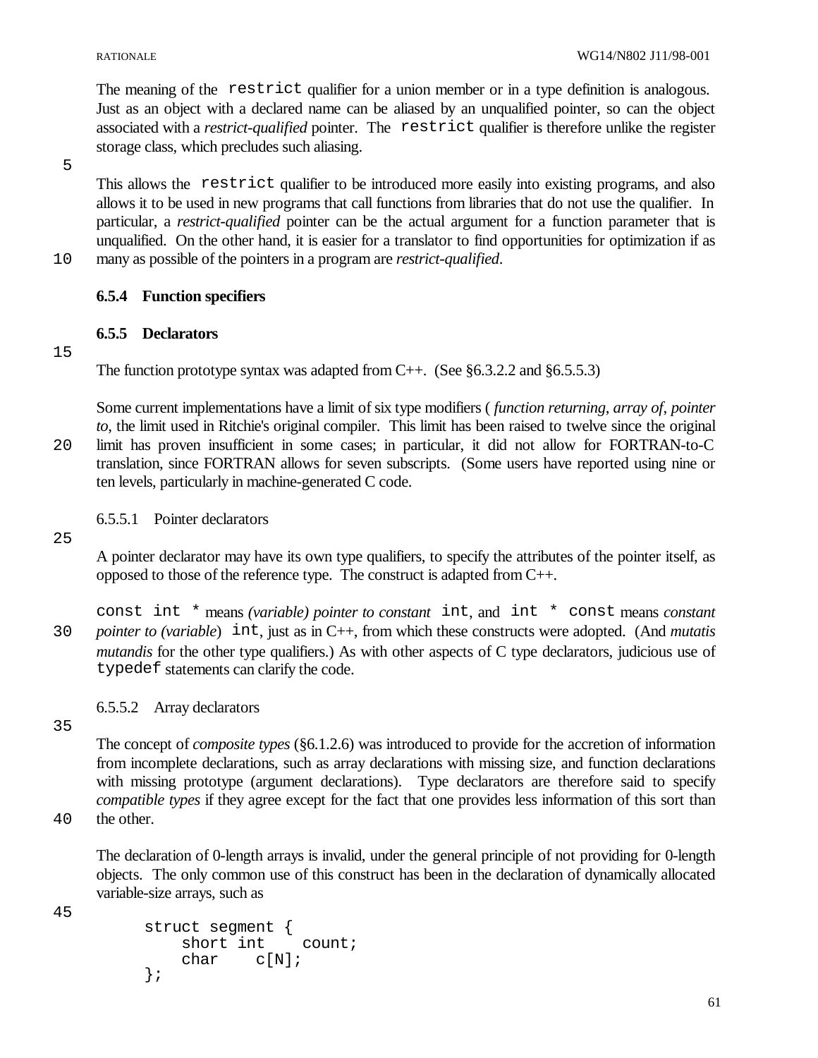The meaning of the `restrict` qualifier for a union member or in a type definition is analogous. Just as an object with a declared name can be aliased by an unqualified pointer, so can the object associated with a *restrict-qualified* pointer. The `restrict` qualifier is therefore unlike the register storage class, which precludes such aliasing.

This allows the `restrict` qualifier to be introduced more easily into existing programs, and also allows it to be used in new programs that call functions from libraries that do not use the qualifier. In particular, a *restrict-qualified* pointer can be the actual argument for a function parameter that is unqualified. On the other hand, it is easier for a translator to find opportunities for optimization if as many as possible of the pointers in a program are *restrict-qualified*.

### 6.5.4 Function specifiers

### 6.5.5 Declarators

The function prototype syntax was adapted from C++. (See §6.3.2.2 and §6.5.5.3)

Some current implementations have a limit of six type modifiers ( *function returning*, *array of*, *pointer to*, the limit used in Ritchie's original compiler. This limit has been raised to twelve since the original limit has proven insufficient in some cases; in particular, it did not allow for FORTRAN-to-C translation, since FORTRAN allows for seven subscripts. (Some users have reported using nine or ten levels, particularly in machine-generated C code.

#### 6.5.5.1 Pointer declarators

A pointer declarator may have its own type qualifiers, to specify the attributes of the pointer itself, as opposed to those of the reference type. The construct is adapted from C++.

`const int *` means *(variable) pointer to constant* `int`, and `int * const` means *constant pointer to (variable)* `int`, just as in C++, from which these constructs were adopted. (And *mutatis mutandis* for the other type qualifiers.) As with other aspects of C type declarators, judicious use of `typedef` statements can clarify the code.

#### 6.5.5.2 Array declarators

The concept of *composite types* (§6.1.2.6) was introduced to provide for the accretion of information from incomplete declarations, such as array declarations with missing size, and function declarations with missing prototype (argument declarations). Type declarators are therefore said to specify *compatible types* if they agree except for the fact that one provides less information of this sort than the other.

The declaration of 0-length arrays is invalid, under the general principle of not providing for 0-length objects. The only common use of this construct has been in the declaration of dynamically allocated variable-size arrays, such as

```
struct segment {
    short int    count;
    char    c[N];
};
```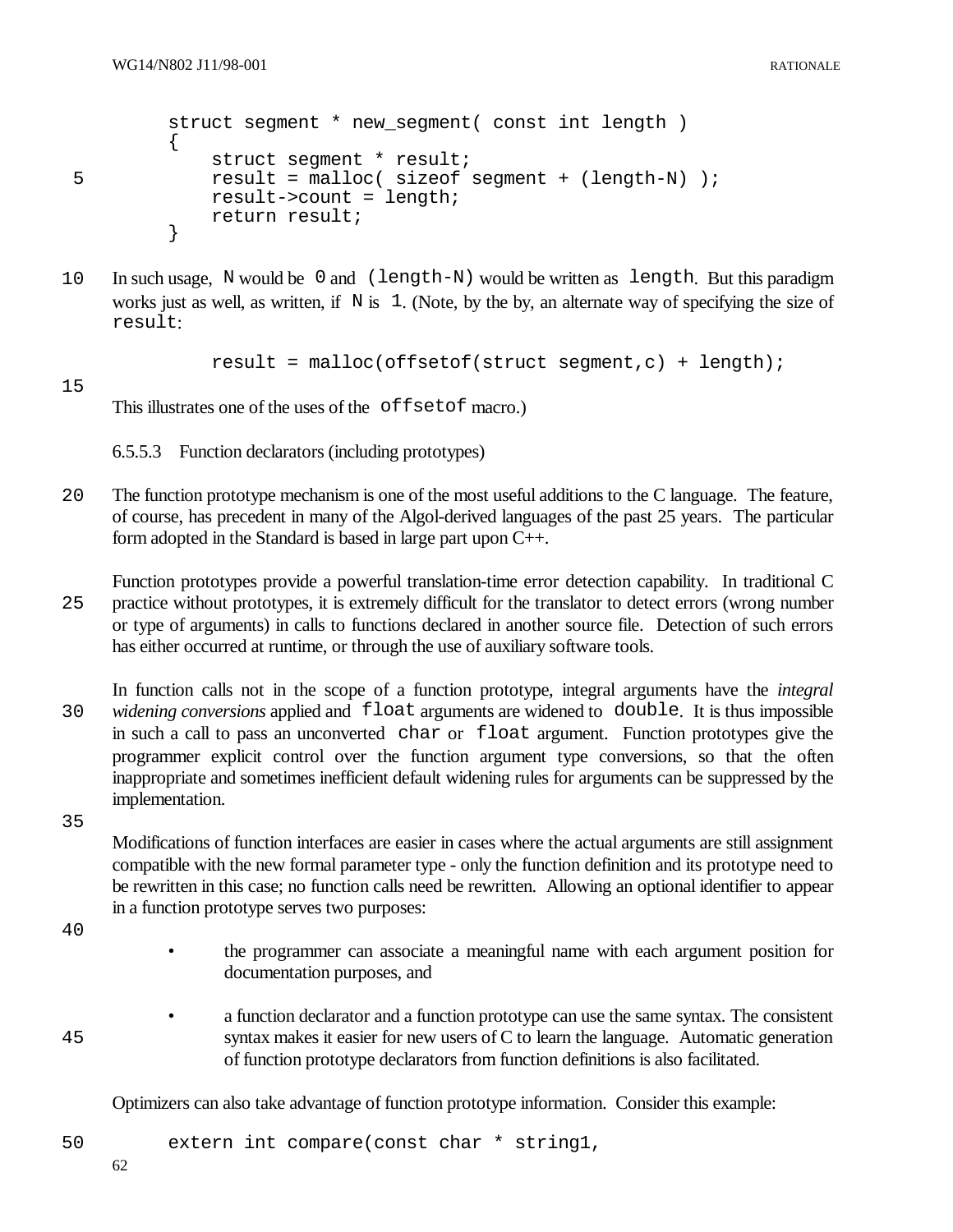```
struct segment * new_segment( const int length )
{
    struct segment * result;
    result = malloc( sizeof segment + (length-N) );
    result->count = length;
    return result;
}
```

In such usage, `N` would be `0` and `(length-N)` would be written as `length`. But this paradigm works just as well, as written, if `N` is `1`. (Note, by the by, an alternate way of specifying the size of `result`:

```
    result = malloc(offsetof(struct segment,c) + length);
```

This illustrates one of the uses of the `offsetof` macro.)

### 6.5.5.3 Function declarators (including prototypes)

The function prototype mechanism is one of the most useful additions to the C language. The feature, of course, has precedent in many of the Algol-derived languages of the past 25 years. The particular form adopted in the Standard is based in large part upon C++.

Function prototypes provide a powerful translation-time error detection capability. In traditional C practice without prototypes, it is extremely difficult for the translator to detect errors (wrong number or type of arguments) in calls to functions declared in another source file. Detection of such errors has either occurred at runtime, or through the use of auxiliary software tools.

In function calls not in the scope of a function prototype, integral arguments have the *integral widening conversions* applied and `float` arguments are widened to `double`. It is thus impossible in such a call to pass an unconverted `char` or `float` argument. Function prototypes give the programmer explicit control over the function argument type conversions, so that the often inappropriate and sometimes inefficient default widening rules for arguments can be suppressed by the implementation.

Modifications of function interfaces are easier in cases where the actual arguments are still assignment compatible with the new formal parameter type - only the function definition and its prototype need to be rewritten in this case; no function calls need be rewritten. Allowing an optional identifier to appear in a function prototype serves two purposes:

- the programmer can associate a meaningful name with each argument position for documentation purposes, and

- a function declarator and a function prototype can use the same syntax. The consistent syntax makes it easier for new users of C to learn the language. Automatic generation of function prototype declarators from function definitions is also facilitated.

Optimizers can also take advantage of function prototype information. Consider this example:

```
extern int compare(const char * string1,
```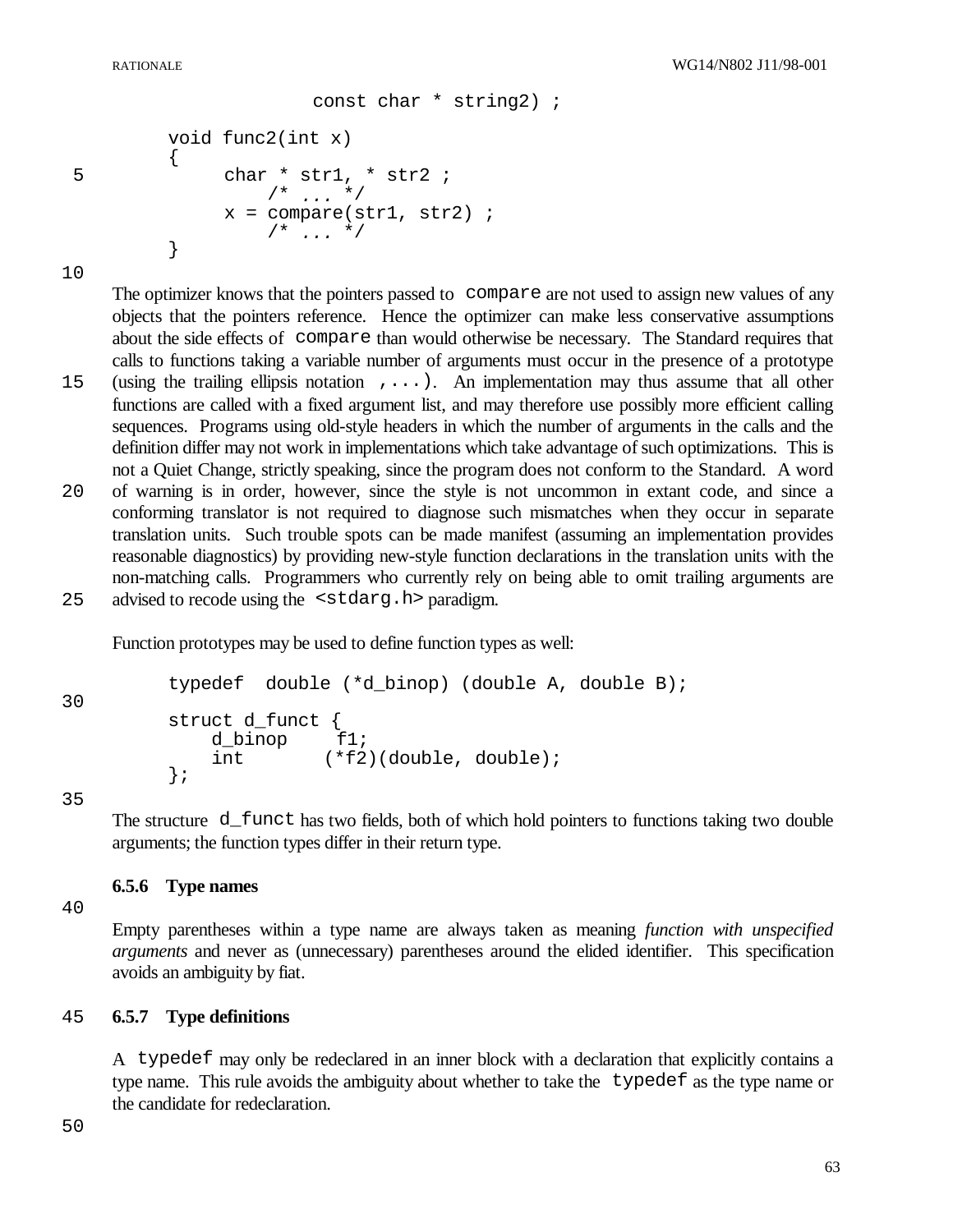```
                const char * string2) ;

void func2(int x)
{
    char * str1, * str2 ;
        /* ... */
    x = compare(str1, str2) ;
        /* ... */
}
```

The optimizer knows that the pointers passed to `compare` are not used to assign new values of any objects that the pointers reference. Hence the optimizer can make less conservative assumptions about the side effects of `compare` than would otherwise be necessary. The Standard requires that calls to functions taking a variable number of arguments must occur in the presence of a prototype (using the trailing ellipsis notation `,...`). An implementation may thus assume that all other functions are called with a fixed argument list, and may therefore use possibly more efficient calling sequences. Programs using old-style headers in which the number of arguments in the calls and the definition differ may not work in implementations which take advantage of such optimizations. This is not a Quiet Change, strictly speaking, since the program does not conform to the Standard. A word of warning is in order, however, since the style is not uncommon in extant code, and since a conforming translator is not required to diagnose such mismatches when they occur in separate translation units. Such trouble spots can be made manifest (assuming an implementation provides reasonable diagnostics) by providing new-style function declarations in the translation units with the non-matching calls. Programmers who currently rely on being able to omit trailing arguments are advised to recode using the `<stdarg.h>` paradigm.

Function prototypes may be used to define function types as well:

```
typedef  double (*d_binop) (double A, double B);

struct d_funct {
    d_binop    f1;
    int       (*f2)(double, double);
};
```

The structure `d_funct` has two fields, both of which hold pointers to functions taking two double arguments; the function types differ in their return type.

### 6.5.6 Type names

Empty parentheses within a type name are always taken as meaning *function with unspecified arguments* and never as (unnecessary) parentheses around the elided identifier. This specification avoids an ambiguity by fiat.

### 6.5.7 Type definitions

A `typedef` may only be redeclared in an inner block with a declaration that explicitly contains a type name. This rule avoids the ambiguity about whether to take the `typedef` as the type name or the candidate for redeclaration.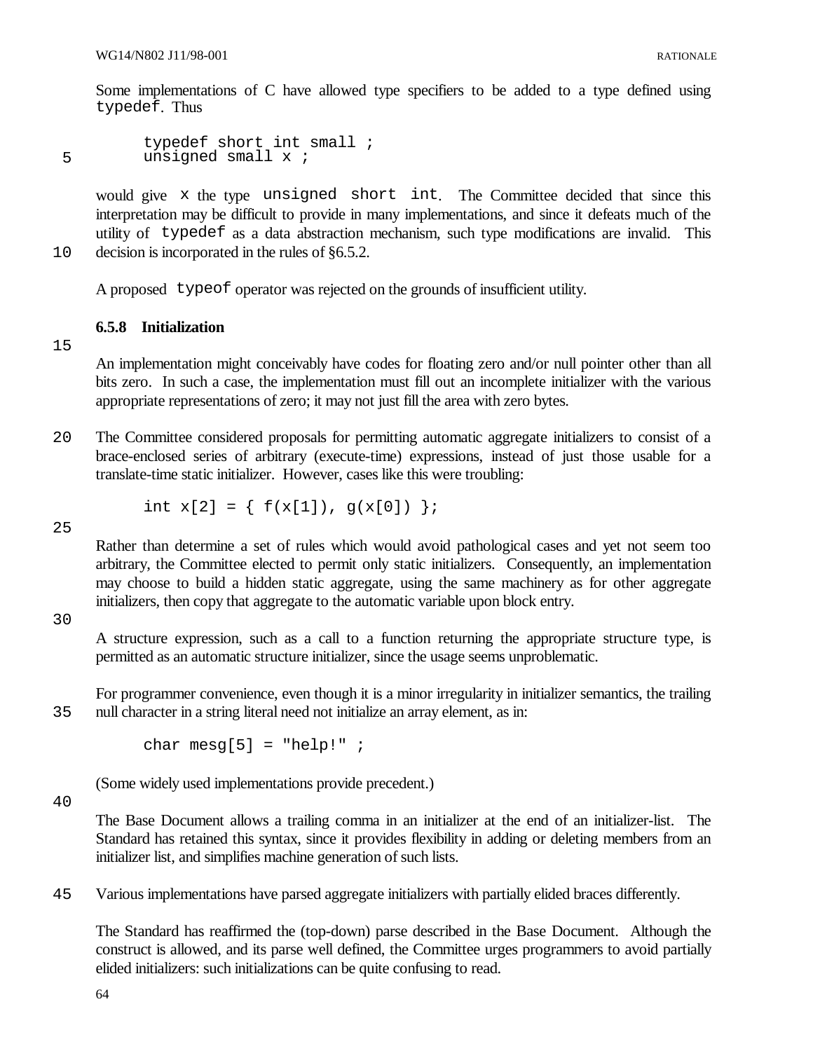Some implementations of C have allowed type specifiers to be added to a type defined using `typedef`. Thus

```
typedef short int small ;
unsigned small x ;
```

would give `x` the type `unsigned short int`. The Committee decided that since this interpretation may be difficult to provide in many implementations, and since it defeats much of the utility of `typedef` as a data abstraction mechanism, such type modifications are invalid. This decision is incorporated in the rules of §6.5.2.

A proposed `typeof` operator was rejected on the grounds of insufficient utility.

### 6.5.8 Initialization

An implementation might conceivably have codes for floating zero and/or null pointer other than all bits zero. In such a case, the implementation must fill out an incomplete initializer with the various appropriate representations of zero; it may not just fill the area with zero bytes.

The Committee considered proposals for permitting automatic aggregate initializers to consist of a brace-enclosed series of arbitrary (execute-time) expressions, instead of just those usable for a translate-time static initializer. However, cases like this were troubling:

```
int x[2] = { f(x[1]), g(x[0]) };
```

Rather than determine a set of rules which would avoid pathological cases and yet not seem too arbitrary, the Committee elected to permit only static initializers. Consequently, an implementation may choose to build a hidden static aggregate, using the same machinery as for other aggregate initializers, then copy that aggregate to the automatic variable upon block entry.

A structure expression, such as a call to a function returning the appropriate structure type, is permitted as an automatic structure initializer, since the usage seems unproblematic.

For programmer convenience, even though it is a minor irregularity in initializer semantics, the trailing null character in a string literal need not initialize an array element, as in:

```
char mesg[5] = "help!" ;
```

(Some widely used implementations provide precedent.)

The Base Document allows a trailing comma in an initializer at the end of an initializer-list. The Standard has retained this syntax, since it provides flexibility in adding or deleting members from an initializer list, and simplifies machine generation of such lists.

Various implementations have parsed aggregate initializers with partially elided braces differently.

The Standard has reaffirmed the (top-down) parse described in the Base Document. Although the construct is allowed, and its parse well defined, the Committee urges programmers to avoid partially elided initializers: such initializations can be quite confusing to read.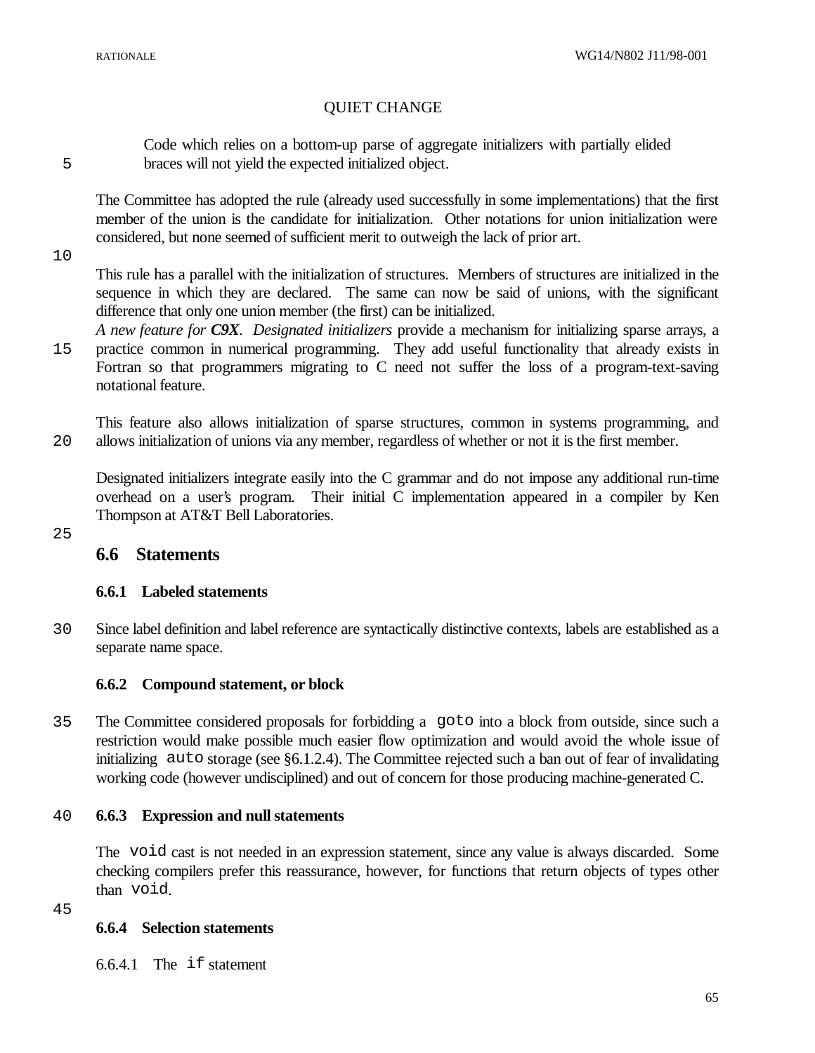QUIET CHANGE

> Code which relies on a bottom-up parse of aggregate initializers with partially elided braces will not yield the expected initialized object.

The Committee has adopted the rule (already used successfully in some implementations) that the first member of the union is the candidate for initialization. Other notations for union initialization were considered, but none seemed of sufficient merit to outweigh the lack of prior art.

This rule has a parallel with the initialization of structures. Members of structures are initialized in the sequence in which they are declared. The same can now be said of unions, with the significant difference that only one union member (the first) can be initialized.

*A new feature for **C9X**. Designated initializers* provide a mechanism for initializing sparse arrays, a practice common in numerical programming. They add useful functionality that already exists in Fortran so that programmers migrating to C need not suffer the loss of a program-text-saving notational feature.

This feature also allows initialization of sparse structures, common in systems programming, and allows initialization of unions via any member, regardless of whether or not it is the first member.

Designated initializers integrate easily into the C grammar and do not impose any additional run-time overhead on a user's program. Their initial C implementation appeared in a compiler by Ken Thompson at AT&T Bell Laboratories.

## 6.6 Statements

### 6.6.1 Labeled statements

Since label definition and label reference are syntactically distinctive contexts, labels are established as a separate name space.

### 6.6.2 Compound statement, or block

The Committee considered proposals for forbidding a `goto` into a block from outside, since such a restriction would make possible much easier flow optimization and would avoid the whole issue of initializing `auto` storage (see §6.1.2.4). The Committee rejected such a ban out of fear of invalidating working code (however undisciplined) and out of concern for those producing machine-generated C.

### 6.6.3 Expression and null statements

The `void` cast is not needed in an expression statement, since any value is always discarded. Some checking compilers prefer this reassurance, however, for functions that return objects of types other than `void`.

### 6.6.4 Selection statements

6.6.4.1 The `if` statement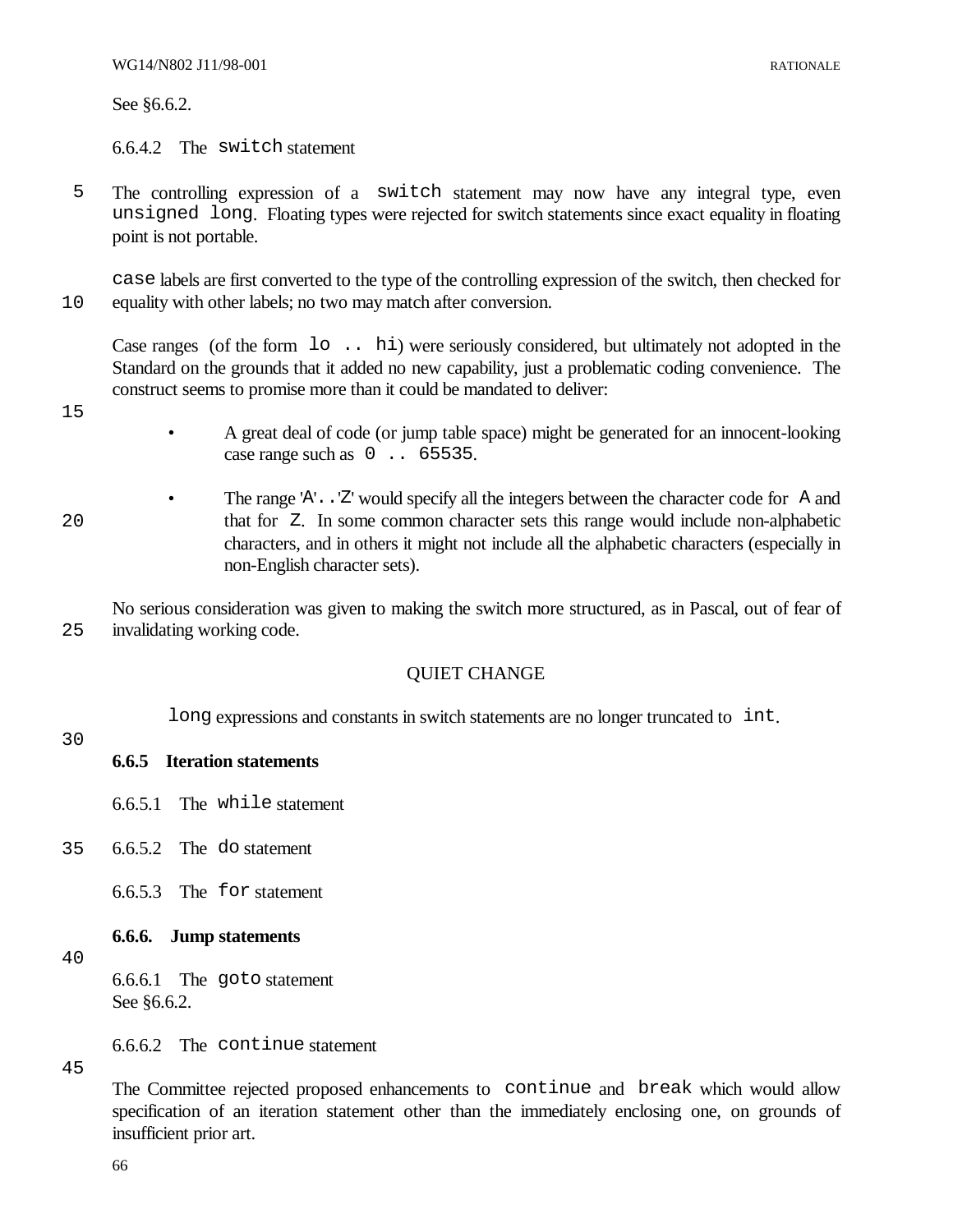See §6.6.2.

### 6.6.4.2 The `switch` statement

The controlling expression of a `switch` statement may now have any integral type, even `unsigned long`. Floating types were rejected for switch statements since exact equality in floating point is not portable.

`case` labels are first converted to the type of the controlling expression of the switch, then checked for equality with other labels; no two may match after conversion.

Case ranges (of the form `lo .. hi`) were seriously considered, but ultimately not adopted in the Standard on the grounds that it added no new capability, just a problematic coding convenience. The construct seems to promise more than it could be mandated to deliver:

- A great deal of code (or jump table space) might be generated for an innocent-looking case range such as `0 .. 65535`.
- The range `'A'..'Z'` would specify all the integers between the character code for `A` and that for `Z`. In some common character sets this range would include non-alphabetic characters, and in others it might not include all the alphabetic characters (especially in non-English character sets).

No serious consideration was given to making the switch more structured, as in Pascal, out of fear of invalidating working code.

QUIET CHANGE

> `long` expressions and constants in switch statements are no longer truncated to `int`.

## 6.6.5 Iteration statements

### 6.6.5.1 The `while` statement

### 6.6.5.2 The `do` statement

### 6.6.5.3 The `for` statement

## 6.6.6. Jump statements

### 6.6.6.1 The `goto` statement

See §6.6.2.

### 6.6.6.2 The `continue` statement

The Committee rejected proposed enhancements to `continue` and `break` which would allow specification of an iteration statement other than the immediately enclosing one, on grounds of insufficient prior art.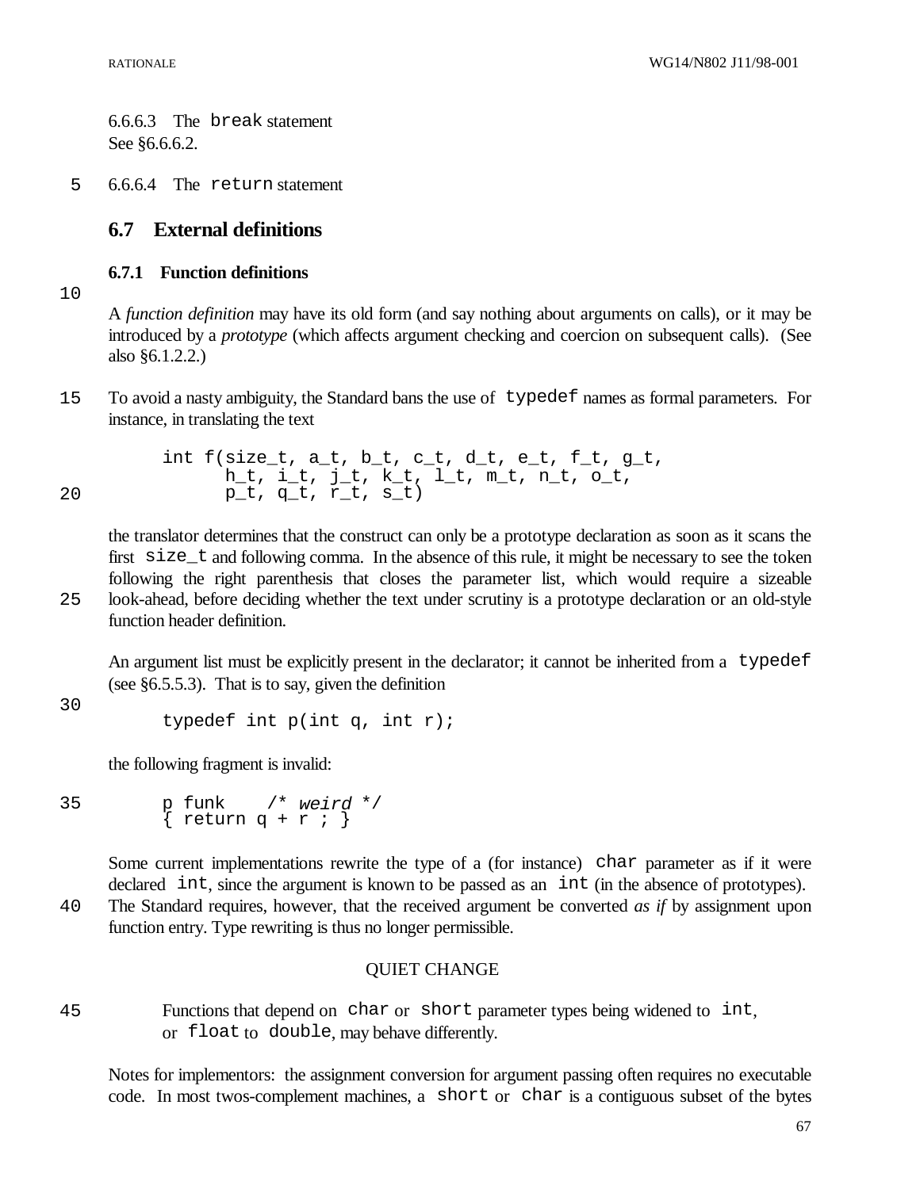6.6.6.3 The `break` statement
See §6.6.6.2.

6.6.6.4 The `return` statement

## 6.7 External definitions

### 6.7.1 Function definitions

A *function definition* may have its old form (and say nothing about arguments on calls), or it may be introduced by a *prototype* (which affects argument checking and coercion on subsequent calls). (See also §6.1.2.2.)

To avoid a nasty ambiguity, the Standard bans the use of `typedef` names as formal parameters. For instance, in translating the text

```
int f(size_t, a_t, b_t, c_t, d_t, e_t, f_t, g_t,
      h_t, i_t, j_t, k_t, l_t, m_t, n_t, o_t,
      p_t, q_t, r_t, s_t)
```

the translator determines that the construct can only be a prototype declaration as soon as it scans the first `size_t` and following comma. In the absence of this rule, it might be necessary to see the token following the right parenthesis that closes the parameter list, which would require a sizeable look-ahead, before deciding whether the text under scrutiny is a prototype declaration or an old-style function header definition.

An argument list must be explicitly present in the declarator; it cannot be inherited from a `typedef` (see §6.5.5.3). That is to say, given the definition

```
typedef int p(int q, int r);
```

the following fragment is invalid:

```
p funk    /* weird */
{ return q + r ; }
```

Some current implementations rewrite the type of a (for instance) `char` parameter as if it were declared `int`, since the argument is known to be passed as an `int` (in the absence of prototypes). The Standard requires, however, that the received argument be converted *as if* by assignment upon function entry. Type rewriting is thus no longer permissible.

QUIET CHANGE

> Functions that depend on `char` or `short` parameter types being widened to `int`, or `float` to `double`, may behave differently.

Notes for implementors: the assignment conversion for argument passing often requires no executable code. In most twos-complement machines, a `short` or `char` is a contiguous subset of the bytes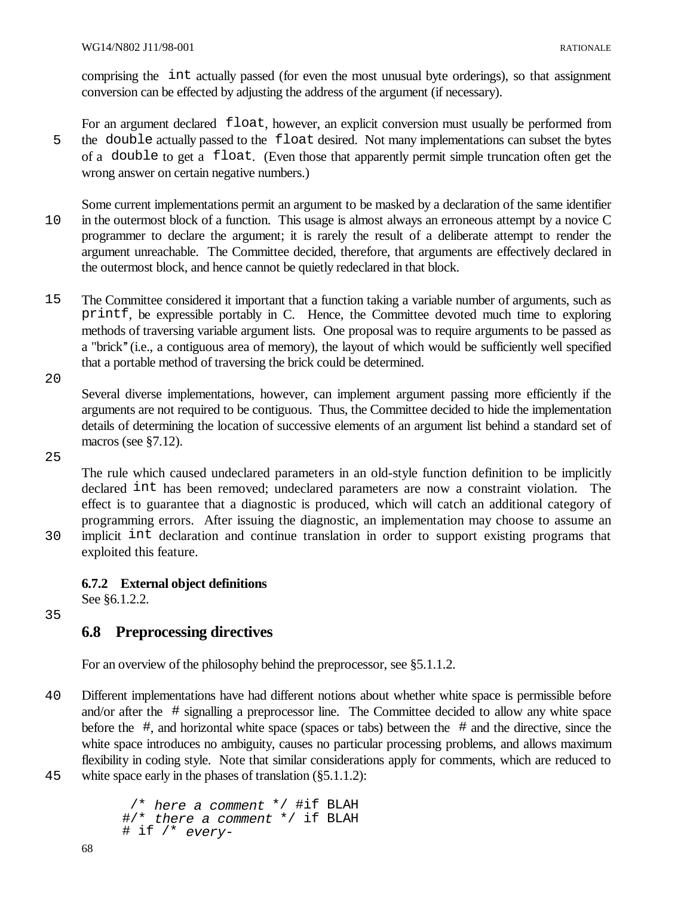comprising the `int` actually passed (for even the most unusual byte orderings), so that assignment conversion can be effected by adjusting the address of the argument (if necessary).

For an argument declared `float`, however, an explicit conversion must usually be performed from the `double` actually passed to the `float` desired. Not many implementations can subset the bytes of a `double` to get a `float`. (Even those that apparently permit simple truncation often get the wrong answer on certain negative numbers.)

Some current implementations permit an argument to be masked by a declaration of the same identifier in the outermost block of a function. This usage is almost always an erroneous attempt by a novice C programmer to declare the argument; it is rarely the result of a deliberate attempt to render the argument unreachable. The Committee decided, therefore, that arguments are effectively declared in the outermost block, and hence cannot be quietly redeclared in that block.

The Committee considered it important that a function taking a variable number of arguments, such as `printf`, be expressible portably in C. Hence, the Committee devoted much time to exploring methods of traversing variable argument lists. One proposal was to require arguments to be passed as a "brick" (i.e., a contiguous area of memory), the layout of which would be sufficiently well specified that a portable method of traversing the brick could be determined.

Several diverse implementations, however, can implement argument passing more efficiently if the arguments are not required to be contiguous. Thus, the Committee decided to hide the implementation details of determining the location of successive elements of an argument list behind a standard set of macros (see §7.12).

The rule which caused undeclared parameters in an old-style function definition to be implicitly declared `int` has been removed; undeclared parameters are now a constraint violation. The effect is to guarantee that a diagnostic is produced, which will catch an additional category of programming errors. After issuing the diagnostic, an implementation may choose to assume an implicit `int` declaration and continue translation in order to support existing programs that exploited this feature.

### 6.7.2 External object definitions

See §6.1.2.2.

## 6.8 Preprocessing directives

For an overview of the philosophy behind the preprocessor, see §5.1.1.2.

Different implementations have had different notions about whether white space is permissible before and/or after the `#` signalling a preprocessor line. The Committee decided to allow any white space before the `#`, and horizontal white space (spaces or tabs) between the `#` and the directive, since the white space introduces no ambiguity, causes no particular processing problems, and allows maximum flexibility in coding style. Note that similar considerations apply for comments, which are reduced to white space early in the phases of translation (§5.1.1.2):

```
 /* here a comment */ #if BLAH
#/* there a comment */ if BLAH
# if /* every-
```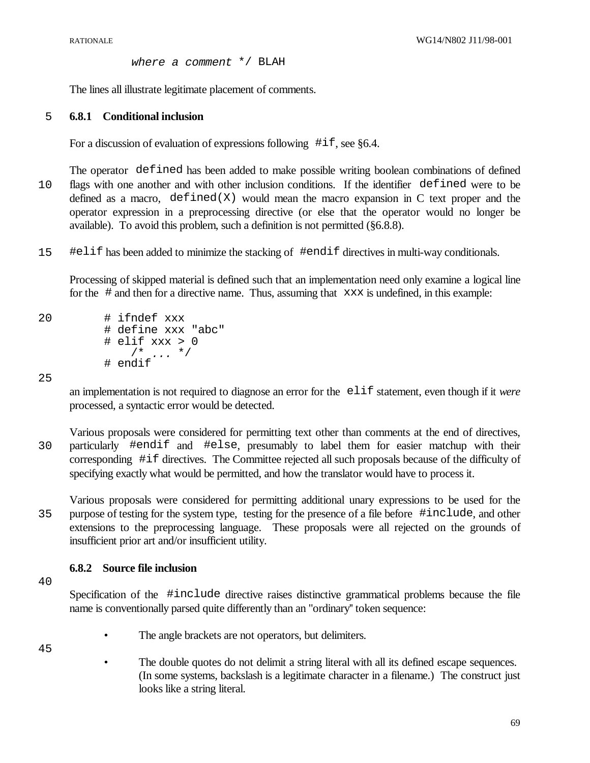```
where a comment */ BLAH
```

The lines all illustrate legitimate placement of comments.

### 6.8.1 Conditional inclusion

For a discussion of evaluation of expressions following `#if`, see §6.4.

The operator `defined` has been added to make possible writing boolean combinations of defined flags with one another and with other inclusion conditions. If the identifier `defined` were to be defined as a macro, `defined(X)` would mean the macro expansion in C text proper and the operator expression in a preprocessing directive (or else that the operator would no longer be available). To avoid this problem, such a definition is not permitted (§6.8.8).

`#elif` has been added to minimize the stacking of `#endif` directives in multi-way conditionals.

Processing of skipped material is defined such that an implementation need only examine a logical line for the `#` and then for a directive name. Thus, assuming that `xxx` is undefined, in this example:

```
# ifndef xxx
# define xxx "abc"
# elif xxx > 0
    /* ... */
# endif
```

an implementation is not required to diagnose an error for the `elif` statement, even though if it *were* processed, a syntactic error would be detected.

Various proposals were considered for permitting text other than comments at the end of directives, particularly `#endif` and `#else`, presumably to label them for easier matchup with their corresponding `#if` directives. The Committee rejected all such proposals because of the difficulty of specifying exactly what would be permitted, and how the translator would have to process it.

Various proposals were considered for permitting additional unary expressions to be used for the purpose of testing for the system type, testing for the presence of a file before `#include`, and other extensions to the preprocessing language. These proposals were all rejected on the grounds of insufficient prior art and/or insufficient utility.

### 6.8.2 Source file inclusion

Specification of the `#include` directive raises distinctive grammatical problems because the file name is conventionally parsed quite differently than an "ordinary" token sequence:

- The angle brackets are not operators, but delimiters.
- The double quotes do not delimit a string literal with all its defined escape sequences. (In some systems, backslash is a legitimate character in a filename.) The construct just looks like a string literal.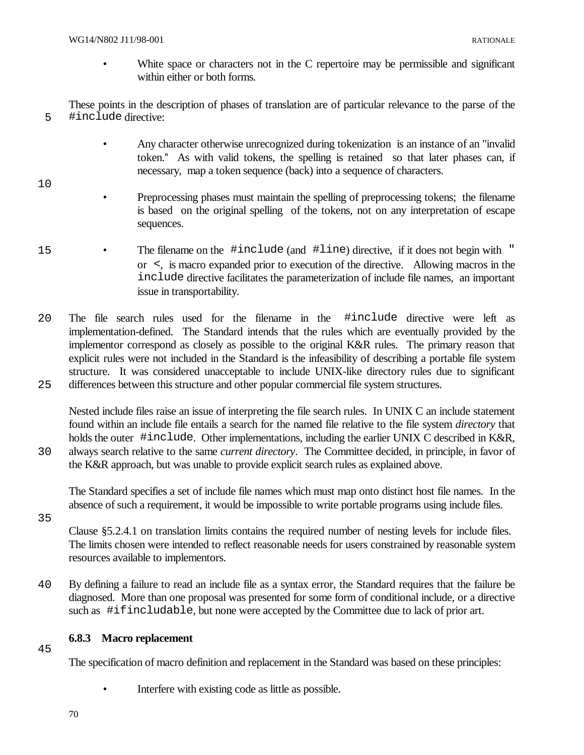- White space or characters not in the C repertoire may be permissible and significant within either or both forms.

These points in the description of phases of translation are of particular relevance to the parse of the `#include` directive:

- Any character otherwise unrecognized during tokenization is an instance of an "invalid token." As with valid tokens, the spelling is retained so that later phases can, if necessary, map a token sequence (back) into a sequence of characters.

- Preprocessing phases must maintain the spelling of preprocessing tokens; the filename is based on the original spelling of the tokens, not on any interpretation of escape sequences.

- The filename on the `#include` (and `#line`) directive, if it does not begin with `"` or `<`, is macro expanded prior to execution of the directive. Allowing macros in the `include` directive facilitates the parameterization of include file names, an important issue in transportability.

The file search rules used for the filename in the `#include` directive were left as implementation-defined. The Standard intends that the rules which are eventually provided by the implementor correspond as closely as possible to the original K&R rules. The primary reason that explicit rules were not included in the Standard is the infeasibility of describing a portable file system structure. It was considered unacceptable to include UNIX-like directory rules due to significant differences between this structure and other popular commercial file system structures.

Nested include files raise an issue of interpreting the file search rules. In UNIX C an include statement found within an include file entails a search for the named file relative to the file system *directory* that holds the outer `#include`. Other implementations, including the earlier UNIX C described in K&R, always search relative to the same *current directory*. The Committee decided, in principle, in favor of the K&R approach, but was unable to provide explicit search rules as explained above.

The Standard specifies a set of include file names which must map onto distinct host file names. In the absence of such a requirement, it would be impossible to write portable programs using include files.

Clause §5.2.4.1 on translation limits contains the required number of nesting levels for include files. The limits chosen were intended to reflect reasonable needs for users constrained by reasonable system resources available to implementors.

By defining a failure to read an include file as a syntax error, the Standard requires that the failure be diagnosed. More than one proposal was presented for some form of conditional include, or a directive such as `#ifincludable`, but none were accepted by the Committee due to lack of prior art.

### 6.8.3 Macro replacement

The specification of macro definition and replacement in the Standard was based on these principles:

- Interfere with existing code as little as possible.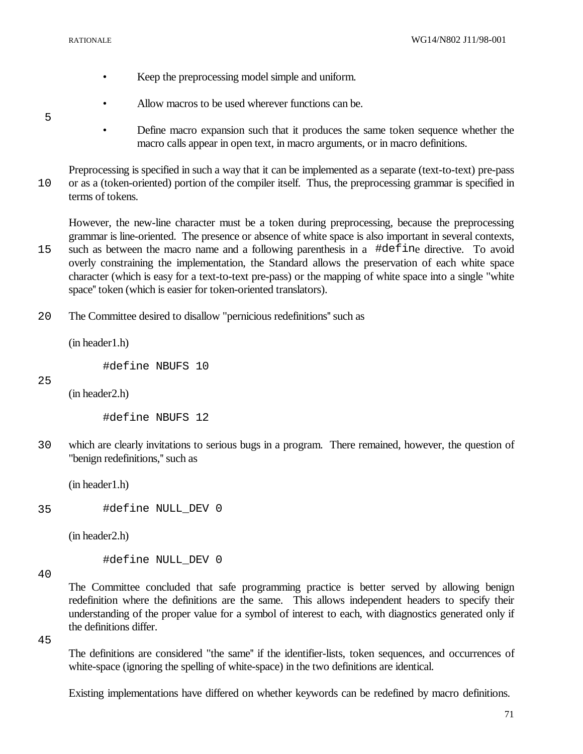- Keep the preprocessing model simple and uniform.
- Allow macros to be used wherever functions can be.
- Define macro expansion such that it produces the same token sequence whether the macro calls appear in open text, in macro arguments, or in macro definitions.

Preprocessing is specified in such a way that it can be implemented as a separate (text-to-text) pre-pass or as a (token-oriented) portion of the compiler itself. Thus, the preprocessing grammar is specified in terms of tokens.

However, the new-line character must be a token during preprocessing, because the preprocessing grammar is line-oriented. The presence or absence of white space is also important in several contexts, such as between the macro name and a following parenthesis in a `#define` directive. To avoid overly constraining the implementation, the Standard allows the preservation of each white space character (which is easy for a text-to-text pre-pass) or the mapping of white space into a single "white space" token (which is easier for token-oriented translators).

The Committee desired to disallow "pernicious redefinitions" such as

(in header1.h)

```
#define NBUFS 10
```

(in header2.h)

```
#define NBUFS 12
```

which are clearly invitations to serious bugs in a program. There remained, however, the question of "benign redefinitions," such as

(in header1.h)

```
#define NULL_DEV 0
```

(in header2.h)

```
#define NULL_DEV 0
```

The Committee concluded that safe programming practice is better served by allowing benign redefinition where the definitions are the same. This allows independent headers to specify their understanding of the proper value for a symbol of interest to each, with diagnostics generated only if the definitions differ.

The definitions are considered "the same" if the identifier-lists, token sequences, and occurrences of white-space (ignoring the spelling of white-space) in the two definitions are identical.

Existing implementations have differed on whether keywords can be redefined by macro definitions.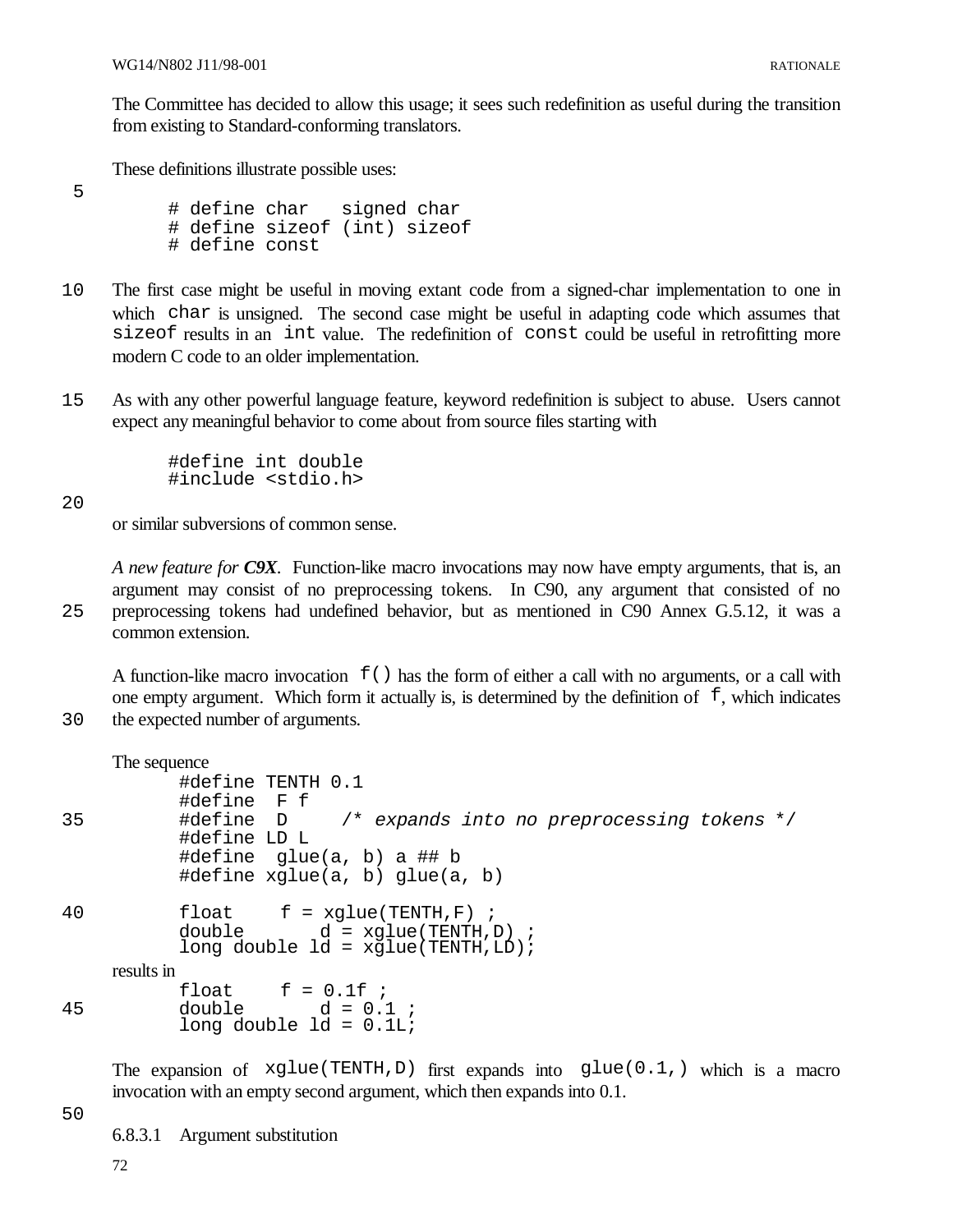The Committee has decided to allow this usage; it sees such redefinition as useful during the transition from existing to Standard-conforming translators.

These definitions illustrate possible uses:

```
# define char   signed char
# define sizeof (int) sizeof
# define const
```

The first case might be useful in moving extant code from a signed-char implementation to one in which `char` is unsigned. The second case might be useful in adapting code which assumes that `sizeof` results in an `int` value. The redefinition of `const` could be useful in retrofitting more modern C code to an older implementation.

As with any other powerful language feature, keyword redefinition is subject to abuse. Users cannot expect any meaningful behavior to come about from source files starting with

```
#define int double
#include <stdio.h>
```

or similar subversions of common sense.

*A new feature for **C9X***. Function-like macro invocations may now have empty arguments, that is, an argument may consist of no preprocessing tokens. In C90, any argument that consisted of no preprocessing tokens had undefined behavior, but as mentioned in C90 Annex G.5.12, it was a common extension.

A function-like macro invocation `f()` has the form of either a call with no arguments, or a call with one empty argument. Which form it actually is, is determined by the definition of `f`, which indicates the expected number of arguments.

The sequence

```
#define TENTH 0.1
#define  F f
#define  D     /* expands into no preprocessing tokens */
#define LD L
#define  glue(a, b) a ## b
#define xglue(a, b) glue(a, b)

float    f = xglue(TENTH,F) ;
double       d = xglue(TENTH,D) ;
long double ld = xglue(TENTH,LD);
```

results in

```
float    f = 0.1f ;
double       d = 0.1 ;
long double ld = 0.1L;
```

The expansion of `xglue(TENTH,D)` first expands into `glue(0.1,)` which is a macro invocation with an empty second argument, which then expands into 0.1.

### 6.8.3.1 Argument substitution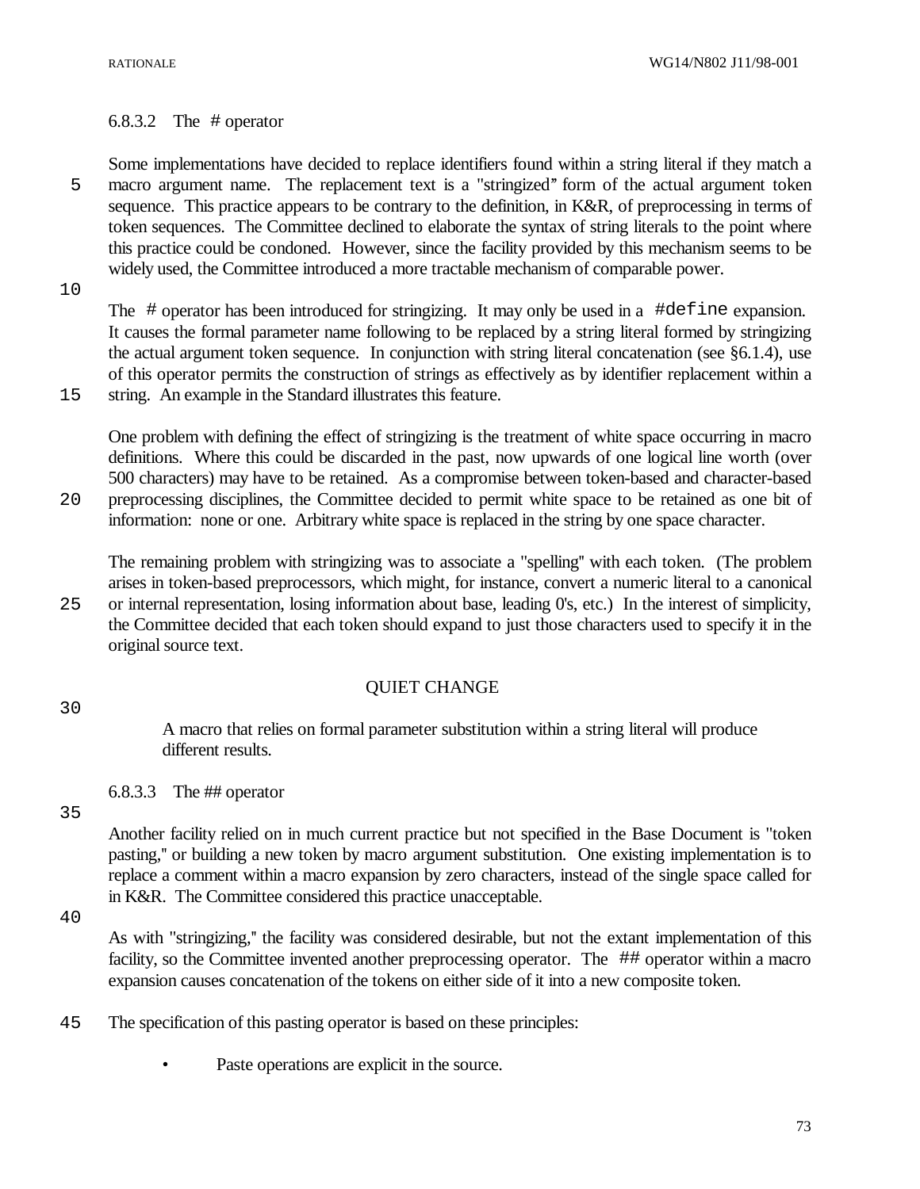### 6.8.3.2 The # operator

Some implementations have decided to replace identifiers found within a string literal if they match a macro argument name. The replacement text is a "stringized" form of the actual argument token sequence. This practice appears to be contrary to the definition, in K&R, of preprocessing in terms of token sequences. The Committee declined to elaborate the syntax of string literals to the point where this practice could be condoned. However, since the facility provided by this mechanism seems to be widely used, the Committee introduced a more tractable mechanism of comparable power.

The `#` operator has been introduced for stringizing. It may only be used in a `#define` expansion. It causes the formal parameter name following to be replaced by a string literal formed by stringizing the actual argument token sequence. In conjunction with string literal concatenation (see §6.1.4), use of this operator permits the construction of strings as effectively as by identifier replacement within a string. An example in the Standard illustrates this feature.

One problem with defining the effect of stringizing is the treatment of white space occurring in macro definitions. Where this could be discarded in the past, now upwards of one logical line worth (over 500 characters) may have to be retained. As a compromise between token-based and character-based preprocessing disciplines, the Committee decided to permit white space to be retained as one bit of information: none or one. Arbitrary white space is replaced in the string by one space character.

The remaining problem with stringizing was to associate a "spelling" with each token. (The problem arises in token-based preprocessors, which might, for instance, convert a numeric literal to a canonical or internal representation, losing information about base, leading 0's, etc.) In the interest of simplicity, the Committee decided that each token should expand to just those characters used to specify it in the original source text.

QUIET CHANGE

> A macro that relies on formal parameter substitution within a string literal will produce different results.

### 6.8.3.3 The ## operator

Another facility relied on in much current practice but not specified in the Base Document is "token pasting," or building a new token by macro argument substitution. One existing implementation is to replace a comment within a macro expansion by zero characters, instead of the single space called for in K&R. The Committee considered this practice unacceptable.

As with "stringizing," the facility was considered desirable, but not the extant implementation of this facility, so the Committee invented another preprocessing operator. The `##` operator within a macro expansion causes concatenation of the tokens on either side of it into a new composite token.

The specification of this pasting operator is based on these principles:

- Paste operations are explicit in the source.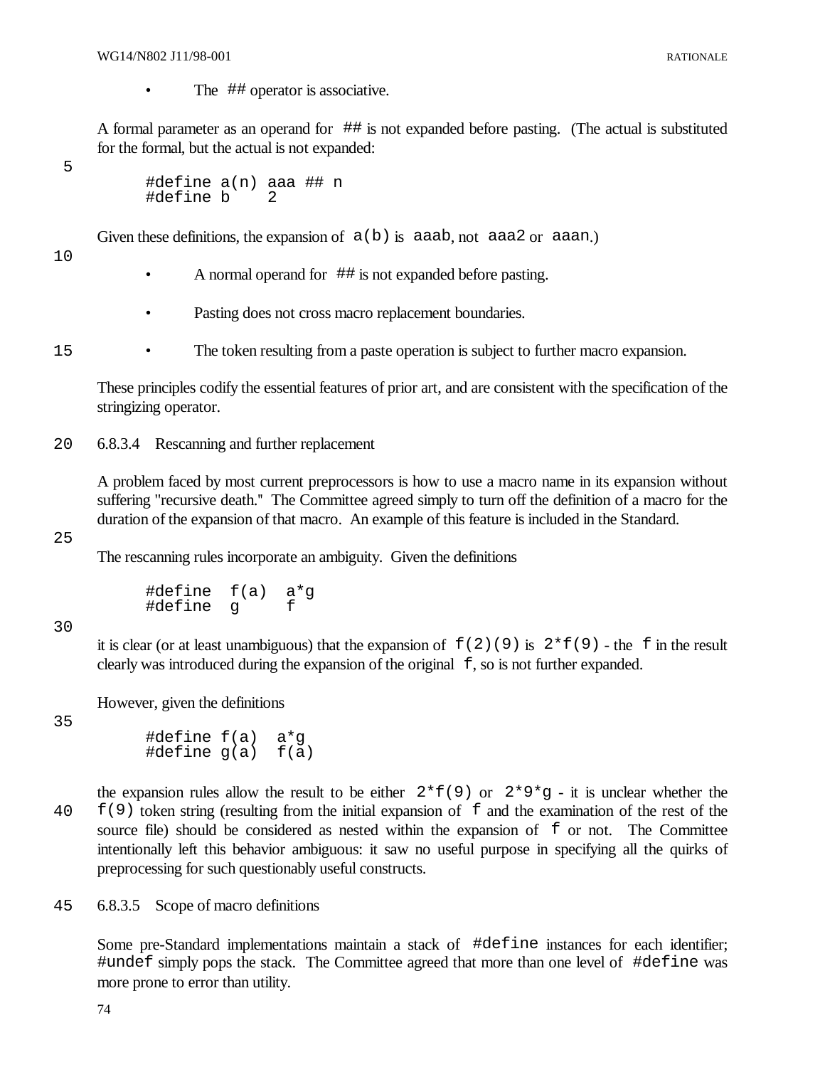- The `##` operator is associative.

A formal parameter as an operand for `##` is not expanded before pasting. (The actual is substituted for the formal, but the actual is not expanded:

```
#define a(n) aaa ## n
#define b    2
```

Given these definitions, the expansion of `a(b)` is `aaab`, not `aaa2` or `aaan`.)

- A normal operand for `##` is not expanded before pasting.

- Pasting does not cross macro replacement boundaries.

- The token resulting from a paste operation is subject to further macro expansion.

These principles codify the essential features of prior art, and are consistent with the specification of the stringizing operator.

### 6.8.3.4 Rescanning and further replacement

A problem faced by most current preprocessors is how to use a macro name in its expansion without suffering "recursive death." The Committee agreed simply to turn off the definition of a macro for the duration of the expansion of that macro. An example of this feature is included in the Standard.

The rescanning rules incorporate an ambiguity. Given the definitions

```
#define  f(a)  a*g
#define  g     f
```

it is clear (or at least unambiguous) that the expansion of `f(2)(9)` is `2*f(9)` - the `f` in the result clearly was introduced during the expansion of the original `f`, so is not further expanded.

However, given the definitions

```
#define f(a)  a*g
#define g(a)  f(a)
```

the expansion rules allow the result to be either `2*f(9)` or `2*9*g` - it is unclear whether the `f(9)` token string (resulting from the initial expansion of `f` and the examination of the rest of the source file) should be considered as nested within the expansion of `f` or not. The Committee intentionally left this behavior ambiguous: it saw no useful purpose in specifying all the quirks of preprocessing for such questionably useful constructs.

### 6.8.3.5 Scope of macro definitions

Some pre-Standard implementations maintain a stack of `#define` instances for each identifier; `#undef` simply pops the stack. The Committee agreed that more than one level of `#define` was more prone to error than utility.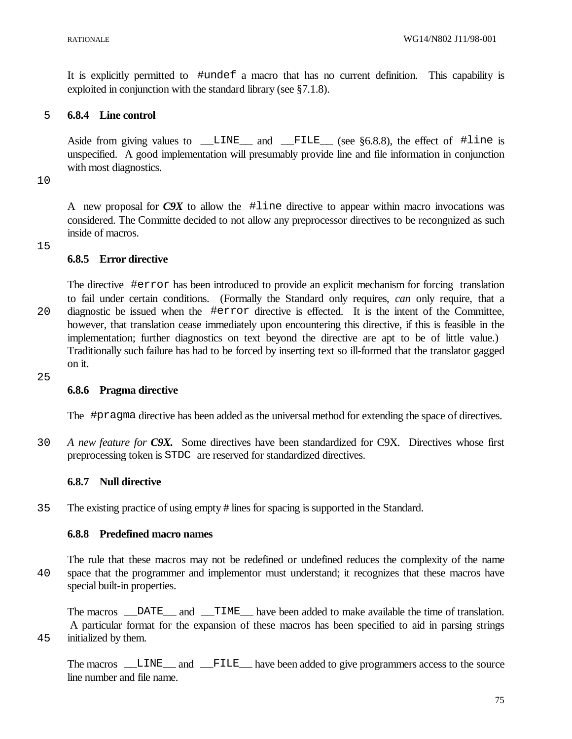It is explicitly permitted to `#undef` a macro that has no current definition. This capability is exploited in conjunction with the standard library (see §7.1.8).

### 6.8.4 Line control

Aside from giving values to `__LINE__` and `__FILE__` (see §6.8.8), the effect of `#line` is unspecified. A good implementation will presumably provide line and file information in conjunction with most diagnostics.

A new proposal for ***C9X*** to allow the `#line` directive to appear within macro invocations was considered. The Committe decided to not allow any preprocessor directives to be recongnized as such inside of macros.

### 6.8.5 Error directive

The directive `#error` has been introduced to provide an explicit mechanism for forcing translation to fail under certain conditions. (Formally the Standard only requires, *can* only require, that a diagnostic be issued when the `#error` directive is effected. It is the intent of the Committee, however, that translation cease immediately upon encountering this directive, if this is feasible in the implementation; further diagnostics on text beyond the directive are apt to be of little value.) Traditionally such failure has had to be forced by inserting text so ill-formed that the translator gagged on it.

### 6.8.6 Pragma directive

The `#pragma` directive has been added as the universal method for extending the space of directives.

*A new feature for **C9X.*** Some directives have been standardized for C9X. Directives whose first preprocessing token is `STDC` are reserved for standardized directives.

### 6.8.7 Null directive

The existing practice of using empty # lines for spacing is supported in the Standard.

### 6.8.8 Predefined macro names

The rule that these macros may not be redefined or undefined reduces the complexity of the name space that the programmer and implementor must understand; it recognizes that these macros have special built-in properties.

The macros `__DATE__` and `__TIME__` have been added to make available the time of translation. A particular format for the expansion of these macros has been specified to aid in parsing strings initialized by them.

The macros `__LINE__` and `__FILE__` have been added to give programmers access to the source line number and file name.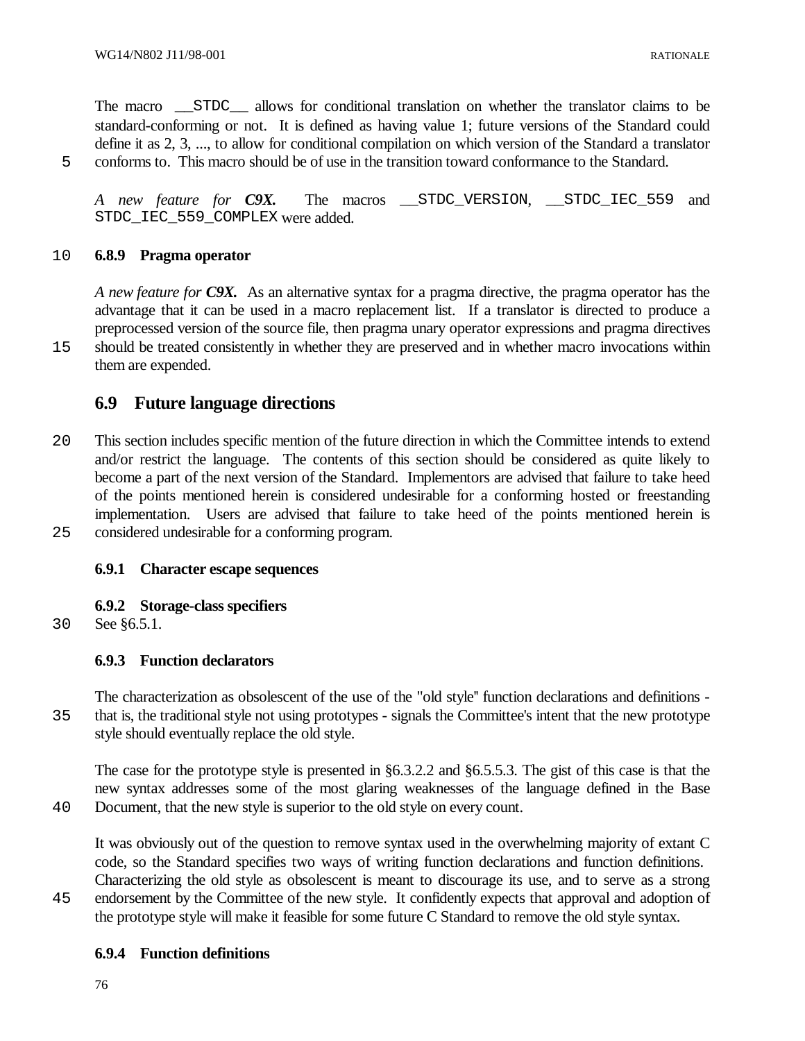The macro `__STDC__` allows for conditional translation on whether the translator claims to be standard-conforming or not. It is defined as having value 1; future versions of the Standard could define it as 2, 3, ..., to allow for conditional compilation on which version of the Standard a translator conforms to. This macro should be of use in the transition toward conformance to the Standard.

*A new feature for **C9X.*** The macros `__STDC_VERSION`, `__STDC_IEC_559` and `STDC_IEC_559_COMPLEX` were added.

### 6.8.9 Pragma operator

*A new feature for **C9X.*** As an alternative syntax for a pragma directive, the pragma operator has the advantage that it can be used in a macro replacement list. If a translator is directed to produce a preprocessed version of the source file, then pragma unary operator expressions and pragma directives should be treated consistently in whether they are preserved and in whether macro invocations within them are expended.

## 6.9 Future language directions

This section includes specific mention of the future direction in which the Committee intends to extend and/or restrict the language. The contents of this section should be considered as quite likely to become a part of the next version of the Standard. Implementors are advised that failure to take heed of the points mentioned herein is considered undesirable for a conforming hosted or freestanding implementation. Users are advised that failure to take heed of the points mentioned herein is considered undesirable for a conforming program.

### 6.9.1 Character escape sequences

### 6.9.2 Storage-class specifiers

See §6.5.1.

### 6.9.3 Function declarators

The characterization as obsolescent of the use of the "old style" function declarations and definitions - that is, the traditional style not using prototypes - signals the Committee's intent that the new prototype style should eventually replace the old style.

The case for the prototype style is presented in §6.3.2.2 and §6.5.5.3. The gist of this case is that the new syntax addresses some of the most glaring weaknesses of the language defined in the Base Document, that the new style is superior to the old style on every count.

It was obviously out of the question to remove syntax used in the overwhelming majority of extant C code, so the Standard specifies two ways of writing function declarations and function definitions. Characterizing the old style as obsolescent is meant to discourage its use, and to serve as a strong endorsement by the Committee of the new style. It confidently expects that approval and adoption of the prototype style will make it feasible for some future C Standard to remove the old style syntax.

### 6.9.4 Function definitions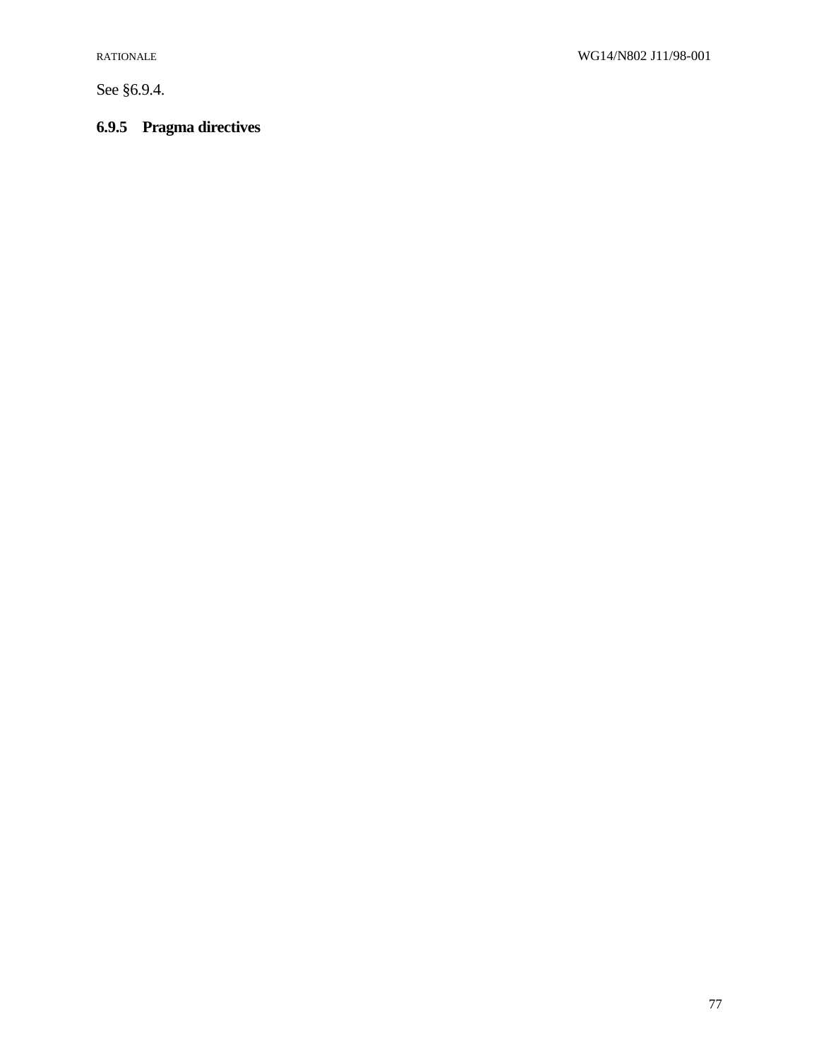See §6.9.4.

### 6.9.5 Pragma directives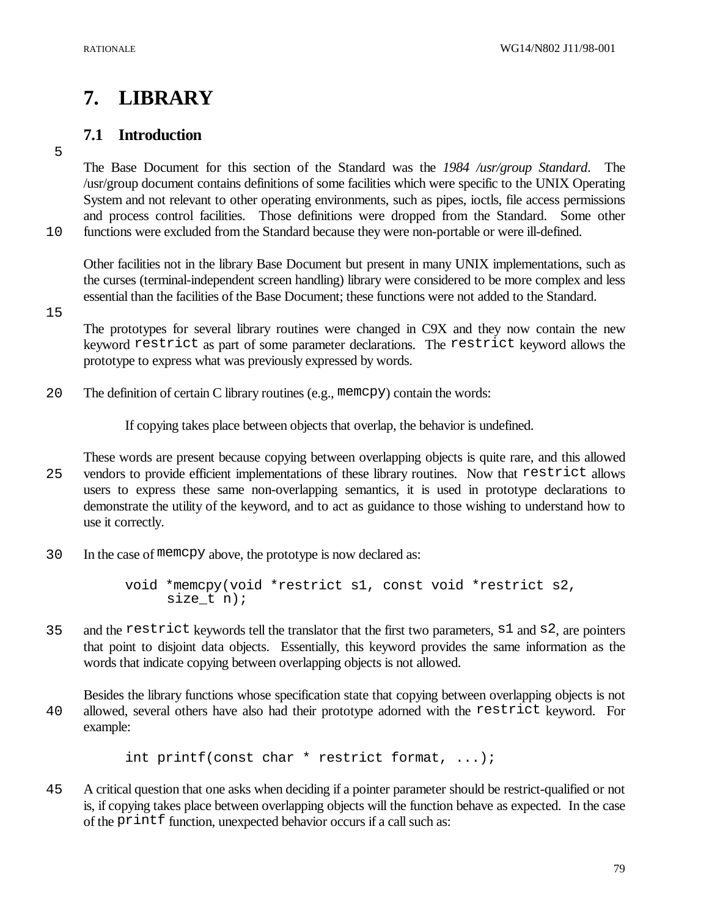# 7. LIBRARY

## 7.1 Introduction

The Base Document for this section of the Standard was the *1984 /usr/group Standard*. The /usr/group document contains definitions of some facilities which were specific to the UNIX Operating System and not relevant to other operating environments, such as pipes, ioctls, file access permissions and process control facilities. Those definitions were dropped from the Standard. Some other functions were excluded from the Standard because they were non-portable or were ill-defined.

Other facilities not in the library Base Document but present in many UNIX implementations, such as the curses (terminal-independent screen handling) library were considered to be more complex and less essential than the facilities of the Base Document; these functions were not added to the Standard.

The prototypes for several library routines were changed in C9X and they now contain the new keyword `restrict` as part of some parameter declarations. The `restrict` keyword allows the prototype to express what was previously expressed by words.

The definition of certain C library routines (e.g., `memcpy`) contain the words:

> If copying takes place between objects that overlap, the behavior is undefined.

These words are present because copying between overlapping objects is quite rare, and this allowed vendors to provide efficient implementations of these library routines. Now that `restrict` allows users to express these same non-overlapping semantics, it is used in prototype declarations to demonstrate the utility of the keyword, and to act as guidance to those wishing to understand how to use it correctly.

In the case of `memcpy` above, the prototype is now declared as:

```
void *memcpy(void *restrict s1, const void *restrict s2,
     size_t n);
```

and the `restrict` keywords tell the translator that the first two parameters, `s1` and `s2`, are pointers that point to disjoint data objects. Essentially, this keyword provides the same information as the words that indicate copying between overlapping objects is not allowed.

Besides the library functions whose specification state that copying between overlapping objects is not allowed, several others have also had their prototype adorned with the `restrict` keyword. For example:

```
int printf(const char * restrict format, ...);
```

A critical question that one asks when deciding if a pointer parameter should be restrict-qualified or not is, if copying takes place between overlapping objects will the function behave as expected. In the case of the `printf` function, unexpected behavior occurs if a call such as: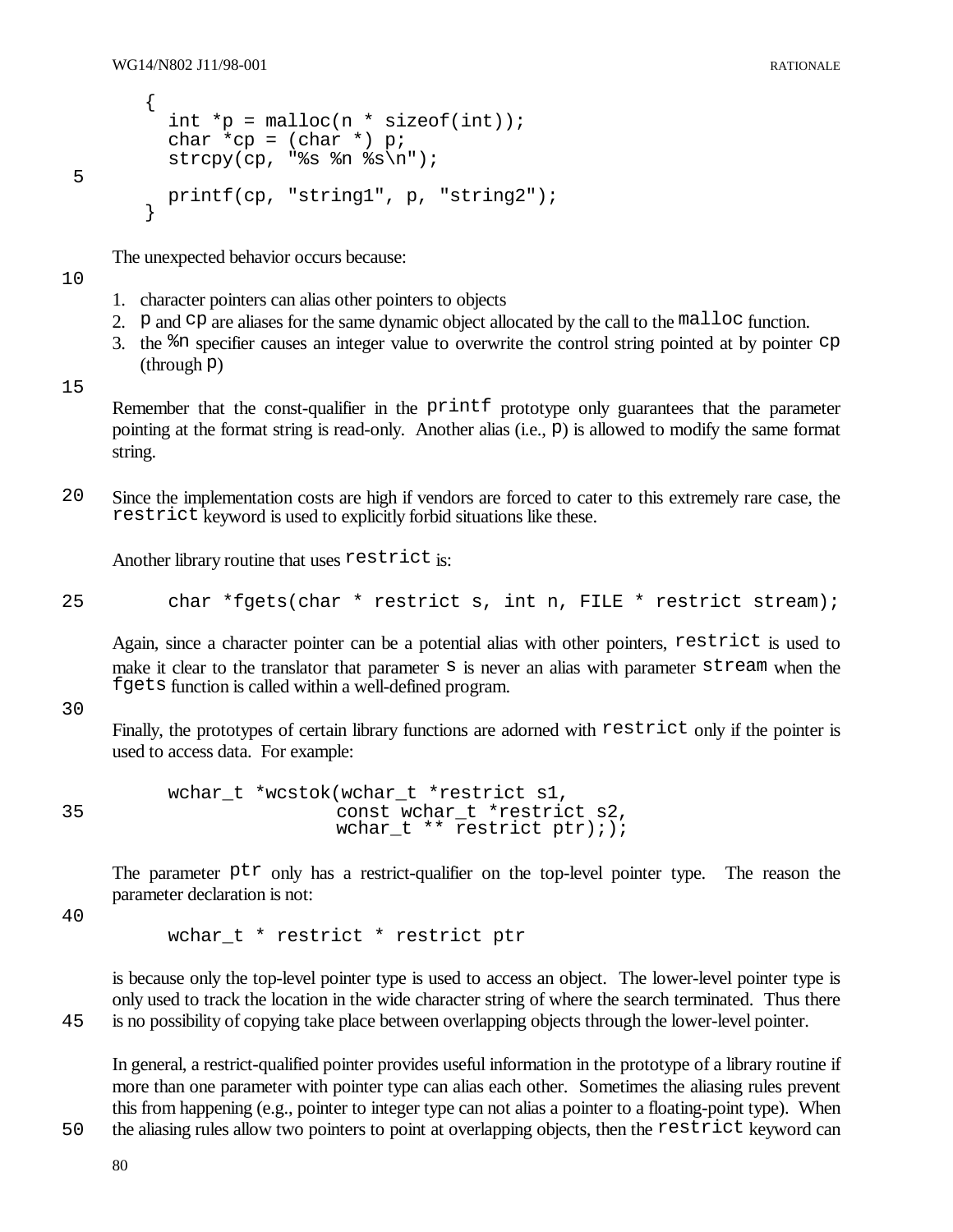```
{
  int *p = malloc(n * sizeof(int));
  char *cp = (char *) p;
  strcpy(cp, "%s %n %s\n");

  printf(cp, "string1", p, "string2");
}
```

The unexpected behavior occurs because:

1. character pointers can alias other pointers to objects
2. `p` and `cp` are aliases for the same dynamic object allocated by the call to the `malloc` function.
3. the `%n` specifier causes an integer value to overwrite the control string pointed at by pointer `cp` (through `p`)

Remember that the const-qualifier in the `printf` prototype only guarantees that the parameter pointing at the format string is read-only. Another alias (i.e., `p`) is allowed to modify the same format string.

Since the implementation costs are high if vendors are forced to cater to this extremely rare case, the `restrict` keyword is used to explicitly forbid situations like these.

Another library routine that uses `restrict` is:

```
char *fgets(char * restrict s, int n, FILE * restrict stream);
```

Again, since a character pointer can be a potential alias with other pointers, `restrict` is used to make it clear to the translator that parameter `s` is never an alias with parameter `stream` when the `fgets` function is called within a well-defined program.

Finally, the prototypes of certain library functions are adorned with `restrict` only if the pointer is used to access data. For example:

```
wchar_t *wcstok(wchar_t *restrict s1,
                const wchar_t *restrict s2,
                wchar_t ** restrict ptr););
```

The parameter `ptr` only has a restrict-qualifier on the top-level pointer type. The reason the parameter declaration is not:

```
wchar_t * restrict * restrict ptr
```

is because only the top-level pointer type is used to access an object. The lower-level pointer type is only used to track the location in the wide character string of where the search terminated. Thus there is no possibility of copying take place between overlapping objects through the lower-level pointer.

In general, a restrict-qualified pointer provides useful information in the prototype of a library routine if more than one parameter with pointer type can alias each other. Sometimes the aliasing rules prevent this from happening (e.g., pointer to integer type can not alias a pointer to a floating-point type). When the aliasing rules allow two pointers to point at overlapping objects, then the `restrict` keyword can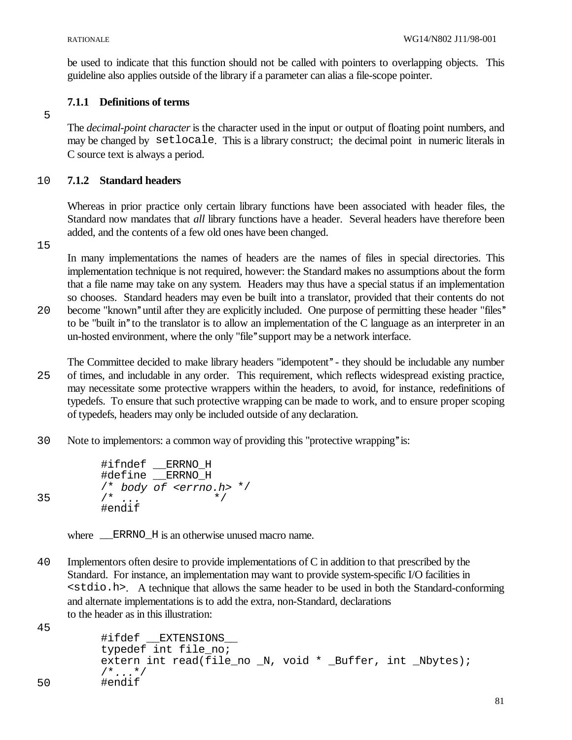be used to indicate that this function should not be called with pointers to overlapping objects. This guideline also applies outside of the library if a parameter can alias a file-scope pointer.

### 7.1.1 Definitions of terms

The *decimal-point character* is the character used in the input or output of floating point numbers, and may be changed by `setlocale`. This is a library construct; the decimal point in numeric literals in C source text is always a period.

### 7.1.2 Standard headers

Whereas in prior practice only certain library functions have been associated with header files, the Standard now mandates that *all* library functions have a header. Several headers have therefore been added, and the contents of a few old ones have been changed.

In many implementations the names of headers are the names of files in special directories. This implementation technique is not required, however: the Standard makes no assumptions about the form that a file name may take on any system. Headers may thus have a special status if an implementation so chooses. Standard headers may even be built into a translator, provided that their contents do not become "known" until after they are explicitly included. One purpose of permitting these header "files" to be "built in" to the translator is to allow an implementation of the C language as an interpreter in an un-hosted environment, where the only "file" support may be a network interface.

The Committee decided to make library headers "idempotent" - they should be includable any number of times, and includable in any order. This requirement, which reflects widespread existing practice, may necessitate some protective wrappers within the headers, to avoid, for instance, redefinitions of typedefs. To ensure that such protective wrapping can be made to work, and to ensure proper scoping of typedefs, headers may only be included outside of any declaration.

Note to implementors: a common way of providing this "protective wrapping" is:

```
#ifndef __ERRNO_H
#define __ERRNO_H
/* body of <errno.h> */
/* ...             */
#endif
```

where `__ERRNO_H` is an otherwise unused macro name.

Implementors often desire to provide implementations of C in addition to that prescribed by the Standard. For instance, an implementation may want to provide system-specific I/O facilities in `<stdio.h>`. A technique that allows the same header to be used in both the Standard-conforming and alternate implementations is to add the extra, non-Standard, declarations to the header as in this illustration:

```
#ifdef __EXTENSIONS__
typedef int file_no;
extern int read(file_no _N, void * _Buffer, int _Nbytes);
/*...*/
#endif
```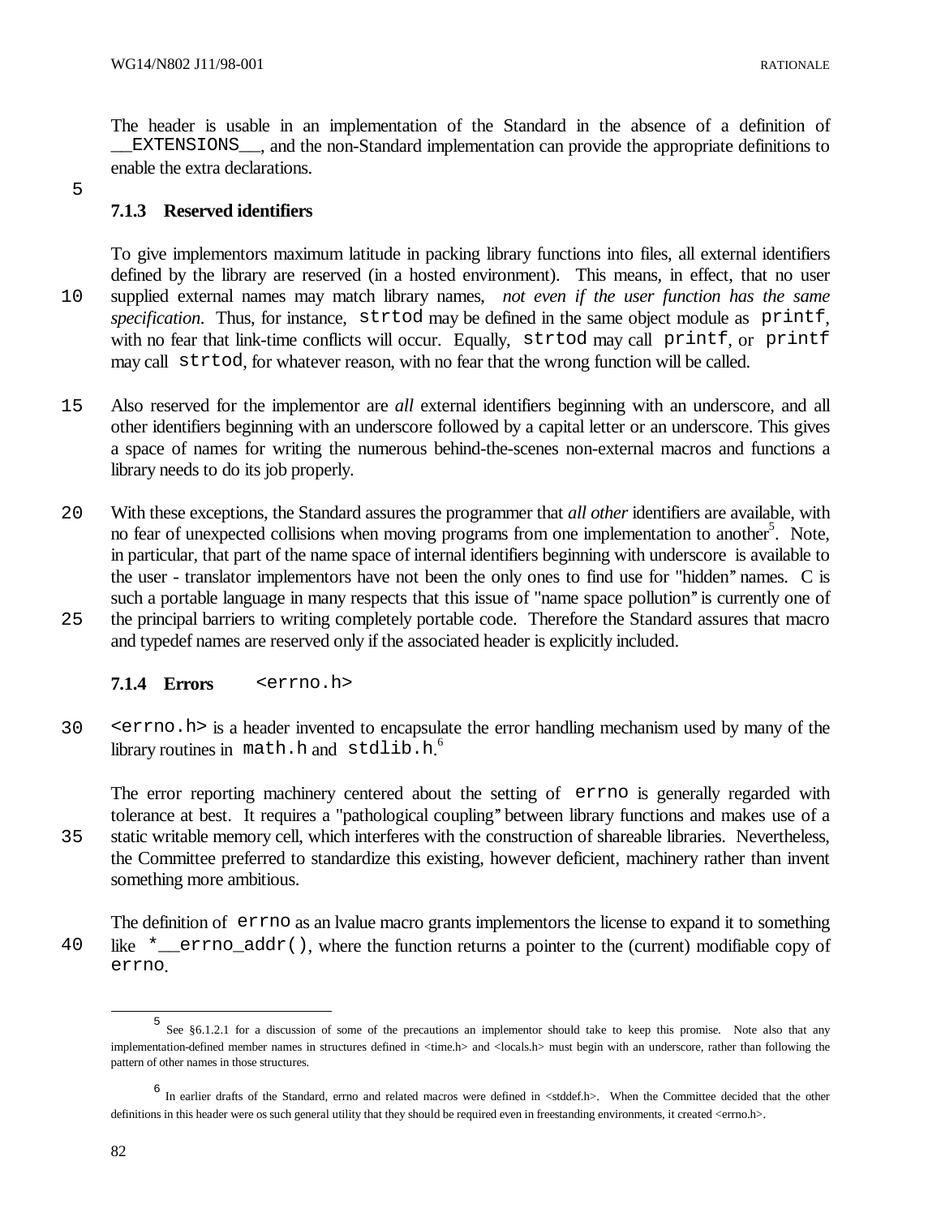The header is usable in an implementation of the Standard in the absence of a definition of `__EXTENSIONS__`, and the non-Standard implementation can provide the appropriate definitions to enable the extra declarations.

### 7.1.3 Reserved identifiers

To give implementors maximum latitude in packing library functions into files, all external identifiers defined by the library are reserved (in a hosted environment). This means, in effect, that no user supplied external names may match library names, *not even if the user function has the same specification*. Thus, for instance, `strtod` may be defined in the same object module as `printf`, with no fear that link-time conflicts will occur. Equally, `strtod` may call `printf`, or `printf` may call `strtod`, for whatever reason, with no fear that the wrong function will be called.

Also reserved for the implementor are *all* external identifiers beginning with an underscore, and all other identifiers beginning with an underscore followed by a capital letter or an underscore. This gives a space of names for writing the numerous behind-the-scenes non-external macros and functions a library needs to do its job properly.

With these exceptions, the Standard assures the programmer that *all other* identifiers are available, with no fear of unexpected collisions when moving programs from one implementation to another[5]. Note, in particular, that part of the name space of internal identifiers beginning with underscore is available to the user - translator implementors have not been the only ones to find use for "hidden" names. C is such a portable language in many respects that this issue of "name space pollution" is currently one of the principal barriers to writing completely portable code. Therefore the Standard assures that macro and typedef names are reserved only if the associated header is explicitly included.

### 7.1.4 Errors `<errno.h>`

`<errno.h>` is a header invented to encapsulate the error handling mechanism used by many of the library routines in `math.h` and `stdlib.h`.[6]

The error reporting machinery centered about the setting of `errno` is generally regarded with tolerance at best. It requires a "pathological coupling" between library functions and makes use of a static writable memory cell, which interferes with the construction of shareable libraries. Nevertheless, the Committee preferred to standardize this existing, however deficient, machinery rather than invent something more ambitious.

The definition of `errno` as an lvalue macro grants implementors the license to expand it to something like `*__errno_addr()`, where the function returns a pointer to the (current) modifiable copy of `errno`.

---

[5] See §6.1.2.1 for a discussion of some of the precautions an implementor should take to keep this promise. Note also that any implementation-defined member names in structures defined in <time.h> and <locals.h> must begin with an underscore, rather than following the pattern of other names in those structures.

[6] In earlier drafts of the Standard, errno and related macros were defined in <stddef.h>. When the Committee decided that the other definitions in this header were os such general utility that they should be required even in freestanding environments, it created <errno.h>.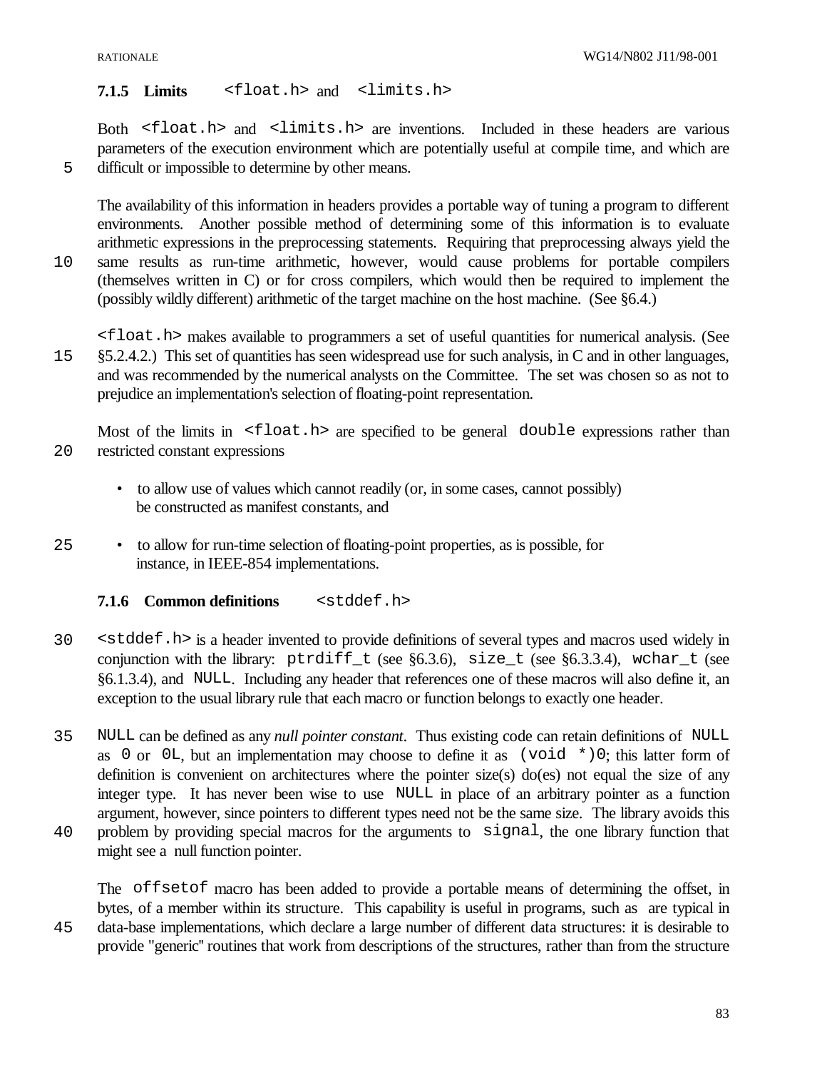### 7.1.5 Limits `<float.h>` and `<limits.h>`

Both `<float.h>` and `<limits.h>` are inventions. Included in these headers are various parameters of the execution environment which are potentially useful at compile time, and which are difficult or impossible to determine by other means.

The availability of this information in headers provides a portable way of tuning a program to different environments. Another possible method of determining some of this information is to evaluate arithmetic expressions in the preprocessing statements. Requiring that preprocessing always yield the same results as run-time arithmetic, however, would cause problems for portable compilers (themselves written in C) or for cross compilers, which would then be required to implement the (possibly wildly different) arithmetic of the target machine on the host machine. (See §6.4.)

`<float.h>` makes available to programmers a set of useful quantities for numerical analysis. (See §5.2.4.2.) This set of quantities has seen widespread use for such analysis, in C and in other languages, and was recommended by the numerical analysts on the Committee. The set was chosen so as not to prejudice an implementation's selection of floating-point representation.

Most of the limits in `<float.h>` are specified to be general `double` expressions rather than restricted constant expressions

- to allow use of values which cannot readily (or, in some cases, cannot possibly) be constructed as manifest constants, and
- to allow for run-time selection of floating-point properties, as is possible, for instance, in IEEE-854 implementations.

### 7.1.6 Common definitions `<stddef.h>`

`<stddef.h>` is a header invented to provide definitions of several types and macros used widely in conjunction with the library: `ptrdiff_t` (see §6.3.6), `size_t` (see §6.3.3.4), `wchar_t` (see §6.1.3.4), and `NULL`. Including any header that references one of these macros will also define it, an exception to the usual library rule that each macro or function belongs to exactly one header.

`NULL` can be defined as any *null pointer constant*. Thus existing code can retain definitions of `NULL` as `0` or `0L`, but an implementation may choose to define it as `(void *)0`; this latter form of definition is convenient on architectures where the pointer size(s) do(es) not equal the size of any integer type. It has never been wise to use `NULL` in place of an arbitrary pointer as a function argument, however, since pointers to different types need not be the same size. The library avoids this problem by providing special macros for the arguments to `signal`, the one library function that might see a null function pointer.

The `offsetof` macro has been added to provide a portable means of determining the offset, in bytes, of a member within its structure. This capability is useful in programs, such as are typical in data-base implementations, which declare a large number of different data structures: it is desirable to provide "generic" routines that work from descriptions of the structures, rather than from the structure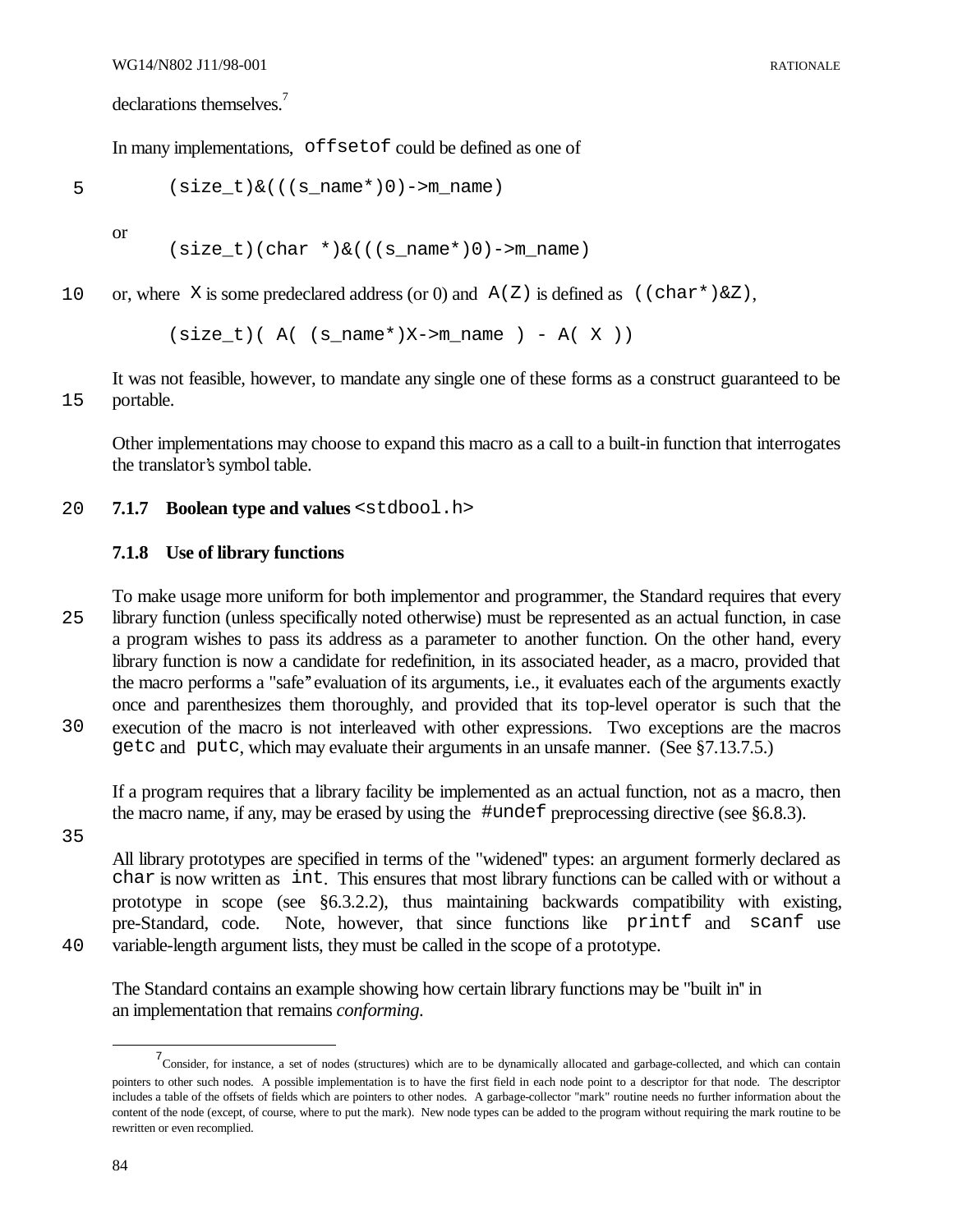declarations themselves.[7]

In many implementations, `offsetof` could be defined as one of

```
(size_t)&(((s_name*)0)->m_name)
```

or

```
(size_t)(char *)&(((s_name*)0)->m_name)
```

or, where `X` is some predeclared address (or 0) and `A(Z)` is defined as `((char*)&Z)`,

```
(size_t)( A( (s_name*)X->m_name ) - A( X ))
```

It was not feasible, however, to mandate any single one of these forms as a construct guaranteed to be portable.

Other implementations may choose to expand this macro as a call to a built-in function that interrogates the translator's symbol table.

### 7.1.7 Boolean type and values <stdbool.h>

### 7.1.8 Use of library functions

To make usage more uniform for both implementor and programmer, the Standard requires that every library function (unless specifically noted otherwise) must be represented as an actual function, in case a program wishes to pass its address as a parameter to another function. On the other hand, every library function is now a candidate for redefinition, in its associated header, as a macro, provided that the macro performs a "safe" evaluation of its arguments, i.e., it evaluates each of the arguments exactly once and parenthesizes them thoroughly, and provided that its top-level operator is such that the execution of the macro is not interleaved with other expressions. Two exceptions are the macros `getc` and `putc`, which may evaluate their arguments in an unsafe manner. (See §7.13.7.5.)

If a program requires that a library facility be implemented as an actual function, not as a macro, then the macro name, if any, may be erased by using the `#undef` preprocessing directive (see §6.8.3).

All library prototypes are specified in terms of the "widened" types: an argument formerly declared as `char` is now written as `int`. This ensures that most library functions can be called with or without a prototype in scope (see §6.3.2.2), thus maintaining backwards compatibility with existing, pre-Standard, code. Note, however, that since functions like `printf` and `scanf` use variable-length argument lists, they must be called in the scope of a prototype.

The Standard contains an example showing how certain library functions may be "built in" in an implementation that remains *conforming*.

---

[7] Consider, for instance, a set of nodes (structures) which are to be dynamically allocated and garbage-collected, and which can contain pointers to other such nodes. A possible implementation is to have the first field in each node point to a descriptor for that node. The descriptor includes a table of the offsets of fields which are pointers to other nodes. A garbage-collector "mark" routine needs no further information about the content of the node (except, of course, where to put the mark). New node types can be added to the program without requiring the mark routine to be rewritten or even recompiled.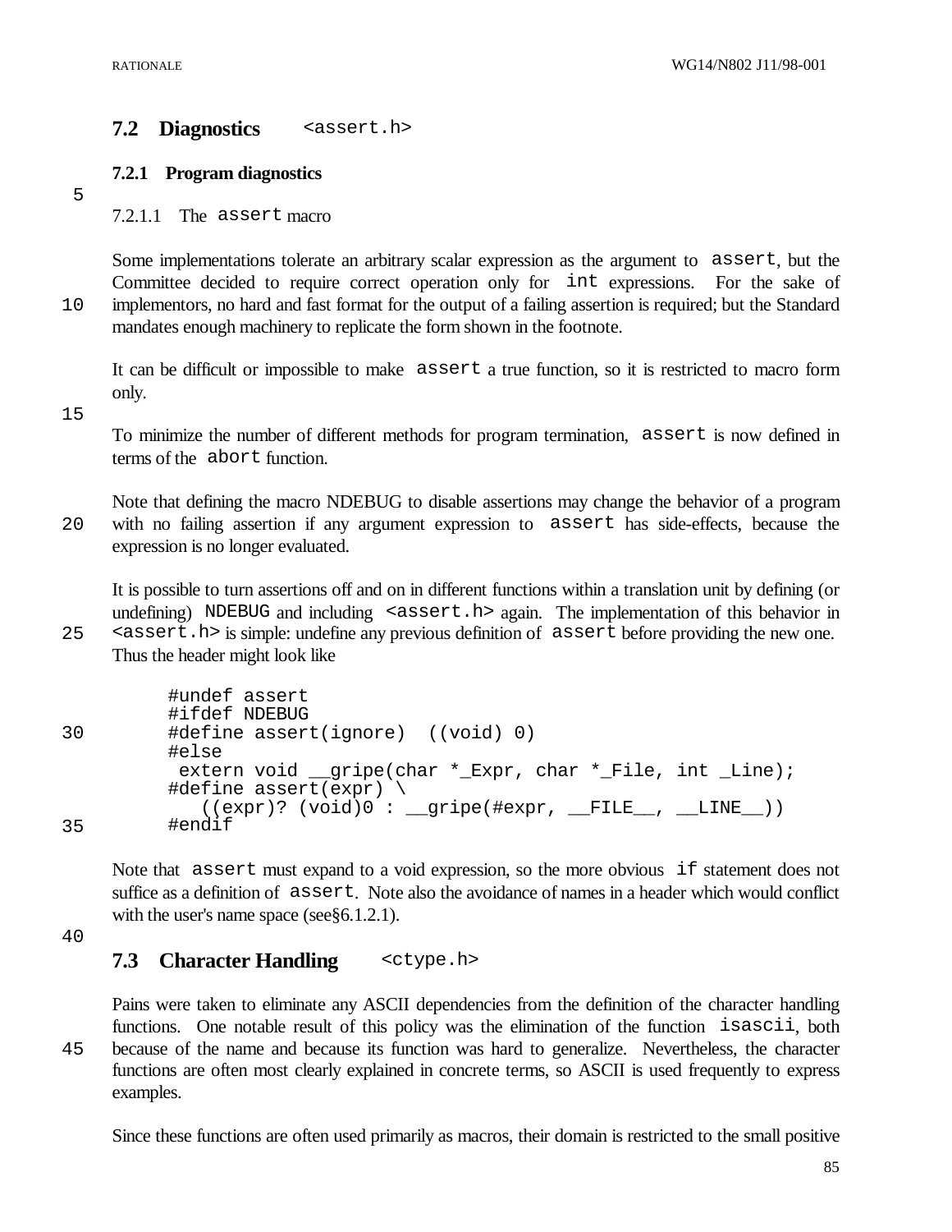## 7.2 Diagnostics `<assert.h>`

### 7.2.1 Program diagnostics

#### 7.2.1.1 The `assert` macro

Some implementations tolerate an arbitrary scalar expression as the argument to `assert`, but the Committee decided to require correct operation only for `int` expressions. For the sake of implementors, no hard and fast format for the output of a failing assertion is required; but the Standard mandates enough machinery to replicate the form shown in the footnote.

It can be difficult or impossible to make `assert` a true function, so it is restricted to macro form only.

To minimize the number of different methods for program termination, `assert` is now defined in terms of the `abort` function.

Note that defining the macro NDEBUG to disable assertions may change the behavior of a program with no failing assertion if any argument expression to `assert` has side-effects, because the expression is no longer evaluated.

It is possible to turn assertions off and on in different functions within a translation unit by defining (or undefining) `NDEBUG` and including `<assert.h>` again. The implementation of this behavior in `<assert.h>` is simple: undefine any previous definition of `assert` before providing the new one. Thus the header might look like

```
#undef assert
#ifdef NDEBUG
#define assert(ignore)  ((void) 0)
#else
 extern void __gripe(char *_Expr, char *_File, int _Line);
#define assert(expr) \
   ((expr)? (void)0 : __gripe(#expr, __FILE__, __LINE__))
#endif
```

Note that `assert` must expand to a void expression, so the more obvious `if` statement does not suffice as a definition of `assert`. Note also the avoidance of names in a header which would conflict with the user's name space (see§6.1.2.1).

## 7.3 Character Handling `<ctype.h>`

Pains were taken to eliminate any ASCII dependencies from the definition of the character handling functions. One notable result of this policy was the elimination of the function `isascii`, both because of the name and because its function was hard to generalize. Nevertheless, the character functions are often most clearly explained in concrete terms, so ASCII is used frequently to express examples.

Since these functions are often used primarily as macros, their domain is restricted to the small positive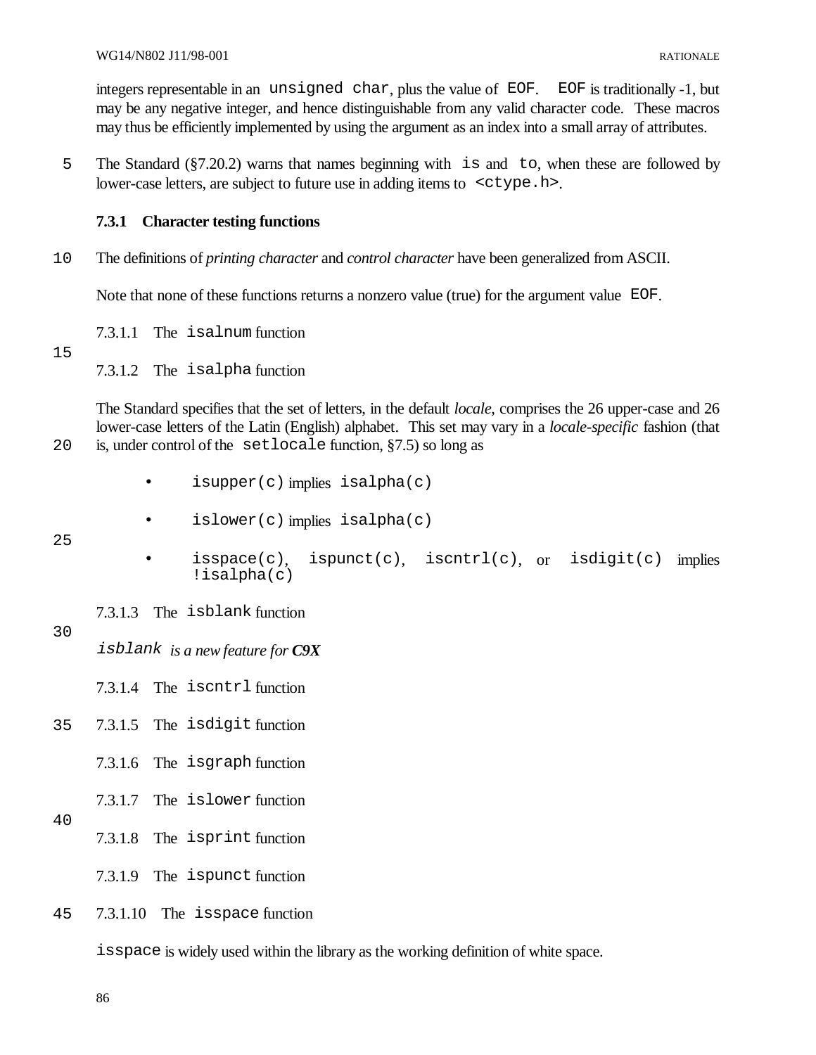integers representable in an `unsigned char`, plus the value of `EOF`. `EOF` is traditionally -1, but may be any negative integer, and hence distinguishable from any valid character code. These macros may thus be efficiently implemented by using the argument as an index into a small array of attributes.

The Standard (§7.20.2) warns that names beginning with `is` and `to`, when these are followed by lower-case letters, are subject to future use in adding items to `<ctype.h>`.

### 7.3.1 Character testing functions

The definitions of *printing character* and *control character* have been generalized from ASCII.

Note that none of these functions returns a nonzero value (true) for the argument value `EOF`.

#### 7.3.1.1 The `isalnum` function

#### 7.3.1.2 The `isalpha` function

The Standard specifies that the set of letters, in the default *locale*, comprises the 26 upper-case and 26 lower-case letters of the Latin (English) alphabet. This set may vary in a *locale-specific* fashion (that is, under control of the `setlocale` function, §7.5) so long as

- `isupper(c)` implies `isalpha(c)`
- `islower(c)` implies `isalpha(c)`
- `isspace(c)`, `ispunct(c)`, `iscntrl(c)`, or `isdigit(c)` implies `!isalpha(c)`

#### 7.3.1.3 The `isblank` function

*`isblank` is a new feature for **C9X***

#### 7.3.1.4 The `iscntrl` function

#### 7.3.1.5 The `isdigit` function

#### 7.3.1.6 The `isgraph` function

#### 7.3.1.7 The `islower` function

#### 7.3.1.8 The `isprint` function

#### 7.3.1.9 The `ispunct` function

#### 7.3.1.10 The `isspace` function

`isspace` is widely used within the library as the working definition of white space.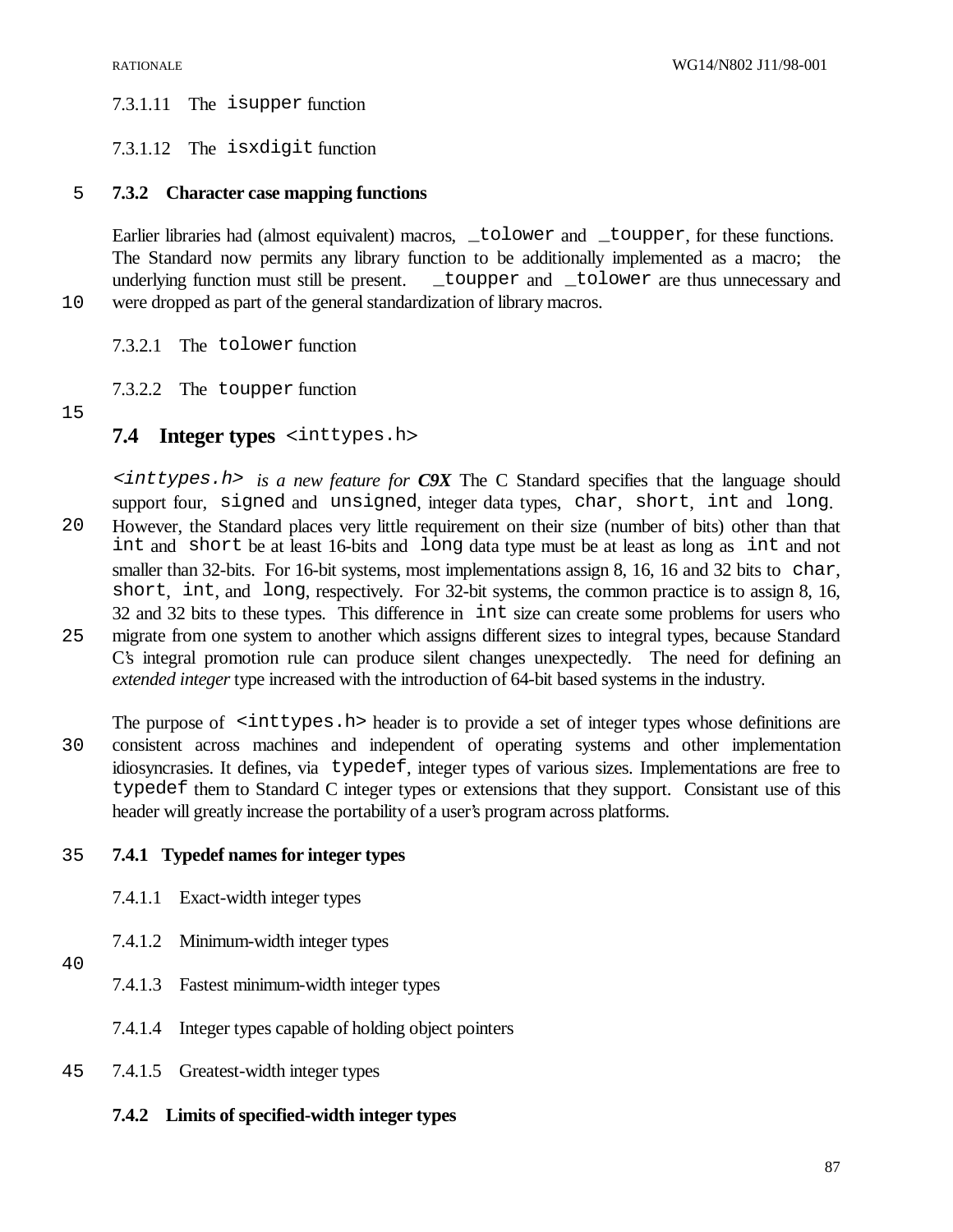7.3.1.11 The `isupper` function

7.3.1.12 The `isxdigit` function

### 7.3.2 Character case mapping functions

Earlier libraries had (almost equivalent) macros, `_tolower` and `_toupper`, for these functions. The Standard now permits any library function to be additionally implemented as a macro; the underlying function must still be present. `_toupper` and `_tolower` are thus unnecessary and were dropped as part of the general standardization of library macros.

7.3.2.1 The `tolower` function

7.3.2.2 The `toupper` function

## 7.4 Integer types `<inttypes.h>`

*`<inttypes.h>` is a new feature for **C9X*** The C Standard specifies that the language should support four, `signed` and `unsigned`, integer data types, `char`, `short`, `int` and `long`. However, the Standard places very little requirement on their size (number of bits) other than that `int` and `short` be at least 16-bits and `long` data type must be at least as long as `int` and not smaller than 32-bits. For 16-bit systems, most implementations assign 8, 16, 16 and 32 bits to `char`, `short`, `int`, and `long`, respectively. For 32-bit systems, the common practice is to assign 8, 16, 32 and 32 bits to these types. This difference in `int` size can create some problems for users who migrate from one system to another which assigns different sizes to integral types, because Standard C's integral promotion rule can produce silent changes unexpectedly. The need for defining an *extended integer* type increased with the introduction of 64-bit based systems in the industry.

The purpose of `<inttypes.h>` header is to provide a set of integer types whose definitions are consistent across machines and independent of operating systems and other implementation idiosyncrasies. It defines, via `typedef`, integer types of various sizes. Implementations are free to `typedef` them to Standard C integer types or extensions that they support. Consistant use of this header will greatly increase the portability of a user's program across platforms.

### 7.4.1 Typedef names for integer types

7.4.1.1 Exact-width integer types

7.4.1.2 Minimum-width integer types

7.4.1.3 Fastest minimum-width integer types

7.4.1.4 Integer types capable of holding object pointers

7.4.1.5 Greatest-width integer types

### 7.4.2 Limits of specified-width integer types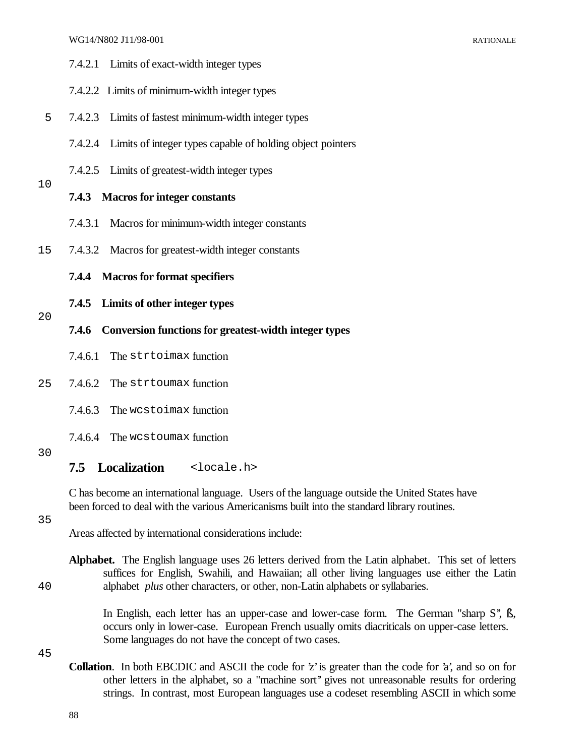7.4.2.1 Limits of exact-width integer types

7.4.2.2 Limits of minimum-width integer types

7.4.2.3 Limits of fastest minimum-width integer types

7.4.2.4 Limits of integer types capable of holding object pointers

7.4.2.5 Limits of greatest-width integer types

### 7.4.3 Macros for integer constants

7.4.3.1 Macros for minimum-width integer constants

7.4.3.2 Macros for greatest-width integer constants

### 7.4.4 Macros for format specifiers

### 7.4.5 Limits of other integer types

### 7.4.6 Conversion functions for greatest-width integer types

7.4.6.1 The `strtoimax` function

7.4.6.2 The `strtoumax` function

7.4.6.3 The `wcstoimax` function

7.4.6.4 The `wcstoumax` function

## 7.5 Localization `<locale.h>`

C has become an international language. Users of the language outside the United States have been forced to deal with the various Americanisms built into the standard library routines.

Areas affected by international considerations include:

**Alphabet.** The English language uses 26 letters derived from the Latin alphabet. This set of letters suffices for English, Swahili, and Hawaiian; all other living languages use either the Latin alphabet *plus* other characters, or other, non-Latin alphabets or syllabaries.

In English, each letter has an upper-case and lower-case form. The German "sharp S", ß, occurs only in lower-case. European French usually omits diacriticals on upper-case letters. Some languages do not have the concept of two cases.

**Collation**. In both EBCDIC and ASCII the code for 'z' is greater than the code for 'a', and so on for other letters in the alphabet, so a "machine sort" gives not unreasonable results for ordering strings. In contrast, most European languages use a codeset resembling ASCII in which some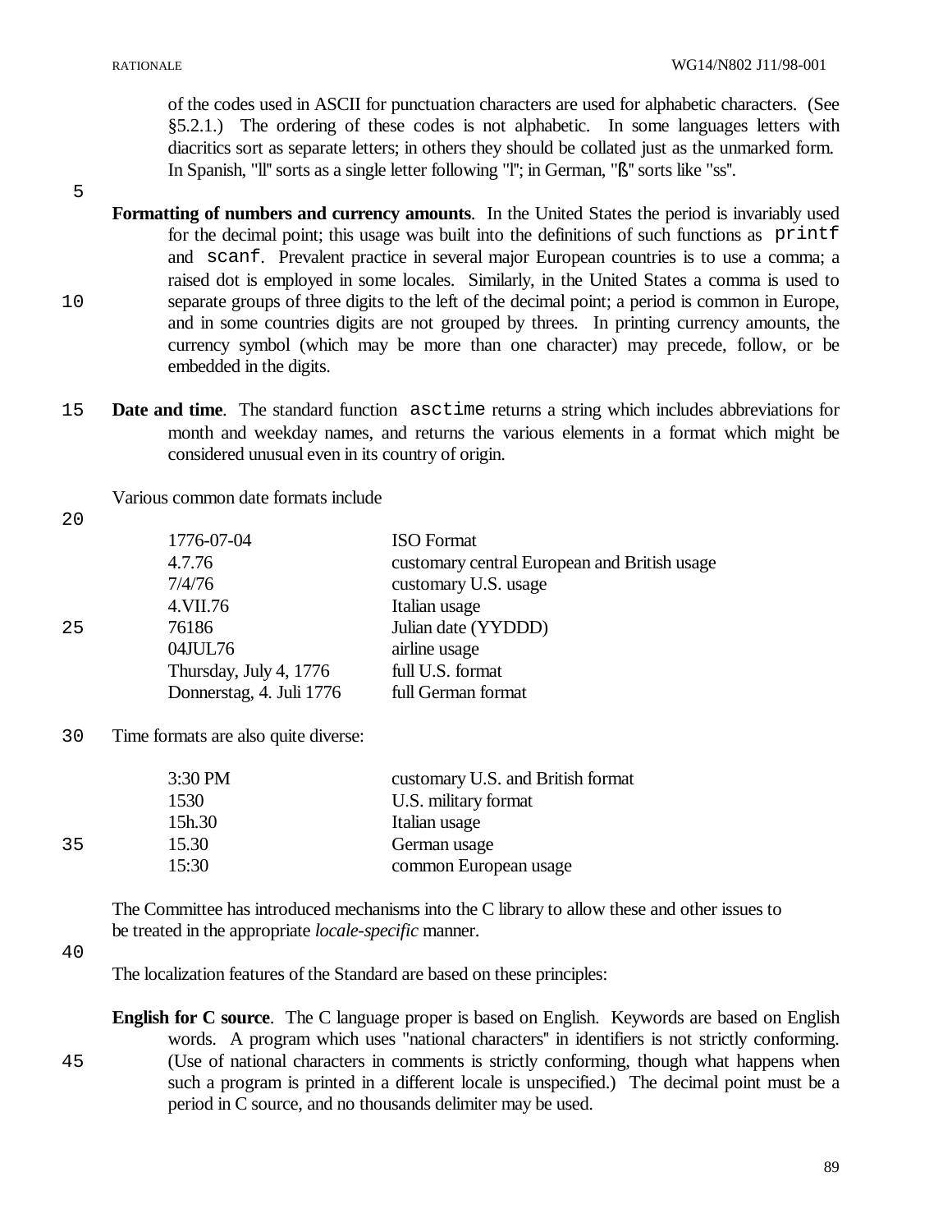of the codes used in ASCII for punctuation characters are used for alphabetic characters. (See §5.2.1.) The ordering of these codes is not alphabetic. In some languages letters with diacritics sort as separate letters; in others they should be collated just as the unmarked form. In Spanish, "ll" sorts as a single letter following "l"; in German, "ß" sorts like "ss".

**Formatting of numbers and currency amounts**. In the United States the period is invariably used for the decimal point; this usage was built into the definitions of such functions as `printf` and `scanf`. Prevalent practice in several major European countries is to use a comma; a raised dot is employed in some locales. Similarly, in the United States a comma is used to separate groups of three digits to the left of the decimal point; a period is common in Europe, and in some countries digits are not grouped by threes. In printing currency amounts, the currency symbol (which may be more than one character) may precede, follow, or be embedded in the digits.

**Date and time**. The standard function `asctime` returns a string which includes abbreviations for month and weekday names, and returns the various elements in a format which might be considered unusual even in its country of origin.

Various common date formats include

| | |
|---|---|
| 1776-07-04 | ISO Format |
| 4.7.76 | customary central European and British usage |
| 7/4/76 | customary U.S. usage |
| 4.VII.76 | Italian usage |
| 76186 | Julian date (YYDDD) |
| 04JUL76 | airline usage |
| Thursday, July 4, 1776 | full U.S. format |
| Donnerstag, 4. Juli 1776 | full German format |

Time formats are also quite diverse:

| | |
|---|---|
| 3:30 PM | customary U.S. and British format |
| 1530 | U.S. military format |
| 15h.30 | Italian usage |
| 15.30 | German usage |
| 15:30 | common European usage |

The Committee has introduced mechanisms into the C library to allow these and other issues to be treated in the appropriate *locale-specific* manner.

The localization features of the Standard are based on these principles:

**English for C source**. The C language proper is based on English. Keywords are based on English words. A program which uses "national characters" in identifiers is not strictly conforming. (Use of national characters in comments is strictly conforming, though what happens when such a program is printed in a different locale is unspecified.) The decimal point must be a period in C source, and no thousands delimiter may be used.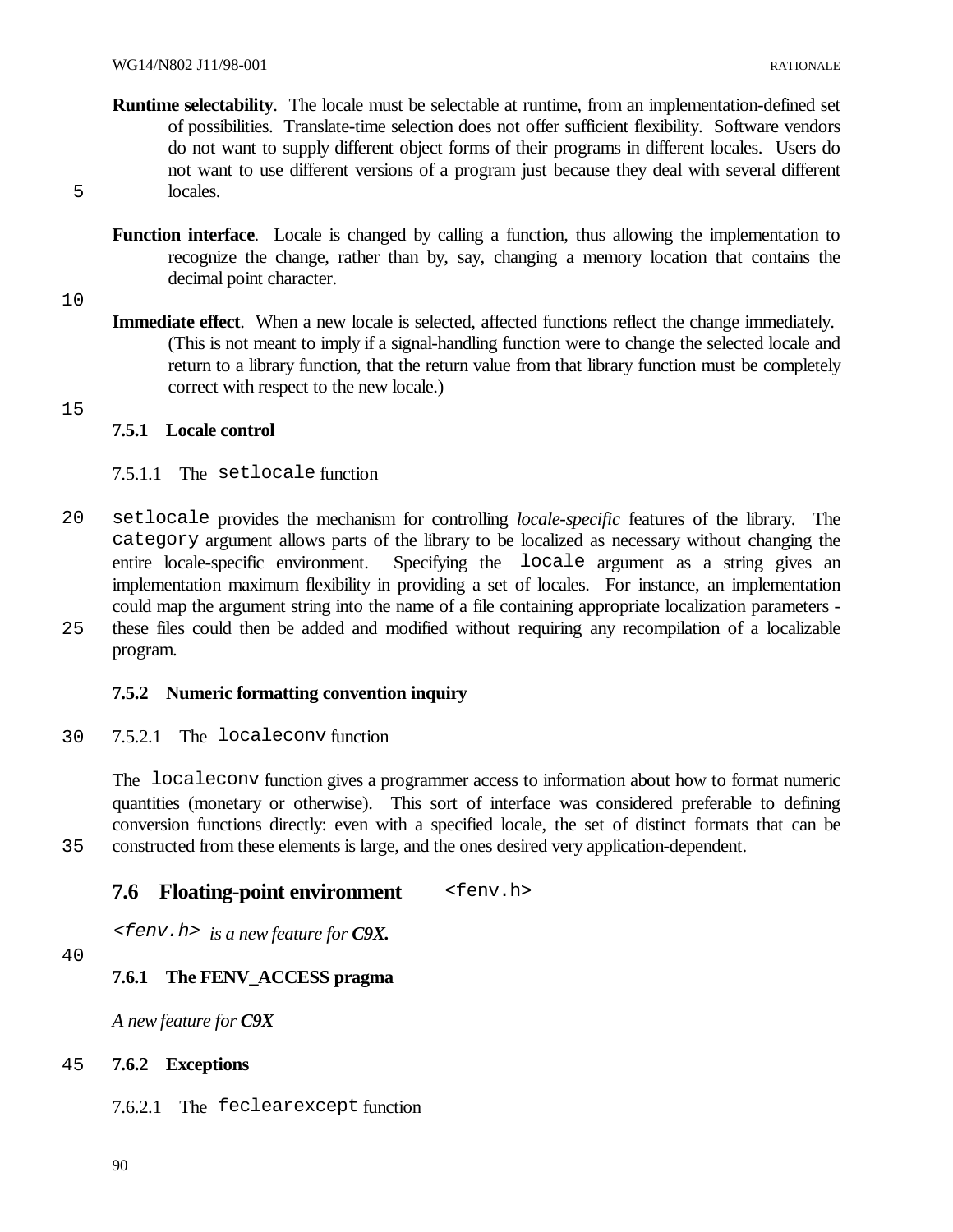**Runtime selectability**. The locale must be selectable at runtime, from an implementation-defined set of possibilities. Translate-time selection does not offer sufficient flexibility. Software vendors do not want to supply different object forms of their programs in different locales. Users do not want to use different versions of a program just because they deal with several different locales.

**Function interface**. Locale is changed by calling a function, thus allowing the implementation to recognize the change, rather than by, say, changing a memory location that contains the decimal point character.

**Immediate effect**. When a new locale is selected, affected functions reflect the change immediately. (This is not meant to imply if a signal-handling function were to change the selected locale and return to a library function, that the return value from that library function must be completely correct with respect to the new locale.)

### 7.5.1 Locale control

#### 7.5.1.1 The `setlocale` function

`setlocale` provides the mechanism for controlling *locale-specific* features of the library. The `category` argument allows parts of the library to be localized as necessary without changing the entire locale-specific environment. Specifying the `locale` argument as a string gives an implementation maximum flexibility in providing a set of locales. For instance, an implementation could map the argument string into the name of a file containing appropriate localization parameters - these files could then be added and modified without requiring any recompilation of a localizable program.

### 7.5.2 Numeric formatting convention inquiry

#### 7.5.2.1 The `localeconv` function

The `localeconv` function gives a programmer access to information about how to format numeric quantities (monetary or otherwise). This sort of interface was considered preferable to defining conversion functions directly: even with a specified locale, the set of distinct formats that can be constructed from these elements is large, and the ones desired very application-dependent.

## 7.6 Floating-point environment `<fenv.h>`

*`<fenv.h>` is a new feature for **C9X.***

### 7.6.1 The FENV_ACCESS pragma

*A new feature for **C9X***

### 7.6.2 Exceptions

#### 7.6.2.1 The `feclearexcept` function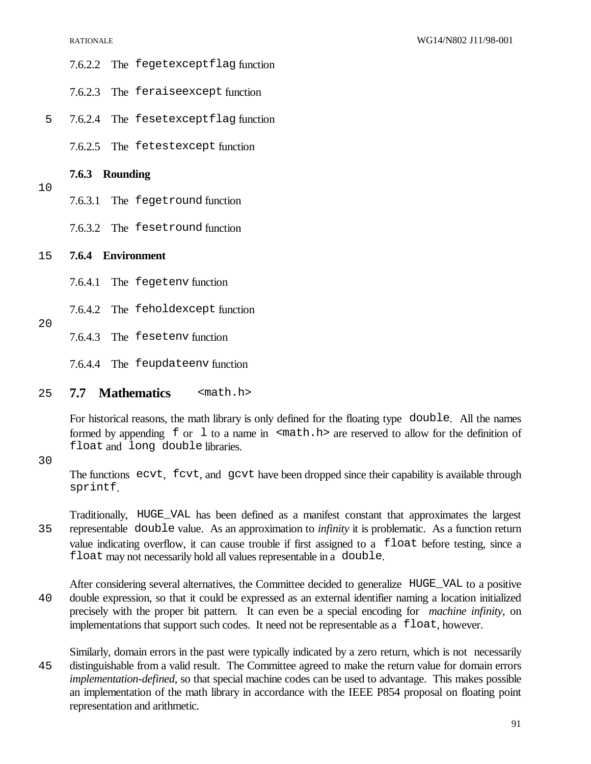#### 7.6.2.2 The `fegetexceptflag` function

#### 7.6.2.3 The `feraiseexcept` function

#### 7.6.2.4 The `fesetexceptflag` function

#### 7.6.2.5 The `fetestexcept` function

### 7.6.3 Rounding

#### 7.6.3.1 The `fegetround` function

#### 7.6.3.2 The `fesetround` function

### 7.6.4 Environment

#### 7.6.4.1 The `fegetenv` function

#### 7.6.4.2 The `feholdexcept` function

#### 7.6.4.3 The `fesetenv` function

#### 7.6.4.4 The `feupdateenv` function

## 7.7 Mathematics `<math.h>`

For historical reasons, the math library is only defined for the floating type `double`. All the names formed by appending `f` or `l` to a name in `<math.h>` are reserved to allow for the definition of `float` and `long double` libraries.

The functions `ecvt`, `fcvt`, and `gcvt` have been dropped since their capability is available through `sprintf`.

Traditionally, `HUGE_VAL` has been defined as a manifest constant that approximates the largest representable `double` value. As an approximation to *infinity* it is problematic. As a function return value indicating overflow, it can cause trouble if first assigned to a `float` before testing, since a `float` may not necessarily hold all values representable in a `double`.

After considering several alternatives, the Committee decided to generalize `HUGE_VAL` to a positive double expression, so that it could be expressed as an external identifier naming a location initialized precisely with the proper bit pattern. It can even be a special encoding for *machine infinity*, on implementations that support such codes. It need not be representable as a `float`, however.

Similarly, domain errors in the past were typically indicated by a zero return, which is not necessarily distinguishable from a valid result. The Committee agreed to make the return value for domain errors *implementation-defined*, so that special machine codes can be used to advantage. This makes possible an implementation of the math library in accordance with the IEEE P854 proposal on floating point representation and arithmetic.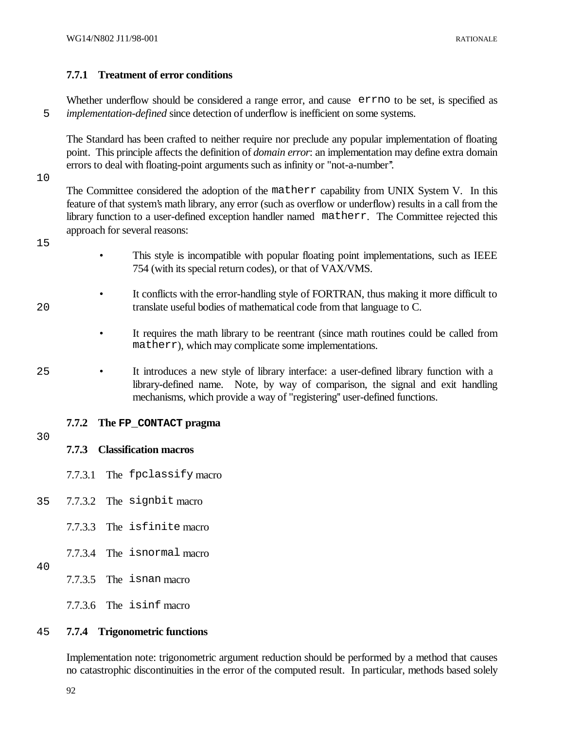### 7.7.1 Treatment of error conditions

Whether underflow should be considered a range error, and cause `errno` to be set, is specified as *implementation-defined* since detection of underflow is inefficient on some systems.

The Standard has been crafted to neither require nor preclude any popular implementation of floating point. This principle affects the definition of *domain error*: an implementation may define extra domain errors to deal with floating-point arguments such as infinity or "not-a-number".

The Committee considered the adoption of the `matherr` capability from UNIX System V. In this feature of that system's math library, any error (such as overflow or underflow) results in a call from the library function to a user-defined exception handler named `matherr`. The Committee rejected this approach for several reasons:

- This style is incompatible with popular floating point implementations, such as IEEE 754 (with its special return codes), or that of VAX/VMS.
- It conflicts with the error-handling style of FORTRAN, thus making it more difficult to translate useful bodies of mathematical code from that language to C.
- It requires the math library to be reentrant (since math routines could be called from `matherr`), which may complicate some implementations.
- It introduces a new style of library interface: a user-defined library function with a library-defined name. Note, by way of comparison, the signal and exit handling mechanisms, which provide a way of "registering" user-defined functions.

### 7.7.2 The `FP_CONTACT` pragma

### 7.7.3 Classification macros

7.7.3.1 The `fpclassify` macro

7.7.3.2 The `signbit` macro

7.7.3.3 The `isfinite` macro

7.7.3.4 The `isnormal` macro

7.7.3.5 The `isnan` macro

7.7.3.6 The `isinf` macro

### 7.7.4 Trigonometric functions

Implementation note: trigonometric argument reduction should be performed by a method that causes no catastrophic discontinuities in the error of the computed result. In particular, methods based solely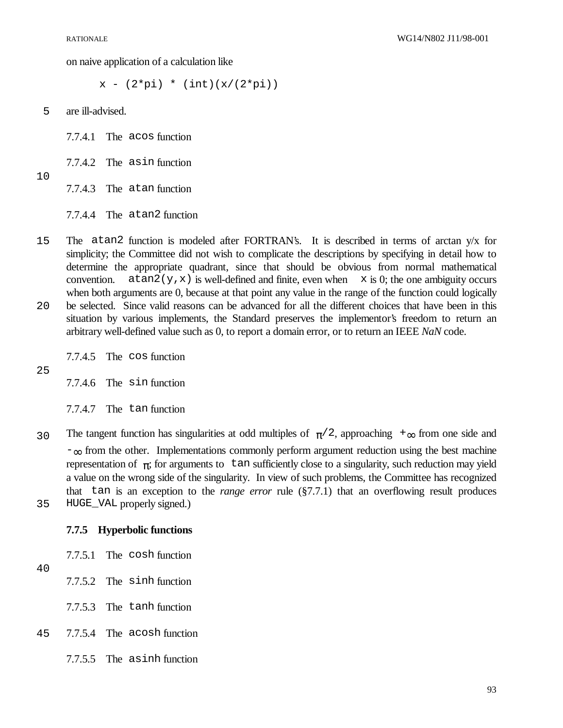on naive application of a calculation like

```
x - (2*pi) * (int)(x/(2*pi))
```

are ill-advised.

#### 7.7.4.1 The `acos` function

#### 7.7.4.2 The `asin` function

#### 7.7.4.3 The `atan` function

#### 7.7.4.4 The `atan2` function

The `atan2` function is modeled after FORTRAN's. It is described in terms of arctan y/x for simplicity; the Committee did not wish to complicate the descriptions by specifying in detail how to determine the appropriate quadrant, since that should be obvious from normal mathematical convention. `atan2(y,x)` is well-defined and finite, even when `x` is 0; the one ambiguity occurs when both arguments are 0, because at that point any value in the range of the function could logically be selected. Since valid reasons can be advanced for all the different choices that have been in this situation by various implements, the Standard preserves the implementor's freedom to return an arbitrary well-defined value such as 0, to report a domain error, or to return an IEEE *NaN* code.

#### 7.7.4.5 The `cos` function

#### 7.7.4.6 The `sin` function

#### 7.7.4.7 The `tan` function

The tangent function has singularities at odd multiples of $\pi/2$, approaching $+\infty$ from one side and $-\infty$ from the other. Implementations commonly perform argument reduction using the best machine representation of $\pi$; for arguments to `tan` sufficiently close to a singularity, such reduction may yield a value on the wrong side of the singularity. In view of such problems, the Committee has recognized that `tan` is an exception to the *range error* rule (§7.7.1) that an overflowing result produces `HUGE_VAL` properly signed.)

### 7.7.5 Hyperbolic functions

#### 7.7.5.1 The `cosh` function

#### 7.7.5.2 The `sinh` function

#### 7.7.5.3 The `tanh` function

#### 7.7.5.4 The `acosh` function

#### 7.7.5.5 The `asinh` function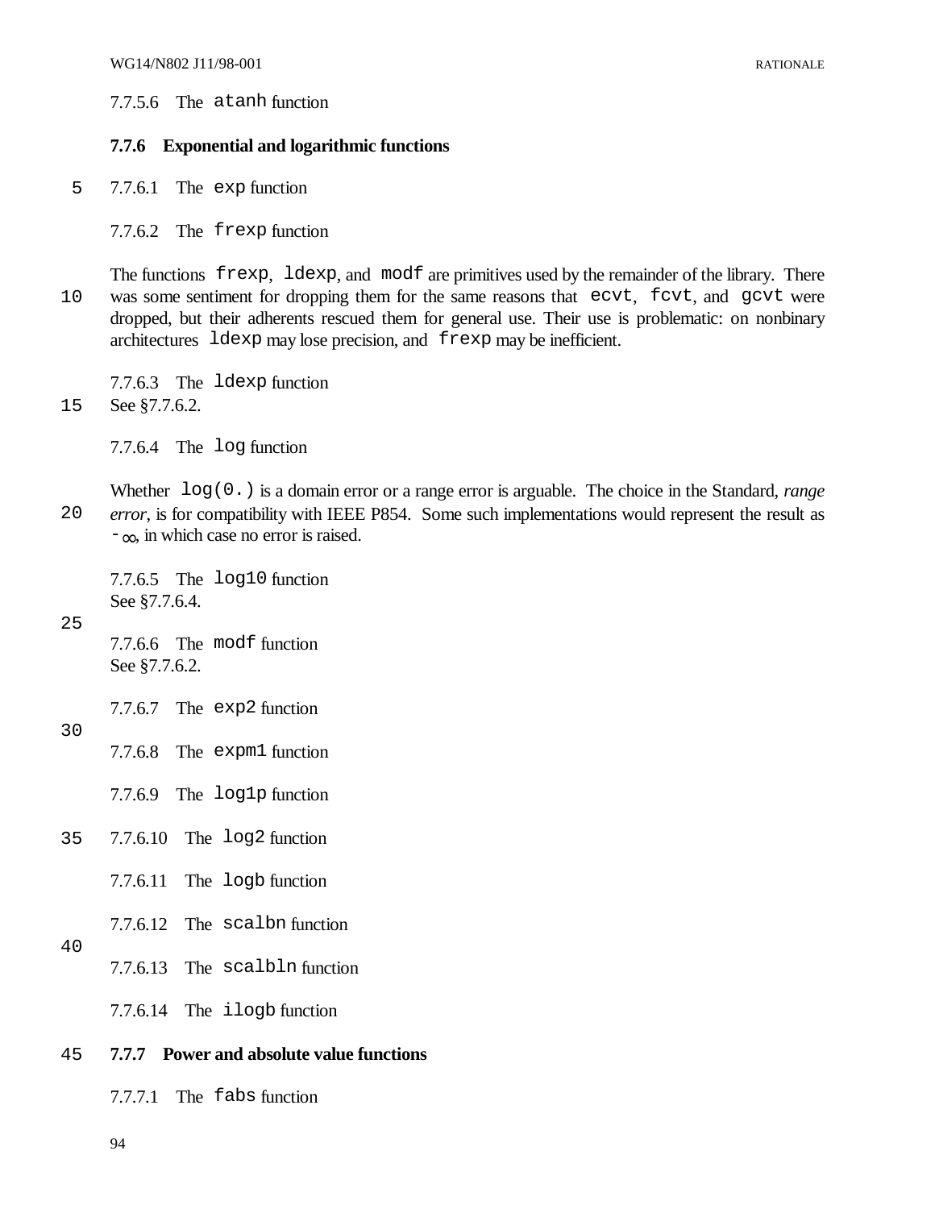#### 7.7.5.6 The `atanh` function

### 7.7.6 Exponential and logarithmic functions

#### 7.7.6.1 The `exp` function

#### 7.7.6.2 The `frexp` function

The functions `frexp`, `ldexp`, and `modf` are primitives used by the remainder of the library. There was some sentiment for dropping them for the same reasons that `ecvt`, `fcvt`, and `gcvt` were dropped, but their adherents rescued them for general use. Their use is problematic: on nonbinary architectures `ldexp` may lose precision, and `frexp` may be inefficient.

#### 7.7.6.3 The `ldexp` function

See §7.7.6.2.

#### 7.7.6.4 The `log` function

Whether `log(0.)` is a domain error or a range error is arguable. The choice in the Standard, *range error*, is for compatibility with IEEE P854. Some such implementations would represent the result as $-\infty$, in which case no error is raised.

#### 7.7.6.5 The `log10` function

See §7.7.6.4.

#### 7.7.6.6 The `modf` function

See §7.7.6.2.

#### 7.7.6.7 The `exp2` function

#### 7.7.6.8 The `expm1` function

#### 7.7.6.9 The `log1p` function

#### 7.7.6.10 The `log2` function

#### 7.7.6.11 The `logb` function

#### 7.7.6.12 The `scalbn` function

#### 7.7.6.13 The `scalbln` function

#### 7.7.6.14 The `ilogb` function

### 7.7.7 Power and absolute value functions

#### 7.7.7.1 The `fabs` function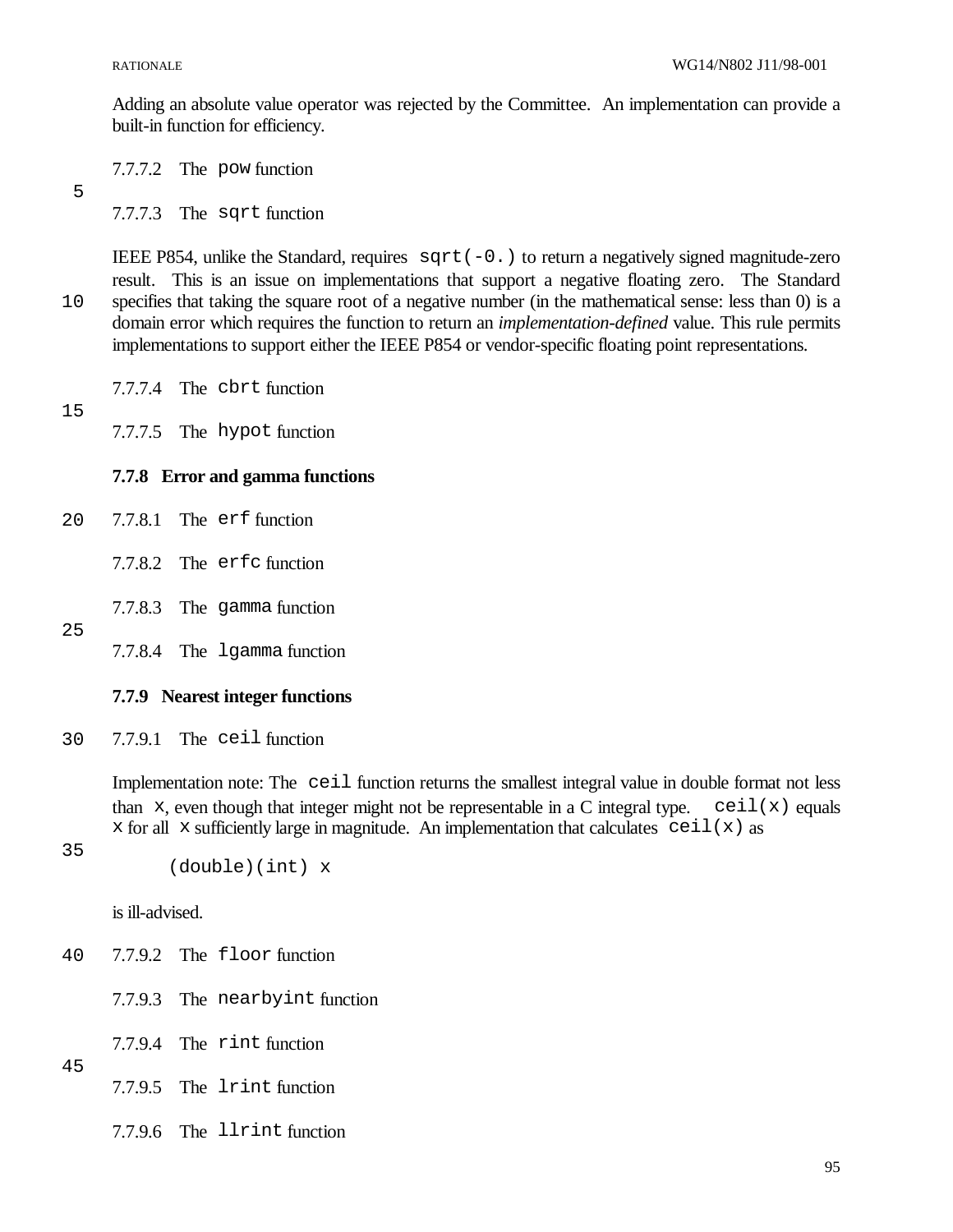Adding an absolute value operator was rejected by the Committee. An implementation can provide a built-in function for efficiency.

#### 7.7.7.2 The `pow` function

#### 7.7.7.3 The `sqrt` function

IEEE P854, unlike the Standard, requires `sqrt(-0.)` to return a negatively signed magnitude-zero result. This is an issue on implementations that support a negative floating zero. The Standard specifies that taking the square root of a negative number (in the mathematical sense: less than 0) is a domain error which requires the function to return an *implementation-defined* value. This rule permits implementations to support either the IEEE P854 or vendor-specific floating point representations.

#### 7.7.7.4 The `cbrt` function

#### 7.7.7.5 The `hypot` function

### 7.7.8 Error and gamma functions

#### 7.7.8.1 The `erf` function

#### 7.7.8.2 The `erfc` function

#### 7.7.8.3 The `gamma` function

#### 7.7.8.4 The `lgamma` function

### 7.7.9 Nearest integer functions

#### 7.7.9.1 The `ceil` function

Implementation note: The `ceil` function returns the smallest integral value in double format not less than `x`, even though that integer might not be representable in a C integral type. `ceil(x)` equals `x` for all `x` sufficiently large in magnitude. An implementation that calculates `ceil(x)` as

```
(double)(int) x
```

is ill-advised.

#### 7.7.9.2 The `floor` function

#### 7.7.9.3 The `nearbyint` function

#### 7.7.9.4 The `rint` function

#### 7.7.9.5 The `lrint` function

#### 7.7.9.6 The `llrint` function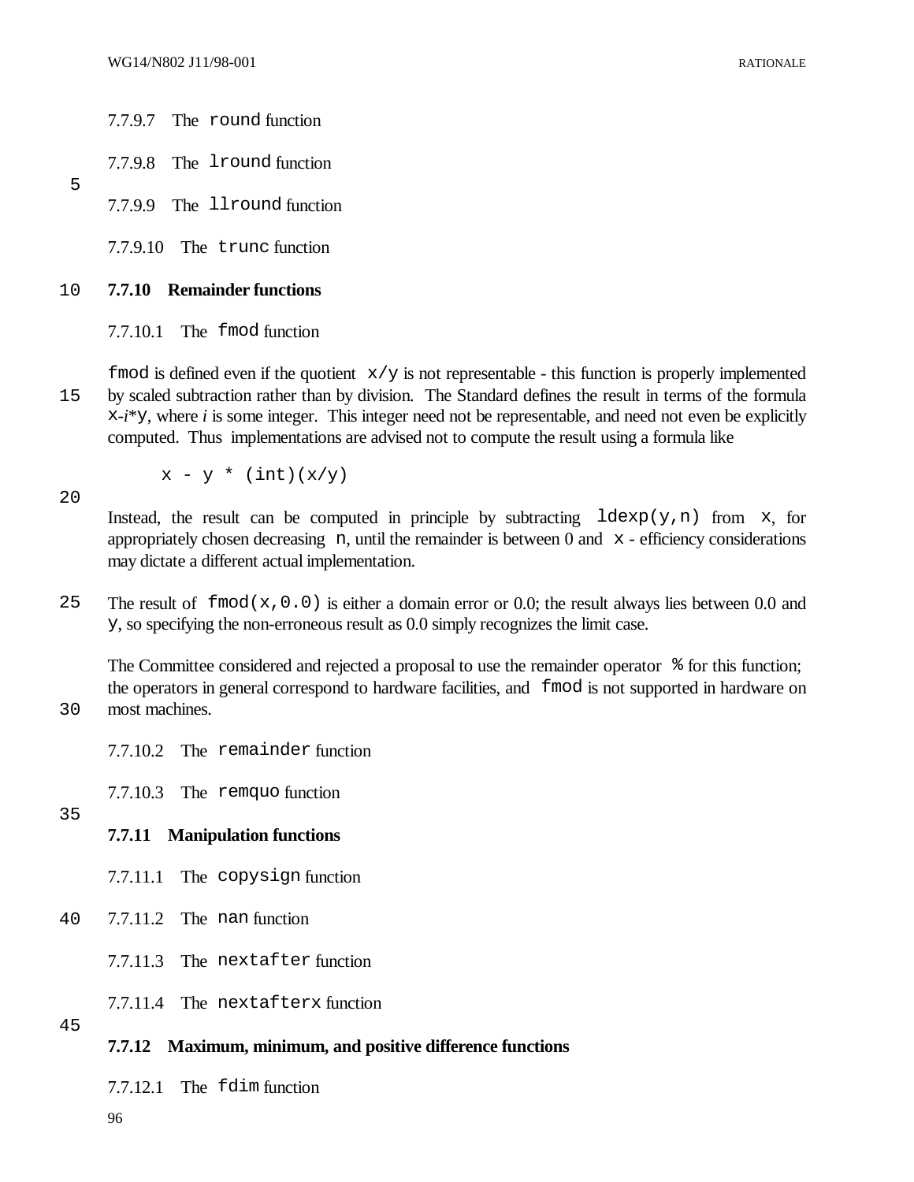#### 7.7.9.7 The `round` function

#### 7.7.9.8 The `lround` function

#### 7.7.9.9 The `llround` function

#### 7.7.9.10 The `trunc` function

### 7.7.10 Remainder functions

#### 7.7.10.1 The `fmod` function

`fmod` is defined even if the quotient `x/y` is not representable - this function is properly implemented by scaled subtraction rather than by division. The Standard defines the result in terms of the formula `x`-*i*\*`y`, where *i* is some integer. This integer need not be representable, and need not even be explicitly computed. Thus implementations are advised not to compute the result using a formula like

```
x - y * (int)(x/y)
```

Instead, the result can be computed in principle by subtracting `ldexp(y,n)` from `x`, for appropriately chosen decreasing `n`, until the remainder is between 0 and `x` - efficiency considerations may dictate a different actual implementation.

The result of `fmod(x,0.0)` is either a domain error or 0.0; the result always lies between 0.0 and `y`, so specifying the non-erroneous result as 0.0 simply recognizes the limit case.

The Committee considered and rejected a proposal to use the remainder operator `%` for this function; the operators in general correspond to hardware facilities, and `fmod` is not supported in hardware on most machines.

#### 7.7.10.2 The `remainder` function

#### 7.7.10.3 The `remquo` function

### 7.7.11 Manipulation functions

#### 7.7.11.1 The `copysign` function

#### 7.7.11.2 The `nan` function

#### 7.7.11.3 The `nextafter` function

#### 7.7.11.4 The `nextafterx` function

### 7.7.12 Maximum, minimum, and positive difference functions

#### 7.7.12.1 The `fdim` function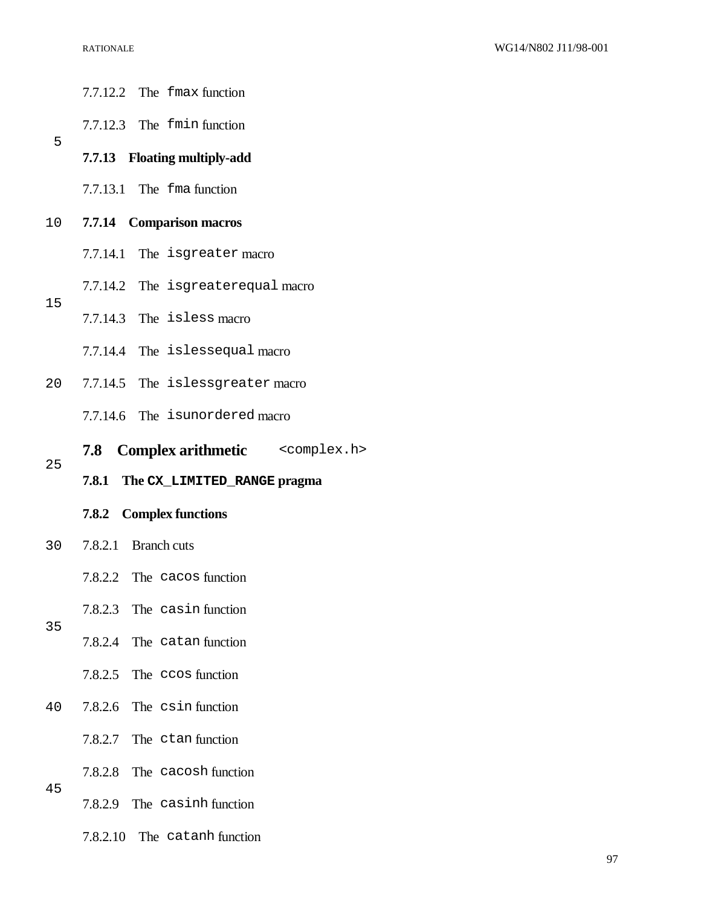#### 7.7.12.2 The `fmax` function

#### 7.7.12.3 The `fmin` function

### 7.7.13 Floating multiply-add

#### 7.7.13.1 The `fma` function

### 7.7.14 Comparison macros

#### 7.7.14.1 The `isgreater` macro

#### 7.7.14.2 The `isgreaterequal` macro

#### 7.7.14.3 The `isless` macro

#### 7.7.14.4 The `islessequal` macro

#### 7.7.14.5 The `islessgreater` macro

#### 7.7.14.6 The `isunordered` macro

## 7.8 Complex arithmetic `<complex.h>`

### 7.8.1 The `CX_LIMITED_RANGE` pragma

### 7.8.2 Complex functions

#### 7.8.2.1 Branch cuts

#### 7.8.2.2 The `cacos` function

#### 7.8.2.3 The `casin` function

#### 7.8.2.4 The `catan` function

#### 7.8.2.5 The `ccos` function

#### 7.8.2.6 The `csin` function

#### 7.8.2.7 The `ctan` function

#### 7.8.2.8 The `cacosh` function

#### 7.8.2.9 The `casinh` function

#### 7.8.2.10 The `catanh` function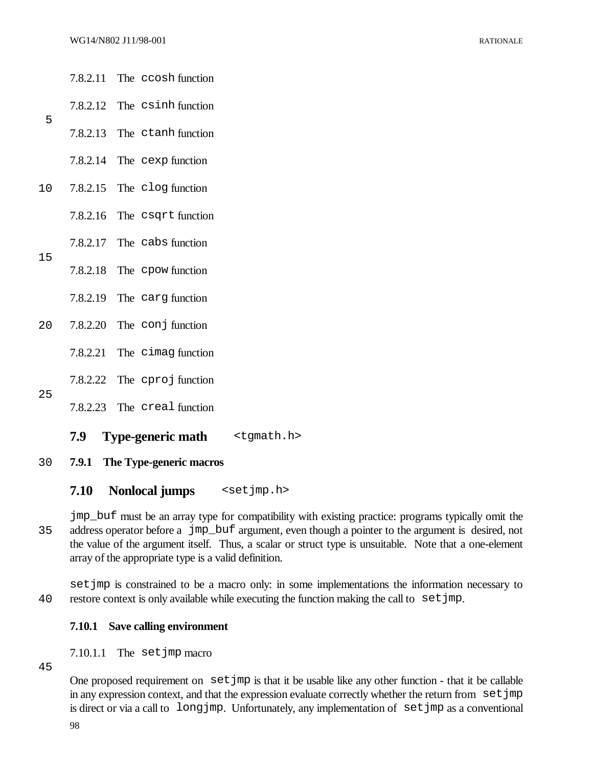#### 7.8.2.11 The `ccosh` function

#### 7.8.2.12 The `csinh` function

#### 7.8.2.13 The `ctanh` function

#### 7.8.2.14 The `cexp` function

#### 7.8.2.15 The `clog` function

#### 7.8.2.16 The `csqrt` function

#### 7.8.2.17 The `cabs` function

#### 7.8.2.18 The `cpow` function

#### 7.8.2.19 The `carg` function

#### 7.8.2.20 The `conj` function

#### 7.8.2.21 The `cimag` function

#### 7.8.2.22 The `cproj` function

#### 7.8.2.23 The `creal` function

## 7.9 Type-generic math `<tgmath.h>`

### 7.9.1 The Type-generic macros

## 7.10 Nonlocal jumps `<setjmp.h>`

`jmp_buf` must be an array type for compatibility with existing practice: programs typically omit the address operator before a `jmp_buf` argument, even though a pointer to the argument is desired, not the value of the argument itself. Thus, a scalar or struct type is unsuitable. Note that a one-element array of the appropriate type is a valid definition.

`setjmp` is constrained to be a macro only: in some implementations the information necessary to restore context is only available while executing the function making the call to `setjmp`.

### 7.10.1 Save calling environment

#### 7.10.1.1 The `setjmp` macro

One proposed requirement on `setjmp` is that it be usable like any other function - that it be callable in any expression context, and that the expression evaluate correctly whether the return from `setjmp` is direct or via a call to `longjmp`. Unfortunately, any implementation of `setjmp` as a conventional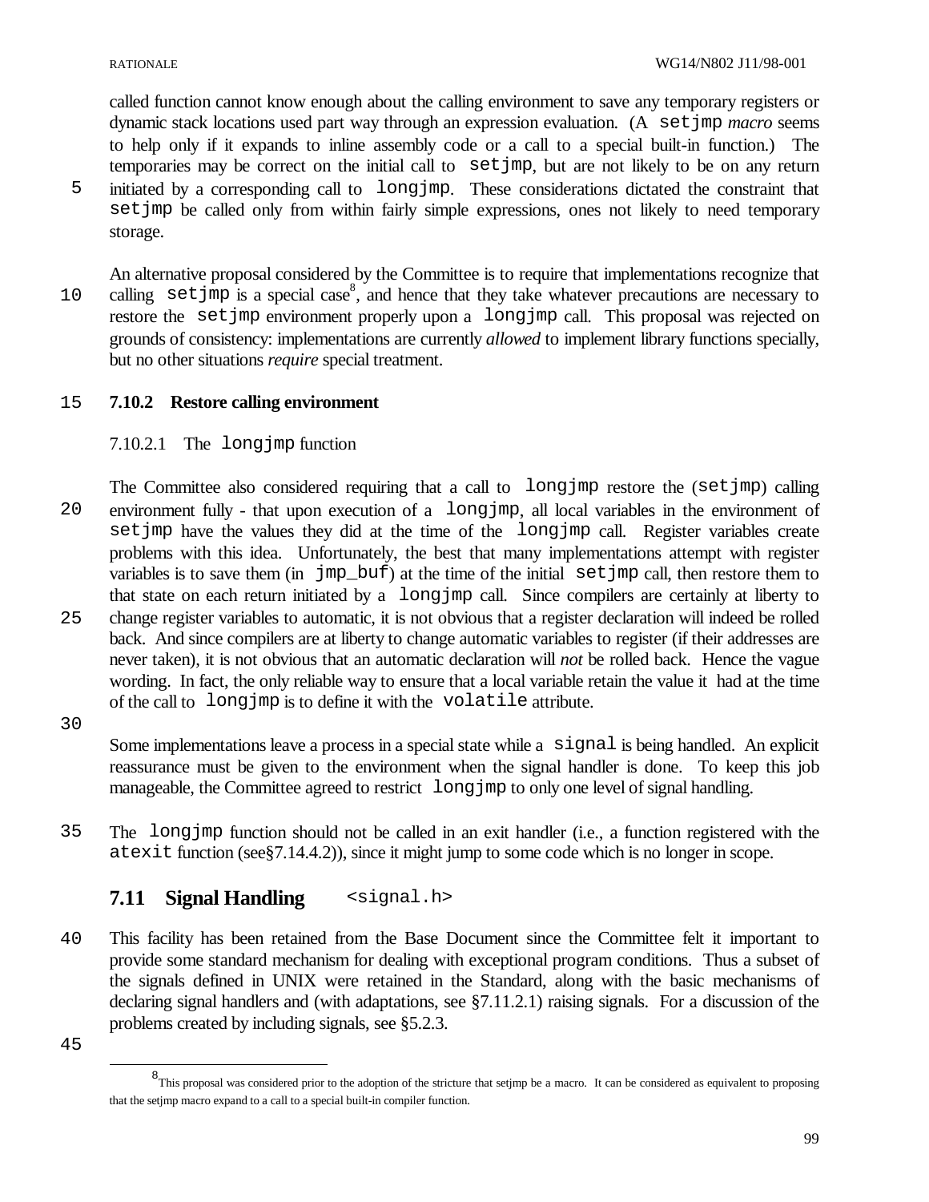called function cannot know enough about the calling environment to save any temporary registers or dynamic stack locations used part way through an expression evaluation. (A `setjmp` *macro* seems to help only if it expands to inline assembly code or a call to a special built-in function.) The temporaries may be correct on the initial call to `setjmp`, but are not likely to be on any return initiated by a corresponding call to `longjmp`. These considerations dictated the constraint that `setjmp` be called only from within fairly simple expressions, ones not likely to need temporary storage.

An alternative proposal considered by the Committee is to require that implementations recognize that calling `setjmp` is a special case[8], and hence that they take whatever precautions are necessary to restore the `setjmp` environment properly upon a `longjmp` call. This proposal was rejected on grounds of consistency: implementations are currently *allowed* to implement library functions specially, but no other situations *require* special treatment.

### 7.10.2 Restore calling environment

#### 7.10.2.1 The `longjmp` function

The Committee also considered requiring that a call to `longjmp` restore the (`setjmp`) calling environment fully - that upon execution of a `longjmp`, all local variables in the environment of `setjmp` have the values they did at the time of the `longjmp` call. Register variables create problems with this idea. Unfortunately, the best that many implementations attempt with register variables is to save them (in `jmp_buf`) at the time of the initial `setjmp` call, then restore them to that state on each return initiated by a `longjmp` call. Since compilers are certainly at liberty to change register variables to automatic, it is not obvious that a register declaration will indeed be rolled back. And since compilers are at liberty to change automatic variables to register (if their addresses are never taken), it is not obvious that an automatic declaration will *not* be rolled back. Hence the vague wording. In fact, the only reliable way to ensure that a local variable retain the value it had at the time of the call to `longjmp` is to define it with the `volatile` attribute.

Some implementations leave a process in a special state while a `signal` is being handled. An explicit reassurance must be given to the environment when the signal handler is done. To keep this job manageable, the Committee agreed to restrict `longjmp` to only one level of signal handling.

The `longjmp` function should not be called in an exit handler (i.e., a function registered with the `atexit` function (see§7.14.4.2)), since it might jump to some code which is no longer in scope.

## 7.11 Signal Handling `<signal.h>`

This facility has been retained from the Base Document since the Committee felt it important to provide some standard mechanism for dealing with exceptional program conditions. Thus a subset of the signals defined in UNIX were retained in the Standard, along with the basic mechanisms of declaring signal handlers and (with adaptations, see §7.11.2.1) raising signals. For a discussion of the problems created by including signals, see §5.2.3.

---

[8] This proposal was considered prior to the adoption of the stricture that setjmp be a macro. It can be considered as equivalent to proposing that the setjmp macro expand to a call to a special built-in compiler function.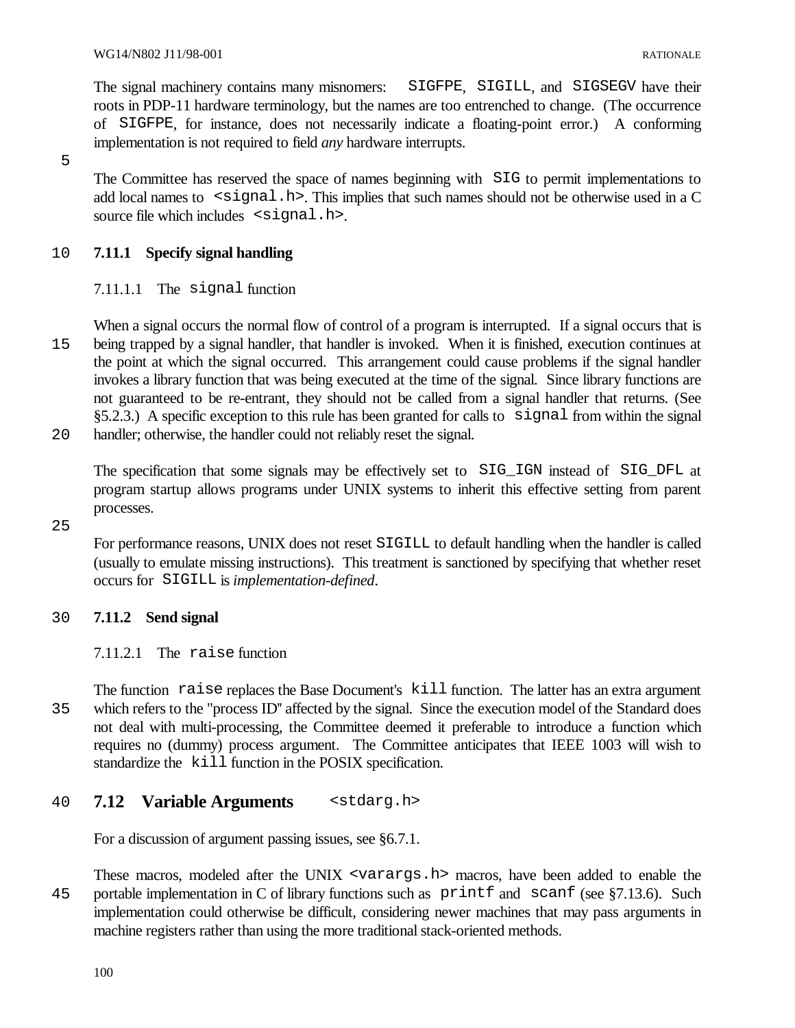The signal machinery contains many misnomers: `SIGFPE`, `SIGILL`, and `SIGSEGV` have their roots in PDP-11 hardware terminology, but the names are too entrenched to change. (The occurrence of `SIGFPE`, for instance, does not necessarily indicate a floating-point error.) A conforming implementation is not required to field *any* hardware interrupts.

The Committee has reserved the space of names beginning with `SIG` to permit implementations to add local names to `<signal.h>`. This implies that such names should not be otherwise used in a C source file which includes `<signal.h>`.

### 7.11.1 Specify signal handling

#### 7.11.1.1 The `signal` function

When a signal occurs the normal flow of control of a program is interrupted. If a signal occurs that is being trapped by a signal handler, that handler is invoked. When it is finished, execution continues at the point at which the signal occurred. This arrangement could cause problems if the signal handler invokes a library function that was being executed at the time of the signal. Since library functions are not guaranteed to be re-entrant, they should not be called from a signal handler that returns. (See §5.2.3.) A specific exception to this rule has been granted for calls to `signal` from within the signal handler; otherwise, the handler could not reliably reset the signal.

The specification that some signals may be effectively set to `SIG_IGN` instead of `SIG_DFL` at program startup allows programs under UNIX systems to inherit this effective setting from parent processes.

For performance reasons, UNIX does not reset `SIGILL` to default handling when the handler is called (usually to emulate missing instructions). This treatment is sanctioned by specifying that whether reset occurs for `SIGILL` is *implementation-defined*.

### 7.11.2 Send signal

#### 7.11.2.1 The `raise` function

The function `raise` replaces the Base Document's `kill` function. The latter has an extra argument which refers to the "process ID" affected by the signal. Since the execution model of the Standard does not deal with multi-processing, the Committee deemed it preferable to introduce a function which requires no (dummy) process argument. The Committee anticipates that IEEE 1003 will wish to standardize the `kill` function in the POSIX specification.

## 7.12 Variable Arguments `<stdarg.h>`

For a discussion of argument passing issues, see §6.7.1.

These macros, modeled after the UNIX `<varargs.h>` macros, have been added to enable the portable implementation in C of library functions such as `printf` and `scanf` (see §7.13.6). Such implementation could otherwise be difficult, considering newer machines that may pass arguments in machine registers rather than using the more traditional stack-oriented methods.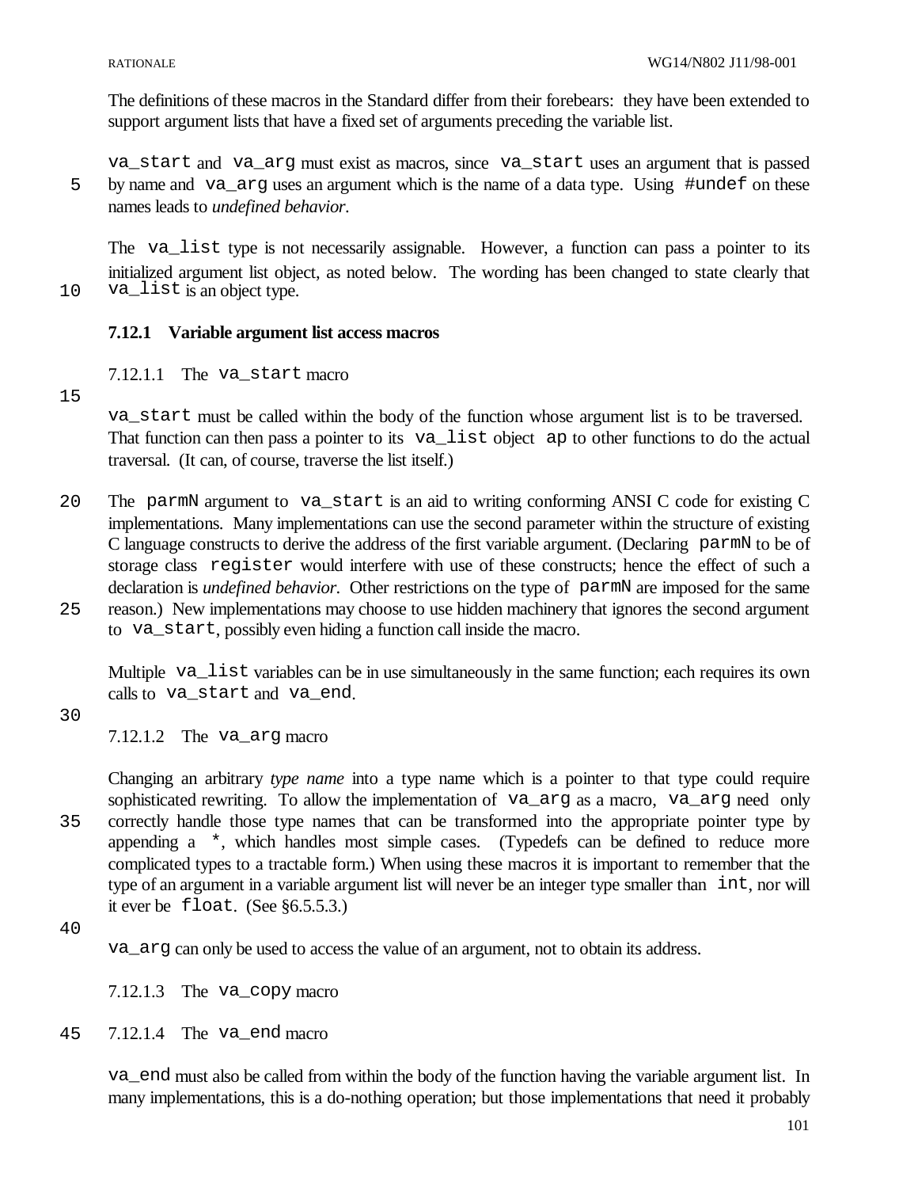The definitions of these macros in the Standard differ from their forebears: they have been extended to support argument lists that have a fixed set of arguments preceding the variable list.

`va_start` and `va_arg` must exist as macros, since `va_start` uses an argument that is passed by name and `va_arg` uses an argument which is the name of a data type. Using `#undef` on these names leads to *undefined behavior.*

The `va_list` type is not necessarily assignable. However, a function can pass a pointer to its initialized argument list object, as noted below. The wording has been changed to state clearly that `va_list` is an object type.

### 7.12.1 Variable argument list access macros

#### 7.12.1.1 The `va_start` macro

`va_start` must be called within the body of the function whose argument list is to be traversed. That function can then pass a pointer to its `va_list` object `ap` to other functions to do the actual traversal. (It can, of course, traverse the list itself.)

The `parmN` argument to `va_start` is an aid to writing conforming ANSI C code for existing C implementations. Many implementations can use the second parameter within the structure of existing C language constructs to derive the address of the first variable argument. (Declaring `parmN` to be of storage class `register` would interfere with use of these constructs; hence the effect of such a declaration is *undefined behavior.* Other restrictions on the type of `parmN` are imposed for the same reason.) New implementations may choose to use hidden machinery that ignores the second argument to `va_start`, possibly even hiding a function call inside the macro.

Multiple `va_list` variables can be in use simultaneously in the same function; each requires its own calls to `va_start` and `va_end`.

#### 7.12.1.2 The `va_arg` macro

Changing an arbitrary *type name* into a type name which is a pointer to that type could require sophisticated rewriting. To allow the implementation of `va_arg` as a macro, `va_arg` need only correctly handle those type names that can be transformed into the appropriate pointer type by appending a `*`, which handles most simple cases. (Typedefs can be defined to reduce more complicated types to a tractable form.) When using these macros it is important to remember that the type of an argument in a variable argument list will never be an integer type smaller than `int`, nor will it ever be `float`. (See §6.5.5.3.)

`va_arg` can only be used to access the value of an argument, not to obtain its address.

#### 7.12.1.3 The `va_copy` macro

#### 7.12.1.4 The `va_end` macro

`va_end` must also be called from within the body of the function having the variable argument list. In many implementations, this is a do-nothing operation; but those implementations that need it probably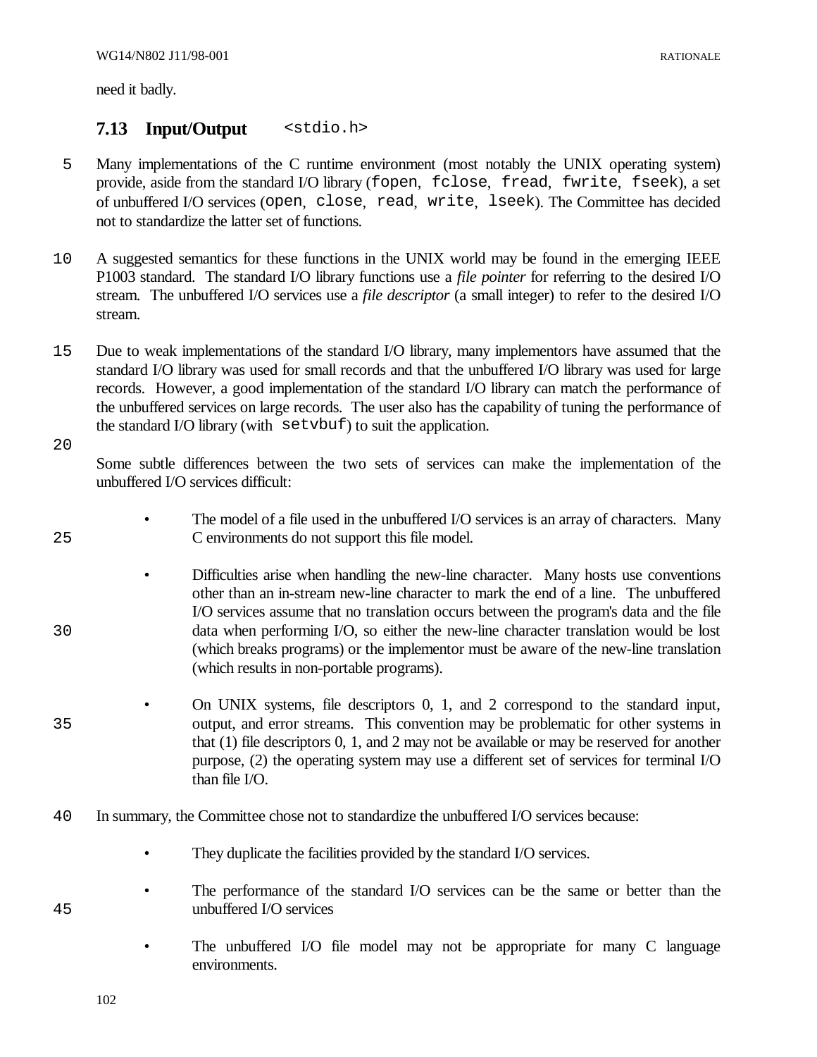need it badly.

## 7.13 Input/Output `<stdio.h>`

Many implementations of the C runtime environment (most notably the UNIX operating system) provide, aside from the standard I/O library (`fopen`, `fclose`, `fread`, `fwrite`, `fseek`), a set of unbuffered I/O services (`open`, `close`, `read`, `write`, `lseek`). The Committee has decided not to standardize the latter set of functions.

A suggested semantics for these functions in the UNIX world may be found in the emerging IEEE P1003 standard. The standard I/O library functions use a *file pointer* for referring to the desired I/O stream. The unbuffered I/O services use a *file descriptor* (a small integer) to refer to the desired I/O stream.

Due to weak implementations of the standard I/O library, many implementors have assumed that the standard I/O library was used for small records and that the unbuffered I/O library was used for large records. However, a good implementation of the standard I/O library can match the performance of the unbuffered services on large records. The user also has the capability of tuning the performance of the standard I/O library (with `setvbuf`) to suit the application.

Some subtle differences between the two sets of services can make the implementation of the unbuffered I/O services difficult:

- The model of a file used in the unbuffered I/O services is an array of characters. Many C environments do not support this file model.

- Difficulties arise when handling the new-line character. Many hosts use conventions other than an in-stream new-line character to mark the end of a line. The unbuffered I/O services assume that no translation occurs between the program's data and the file data when performing I/O, so either the new-line character translation would be lost (which breaks programs) or the implementor must be aware of the new-line translation (which results in non-portable programs).

- On UNIX systems, file descriptors 0, 1, and 2 correspond to the standard input, output, and error streams. This convention may be problematic for other systems in that (1) file descriptors 0, 1, and 2 may not be available or may be reserved for another purpose, (2) the operating system may use a different set of services for terminal I/O than file I/O.

In summary, the Committee chose not to standardize the unbuffered I/O services because:

- They duplicate the facilities provided by the standard I/O services.

- The performance of the standard I/O services can be the same or better than the unbuffered I/O services

- The unbuffered I/O file model may not be appropriate for many C language environments.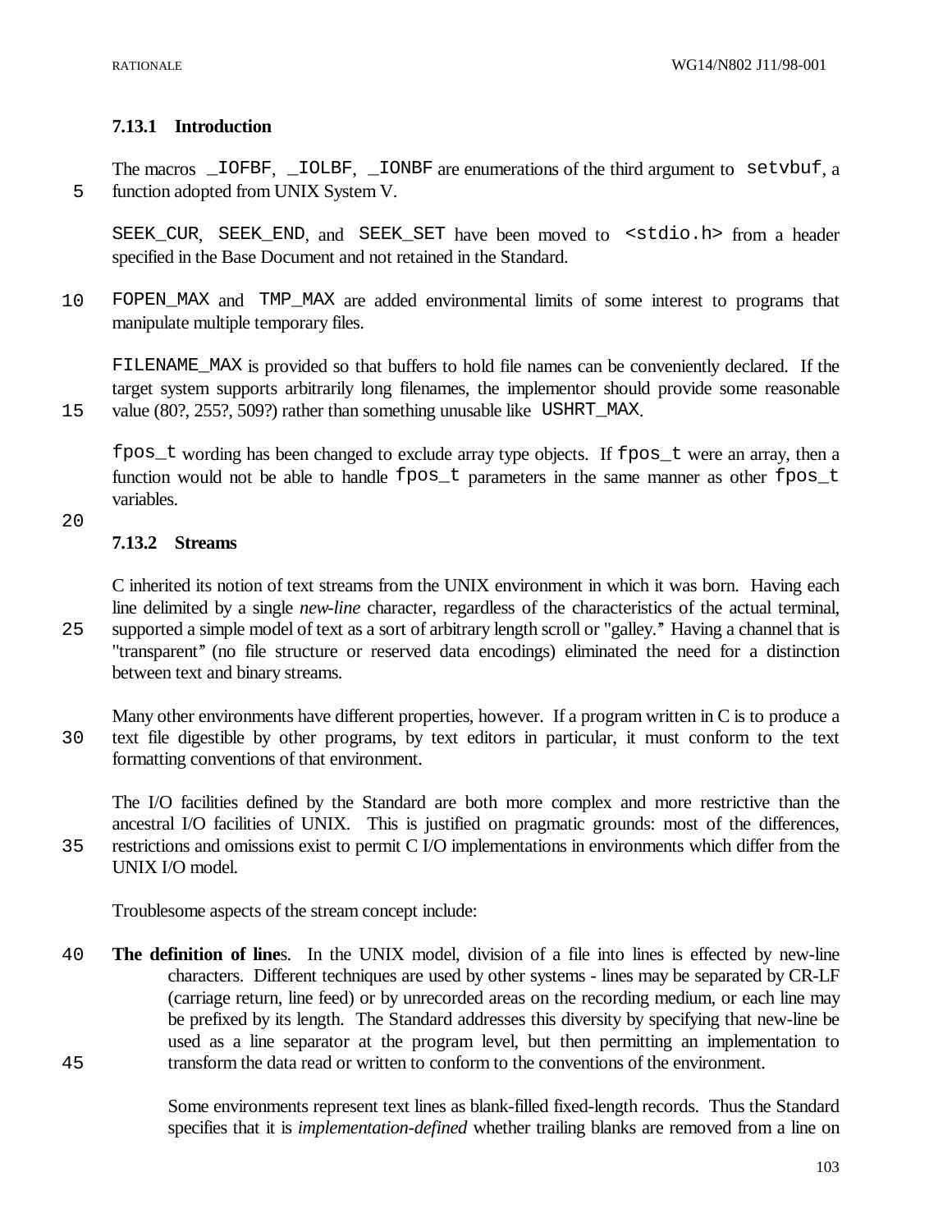### 7.13.1 Introduction

The macros `_IOFBF`, `_IOLBF`, `_IONBF` are enumerations of the third argument to `setvbuf`, a function adopted from UNIX System V.

`SEEK_CUR`, `SEEK_END`, and `SEEK_SET` have been moved to `<stdio.h>` from a header specified in the Base Document and not retained in the Standard.

`FOPEN_MAX` and `TMP_MAX` are added environmental limits of some interest to programs that manipulate multiple temporary files.

`FILENAME_MAX` is provided so that buffers to hold file names can be conveniently declared. If the target system supports arbitrarily long filenames, the implementor should provide some reasonable value (80?, 255?, 509?) rather than something unusable like `USHRT_MAX`.

`fpos_t` wording has been changed to exclude array type objects. If `fpos_t` were an array, then a function would not be able to handle `fpos_t` parameters in the same manner as other `fpos_t` variables.

### 7.13.2 Streams

C inherited its notion of text streams from the UNIX environment in which it was born. Having each line delimited by a single *new-line* character, regardless of the characteristics of the actual terminal, supported a simple model of text as a sort of arbitrary length scroll or "galley." Having a channel that is "transparent" (no file structure or reserved data encodings) eliminated the need for a distinction between text and binary streams.

Many other environments have different properties, however. If a program written in C is to produce a text file digestible by other programs, by text editors in particular, it must conform to the text formatting conventions of that environment.

The I/O facilities defined by the Standard are both more complex and more restrictive than the ancestral I/O facilities of UNIX. This is justified on pragmatic grounds: most of the differences, restrictions and omissions exist to permit C I/O implementations in environments which differ from the UNIX I/O model.

Troublesome aspects of the stream concept include:

**The definition of line**s. In the UNIX model, division of a file into lines is effected by new-line characters. Different techniques are used by other systems - lines may be separated by CR-LF (carriage return, line feed) or by unrecorded areas on the recording medium, or each line may be prefixed by its length. The Standard addresses this diversity by specifying that new-line be used as a line separator at the program level, but then permitting an implementation to transform the data read or written to conform to the conventions of the environment.

Some environments represent text lines as blank-filled fixed-length records. Thus the Standard specifies that it is *implementation-defined* whether trailing blanks are removed from a line on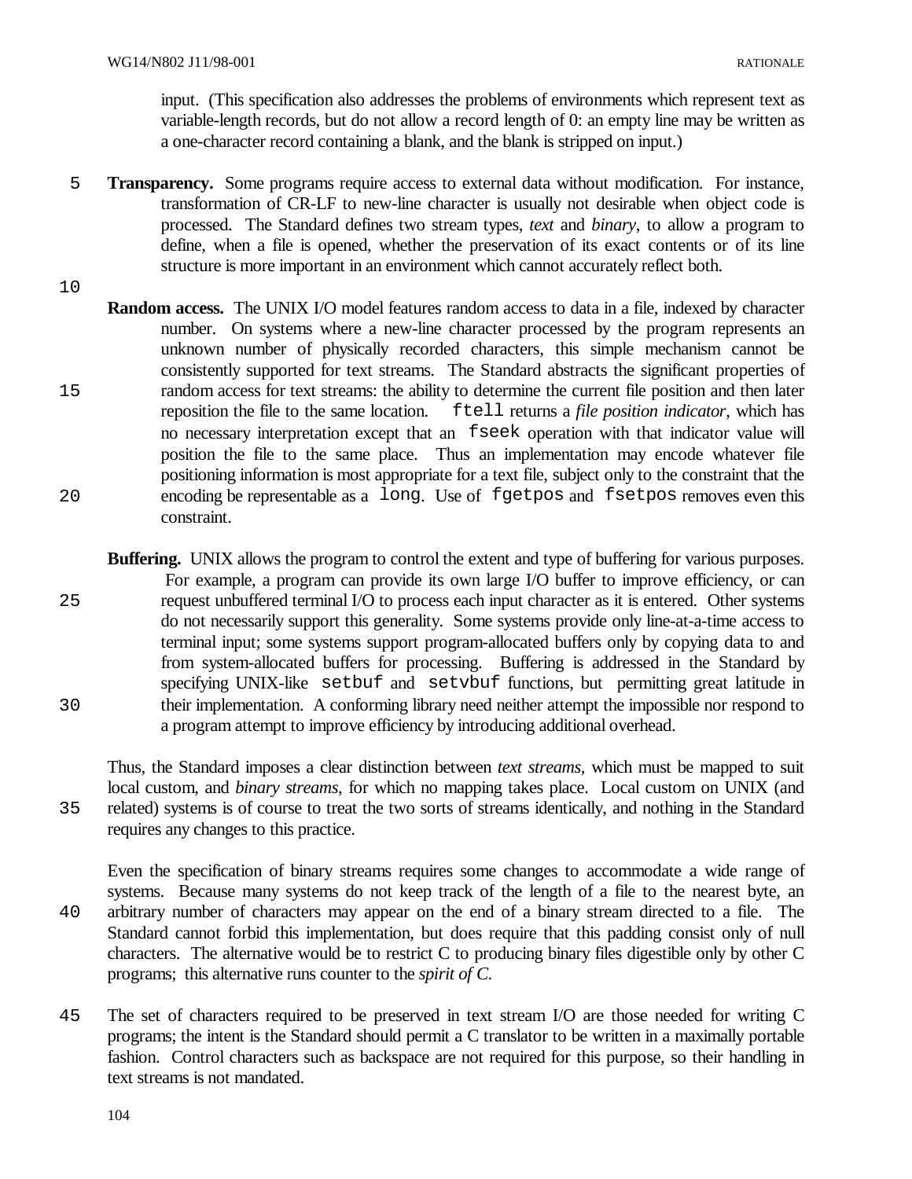input. (This specification also addresses the problems of environments which represent text as variable-length records, but do not allow a record length of 0: an empty line may be written as a one-character record containing a blank, and the blank is stripped on input.)

**Transparency.** Some programs require access to external data without modification. For instance, transformation of CR-LF to new-line character is usually not desirable when object code is processed. The Standard defines two stream types, *text* and *binary*, to allow a program to define, when a file is opened, whether the preservation of its exact contents or of its line structure is more important in an environment which cannot accurately reflect both.

**Random access.** The UNIX I/O model features random access to data in a file, indexed by character number. On systems where a new-line character processed by the program represents an unknown number of physically recorded characters, this simple mechanism cannot be consistently supported for text streams. The Standard abstracts the significant properties of random access for text streams: the ability to determine the current file position and then later reposition the file to the same location. `ftell` returns a *file position indicator*, which has no necessary interpretation except that an `fseek` operation with that indicator value will position the file to the same place. Thus an implementation may encode whatever file positioning information is most appropriate for a text file, subject only to the constraint that the encoding be representable as a `long`. Use of `fgetpos` and `fsetpos` removes even this constraint.

**Buffering.** UNIX allows the program to control the extent and type of buffering for various purposes. For example, a program can provide its own large I/O buffer to improve efficiency, or can request unbuffered terminal I/O to process each input character as it is entered. Other systems do not necessarily support this generality. Some systems provide only line-at-a-time access to terminal input; some systems support program-allocated buffers only by copying data to and from system-allocated buffers for processing. Buffering is addressed in the Standard by specifying UNIX-like `setbuf` and `setvbuf` functions, but permitting great latitude in their implementation. A conforming library need neither attempt the impossible nor respond to a program attempt to improve efficiency by introducing additional overhead.

Thus, the Standard imposes a clear distinction between *text streams*, which must be mapped to suit local custom, and *binary streams*, for which no mapping takes place. Local custom on UNIX (and related) systems is of course to treat the two sorts of streams identically, and nothing in the Standard requires any changes to this practice.

Even the specification of binary streams requires some changes to accommodate a wide range of systems. Because many systems do not keep track of the length of a file to the nearest byte, an arbitrary number of characters may appear on the end of a binary stream directed to a file. The Standard cannot forbid this implementation, but does require that this padding consist only of null characters. The alternative would be to restrict C to producing binary files digestible only by other C programs; this alternative runs counter to the *spirit of C*.

The set of characters required to be preserved in text stream I/O are those needed for writing C programs; the intent is the Standard should permit a C translator to be written in a maximally portable fashion. Control characters such as backspace are not required for this purpose, so their handling in text streams is not mandated.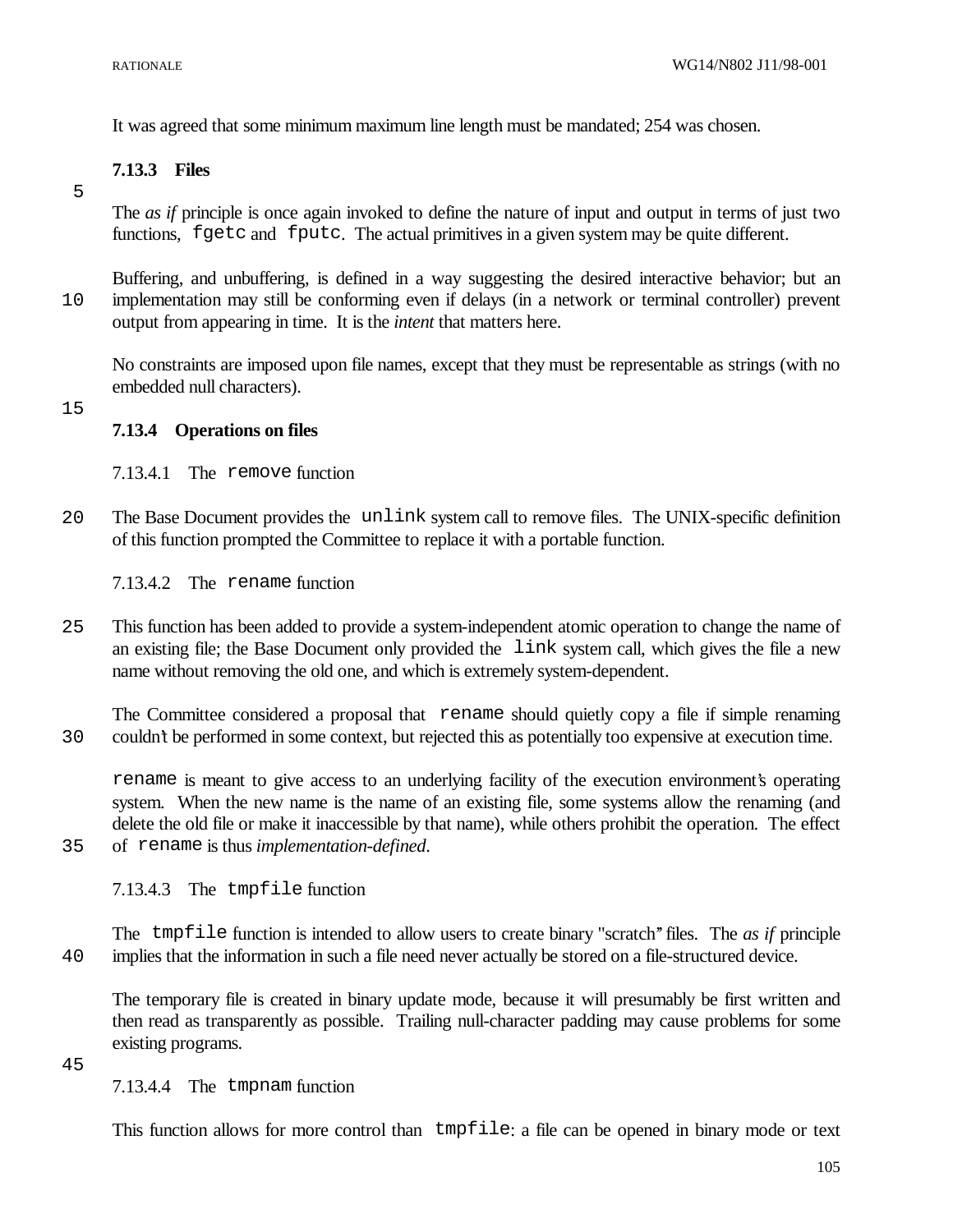It was agreed that some minimum maximum line length must be mandated; 254 was chosen.

### 7.13.3 Files

The *as if* principle is once again invoked to define the nature of input and output in terms of just two functions, `fgetc` and `fputc`. The actual primitives in a given system may be quite different.

Buffering, and unbuffering, is defined in a way suggesting the desired interactive behavior; but an implementation may still be conforming even if delays (in a network or terminal controller) prevent output from appearing in time. It is the *intent* that matters here.

No constraints are imposed upon file names, except that they must be representable as strings (with no embedded null characters).

### 7.13.4 Operations on files

#### 7.13.4.1 The `remove` function

The Base Document provides the `unlink` system call to remove files. The UNIX-specific definition of this function prompted the Committee to replace it with a portable function.

#### 7.13.4.2 The `rename` function

This function has been added to provide a system-independent atomic operation to change the name of an existing file; the Base Document only provided the `link` system call, which gives the file a new name without removing the old one, and which is extremely system-dependent.

The Committee considered a proposal that `rename` should quietly copy a file if simple renaming couldn't be performed in some context, but rejected this as potentially too expensive at execution time.

`rename` is meant to give access to an underlying facility of the execution environment's operating system. When the new name is the name of an existing file, some systems allow the renaming (and delete the old file or make it inaccessible by that name), while others prohibit the operation. The effect of `rename` is thus *implementation-defined*.

#### 7.13.4.3 The `tmpfile` function

The `tmpfile` function is intended to allow users to create binary "scratch" files. The *as if* principle implies that the information in such a file need never actually be stored on a file-structured device.

The temporary file is created in binary update mode, because it will presumably be first written and then read as transparently as possible. Trailing null-character padding may cause problems for some existing programs.

#### 7.13.4.4 The `tmpnam` function

This function allows for more control than `tmpfile`: a file can be opened in binary mode or text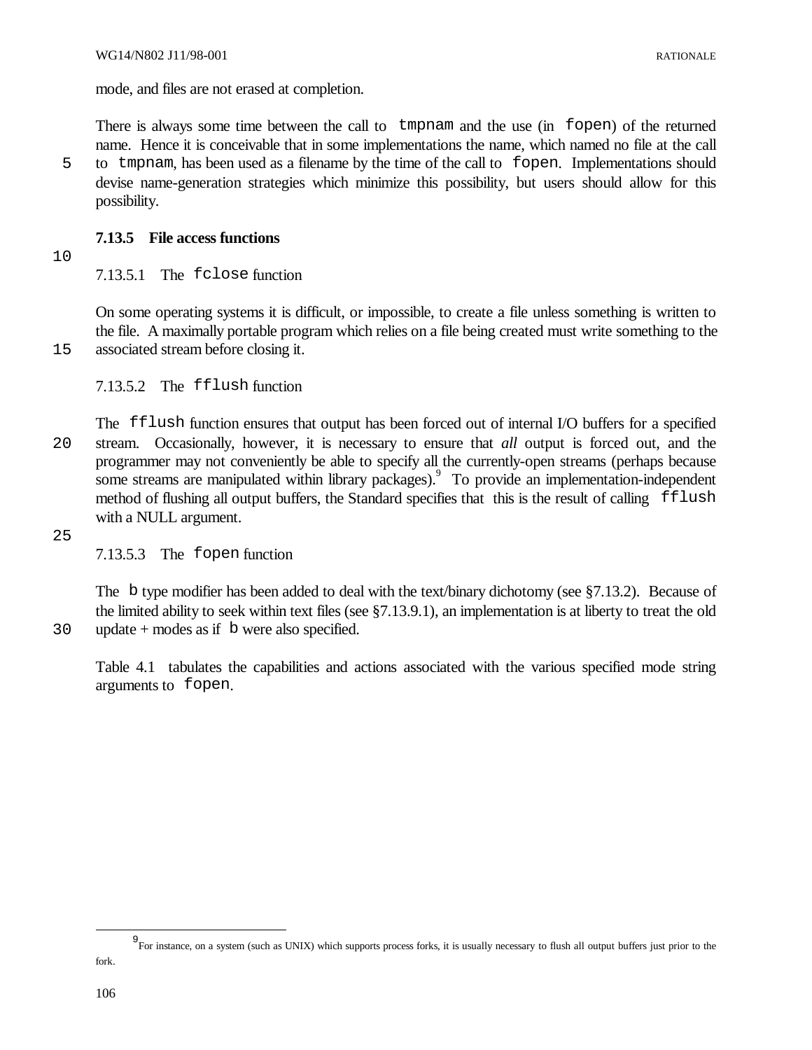mode, and files are not erased at completion.

There is always some time between the call to `tmpnam` and the use (in `fopen`) of the returned name. Hence it is conceivable that in some implementations the name, which named no file at the call to `tmpnam`, has been used as a filename by the time of the call to `fopen`. Implementations should devise name-generation strategies which minimize this possibility, but users should allow for this possibility.

### 7.13.5 File access functions

#### 7.13.5.1 The `fclose` function

On some operating systems it is difficult, or impossible, to create a file unless something is written to the file. A maximally portable program which relies on a file being created must write something to the associated stream before closing it.

#### 7.13.5.2 The `fflush` function

The `fflush` function ensures that output has been forced out of internal I/O buffers for a specified stream. Occasionally, however, it is necessary to ensure that *all* output is forced out, and the programmer may not conveniently be able to specify all the currently-open streams (perhaps because some streams are manipulated within library packages).[9] To provide an implementation-independent method of flushing all output buffers, the Standard specifies that this is the result of calling `fflush` with a NULL argument.

#### 7.13.5.3 The `fopen` function

The `b` type modifier has been added to deal with the text/binary dichotomy (see §7.13.2). Because of the limited ability to seek within text files (see §7.13.9.1), an implementation is at liberty to treat the old update + modes as if `b` were also specified.

Table 4.1 tabulates the capabilities and actions associated with the various specified mode string arguments to `fopen`.

---

[9] For instance, on a system (such as UNIX) which supports process forks, it is usually necessary to flush all output buffers just prior to the fork.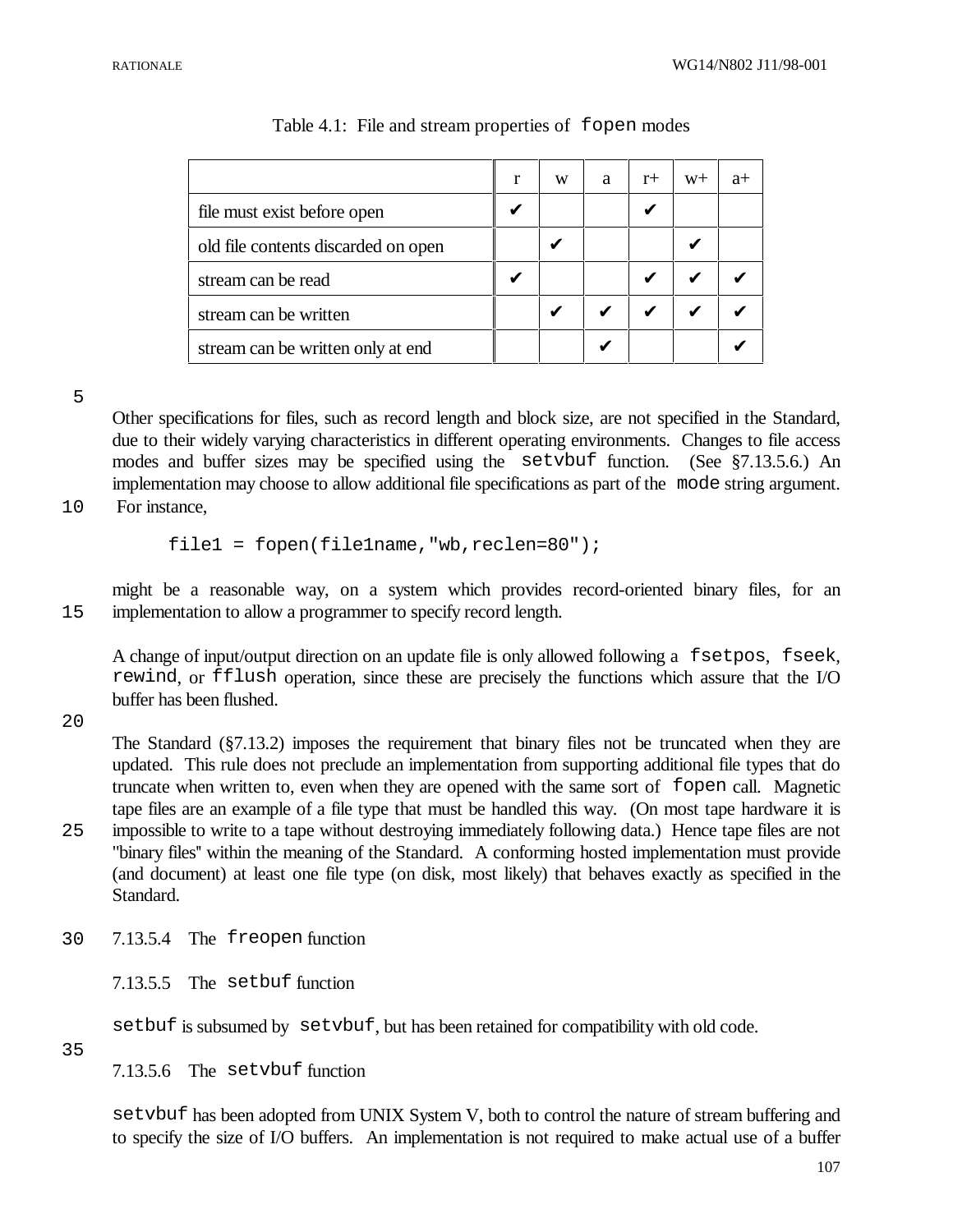Table 4.1: File and stream properties of `fopen` modes

| | r | w | a | r+ | w+ | a+ |
|---|---|---|---|---|---|---|
| file must exist before open | ✔ | | | ✔ | | |
| old file contents discarded on open | | ✔ | | | ✔ | |
| stream can be read | ✔ | | | ✔ | ✔ | ✔ |
| stream can be written | | ✔ | ✔ | ✔ | ✔ | ✔ |
| stream can be written only at end | | | ✔ | | | ✔ |

Other specifications for files, such as record length and block size, are not specified in the Standard, due to their widely varying characteristics in different operating environments. Changes to file access modes and buffer sizes may be specified using the `setvbuf` function. (See §7.13.5.6.) An implementation may choose to allow additional file specifications as part of the `mode` string argument. For instance,

```
file1 = fopen(file1name,"wb,reclen=80");
```

might be a reasonable way, on a system which provides record-oriented binary files, for an implementation to allow a programmer to specify record length.

A change of input/output direction on an update file is only allowed following a `fsetpos`, `fseek`, `rewind`, or `fflush` operation, since these are precisely the functions which assure that the I/O buffer has been flushed.

The Standard (§7.13.2) imposes the requirement that binary files not be truncated when they are updated. This rule does not preclude an implementation from supporting additional file types that do truncate when written to, even when they are opened with the same sort of `fopen` call. Magnetic tape files are an example of a file type that must be handled this way. (On most tape hardware it is impossible to write to a tape without destroying immediately following data.) Hence tape files are not "binary files" within the meaning of the Standard. A conforming hosted implementation must provide (and document) at least one file type (on disk, most likely) that behaves exactly as specified in the Standard.

### 7.13.5.4 The `freopen` function

### 7.13.5.5 The `setbuf` function

`setbuf` is subsumed by `setvbuf`, but has been retained for compatibility with old code.

### 7.13.5.6 The `setvbuf` function

`setvbuf` has been adopted from UNIX System V, both to control the nature of stream buffering and to specify the size of I/O buffers. An implementation is not required to make actual use of a buffer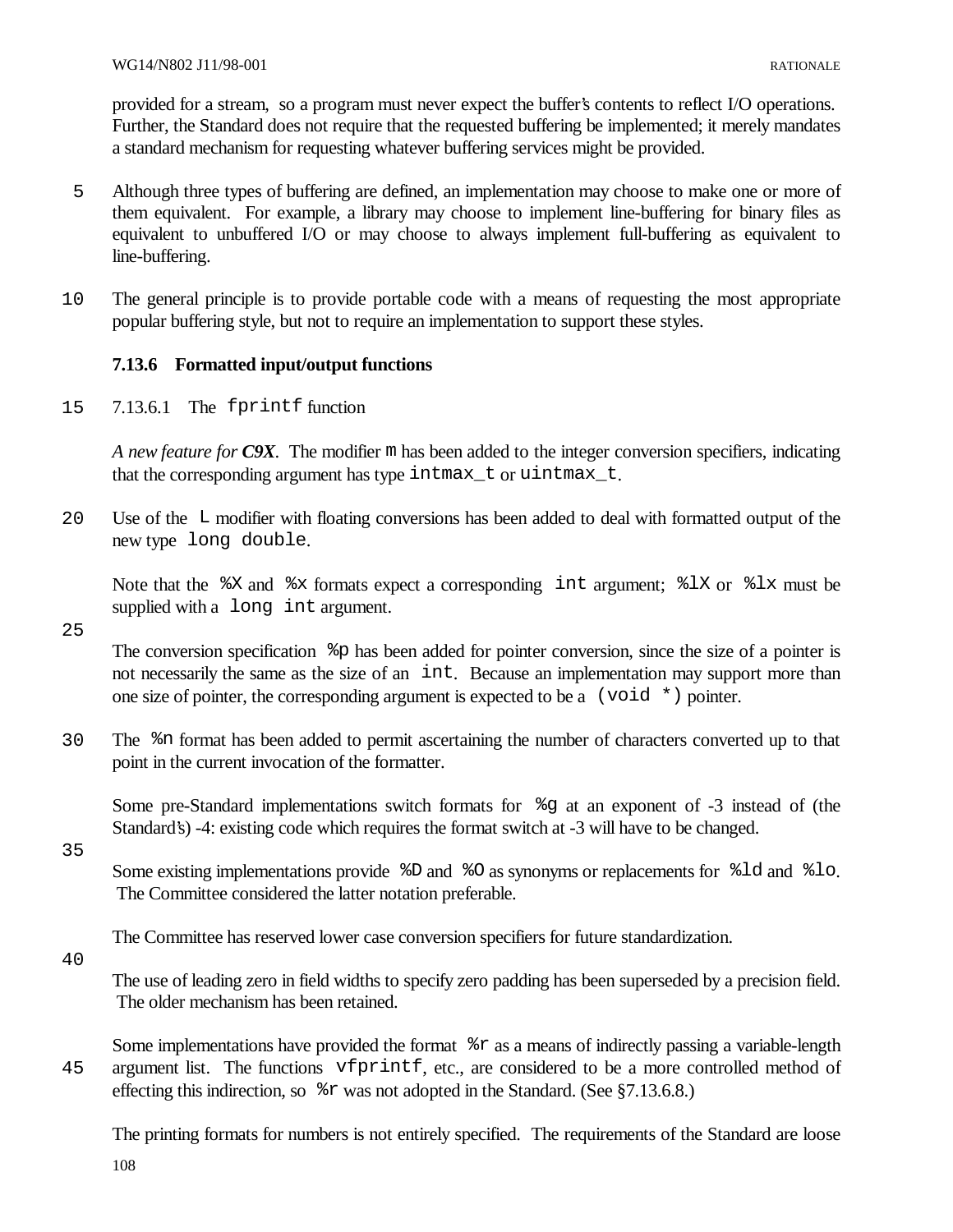provided for a stream, so a program must never expect the buffer's contents to reflect I/O operations. Further, the Standard does not require that the requested buffering be implemented; it merely mandates a standard mechanism for requesting whatever buffering services might be provided.

Although three types of buffering are defined, an implementation may choose to make one or more of them equivalent. For example, a library may choose to implement line-buffering for binary files as equivalent to unbuffered I/O or may choose to always implement full-buffering as equivalent to line-buffering.

The general principle is to provide portable code with a means of requesting the most appropriate popular buffering style, but not to require an implementation to support these styles.

### 7.13.6 Formatted input/output functions

#### 7.13.6.1 The `fprintf` function

*A new feature for* ***C9X***. The modifier `m` has been added to the integer conversion specifiers, indicating that the corresponding argument has type `intmax_t` or `uintmax_t`.

Use of the `L` modifier with floating conversions has been added to deal with formatted output of the new type `long double`.

Note that the `%X` and `%x` formats expect a corresponding `int` argument; `%lX` or `%lx` must be supplied with a `long int` argument.

The conversion specification `%p` has been added for pointer conversion, since the size of a pointer is not necessarily the same as the size of an `int`. Because an implementation may support more than one size of pointer, the corresponding argument is expected to be a `(void *)` pointer.

The `%n` format has been added to permit ascertaining the number of characters converted up to that point in the current invocation of the formatter.

Some pre-Standard implementations switch formats for `%g` at an exponent of -3 instead of (the Standard's) -4: existing code which requires the format switch at -3 will have to be changed.

Some existing implementations provide `%D` and `%O` as synonyms or replacements for `%ld` and `%lo`. The Committee considered the latter notation preferable.

The Committee has reserved lower case conversion specifiers for future standardization.

The use of leading zero in field widths to specify zero padding has been superseded by a precision field. The older mechanism has been retained.

Some implementations have provided the format `%r` as a means of indirectly passing a variable-length argument list. The functions `vfprintf`, etc., are considered to be a more controlled method of effecting this indirection, so `%r` was not adopted in the Standard. (See §7.13.6.8.)

The printing formats for numbers is not entirely specified. The requirements of the Standard are loose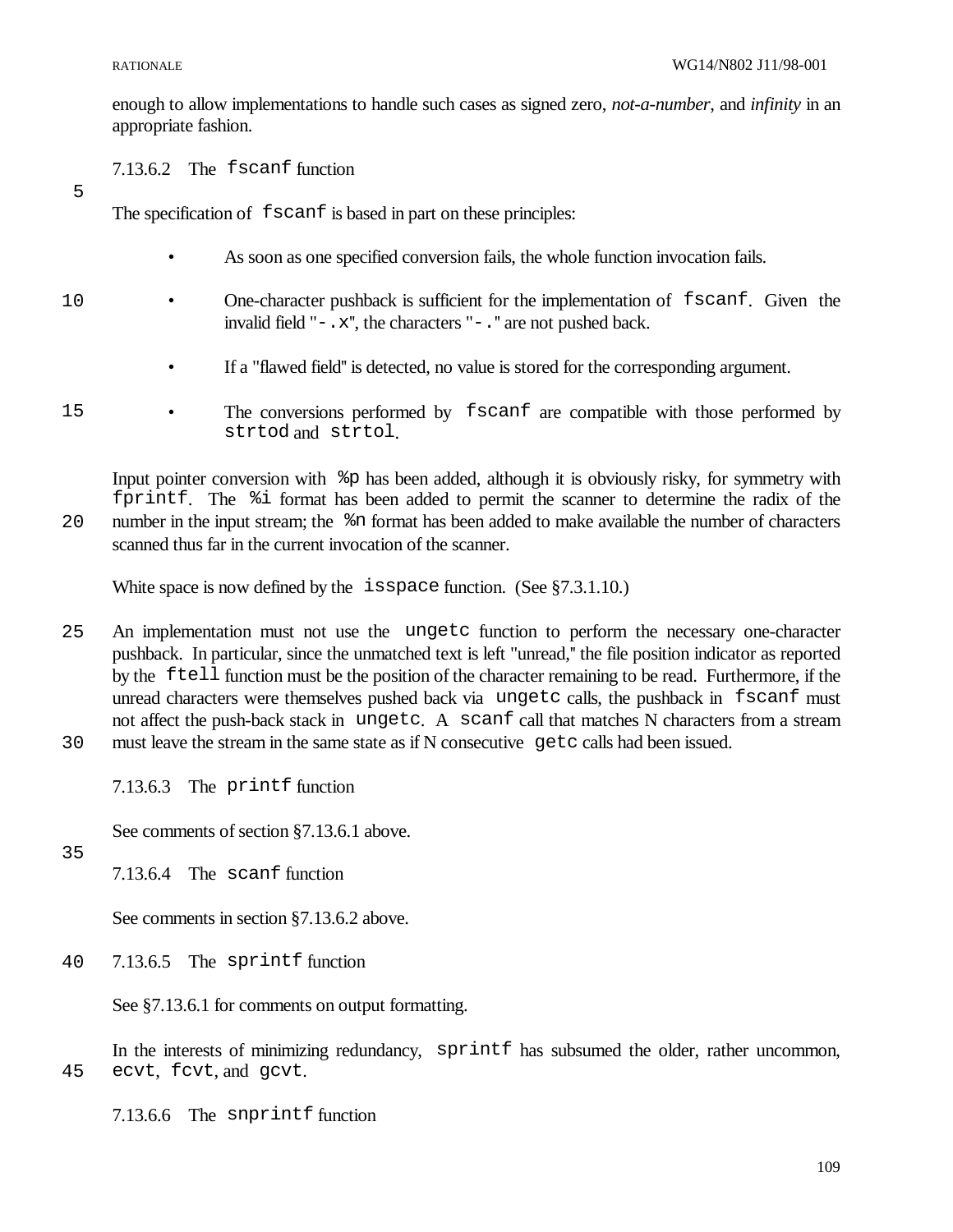enough to allow implementations to handle such cases as signed zero, *not-a-number*, and *infinity* in an appropriate fashion.

### 7.13.6.2 The `fscanf` function

The specification of `fscanf` is based in part on these principles:

- As soon as one specified conversion fails, the whole function invocation fails.
- One-character pushback is sufficient for the implementation of `fscanf`. Given the invalid field "`-.x`", the characters "`-.`" are not pushed back.
- If a "flawed field" is detected, no value is stored for the corresponding argument.
- The conversions performed by `fscanf` are compatible with those performed by `strtod` and `strtol`.

Input pointer conversion with `%p` has been added, although it is obviously risky, for symmetry with `fprintf`. The `%i` format has been added to permit the scanner to determine the radix of the number in the input stream; the `%n` format has been added to make available the number of characters scanned thus far in the current invocation of the scanner.

White space is now defined by the `isspace` function. (See §7.3.1.10.)

An implementation must not use the `ungetc` function to perform the necessary one-character pushback. In particular, since the unmatched text is left "unread," the file position indicator as reported by the `ftell` function must be the position of the character remaining to be read. Furthermore, if the unread characters were themselves pushed back via `ungetc` calls, the pushback in `fscanf` must not affect the push-back stack in `ungetc`. A `scanf` call that matches N characters from a stream must leave the stream in the same state as if N consecutive `getc` calls had been issued.

### 7.13.6.3 The `printf` function

See comments of section §7.13.6.1 above.

### 7.13.6.4 The `scanf` function

See comments in section §7.13.6.2 above.

### 7.13.6.5 The `sprintf` function

See §7.13.6.1 for comments on output formatting.

In the interests of minimizing redundancy, `sprintf` has subsumed the older, rather uncommon, `ecvt`, `fcvt`, and `gcvt`.

### 7.13.6.6 The `snprintf` function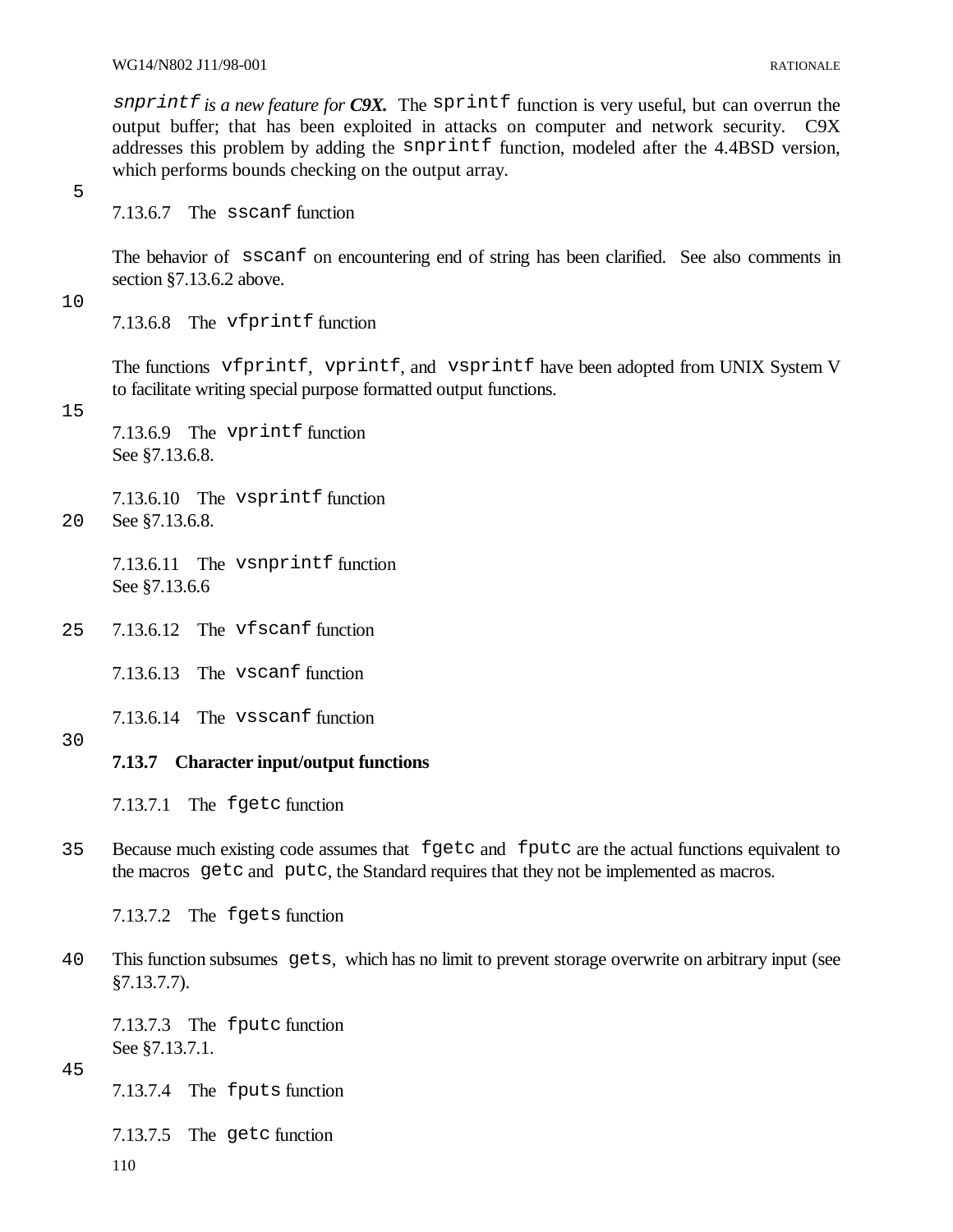*`snprintf` is a new feature for **C9X**.* The `sprintf` function is very useful, but can overrun the output buffer; that has been exploited in attacks on computer and network security. C9X addresses this problem by adding the `snprintf` function, modeled after the 4.4BSD version, which performs bounds checking on the output array.

#### 7.13.6.7 The `sscanf` function

The behavior of `sscanf` on encountering end of string has been clarified. See also comments in section §7.13.6.2 above.

#### 7.13.6.8 The `vfprintf` function

The functions `vfprintf`, `vprintf`, and `vsprintf` have been adopted from UNIX System V to facilitate writing special purpose formatted output functions.

#### 7.13.6.9 The `vprintf` function

See §7.13.6.8.

#### 7.13.6.10 The `vsprintf` function

See §7.13.6.8.

#### 7.13.6.11 The `vsnprintf` function

See §7.13.6.6

#### 7.13.6.12 The `vfscanf` function

#### 7.13.6.13 The `vscanf` function

#### 7.13.6.14 The `vsscanf` function

### 7.13.7 Character input/output functions

#### 7.13.7.1 The `fgetc` function

Because much existing code assumes that `fgetc` and `fputc` are the actual functions equivalent to the macros `getc` and `putc`, the Standard requires that they not be implemented as macros.

#### 7.13.7.2 The `fgets` function

This function subsumes `gets`, which has no limit to prevent storage overwrite on arbitrary input (see §7.13.7.7).

#### 7.13.7.3 The `fputc` function

See §7.13.7.1.

#### 7.13.7.4 The `fputs` function

#### 7.13.7.5 The `getc` function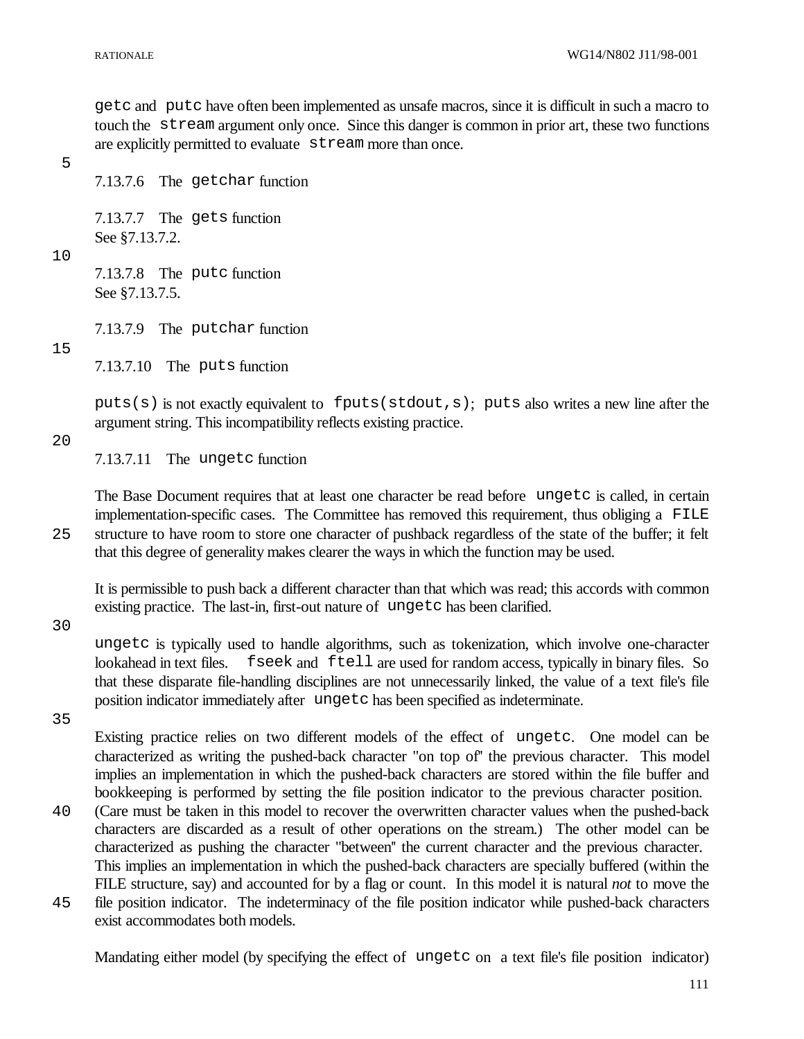`getc` and `putc` have often been implemented as unsafe macros, since it is difficult in such a macro to touch the `stream` argument only once. Since this danger is common in prior art, these two functions are explicitly permitted to evaluate `stream` more than once.

#### 7.13.7.6 The `getchar` function

#### 7.13.7.7 The `gets` function

See §7.13.7.2.

#### 7.13.7.8 The `putc` function

See §7.13.7.5.

#### 7.13.7.9 The `putchar` function

#### 7.13.7.10 The `puts` function

`puts(s)` is not exactly equivalent to `fputs(stdout,s)`; `puts` also writes a new line after the argument string. This incompatibility reflects existing practice.

#### 7.13.7.11 The `ungetc` function

The Base Document requires that at least one character be read before `ungetc` is called, in certain implementation-specific cases. The Committee has removed this requirement, thus obliging a `FILE` structure to have room to store one character of pushback regardless of the state of the buffer; it felt that this degree of generality makes clearer the ways in which the function may be used.

It is permissible to push back a different character than that which was read; this accords with common existing practice. The last-in, first-out nature of `ungetc` has been clarified.

`ungetc` is typically used to handle algorithms, such as tokenization, which involve one-character lookahead in text files. `fseek` and `ftell` are used for random access, typically in binary files. So that these disparate file-handling disciplines are not unnecessarily linked, the value of a text file's file position indicator immediately after `ungetc` has been specified as indeterminate.

Existing practice relies on two different models of the effect of `ungetc`. One model can be characterized as writing the pushed-back character "on top of" the previous character. This model implies an implementation in which the pushed-back characters are stored within the file buffer and bookkeeping is performed by setting the file position indicator to the previous character position. (Care must be taken in this model to recover the overwritten character values when the pushed-back characters are discarded as a result of other operations on the stream.) The other model can be characterized as pushing the character "between" the current character and the previous character. This implies an implementation in which the pushed-back characters are specially buffered (within the FILE structure, say) and accounted for by a flag or count. In this model it is natural *not* to move the file position indicator. The indeterminacy of the file position indicator while pushed-back characters exist accommodates both models.

Mandating either model (by specifying the effect of `ungetc` on a text file's file position indicator)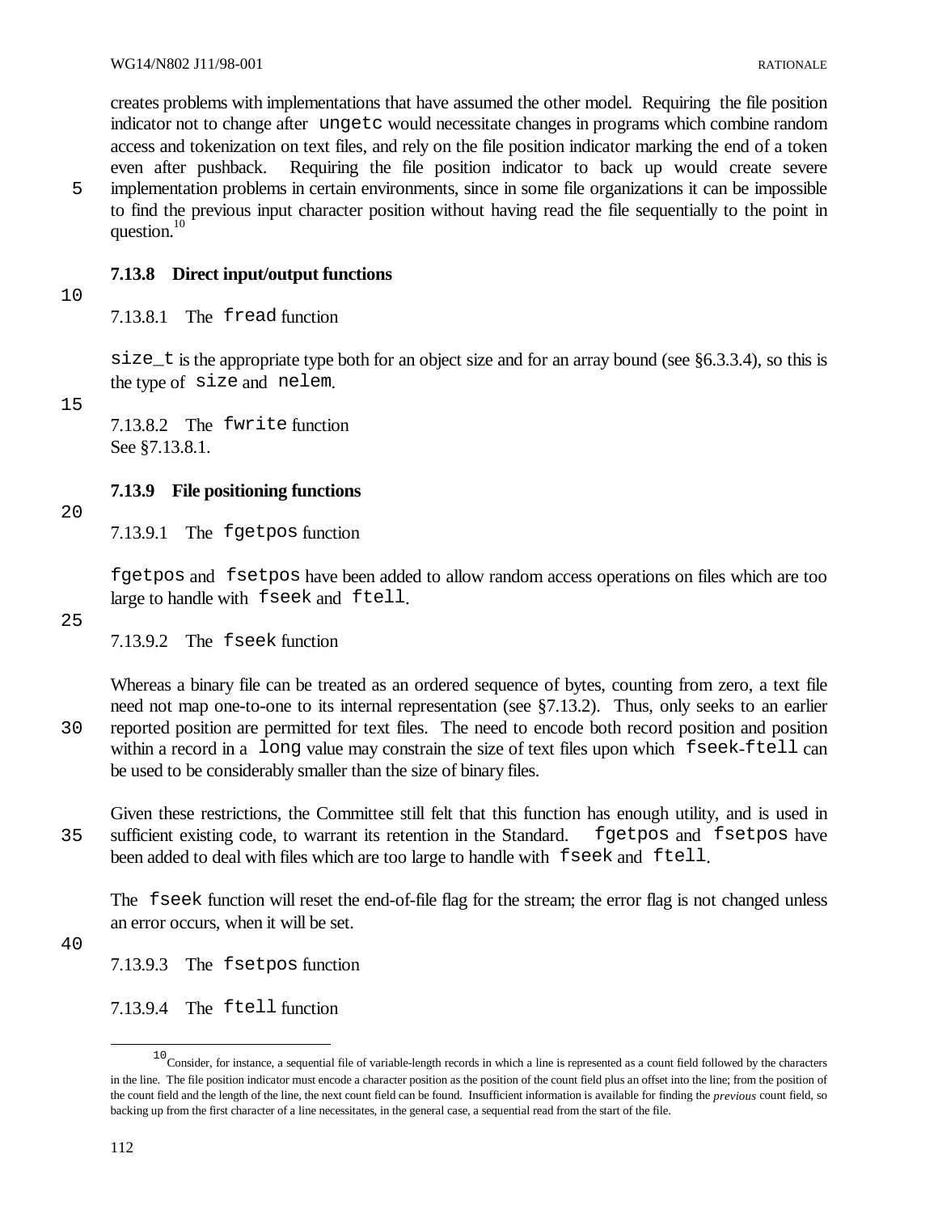creates problems with implementations that have assumed the other model. Requiring the file position indicator not to change after `ungetc` would necessitate changes in programs which combine random access and tokenization on text files, and rely on the file position indicator marking the end of a token even after pushback. Requiring the file position indicator to back up would create severe implementation problems in certain environments, since in some file organizations it can be impossible to find the previous input character position without having read the file sequentially to the point in question.[10]

### 7.13.8 Direct input/output functions

#### 7.13.8.1 The `fread` function

`size_t` is the appropriate type both for an object size and for an array bound (see §6.3.3.4), so this is the type of `size` and `nelem`.

#### 7.13.8.2 The `fwrite` function

See §7.13.8.1.

### 7.13.9 File positioning functions

#### 7.13.9.1 The `fgetpos` function

`fgetpos` and `fsetpos` have been added to allow random access operations on files which are too large to handle with `fseek` and `ftell`.

#### 7.13.9.2 The `fseek` function

Whereas a binary file can be treated as an ordered sequence of bytes, counting from zero, a text file need not map one-to-one to its internal representation (see §7.13.2). Thus, only seeks to an earlier reported position are permitted for text files. The need to encode both record position and position within a record in a `long` value may constrain the size of text files upon which `fseek`-`ftell` can be used to be considerably smaller than the size of binary files.

Given these restrictions, the Committee still felt that this function has enough utility, and is used in sufficient existing code, to warrant its retention in the Standard. `fgetpos` and `fsetpos` have been added to deal with files which are too large to handle with `fseek` and `ftell`.

The `fseek` function will reset the end-of-file flag for the stream; the error flag is not changed unless an error occurs, when it will be set.

#### 7.13.9.3 The `fsetpos` function

#### 7.13.9.4 The `ftell` function

---

[10] Consider, for instance, a sequential file of variable-length records in which a line is represented as a count field followed by the characters in the line. The file position indicator must encode a character position as the position of the count field plus an offset into the line; from the position of the count field and the length of the line, the next count field can be found. Insufficient information is available for finding the *previous* count field, so backing up from the first character of a line necessitates, in the general case, a sequential read from the start of the file.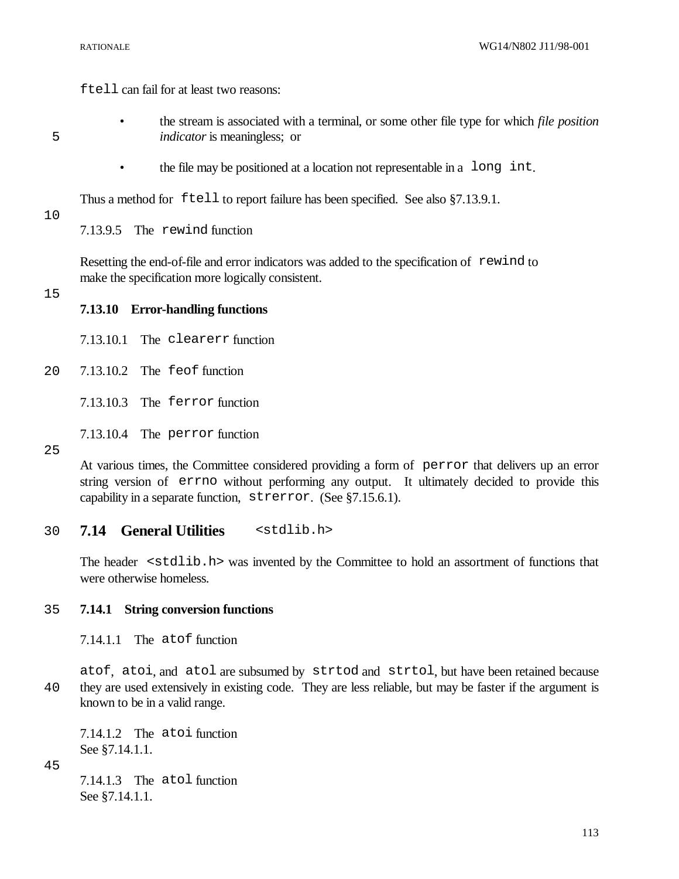`ftell` can fail for at least two reasons:

- the stream is associated with a terminal, or some other file type for which *file position indicator* is meaningless; or
- the file may be positioned at a location not representable in a `long int`.

Thus a method for `ftell` to report failure has been specified. See also §7.13.9.1.

7.13.9.5 The `rewind` function

Resetting the end-of-file and error indicators was added to the specification of `rewind` to make the specification more logically consistent.

### 7.13.10 Error-handling functions

7.13.10.1 The `clearerr` function

7.13.10.2 The `feof` function

7.13.10.3 The `ferror` function

7.13.10.4 The `perror` function

At various times, the Committee considered providing a form of `perror` that delivers up an error string version of `errno` without performing any output. It ultimately decided to provide this capability in a separate function, `strerror`. (See §7.15.6.1).

## 7.14 General Utilities `<stdlib.h>`

The header `<stdlib.h>` was invented by the Committee to hold an assortment of functions that were otherwise homeless.

### 7.14.1 String conversion functions

7.14.1.1 The `atof` function

`atof`, `atoi`, and `atol` are subsumed by `strtod` and `strtol`, but have been retained because they are used extensively in existing code. They are less reliable, but may be faster if the argument is known to be in a valid range.

7.14.1.2 The `atoi` function
See §7.14.1.1.

7.14.1.3 The `atol` function
See §7.14.1.1.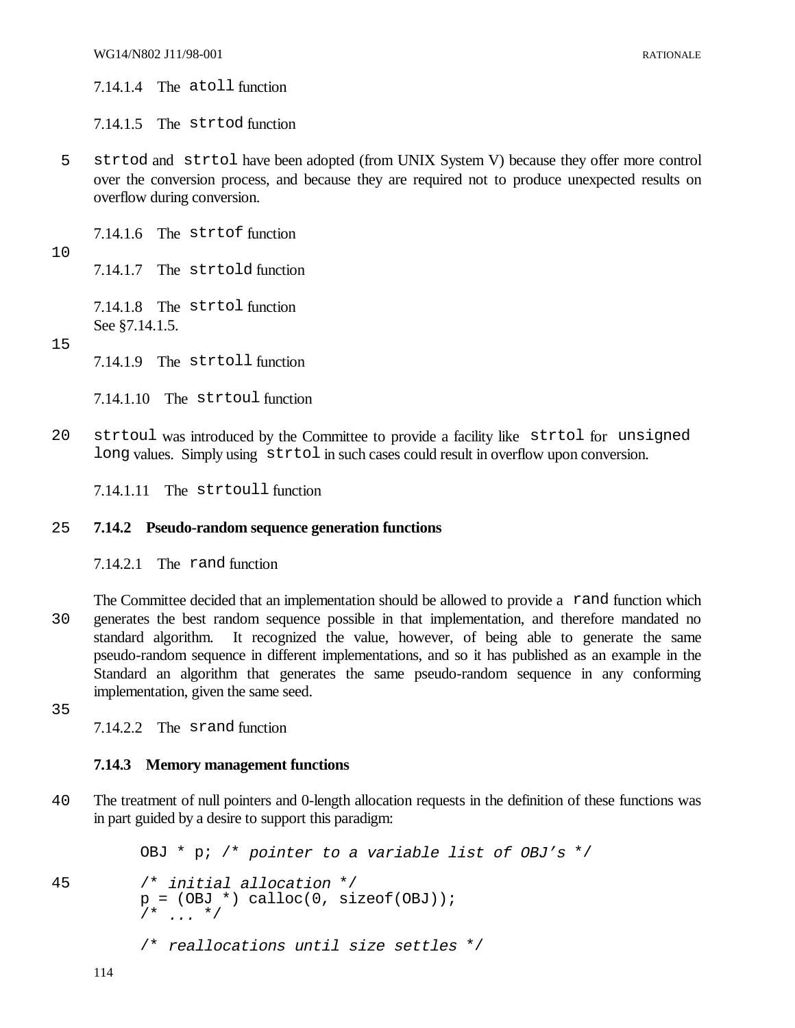#### 7.14.1.4 The `atoll` function

#### 7.14.1.5 The `strtod` function

`strtod` and `strtol` have been adopted (from UNIX System V) because they offer more control over the conversion process, and because they are required not to produce unexpected results on overflow during conversion.

#### 7.14.1.6 The `strtof` function

#### 7.14.1.7 The `strtold` function

#### 7.14.1.8 The `strtol` function

See §7.14.1.5.

#### 7.14.1.9 The `strtoll` function

#### 7.14.1.10 The `strtoul` function

`strtoul` was introduced by the Committee to provide a facility like `strtol` for `unsigned long` values. Simply using `strtol` in such cases could result in overflow upon conversion.

#### 7.14.1.11 The `strtoull` function

### 7.14.2 Pseudo-random sequence generation functions

#### 7.14.2.1 The `rand` function

The Committee decided that an implementation should be allowed to provide a `rand` function which generates the best random sequence possible in that implementation, and therefore mandated no standard algorithm. It recognized the value, however, of being able to generate the same pseudo-random sequence in different implementations, and so it has published as an example in the Standard an algorithm that generates the same pseudo-random sequence in any conforming implementation, given the same seed.

#### 7.14.2.2 The `srand` function

### 7.14.3 Memory management functions

The treatment of null pointers and 0-length allocation requests in the definition of these functions was in part guided by a desire to support this paradigm:

```
OBJ * p; /* pointer to a variable list of OBJ's */

/* initial allocation */
p = (OBJ *) calloc(0, sizeof(OBJ));
/* ... */

/* reallocations until size settles */
```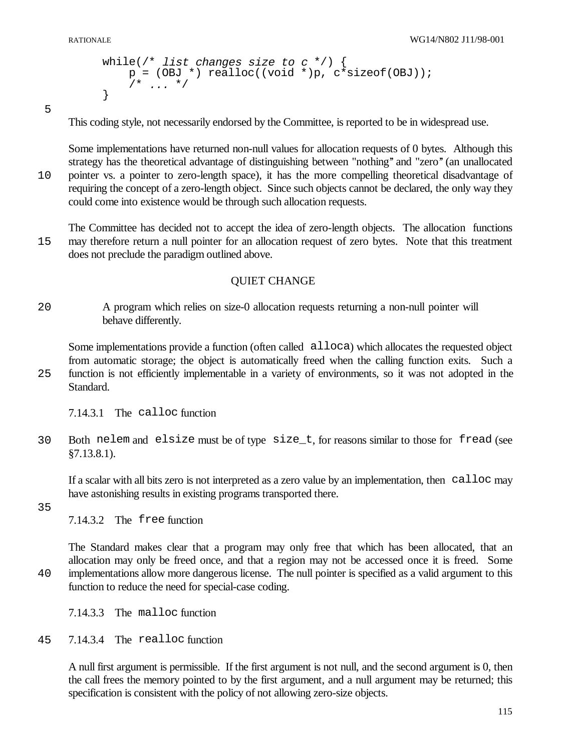```
while(/* list changes size to c */) {
    p = (OBJ *) realloc((void *)p, c*sizeof(OBJ));
    /* ... */
}
```

This coding style, not necessarily endorsed by the Committee, is reported to be in widespread use.

Some implementations have returned non-null values for allocation requests of 0 bytes. Although this strategy has the theoretical advantage of distinguishing between "nothing" and "zero" (an unallocated pointer vs. a pointer to zero-length space), it has the more compelling theoretical disadvantage of requiring the concept of a zero-length object. Since such objects cannot be declared, the only way they could come into existence would be through such allocation requests.

The Committee has decided not to accept the idea of zero-length objects. The allocation functions may therefore return a null pointer for an allocation request of zero bytes. Note that this treatment does not preclude the paradigm outlined above.

QUIET CHANGE

> A program which relies on size-0 allocation requests returning a non-null pointer will behave differently.

Some implementations provide a function (often called `alloca`) which allocates the requested object from automatic storage; the object is automatically freed when the calling function exits. Such a function is not efficiently implementable in a variety of environments, so it was not adopted in the Standard.

#### 7.14.3.1 The `calloc` function

Both `nelem` and `elsize` must be of type `size_t`, for reasons similar to those for `fread` (see §7.13.8.1).

If a scalar with all bits zero is not interpreted as a zero value by an implementation, then `calloc` may have astonishing results in existing programs transported there.

#### 7.14.3.2 The `free` function

The Standard makes clear that a program may only free that which has been allocated, that an allocation may only be freed once, and that a region may not be accessed once it is freed. Some implementations allow more dangerous license. The null pointer is specified as a valid argument to this function to reduce the need for special-case coding.

#### 7.14.3.3 The `malloc` function

#### 7.14.3.4 The `realloc` function

A null first argument is permissible. If the first argument is not null, and the second argument is 0, then the call frees the memory pointed to by the first argument, and a null argument may be returned; this specification is consistent with the policy of not allowing zero-size objects.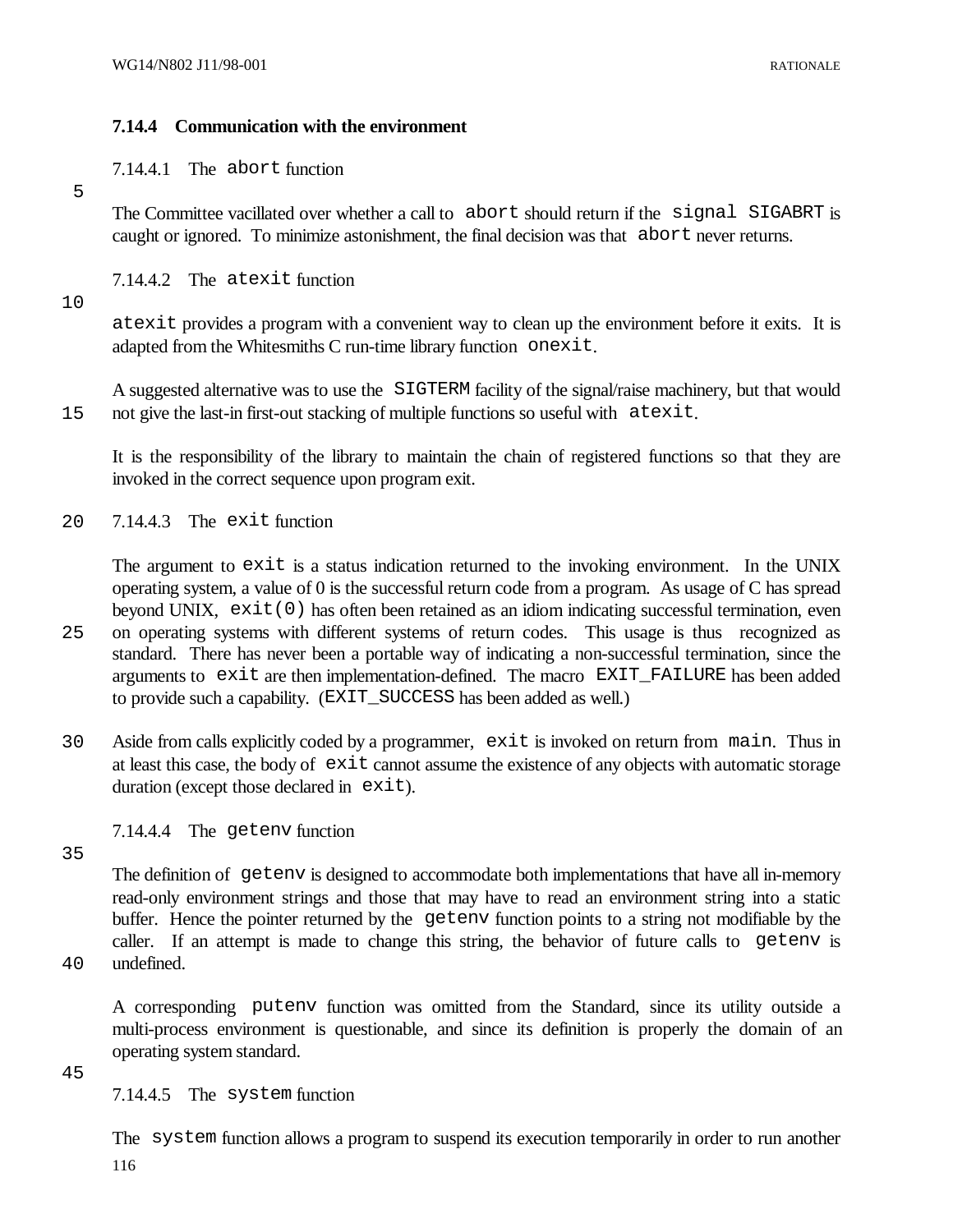### 7.14.4 Communication with the environment

7.14.4.1 The `abort` function

The Committee vacillated over whether a call to `abort` should return if the `signal SIGABRT` is caught or ignored. To minimize astonishment, the final decision was that `abort` never returns.

7.14.4.2 The `atexit` function

`atexit` provides a program with a convenient way to clean up the environment before it exits. It is adapted from the Whitesmiths C run-time library function `onexit`.

A suggested alternative was to use the `SIGTERM` facility of the signal/raise machinery, but that would not give the last-in first-out stacking of multiple functions so useful with `atexit`.

It is the responsibility of the library to maintain the chain of registered functions so that they are invoked in the correct sequence upon program exit.

7.14.4.3 The `exit` function

The argument to `exit` is a status indication returned to the invoking environment. In the UNIX operating system, a value of 0 is the successful return code from a program. As usage of C has spread beyond UNIX, `exit(0)` has often been retained as an idiom indicating successful termination, even on operating systems with different systems of return codes. This usage is thus recognized as standard. There has never been a portable way of indicating a non-successful termination, since the arguments to `exit` are then implementation-defined. The macro `EXIT_FAILURE` has been added to provide such a capability. (`EXIT_SUCCESS` has been added as well.)

Aside from calls explicitly coded by a programmer, `exit` is invoked on return from `main`. Thus in at least this case, the body of `exit` cannot assume the existence of any objects with automatic storage duration (except those declared in `exit`).

7.14.4.4 The `getenv` function

The definition of `getenv` is designed to accommodate both implementations that have all in-memory read-only environment strings and those that may have to read an environment string into a static buffer. Hence the pointer returned by the `getenv` function points to a string not modifiable by the caller. If an attempt is made to change this string, the behavior of future calls to `getenv` is undefined.

A corresponding `putenv` function was omitted from the Standard, since its utility outside a multi-process environment is questionable, and since its definition is properly the domain of an operating system standard.

7.14.4.5 The `system` function

The `system` function allows a program to suspend its execution temporarily in order to run another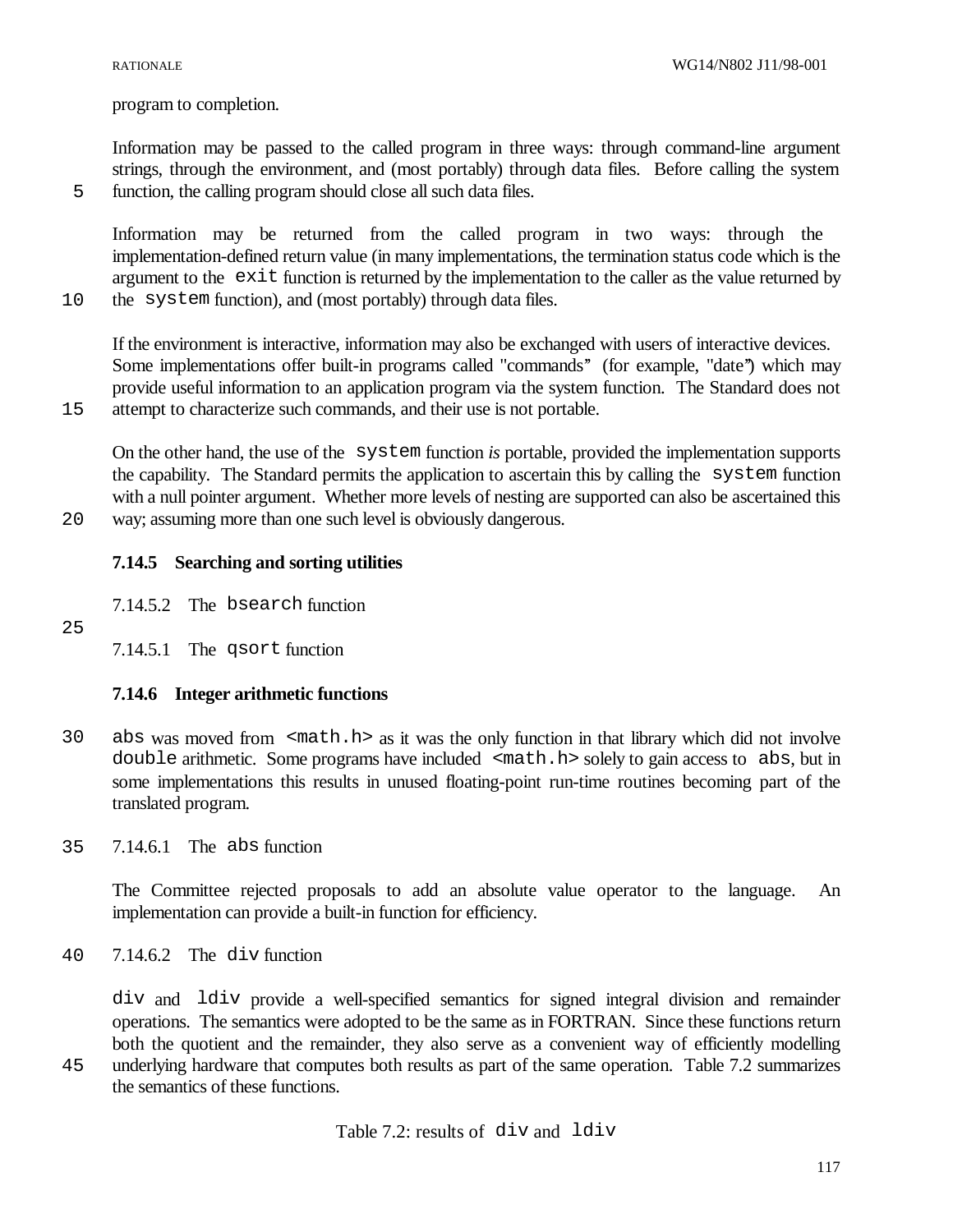program to completion.

Information may be passed to the called program in three ways: through command-line argument strings, through the environment, and (most portably) through data files. Before calling the system function, the calling program should close all such data files.

Information may be returned from the called program in two ways: through the implementation-defined return value (in many implementations, the termination status code which is the argument to the `exit` function is returned by the implementation to the caller as the value returned by the `system` function), and (most portably) through data files.

If the environment is interactive, information may also be exchanged with users of interactive devices. Some implementations offer built-in programs called "commands" (for example, "date") which may provide useful information to an application program via the system function. The Standard does not attempt to characterize such commands, and their use is not portable.

On the other hand, the use of the `system` function *is* portable, provided the implementation supports the capability. The Standard permits the application to ascertain this by calling the `system` function with a null pointer argument. Whether more levels of nesting are supported can also be ascertained this way; assuming more than one such level is obviously dangerous.

### 7.14.5 Searching and sorting utilities

7.14.5.2 The `bsearch` function

7.14.5.1 The `qsort` function

### 7.14.6 Integer arithmetic functions

`abs` was moved from `<math.h>` as it was the only function in that library which did not involve `double` arithmetic. Some programs have included `<math.h>` solely to gain access to `abs`, but in some implementations this results in unused floating-point run-time routines becoming part of the translated program.

7.14.6.1 The `abs` function

The Committee rejected proposals to add an absolute value operator to the language. An implementation can provide a built-in function for efficiency.

7.14.6.2 The `div` function

`div` and `ldiv` provide a well-specified semantics for signed integral division and remainder operations. The semantics were adopted to be the same as in FORTRAN. Since these functions return both the quotient and the remainder, they also serve as a convenient way of efficiently modelling underlying hardware that computes both results as part of the same operation. Table 7.2 summarizes the semantics of these functions.

Table 7.2: results of `div` and `ldiv`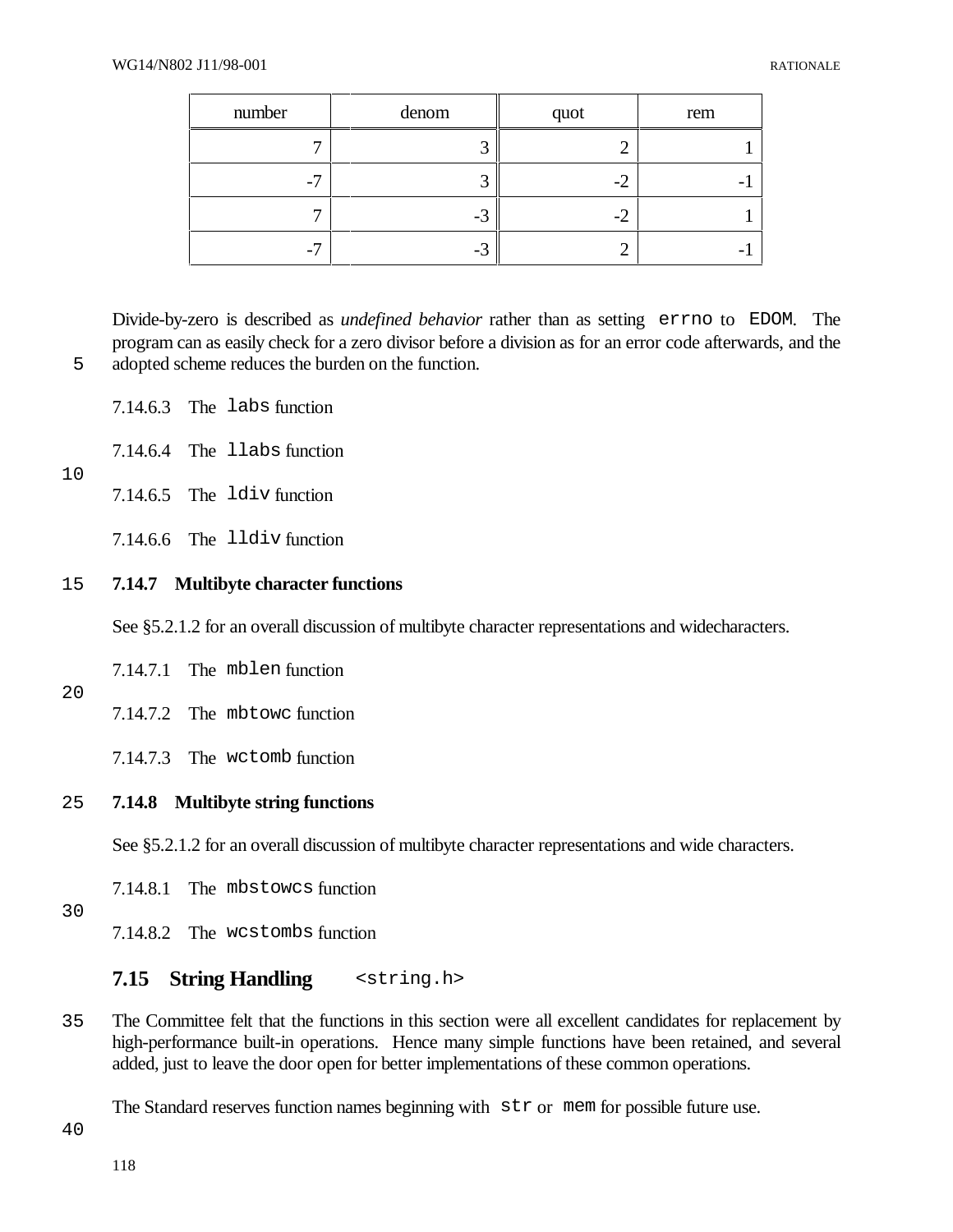| number | denom | quot | rem |
|---|---|---|---|
| 7 | 3 | 2 | 1 |
| -7 | 3 | -2 | -1 |
| 7 | -3 | -2 | 1 |
| -7 | -3 | 2 | -1 |

Divide-by-zero is described as *undefined behavior* rather than as setting `errno` to `EDOM`. The program can as easily check for a zero divisor before a division as for an error code afterwards, and the adopted scheme reduces the burden on the function.

7.14.6.3 The `labs` function

7.14.6.4 The `llabs` function

7.14.6.5 The `ldiv` function

7.14.6.6 The `lldiv` function

### 7.14.7 Multibyte character functions

See §5.2.1.2 for an overall discussion of multibyte character representations and widecharacters.

7.14.7.1 The `mblen` function

7.14.7.2 The `mbtowc` function

7.14.7.3 The `wctomb` function

### 7.14.8 Multibyte string functions

See §5.2.1.2 for an overall discussion of multibyte character representations and wide characters.

7.14.8.1 The `mbstowcs` function

7.14.8.2 The `wcstombs` function

## 7.15 String Handling `<string.h>`

The Committee felt that the functions in this section were all excellent candidates for replacement by high-performance built-in operations. Hence many simple functions have been retained, and several added, just to leave the door open for better implementations of these common operations.

The Standard reserves function names beginning with `str` or `mem` for possible future use.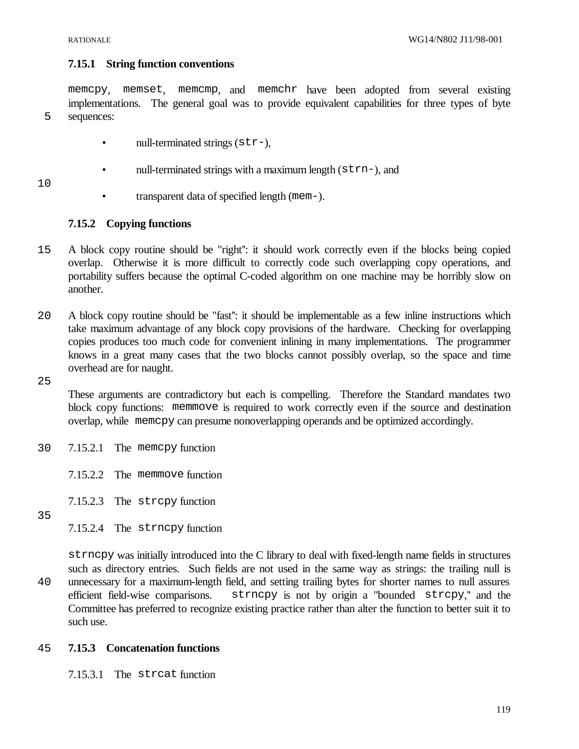### 7.15.1 String function conventions

`memcpy`, `memset`, `memcmp`, and `memchr` have been adopted from several existing implementations. The general goal was to provide equivalent capabilities for three types of byte sequences:

- null-terminated strings (`str-`),
- null-terminated strings with a maximum length (`strn-`), and
- transparent data of specified length (`mem-`).

### 7.15.2 Copying functions

A block copy routine should be "right": it should work correctly even if the blocks being copied overlap. Otherwise it is more difficult to correctly code such overlapping copy operations, and portability suffers because the optimal C-coded algorithm on one machine may be horribly slow on another.

A block copy routine should be "fast": it should be implementable as a few inline instructions which take maximum advantage of any block copy provisions of the hardware. Checking for overlapping copies produces too much code for convenient inlining in many implementations. The programmer knows in a great many cases that the two blocks cannot possibly overlap, so the space and time overhead are for naught.

These arguments are contradictory but each is compelling. Therefore the Standard mandates two block copy functions: `memmove` is required to work correctly even if the source and destination overlap, while `memcpy` can presume nonoverlapping operands and be optimized accordingly.

7.15.2.1 The `memcpy` function

7.15.2.2 The `memmove` function

7.15.2.3 The `strcpy` function

7.15.2.4 The `strncpy` function

`strncpy` was initially introduced into the C library to deal with fixed-length name fields in structures such as directory entries. Such fields are not used in the same way as strings: the trailing null is unnecessary for a maximum-length field, and setting trailing bytes for shorter names to null assures efficient field-wise comparisons. `strncpy` is not by origin a "bounded `strcpy`," and the Committee has preferred to recognize existing practice rather than alter the function to better suit it to such use.

### 7.15.3 Concatenation functions

7.15.3.1 The `strcat` function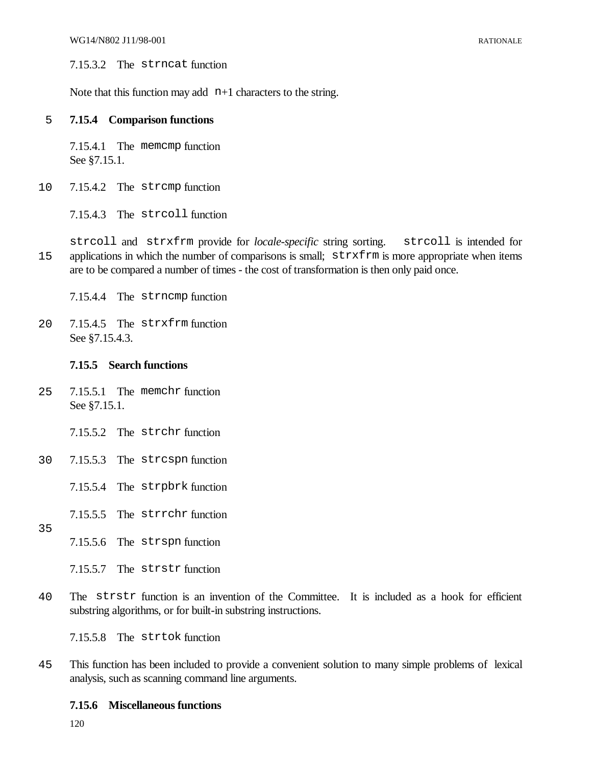7.15.3.2 The `strncat` function

Note that this function may add `n`+1 characters to the string.

### 7.15.4 Comparison functions

7.15.4.1 The `memcmp` function
See §7.15.1.

7.15.4.2 The `strcmp` function

7.15.4.3 The `strcoll` function

`strcoll` and `strxfrm` provide for *locale-specific* string sorting. `strcoll` is intended for applications in which the number of comparisons is small; `strxfrm` is more appropriate when items are to be compared a number of times - the cost of transformation is then only paid once.

7.15.4.4 The `strncmp` function

7.15.4.5 The `strxfrm` function
See §7.15.4.3.

### 7.15.5 Search functions

7.15.5.1 The `memchr` function
See §7.15.1.

7.15.5.2 The `strchr` function

7.15.5.3 The `strcspn` function

7.15.5.4 The `strpbrk` function

7.15.5.5 The `strrchr` function

7.15.5.6 The `strspn` function

7.15.5.7 The `strstr` function

The `strstr` function is an invention of the Committee. It is included as a hook for efficient substring algorithms, or for built-in substring instructions.

7.15.5.8 The `strtok` function

This function has been included to provide a convenient solution to many simple problems of lexical analysis, such as scanning command line arguments.

### 7.15.6 Miscellaneous functions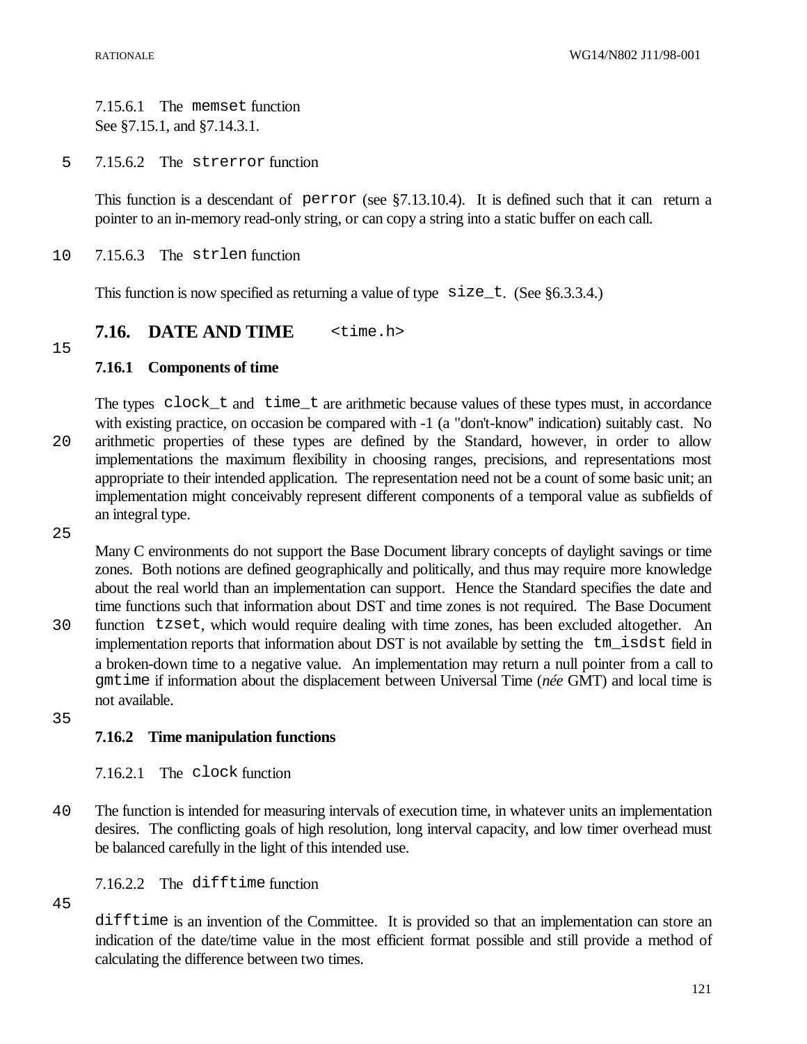7.15.6.1 The `memset` function
See §7.15.1, and §7.14.3.1.

7.15.6.2 The `strerror` function

This function is a descendant of `perror` (see §7.13.10.4). It is defined such that it can return a pointer to an in-memory read-only string, or can copy a string into a static buffer on each call.

7.15.6.3 The `strlen` function

This function is now specified as returning a value of type `size_t`. (See §6.3.3.4.)

## 7.16. DATE AND TIME `<time.h>`

### 7.16.1 Components of time

The types `clock_t` and `time_t` are arithmetic because values of these types must, in accordance with existing practice, on occasion be compared with -1 (a "don't-know" indication) suitably cast. No arithmetic properties of these types are defined by the Standard, however, in order to allow implementations the maximum flexibility in choosing ranges, precisions, and representations most appropriate to their intended application. The representation need not be a count of some basic unit; an implementation might conceivably represent different components of a temporal value as subfields of an integral type.

Many C environments do not support the Base Document library concepts of daylight savings or time zones. Both notions are defined geographically and politically, and thus may require more knowledge about the real world than an implementation can support. Hence the Standard specifies the date and time functions such that information about DST and time zones is not required. The Base Document function `tzset`, which would require dealing with time zones, has been excluded altogether. An implementation reports that information about DST is not available by setting the `tm_isdst` field in a broken-down time to a negative value. An implementation may return a null pointer from a call to `gmtime` if information about the displacement between Universal Time (*née* GMT) and local time is not available.

### 7.16.2 Time manipulation functions

7.16.2.1 The `clock` function

The function is intended for measuring intervals of execution time, in whatever units an implementation desires. The conflicting goals of high resolution, long interval capacity, and low timer overhead must be balanced carefully in the light of this intended use.

7.16.2.2 The `difftime` function

`difftime` is an invention of the Committee. It is provided so that an implementation can store an indication of the date/time value in the most efficient format possible and still provide a method of calculating the difference between two times.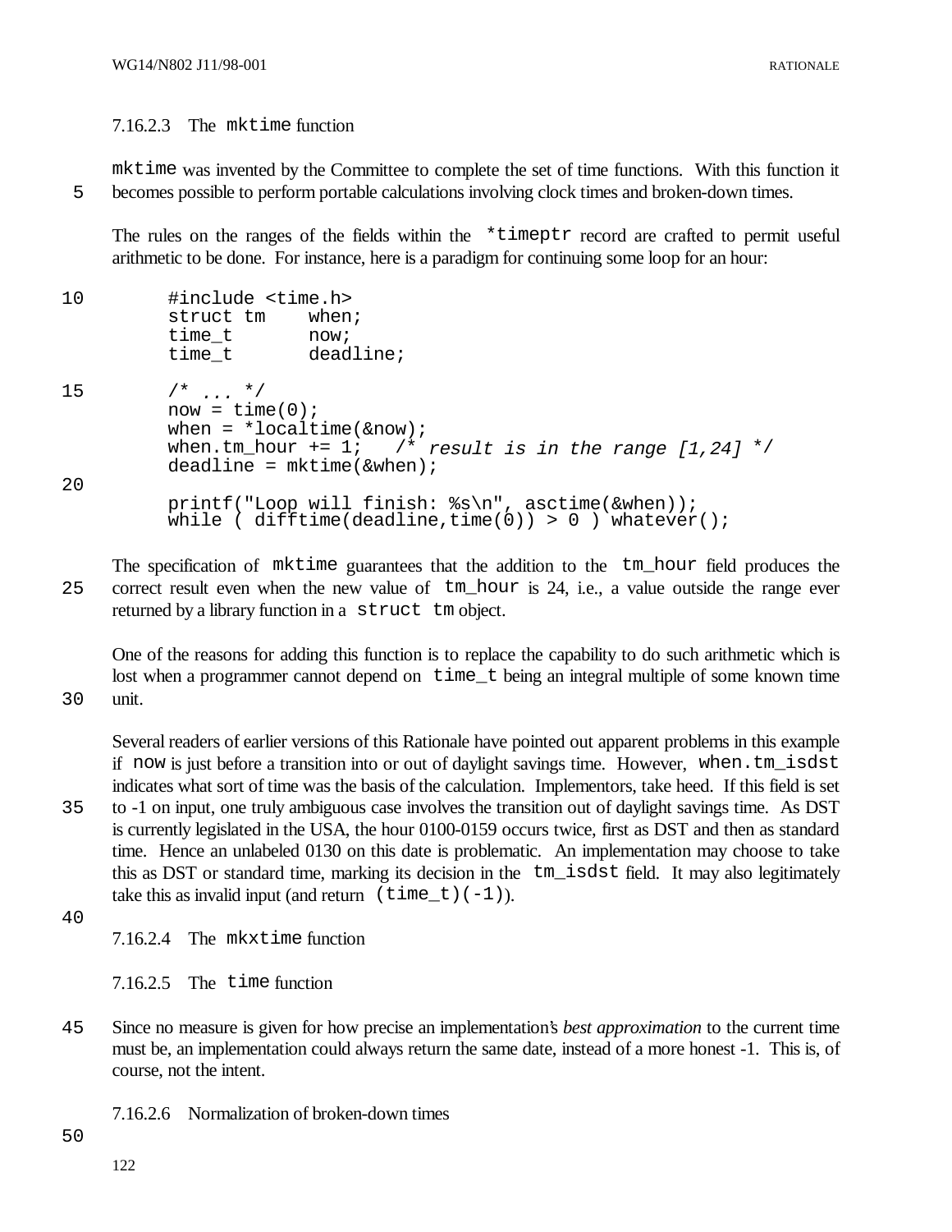### 7.16.2.3 The `mktime` function

`mktime` was invented by the Committee to complete the set of time functions. With this function it becomes possible to perform portable calculations involving clock times and broken-down times.

The rules on the ranges of the fields within the `*timeptr` record are crafted to permit useful arithmetic to be done. For instance, here is a paradigm for continuing some loop for an hour:

```
#include <time.h>
struct tm    when;
time_t       now;
time_t       deadline;

/* ... */
now = time(0);
when = *localtime(&now);
when.tm_hour += 1;   /* result is in the range [1,24] */
deadline = mktime(&when);

printf("Loop will finish: %s\n", asctime(&when));
while ( difftime(deadline,time(0)) > 0 ) whatever();
```

The specification of `mktime` guarantees that the addition to the `tm_hour` field produces the correct result even when the new value of `tm_hour` is 24, i.e., a value outside the range ever returned by a library function in a `struct tm` object.

One of the reasons for adding this function is to replace the capability to do such arithmetic which is lost when a programmer cannot depend on `time_t` being an integral multiple of some known time unit.

Several readers of earlier versions of this Rationale have pointed out apparent problems in this example if `now` is just before a transition into or out of daylight savings time. However, `when.tm_isdst` indicates what sort of time was the basis of the calculation. Implementors, take heed. If this field is set to -1 on input, one truly ambiguous case involves the transition out of daylight savings time. As DST is currently legislated in the USA, the hour 0100-0159 occurs twice, first as DST and then as standard time. Hence an unlabeled 0130 on this date is problematic. An implementation may choose to take this as DST or standard time, marking its decision in the `tm_isdst` field. It may also legitimately take this as invalid input (and return `(time_t)(-1)`).

### 7.16.2.4 The `mkxtime` function

### 7.16.2.5 The `time` function

Since no measure is given for how precise an implementation's *best approximation* to the current time must be, an implementation could always return the same date, instead of a more honest -1. This is, of course, not the intent.

### 7.16.2.6 Normalization of broken-down times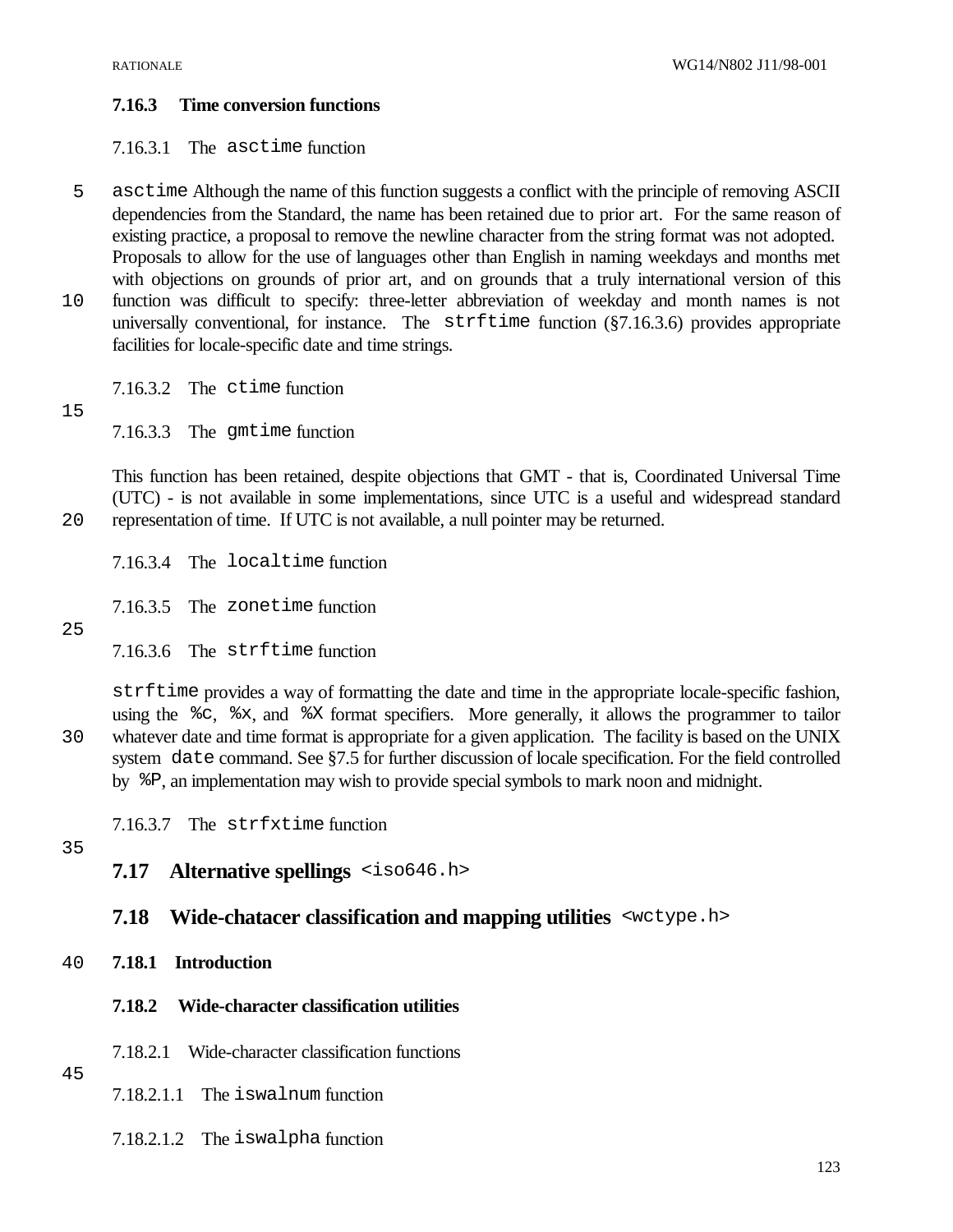### 7.16.3 Time conversion functions

#### 7.16.3.1 The `asctime` function

`asctime` Although the name of this function suggests a conflict with the principle of removing ASCII dependencies from the Standard, the name has been retained due to prior art. For the same reason of existing practice, a proposal to remove the newline character from the string format was not adopted. Proposals to allow for the use of languages other than English in naming weekdays and months met with objections on grounds of prior art, and on grounds that a truly international version of this function was difficult to specify: three-letter abbreviation of weekday and month names is not universally conventional, for instance. The `strftime` function (§7.16.3.6) provides appropriate facilities for locale-specific date and time strings.

#### 7.16.3.2 The `ctime` function

#### 7.16.3.3 The `gmtime` function

This function has been retained, despite objections that GMT - that is, Coordinated Universal Time (UTC) - is not available in some implementations, since UTC is a useful and widespread standard representation of time. If UTC is not available, a null pointer may be returned.

#### 7.16.3.4 The `localtime` function

#### 7.16.3.5 The `zonetime` function

#### 7.16.3.6 The `strftime` function

`strftime` provides a way of formatting the date and time in the appropriate locale-specific fashion, using the `%c`, `%x`, and `%X` format specifiers. More generally, it allows the programmer to tailor whatever date and time format is appropriate for a given application. The facility is based on the UNIX system `date` command. See §7.5 for further discussion of locale specification. For the field controlled by `%P`, an implementation may wish to provide special symbols to mark noon and midnight.

#### 7.16.3.7 The `strfxtime` function

## 7.17 Alternative spellings `<iso646.h>`

## 7.18 Wide-chatacer classification and mapping utilities `<wctype.h>`

### 7.18.1 Introduction

### 7.18.2 Wide-character classification utilities

#### 7.18.2.1 Wide-character classification functions

##### 7.18.2.1.1 The `iswalnum` function

##### 7.18.2.1.2 The `iswalpha` function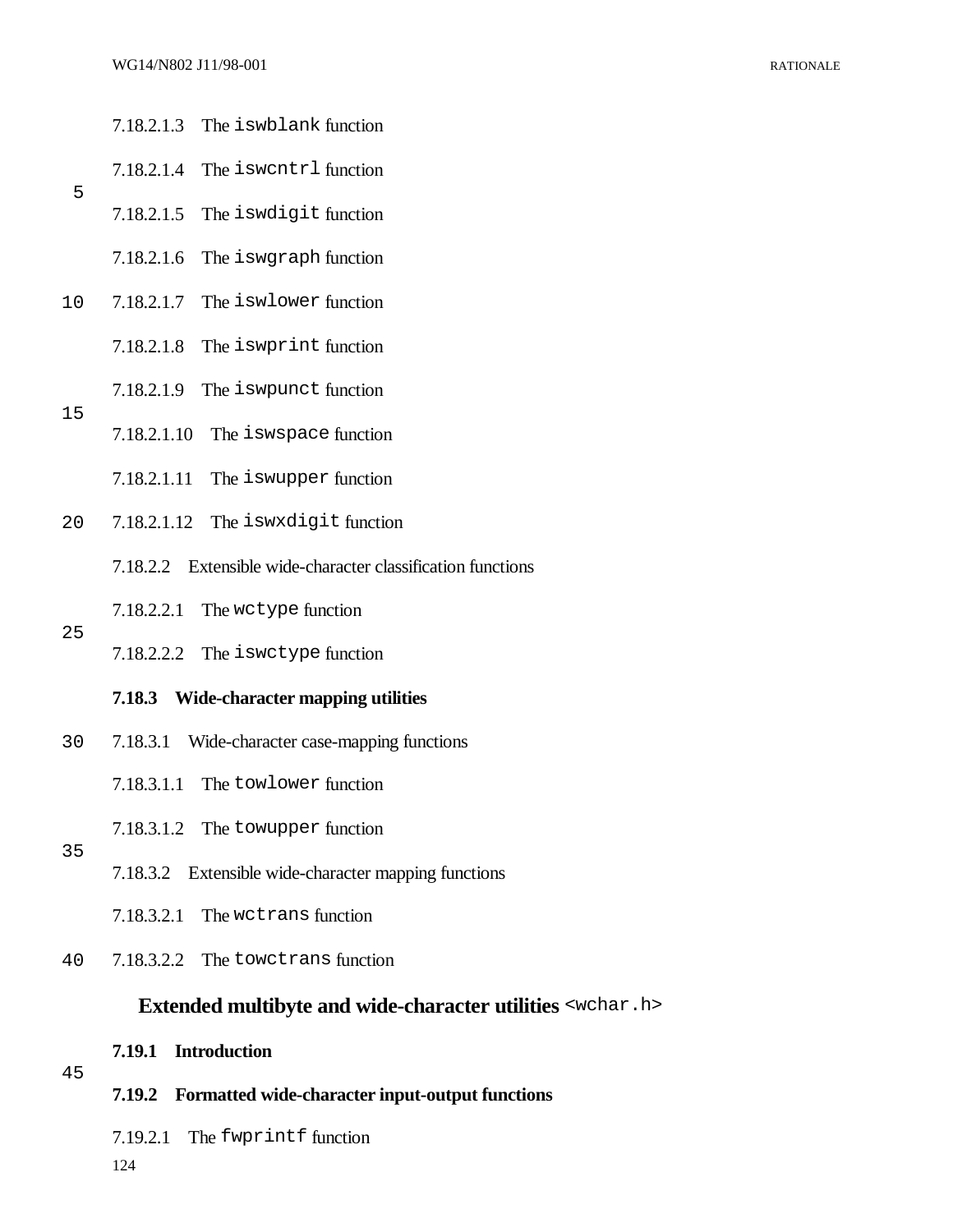7.18.2.1.3 The `iswblank` function

7.18.2.1.4 The `iswcntrl` function

7.18.2.1.5 The `iswdigit` function

7.18.2.1.6 The `iswgraph` function

7.18.2.1.7 The `iswlower` function

7.18.2.1.8 The `iswprint` function

7.18.2.1.9 The `iswpunct` function

7.18.2.1.10 The `iswspace` function

7.18.2.1.11 The `iswupper` function

7.18.2.1.12 The `iswxdigit` function

7.18.2.2 Extensible wide-character classification functions

7.18.2.2.1 The `wctype` function

7.18.2.2.2 The `iswctype` function

### 7.18.3 Wide-character mapping utilities

7.18.3.1 Wide-character case-mapping functions

7.18.3.1.1 The `towlower` function

7.18.3.1.2 The `towupper` function

7.18.3.2 Extensible wide-character mapping functions

7.18.3.2.1 The `wctrans` function

7.18.3.2.2 The `towctrans` function

## Extended multibyte and wide-character utilities `<wchar.h>`

### 7.19.1 Introduction

### 7.19.2 Formatted wide-character input-output functions

7.19.2.1 The `fwprintf` function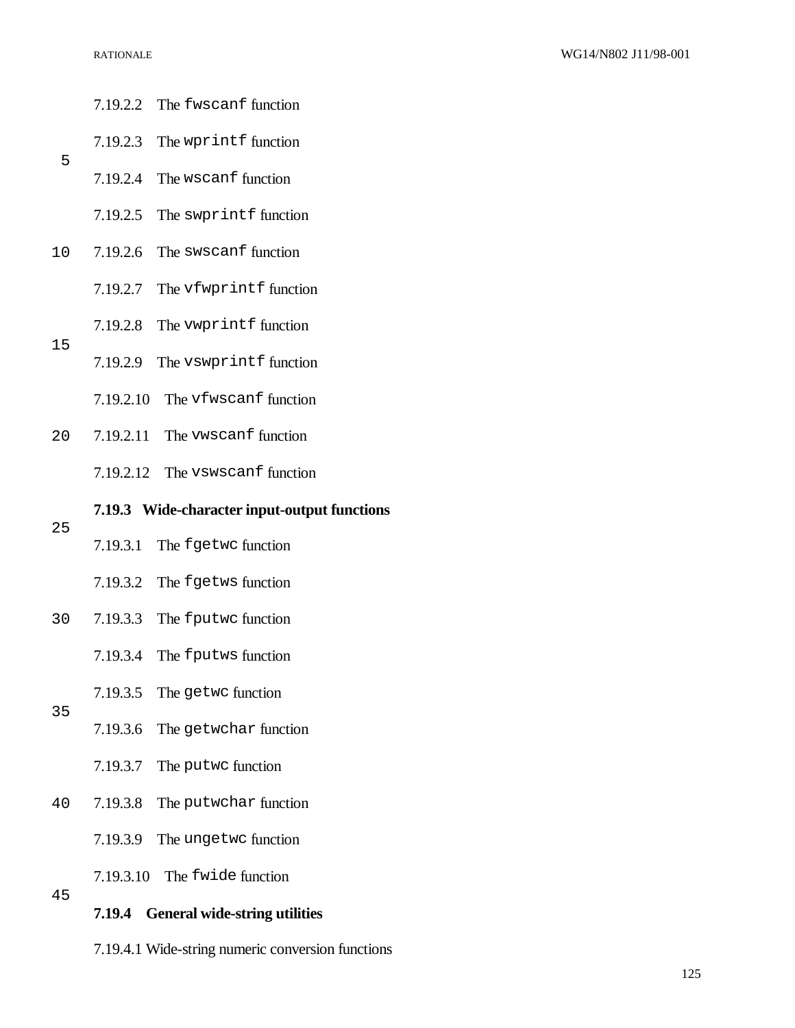#### 7.19.2.2 The `fwscanf` function

#### 7.19.2.3 The `wprintf` function

#### 7.19.2.4 The `wscanf` function

#### 7.19.2.5 The `swprintf` function

#### 7.19.2.6 The `swscanf` function

#### 7.19.2.7 The `vfwprintf` function

#### 7.19.2.8 The `vwprintf` function

#### 7.19.2.9 The `vswprintf` function

#### 7.19.2.10 The `vfwscanf` function

#### 7.19.2.11 The `vwscanf` function

#### 7.19.2.12 The `vswscanf` function

### 7.19.3 Wide-character input-output functions

#### 7.19.3.1 The `fgetwc` function

#### 7.19.3.2 The `fgetws` function

#### 7.19.3.3 The `fputwc` function

#### 7.19.3.4 The `fputws` function

#### 7.19.3.5 The `getwc` function

#### 7.19.3.6 The `getwchar` function

#### 7.19.3.7 The `putwc` function

#### 7.19.3.8 The `putwchar` function

#### 7.19.3.9 The `ungetwc` function

#### 7.19.3.10 The `fwide` function

### 7.19.4 General wide-string utilities

#### 7.19.4.1 Wide-string numeric conversion functions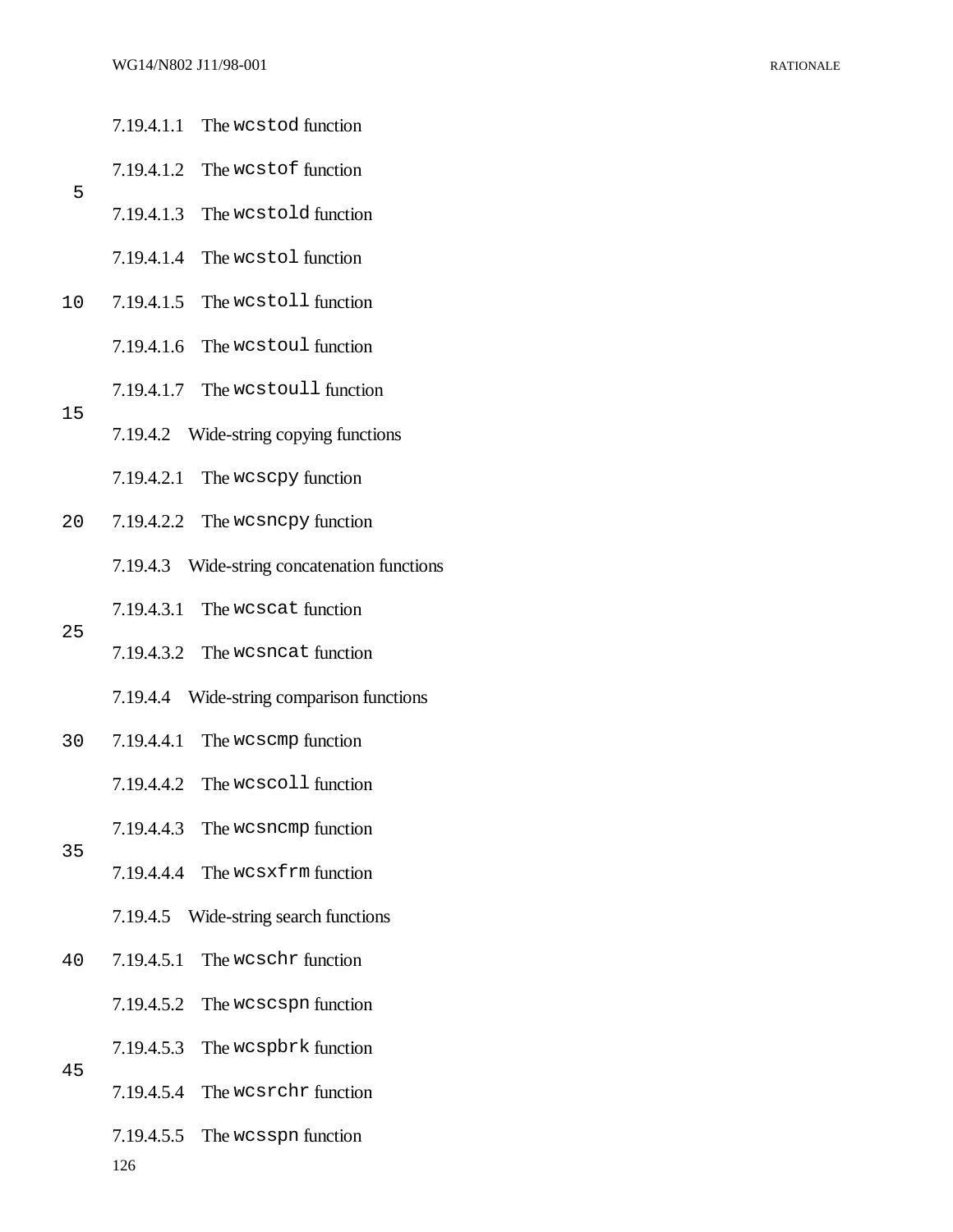#### 7.19.4.1.1 The `wcstod` function

#### 7.19.4.1.2 The `wcstof` function

#### 7.19.4.1.3 The `wcstold` function

#### 7.19.4.1.4 The `wcstol` function

#### 7.19.4.1.5 The `wcstoll` function

#### 7.19.4.1.6 The `wcstoul` function

#### 7.19.4.1.7 The `wcstoull` function

### 7.19.4.2 Wide-string copying functions

#### 7.19.4.2.1 The `wcscpy` function

#### 7.19.4.2.2 The `wcsncpy` function

### 7.19.4.3 Wide-string concatenation functions

#### 7.19.4.3.1 The `wcscat` function

#### 7.19.4.3.2 The `wcsncat` function

### 7.19.4.4 Wide-string comparison functions

#### 7.19.4.4.1 The `wcscmp` function

#### 7.19.4.4.2 The `wcscoll` function

#### 7.19.4.4.3 The `wcsncmp` function

#### 7.19.4.4.4 The `wcsxfrm` function

### 7.19.4.5 Wide-string search functions

#### 7.19.4.5.1 The `wcschr` function

#### 7.19.4.5.2 The `wcscspn` function

#### 7.19.4.5.3 The `wcspbrk` function

#### 7.19.4.5.4 The `wcsrchr` function

#### 7.19.4.5.5 The `wcsspn` function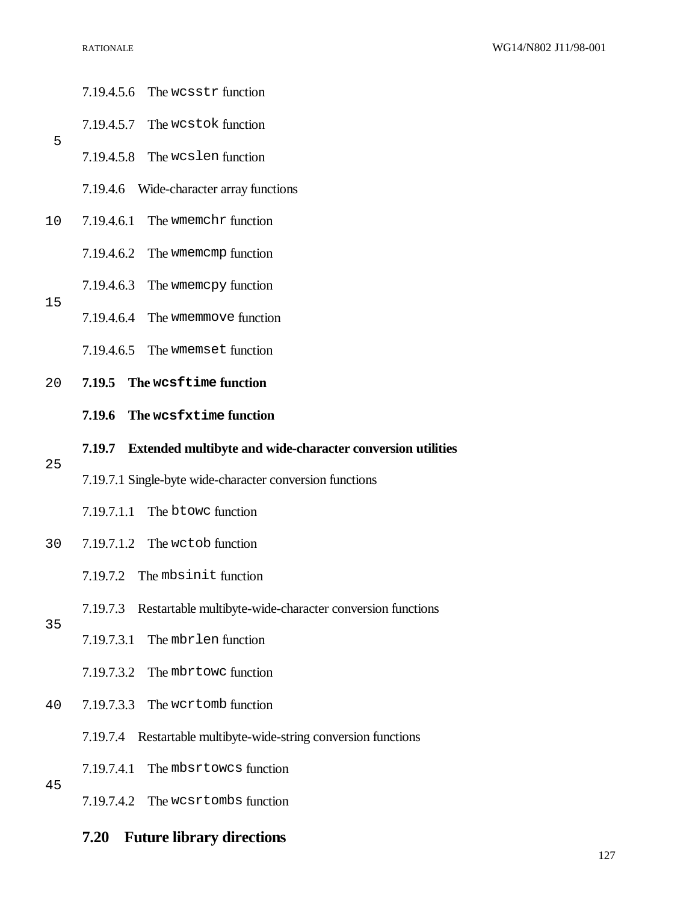#### 7.19.4.5.6 The `wcsstr` function

#### 7.19.4.5.7 The `wcstok` function

#### 7.19.4.5.8 The `wcslen` function

#### 7.19.4.6 Wide-character array functions

#### 7.19.4.6.1 The `wmemchr` function

#### 7.19.4.6.2 The `wmemcmp` function

#### 7.19.4.6.3 The `wmemcpy` function

#### 7.19.4.6.4 The `wmemmove` function

#### 7.19.4.6.5 The `wmemset` function

### 7.19.5 The `wcsftime` function

### 7.19.6 The `wcsfxtime` function

### 7.19.7 Extended multibyte and wide-character conversion utilities

#### 7.19.7.1 Single-byte wide-character conversion functions

#### 7.19.7.1.1 The `btowc` function

#### 7.19.7.1.2 The `wctob` function

#### 7.19.7.2 The `mbsinit` function

#### 7.19.7.3 Restartable multibyte-wide-character conversion functions

#### 7.19.7.3.1 The `mbrlen` function

#### 7.19.7.3.2 The `mbrtowc` function

#### 7.19.7.3.3 The `wcrtomb` function

#### 7.19.7.4 Restartable multibyte-wide-string conversion functions

#### 7.19.7.4.1 The `mbsrtowcs` function

#### 7.19.7.4.2 The `wcsrtombs` function

## 7.20 Future library directions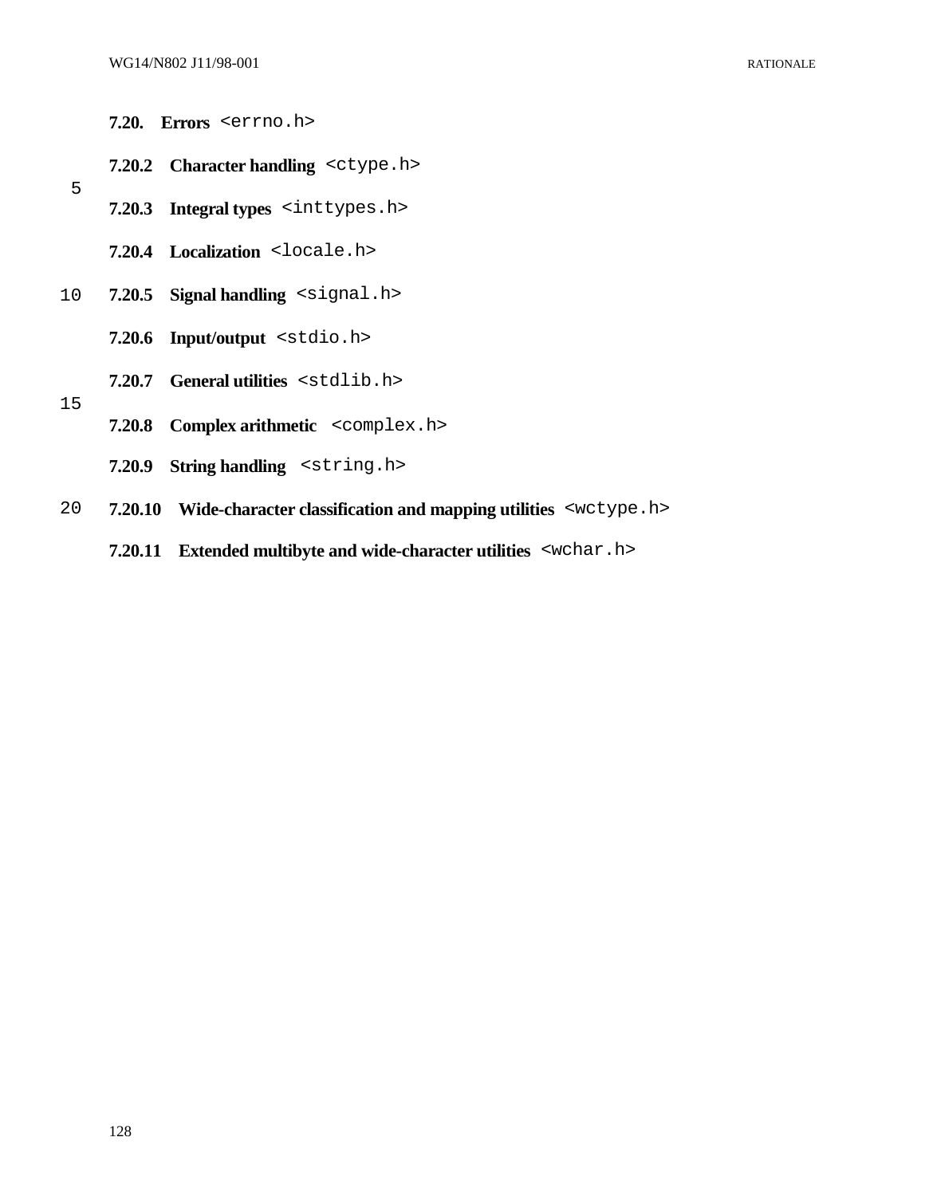### 7.20. Errors `<errno.h>`

### 7.20.2 Character handling `<ctype.h>`

### 7.20.3 Integral types `<inttypes.h>`

### 7.20.4 Localization `<locale.h>`

### 7.20.5 Signal handling `<signal.h>`

### 7.20.6 Input/output `<stdio.h>`

### 7.20.7 General utilities `<stdlib.h>`

### 7.20.8 Complex arithmetic `<complex.h>`

### 7.20.9 String handling `<string.h>`

### 7.20.10 Wide-character classification and mapping utilities `<wctype.h>`

### 7.20.11 Extended multibyte and wide-character utilities `<wchar.h>`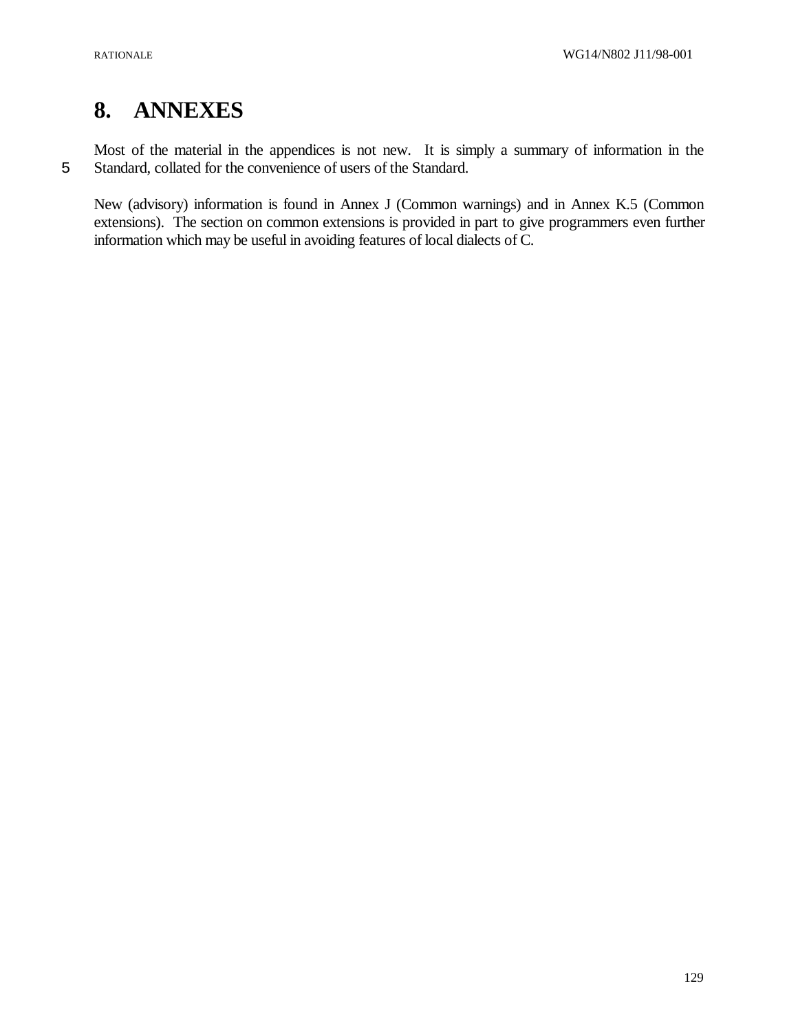# 8. ANNEXES

Most of the material in the appendices is not new. It is simply a summary of information in the Standard, collated for the convenience of users of the Standard.

New (advisory) information is found in Annex J (Common warnings) and in Annex K.5 (Common extensions). The section on common extensions is provided in part to give programmers even further information which may be useful in avoiding features of local dialects of C.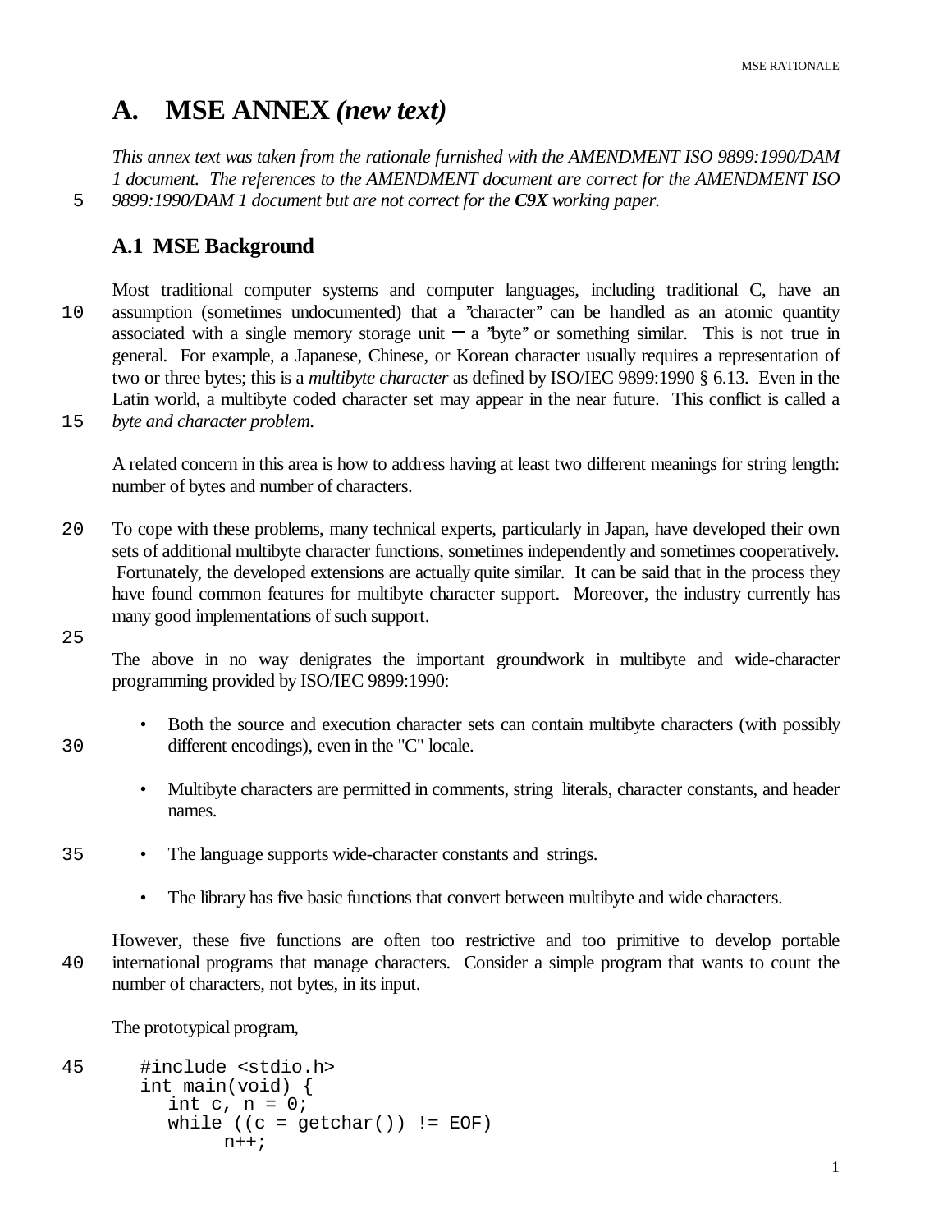# A. MSE ANNEX *(new text)*

*This annex text was taken from the rationale furnished with the AMENDMENT ISO 9899:1990/DAM 1 document. The references to the AMENDMENT document are correct for the AMENDMENT ISO 9899:1990/DAM 1 document but are not correct for the **C9X** working paper.*

## A.1 MSE Background

Most traditional computer systems and computer languages, including traditional C, have an assumption (sometimes undocumented) that a "character" can be handled as an atomic quantity associated with a single memory storage unit — a "byte" or something similar. This is not true in general. For example, a Japanese, Chinese, or Korean character usually requires a representation of two or three bytes; this is a *multibyte character* as defined by ISO/IEC 9899:1990 § 6.13. Even in the Latin world, a multibyte coded character set may appear in the near future. This conflict is called a *byte and character problem.*

A related concern in this area is how to address having at least two different meanings for string length: number of bytes and number of characters.

To cope with these problems, many technical experts, particularly in Japan, have developed their own sets of additional multibyte character functions, sometimes independently and sometimes cooperatively. Fortunately, the developed extensions are actually quite similar. It can be said that in the process they have found common features for multibyte character support. Moreover, the industry currently has many good implementations of such support.

The above in no way denigrates the important groundwork in multibyte and wide-character programming provided by ISO/IEC 9899:1990:

- Both the source and execution character sets can contain multibyte characters (with possibly different encodings), even in the "C" locale.
- Multibyte characters are permitted in comments, string literals, character constants, and header names.
- The language supports wide-character constants and strings.
- The library has five basic functions that convert between multibyte and wide characters.

However, these five functions are often too restrictive and too primitive to develop portable international programs that manage characters. Consider a simple program that wants to count the number of characters, not bytes, in its input.

The prototypical program,

```
#include <stdio.h>
int main(void) {
   int c, n = 0;
   while ((c = getchar()) != EOF)
         n++;
```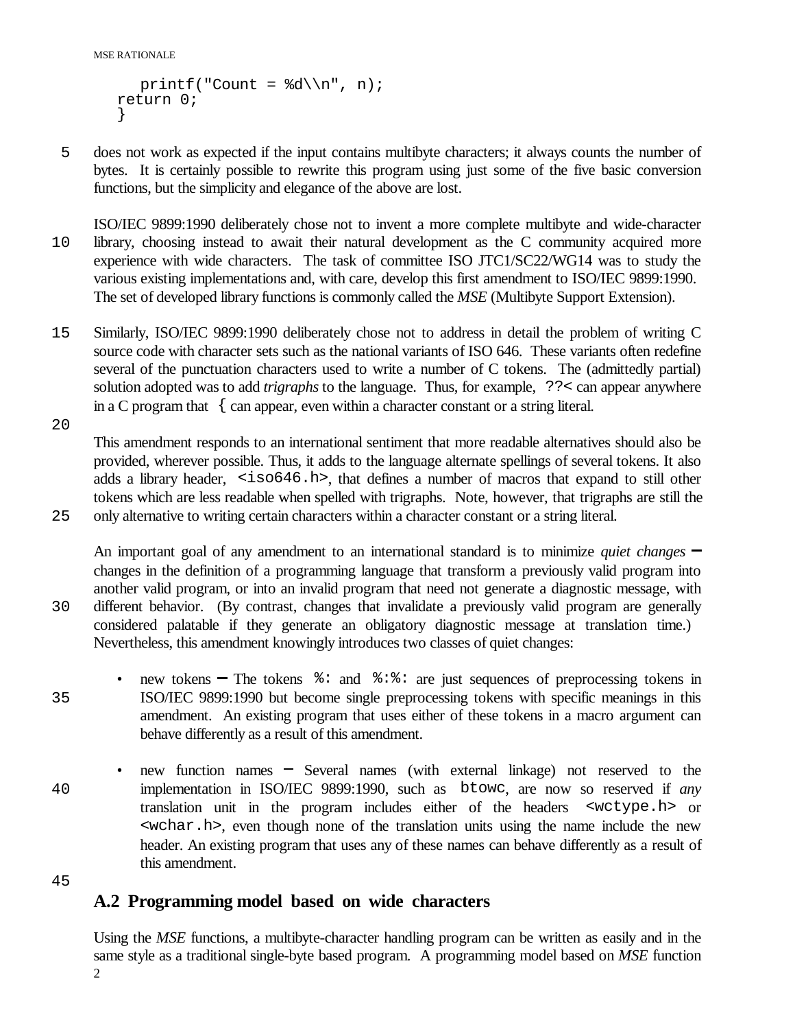```
    printf("Count = %d\\n", n);
  return 0;
  }
```

does not work as expected if the input contains multibyte characters; it always counts the number of bytes. It is certainly possible to rewrite this program using just some of the five basic conversion functions, but the simplicity and elegance of the above are lost.

ISO/IEC 9899:1990 deliberately chose not to invent a more complete multibyte and wide-character library, choosing instead to await their natural development as the C community acquired more experience with wide characters. The task of committee ISO JTC1/SC22/WG14 was to study the various existing implementations and, with care, develop this first amendment to ISO/IEC 9899:1990. The set of developed library functions is commonly called the *MSE* (Multibyte Support Extension).

Similarly, ISO/IEC 9899:1990 deliberately chose not to address in detail the problem of writing C source code with character sets such as the national variants of ISO 646. These variants often redefine several of the punctuation characters used to write a number of C tokens. The (admittedly partial) solution adopted was to add *trigraphs* to the language. Thus, for example, `??<` can appear anywhere in a C program that `{` can appear, even within a character constant or a string literal.

This amendment responds to an international sentiment that more readable alternatives should also be provided, wherever possible. Thus, it adds to the language alternate spellings of several tokens. It also adds a library header, `<iso646.h>`, that defines a number of macros that expand to still other tokens which are less readable when spelled with trigraphs. Note, however, that trigraphs are still the only alternative to writing certain characters within a character constant or a string literal.

An important goal of any amendment to an international standard is to minimize *quiet changes* — changes in the definition of a programming language that transform a previously valid program into another valid program, or into an invalid program that need not generate a diagnostic message, with different behavior. (By contrast, changes that invalidate a previously valid program are generally considered palatable if they generate an obligatory diagnostic message at translation time.) Nevertheless, this amendment knowingly introduces two classes of quiet changes:

- new tokens — The tokens `%:` and `%:%:` are just sequences of preprocessing tokens in ISO/IEC 9899:1990 but become single preprocessing tokens with specific meanings in this amendment. An existing program that uses either of these tokens in a macro argument can behave differently as a result of this amendment.

- new function names — Several names (with external linkage) not reserved to the implementation in ISO/IEC 9899:1990, such as `btowc`, are now so reserved if *any* translation unit in the program includes either of the headers `<wctype.h>` or `<wchar.h>`, even though none of the translation units using the name include the new header. An existing program that uses any of these names can behave differently as a result of this amendment.

## A.2 Programming model based on wide characters

Using the *MSE* functions, a multibyte-character handling program can be written as easily and in the same style as a traditional single-byte based program. A programming model based on *MSE* function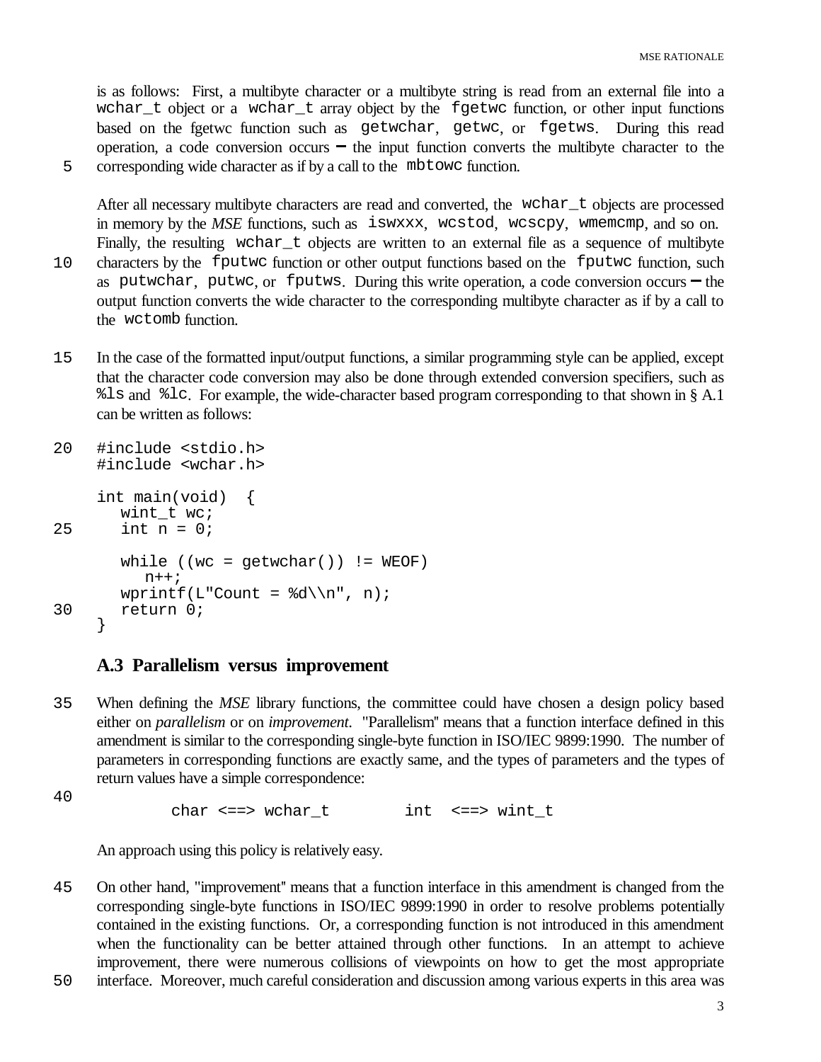is as follows: First, a multibyte character or a multibyte string is read from an external file into a `wchar_t` object or a `wchar_t` array object by the `fgetwc` function, or other input functions based on the fgetwc function such as `getwchar`, `getwc`, or `fgetws`. During this read operation, a code conversion occurs — the input function converts the multibyte character to the corresponding wide character as if by a call to the `mbtowc` function.

After all necessary multibyte characters are read and converted, the `wchar_t` objects are processed in memory by the *MSE* functions, such as `iswxxx`, `wcstod`, `wcscpy`, `wmemcmp`, and so on. Finally, the resulting `wchar_t` objects are written to an external file as a sequence of multibyte characters by the `fputwc` function or other output functions based on the `fputwc` function, such as `putwchar`, `putwc`, or `fputws`. During this write operation, a code conversion occurs — the output function converts the wide character to the corresponding multibyte character as if by a call to the `wctomb` function.

In the case of the formatted input/output functions, a similar programming style can be applied, except that the character code conversion may also be done through extended conversion specifiers, such as `%ls` and `%lc`. For example, the wide-character based program corresponding to that shown in § A.1 can be written as follows:

```
#include <stdio.h>
#include <wchar.h>

int main(void)  {
   wint_t wc;
   int n = 0;

   while ((wc = getwchar()) != WEOF)
      n++;
   wprintf(L"Count = %d\\n", n);
   return 0;
}
```

### A.3 Parallelism versus improvement

When defining the *MSE* library functions, the committee could have chosen a design policy based either on *parallelism* or on *improvement*. "Parallelism" means that a function interface defined in this amendment is similar to the corresponding single-byte function in ISO/IEC 9899:1990. The number of parameters in corresponding functions are exactly same, and the types of parameters and the types of return values have a simple correspondence:

```
char <==> wchar_t        int  <==> wint_t
```

An approach using this policy is relatively easy.

On other hand, "improvement" means that a function interface in this amendment is changed from the corresponding single-byte functions in ISO/IEC 9899:1990 in order to resolve problems potentially contained in the existing functions. Or, a corresponding function is not introduced in this amendment when the functionality can be better attained through other functions. In an attempt to achieve improvement, there were numerous collisions of viewpoints on how to get the most appropriate interface. Moreover, much careful consideration and discussion among various experts in this area was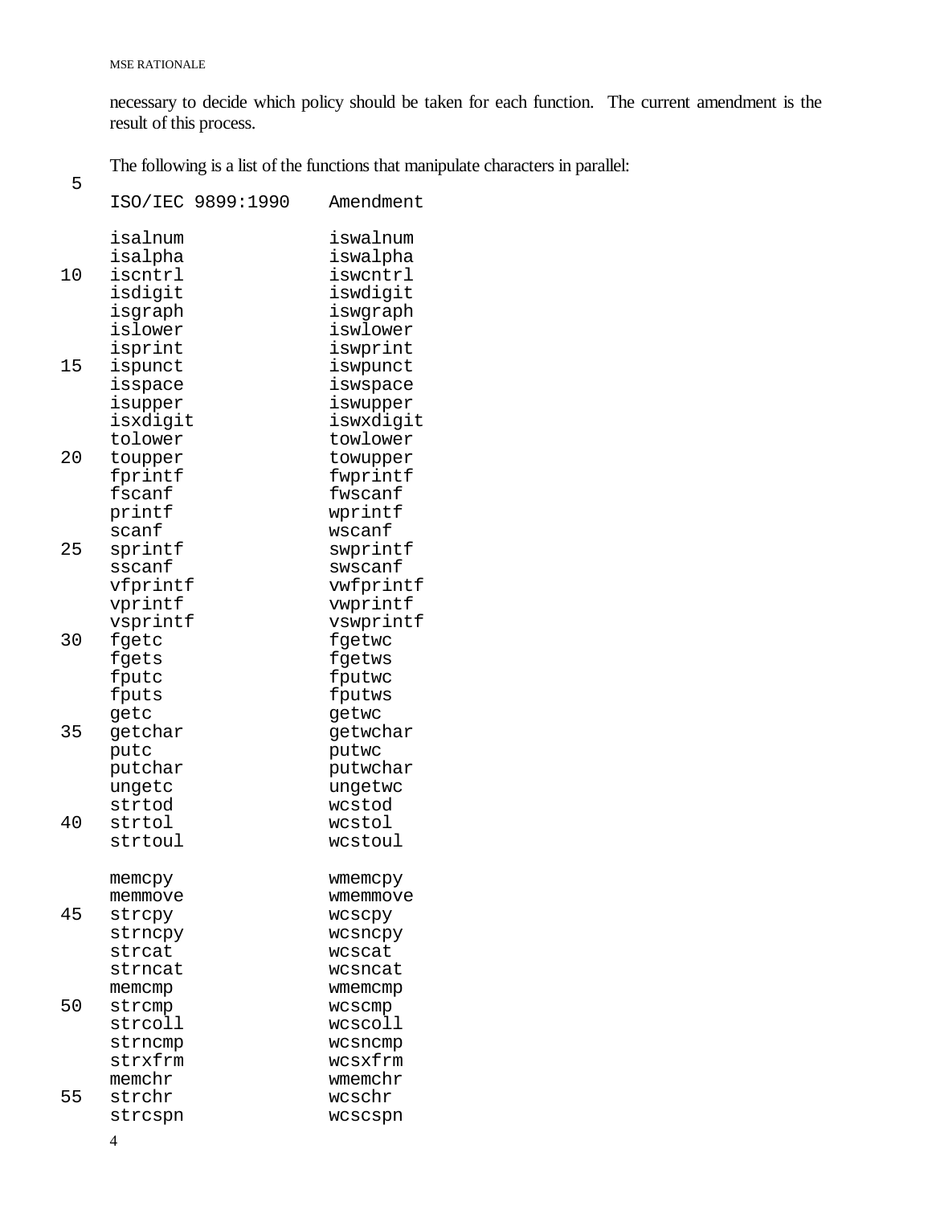necessary to decide which policy should be taken for each function. The current amendment is the result of this process.

The following is a list of the functions that manipulate characters in parallel:

```
ISO/IEC 9899:1990    Amendment

isalnum              iswalnum
isalpha              iswalpha
iscntrl              iswcntrl
isdigit              iswdigit
isgraph              iswgraph
islower              iswlower
isprint              iswprint
ispunct              iswpunct
isspace              iswspace
isupper              iswupper
isxdigit             iswxdigit
tolower              towlower
toupper              towupper
fprintf              fwprintf
fscanf               fwscanf
printf               wprintf
scanf                wscanf
sprintf              swprintf
sscanf               swscanf
vfprintf             vwfprintf
vprintf              vwprintf
vsprintf             vswprintf
fgetc                fgetwc
fgets                fgetws
fputc                fputwc
fputs                fputws
getc                 getwc
getchar              getwchar
putc                 putwc
putchar              putwchar
ungetc               ungetwc
strtod               wcstod
strtol               wcstol
strtoul              wcstoul

memcpy               wmemcpy
memmove              wmemmove
strcpy               wcscpy
strncpy              wcsncpy
strcat               wcscat
strncat              wcsncat
memcmp               wmemcmp
strcmp               wcscmp
strcoll              wcscoll
strncmp              wcsncmp
strxfrm              wcsxfrm
memchr               wmemchr
strchr               wcschr
strcspn              wcscspn
```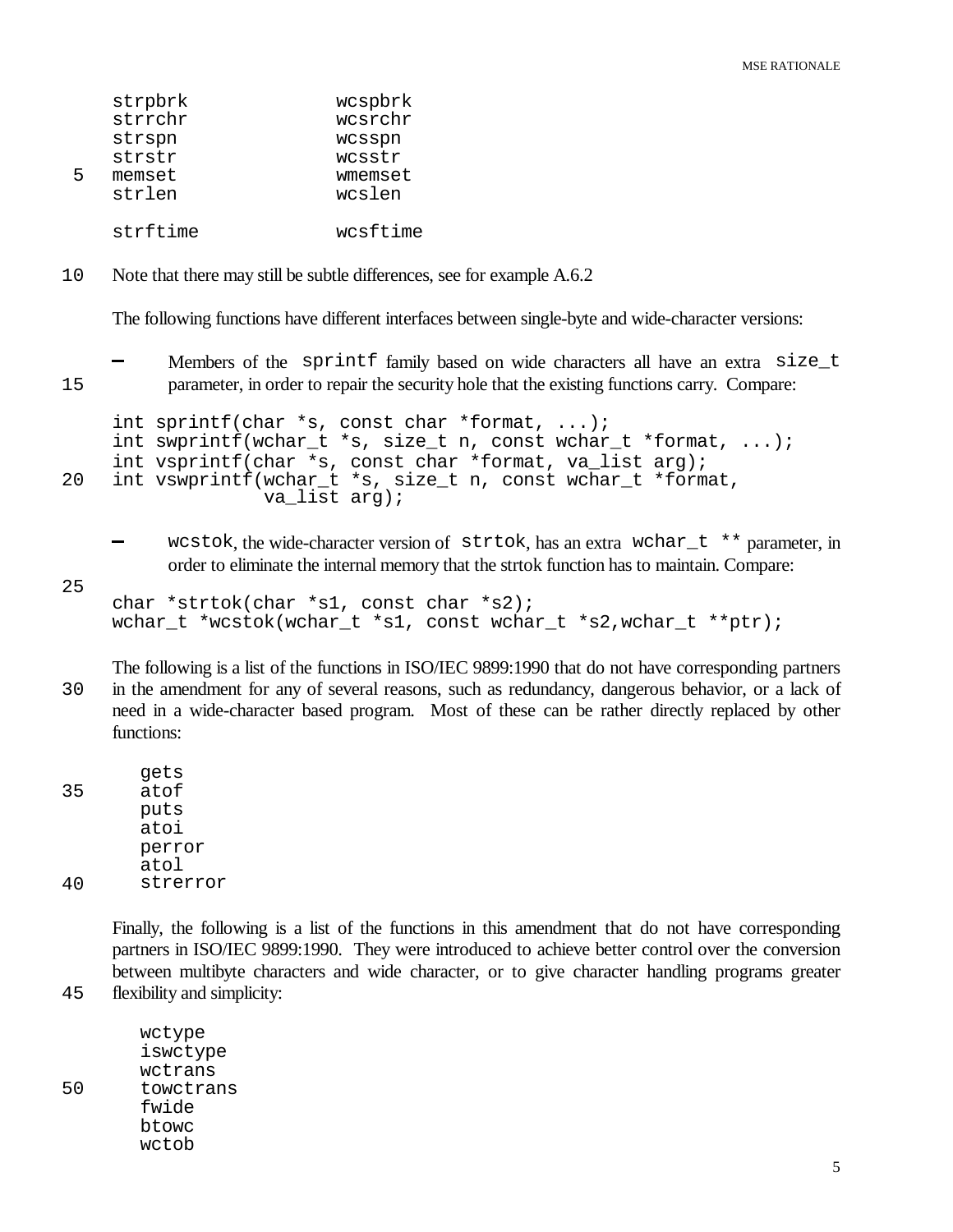```
strpbrk             wcspbrk
strrchr             wcsrchr
strspn              wcsspn
strstr              wcsstr
memset              wmemset
strlen              wcslen

strftime            wcsftime
```

Note that there may still be subtle differences, see for example A.6.2

The following functions have different interfaces between single-byte and wide-character versions:

- Members of the `sprintf` family based on wide characters all have an extra `size_t` parameter, in order to repair the security hole that the existing functions carry. Compare:

```
int sprintf(char *s, const char *format, ...);
int swprintf(wchar_t *s, size_t n, const wchar_t *format, ...);
int vsprintf(char *s, const char *format, va_list arg);
int vswprintf(wchar_t *s, size_t n, const wchar_t *format,
              va_list arg);
```

- `wcstok`, the wide-character version of `strtok`, has an extra `wchar_t **` parameter, in order to eliminate the internal memory that the strtok function has to maintain. Compare:

```
char *strtok(char *s1, const char *s2);
wchar_t *wcstok(wchar_t *s1, const wchar_t *s2,wchar_t **ptr);
```

The following is a list of the functions in ISO/IEC 9899:1990 that do not have corresponding partners in the amendment for any of several reasons, such as redundancy, dangerous behavior, or a lack of need in a wide-character based program. Most of these can be rather directly replaced by other functions:

```
gets
atof
puts
atoi
perror
atol
strerror
```

Finally, the following is a list of the functions in this amendment that do not have corresponding partners in ISO/IEC 9899:1990. They were introduced to achieve better control over the conversion between multibyte characters and wide character, or to give character handling programs greater flexibility and simplicity:

```
wctype
iswctype
wctrans
towctrans
fwide
btowc
wctob
```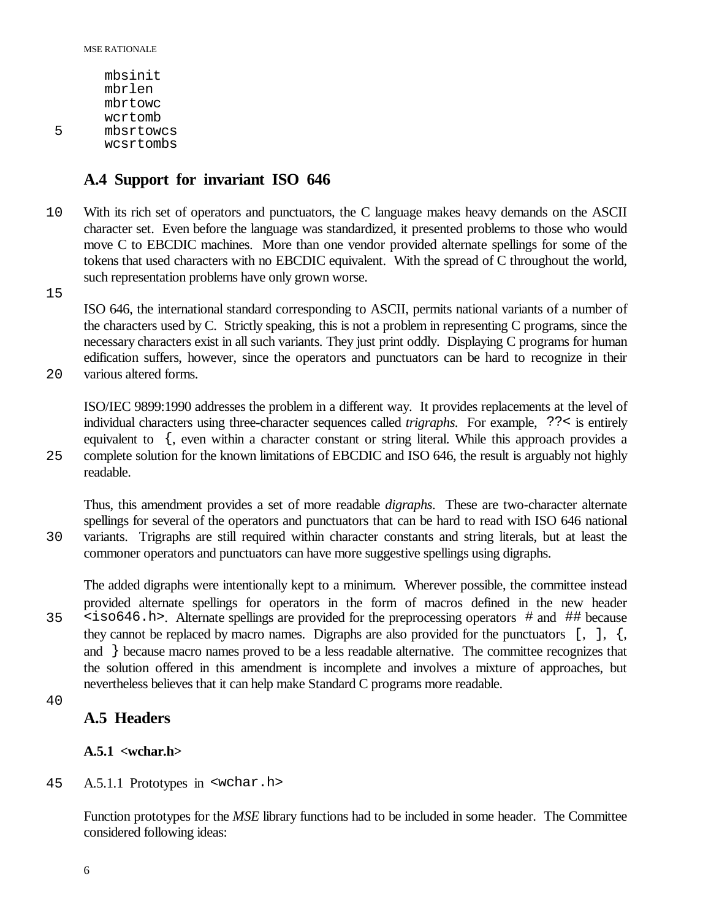```
mbsinit
mbrlen
mbrtowc
wcrtomb
mbsrtowcs
wcsrtombs
```

## A.4 Support for invariant ISO 646

With its rich set of operators and punctuators, the C language makes heavy demands on the ASCII character set. Even before the language was standardized, it presented problems to those who would move C to EBCDIC machines. More than one vendor provided alternate spellings for some of the tokens that used characters with no EBCDIC equivalent. With the spread of C throughout the world, such representation problems have only grown worse.

ISO 646, the international standard corresponding to ASCII, permits national variants of a number of the characters used by C. Strictly speaking, this is not a problem in representing C programs, since the necessary characters exist in all such variants. They just print oddly. Displaying C programs for human edification suffers, however, since the operators and punctuators can be hard to recognize in their various altered forms.

ISO/IEC 9899:1990 addresses the problem in a different way. It provides replacements at the level of individual characters using three-character sequences called *trigraphs*. For example, `??<` is entirely equivalent to `{`, even within a character constant or string literal. While this approach provides a complete solution for the known limitations of EBCDIC and ISO 646, the result is arguably not highly readable.

Thus, this amendment provides a set of more readable *digraphs*. These are two-character alternate spellings for several of the operators and punctuators that can be hard to read with ISO 646 national variants. Trigraphs are still required within character constants and string literals, but at least the commoner operators and punctuators can have more suggestive spellings using digraphs.

The added digraphs were intentionally kept to a minimum. Wherever possible, the committee instead provided alternate spellings for operators in the form of macros defined in the new header `<iso646.h>`. Alternate spellings are provided for the preprocessing operators `#` and `##` because they cannot be replaced by macro names. Digraphs are also provided for the punctuators `[`, `]`, `{`, and `}` because macro names proved to be a less readable alternative. The committee recognizes that the solution offered in this amendment is incomplete and involves a mixture of approaches, but nevertheless believes that it can help make Standard C programs more readable.

## A.5 Headers

### A.5.1 <wchar.h>

#### A.5.1.1 Prototypes in `<wchar.h>`

Function prototypes for the *MSE* library functions had to be included in some header. The Committee considered following ideas: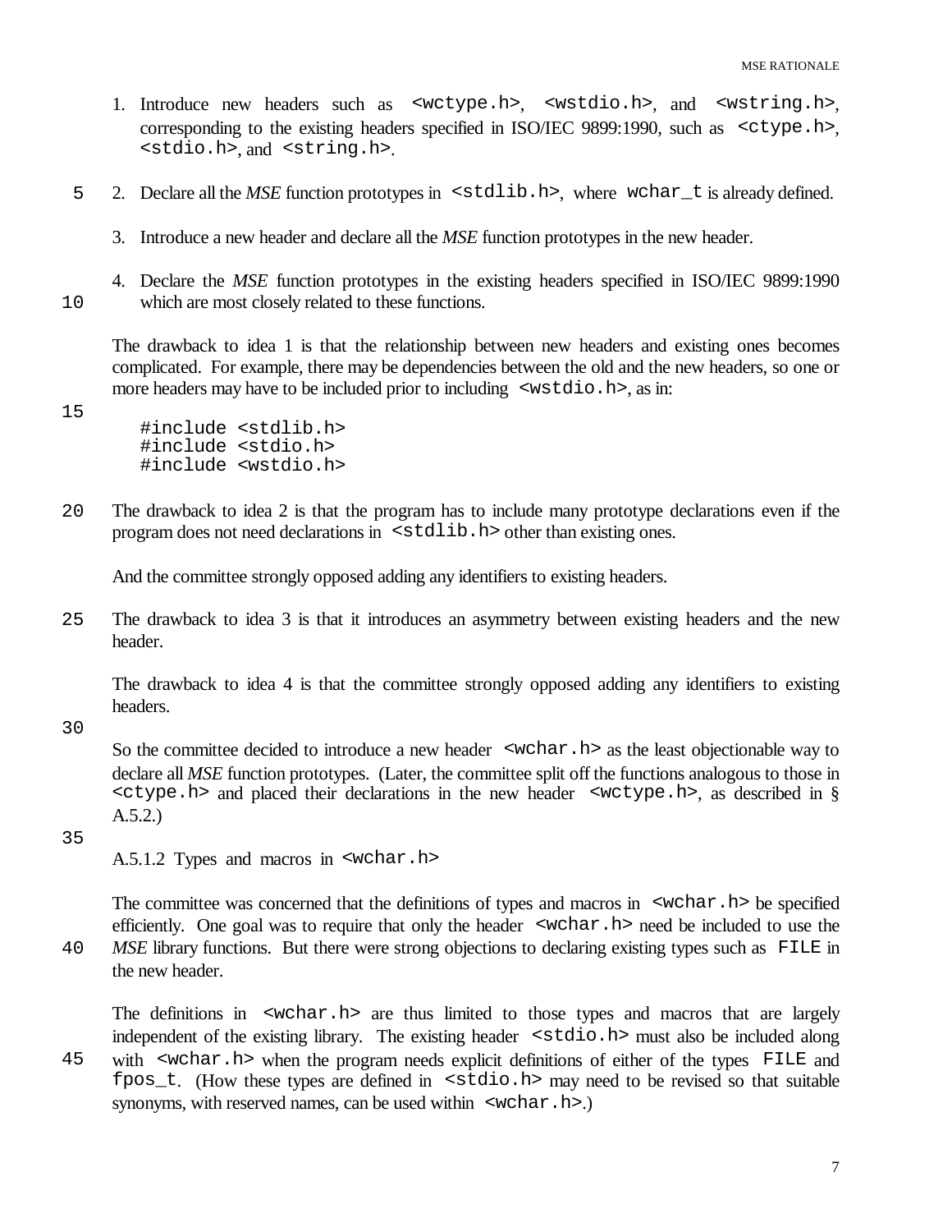1. Introduce new headers such as `<wctype.h>`, `<wstdio.h>`, and `<wstring.h>`, corresponding to the existing headers specified in ISO/IEC 9899:1990, such as `<ctype.h>`, `<stdio.h>`, and `<string.h>`.

2. Declare all the *MSE* function prototypes in `<stdlib.h>`, where `wchar_t` is already defined.

3. Introduce a new header and declare all the *MSE* function prototypes in the new header.

4. Declare the *MSE* function prototypes in the existing headers specified in ISO/IEC 9899:1990 which are most closely related to these functions.

The drawback to idea 1 is that the relationship between new headers and existing ones becomes complicated. For example, there may be dependencies between the old and the new headers, so one or more headers may have to be included prior to including `<wstdio.h>`, as in:

```
#include <stdlib.h>
#include <stdio.h>
#include <wstdio.h>
```

The drawback to idea 2 is that the program has to include many prototype declarations even if the program does not need declarations in `<stdlib.h>` other than existing ones.

And the committee strongly opposed adding any identifiers to existing headers.

The drawback to idea 3 is that it introduces an asymmetry between existing headers and the new header.

The drawback to idea 4 is that the committee strongly opposed adding any identifiers to existing headers.

So the committee decided to introduce a new header `<wchar.h>` as the least objectionable way to declare all *MSE* function prototypes. (Later, the committee split off the functions analogous to those in `<ctype.h>` and placed their declarations in the new header `<wctype.h>`, as described in § A.5.2.)

A.5.1.2 Types and macros in `<wchar.h>`

The committee was concerned that the definitions of types and macros in `<wchar.h>` be specified efficiently. One goal was to require that only the header `<wchar.h>` need be included to use the *MSE* library functions. But there were strong objections to declaring existing types such as `FILE` in the new header.

The definitions in `<wchar.h>` are thus limited to those types and macros that are largely independent of the existing library. The existing header `<stdio.h>` must also be included along with `<wchar.h>` when the program needs explicit definitions of either of the types `FILE` and `fpos_t`. (How these types are defined in `<stdio.h>` may need to be revised so that suitable synonyms, with reserved names, can be used within `<wchar.h>`.)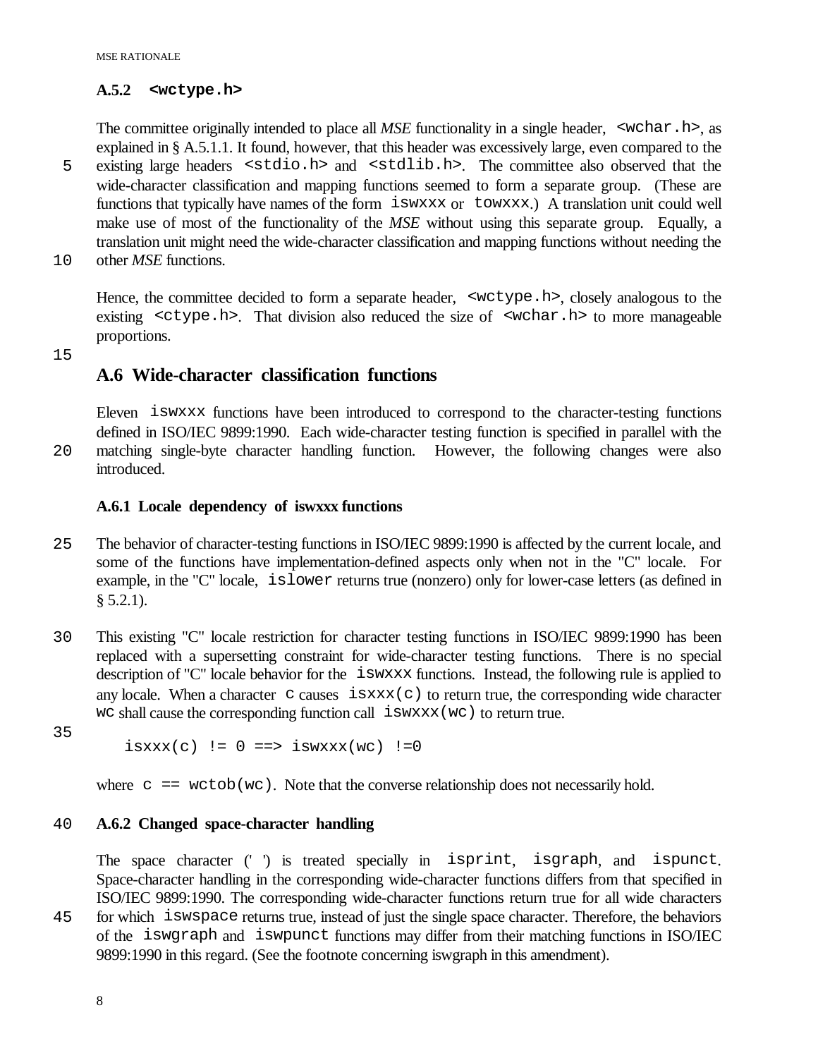### A.5.2 `<wctype.h>`

The committee originally intended to place all *MSE* functionality in a single header, `<wchar.h>`, as explained in § A.5.1.1. It found, however, that this header was excessively large, even compared to the existing large headers `<stdio.h>` and `<stdlib.h>`. The committee also observed that the wide-character classification and mapping functions seemed to form a separate group. (These are functions that typically have names of the form `iswxxx` or `towxxx`.) A translation unit could well make use of most of the functionality of the *MSE* without using this separate group. Equally, a translation unit might need the wide-character classification and mapping functions without needing the other *MSE* functions.

Hence, the committee decided to form a separate header, `<wctype.h>`, closely analogous to the existing `<ctype.h>`. That division also reduced the size of `<wchar.h>` to more manageable proportions.

## A.6 Wide-character classification functions

Eleven `iswxxx` functions have been introduced to correspond to the character-testing functions defined in ISO/IEC 9899:1990. Each wide-character testing function is specified in parallel with the matching single-byte character handling function. However, the following changes were also introduced.

### A.6.1 Locale dependency of iswxxx functions

The behavior of character-testing functions in ISO/IEC 9899:1990 is affected by the current locale, and some of the functions have implementation-defined aspects only when not in the "C" locale. For example, in the "C" locale, `islower` returns true (nonzero) only for lower-case letters (as defined in § 5.2.1).

This existing "C" locale restriction for character testing functions in ISO/IEC 9899:1990 has been replaced with a supersetting constraint for wide-character testing functions. There is no special description of "C" locale behavior for the `iswxxx` functions. Instead, the following rule is applied to any locale. When a character `c` causes `isxxx(c)` to return true, the corresponding wide character `wc` shall cause the corresponding function call `iswxxx(wc)` to return true.

```
isxxx(c) != 0 ==> iswxxx(wc) !=0
```

where `c == wctob(wc)`. Note that the converse relationship does not necessarily hold.

### A.6.2 Changed space-character handling

The space character (' ') is treated specially in `isprint`, `isgraph`, and `ispunct`. Space-character handling in the corresponding wide-character functions differs from that specified in ISO/IEC 9899:1990. The corresponding wide-character functions return true for all wide characters for which `iswspace` returns true, instead of just the single space character. Therefore, the behaviors of the `iswgraph` and `iswpunct` functions may differ from their matching functions in ISO/IEC 9899:1990 in this regard. (See the footnote concerning iswgraph in this amendment).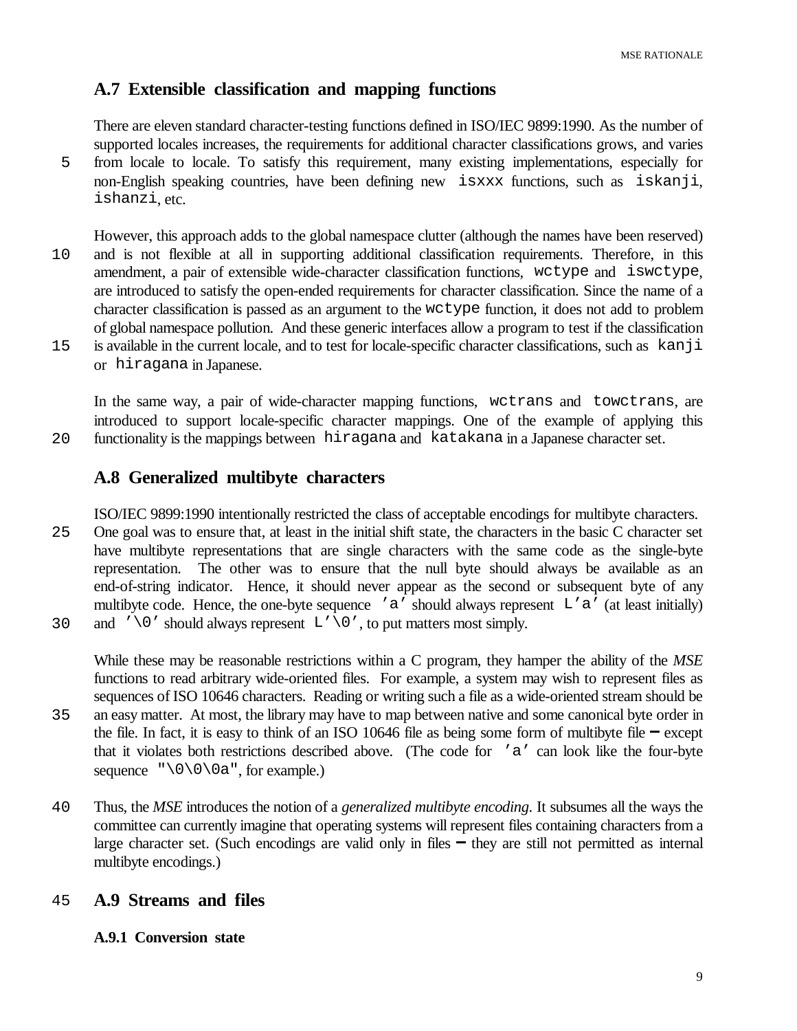## A.7 Extensible classification and mapping functions

There are eleven standard character-testing functions defined in ISO/IEC 9899:1990. As the number of supported locales increases, the requirements for additional character classifications grows, and varies from locale to locale. To satisfy this requirement, many existing implementations, especially for non-English speaking countries, have been defining new `isxxx` functions, such as `iskanji`, `ishanzi`, etc.

However, this approach adds to the global namespace clutter (although the names have been reserved) and is not flexible at all in supporting additional classification requirements. Therefore, in this amendment, a pair of extensible wide-character classification functions, `wctype` and `iswctype`, are introduced to satisfy the open-ended requirements for character classification. Since the name of a character classification is passed as an argument to the `wctype` function, it does not add to problem of global namespace pollution. And these generic interfaces allow a program to test if the classification is available in the current locale, and to test for locale-specific character classifications, such as `kanji` or `hiragana` in Japanese.

In the same way, a pair of wide-character mapping functions, `wctrans` and `towctrans`, are introduced to support locale-specific character mappings. One of the example of applying this functionality is the mappings between `hiragana` and `katakana` in a Japanese character set.

## A.8 Generalized multibyte characters

ISO/IEC 9899:1990 intentionally restricted the class of acceptable encodings for multibyte characters. One goal was to ensure that, at least in the initial shift state, the characters in the basic C character set have multibyte representations that are single characters with the same code as the single-byte representation. The other was to ensure that the null byte should always be available as an end-of-string indicator. Hence, it should never appear as the second or subsequent byte of any multibyte code. Hence, the one-byte sequence `'a'` should always represent `L'a'` (at least initially) and `'\0'` should always represent `L'\0'`, to put matters most simply.

While these may be reasonable restrictions within a C program, they hamper the ability of the *MSE* functions to read arbitrary wide-oriented files. For example, a system may wish to represent files as sequences of ISO 10646 characters. Reading or writing such a file as a wide-oriented stream should be an easy matter. At most, the library may have to map between native and some canonical byte order in the file. In fact, it is easy to think of an ISO 10646 file as being some form of multibyte file — except that it violates both restrictions described above. (The code for `'a'` can look like the four-byte sequence `"\0\0\0a"`, for example.)

Thus, the *MSE* introduces the notion of a *generalized multibyte encoding*. It subsumes all the ways the committee can currently imagine that operating systems will represent files containing characters from a large character set. (Such encodings are valid only in files — they are still not permitted as internal multibyte encodings.)

## A.9 Streams and files

### A.9.1 Conversion state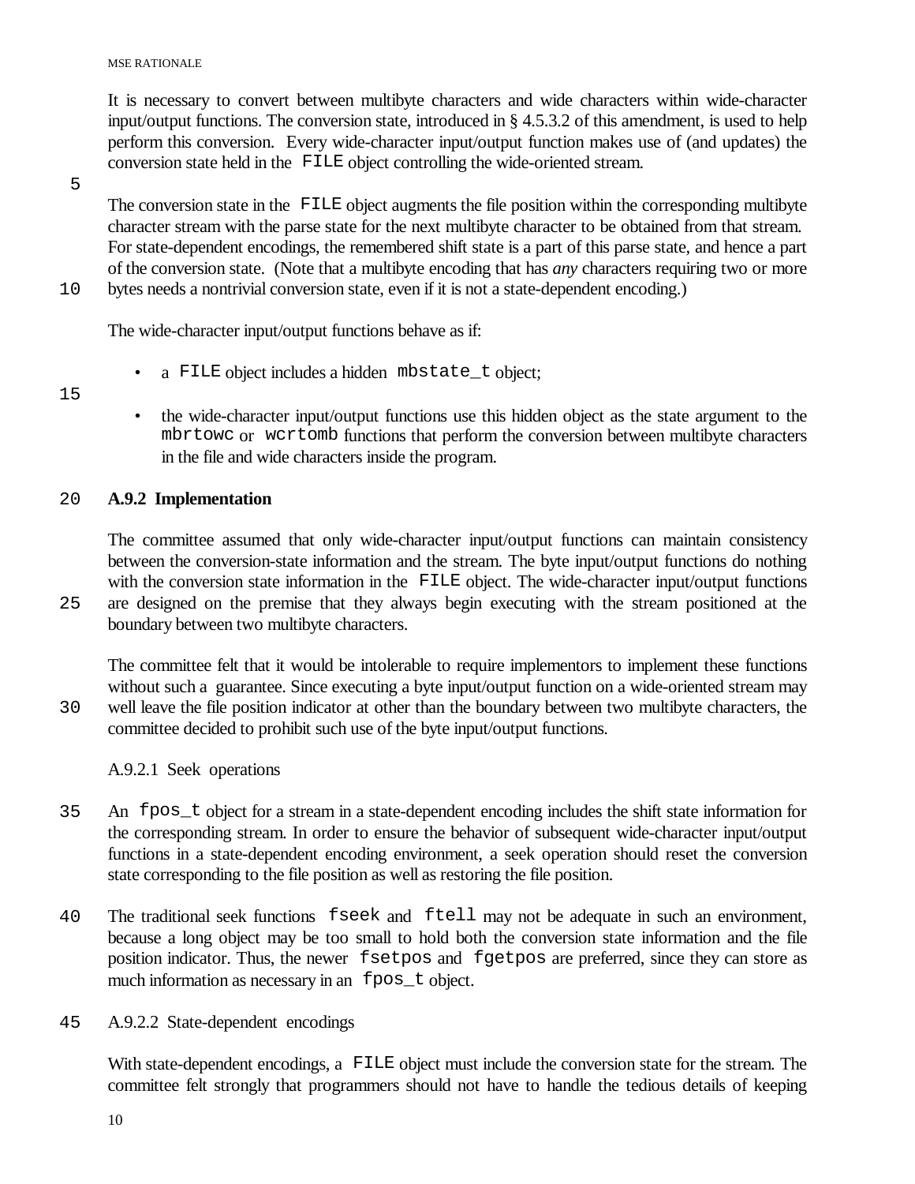It is necessary to convert between multibyte characters and wide characters within wide-character input/output functions. The conversion state, introduced in § 4.5.3.2 of this amendment, is used to help perform this conversion. Every wide-character input/output function makes use of (and updates) the conversion state held in the `FILE` object controlling the wide-oriented stream.

The conversion state in the `FILE` object augments the file position within the corresponding multibyte character stream with the parse state for the next multibyte character to be obtained from that stream. For state-dependent encodings, the remembered shift state is a part of this parse state, and hence a part of the conversion state. (Note that a multibyte encoding that has *any* characters requiring two or more bytes needs a nontrivial conversion state, even if it is not a state-dependent encoding.)

The wide-character input/output functions behave as if:

- a `FILE` object includes a hidden `mbstate_t` object;

- the wide-character input/output functions use this hidden object as the state argument to the `mbrtowc` or `wcrtomb` functions that perform the conversion between multibyte characters in the file and wide characters inside the program.

## A.9.2 Implementation

The committee assumed that only wide-character input/output functions can maintain consistency between the conversion-state information and the stream. The byte input/output functions do nothing with the conversion state information in the `FILE` object. The wide-character input/output functions are designed on the premise that they always begin executing with the stream positioned at the boundary between two multibyte characters.

The committee felt that it would be intolerable to require implementors to implement these functions without such a guarantee. Since executing a byte input/output function on a wide-oriented stream may well leave the file position indicator at other than the boundary between two multibyte characters, the committee decided to prohibit such use of the byte input/output functions.

### A.9.2.1 Seek operations

An `fpos_t` object for a stream in a state-dependent encoding includes the shift state information for the corresponding stream. In order to ensure the behavior of subsequent wide-character input/output functions in a state-dependent encoding environment, a seek operation should reset the conversion state corresponding to the file position as well as restoring the file position.

The traditional seek functions `fseek` and `ftell` may not be adequate in such an environment, because a long object may be too small to hold both the conversion state information and the file position indicator. Thus, the newer `fsetpos` and `fgetpos` are preferred, since they can store as much information as necessary in an `fpos_t` object.

### A.9.2.2 State-dependent encodings

With state-dependent encodings, a `FILE` object must include the conversion state for the stream. The committee felt strongly that programmers should not have to handle the tedious details of keeping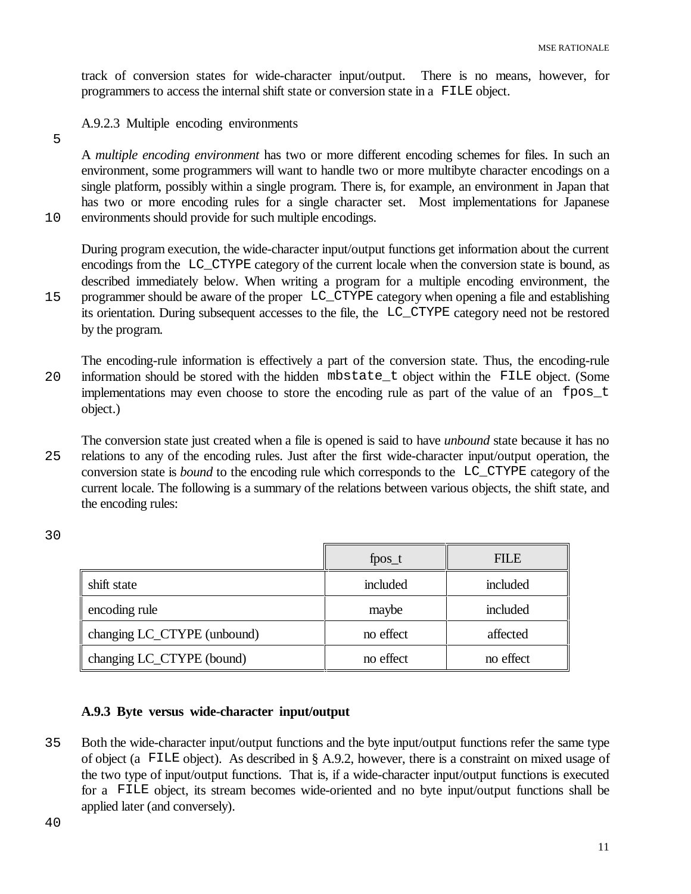track of conversion states for wide-character input/output. There is no means, however, for programmers to access the internal shift state or conversion state in a FILE object.

A.9.2.3 Multiple encoding environments

A *multiple encoding environment* has two or more different encoding schemes for files. In such an environment, some programmers will want to handle two or more multibyte character encodings on a single platform, possibly within a single program. There is, for example, an environment in Japan that has two or more encoding rules for a single character set. Most implementations for Japanese environments should provide for such multiple encodings.

During program execution, the wide-character input/output functions get information about the current encodings from the LC_CTYPE category of the current locale when the conversion state is bound, as described immediately below. When writing a program for a multiple encoding environment, the programmer should be aware of the proper LC_CTYPE category when opening a file and establishing its orientation. During subsequent accesses to the file, the LC_CTYPE category need not be restored by the program.

The encoding-rule information is effectively a part of the conversion state. Thus, the encoding-rule information should be stored with the hidden mbstate_t object within the FILE object. (Some implementations may even choose to store the encoding rule as part of the value of an fpos_t object.)

The conversion state just created when a file is opened is said to have *unbound* state because it has no relations to any of the encoding rules. Just after the first wide-character input/output operation, the conversion state is *bound* to the encoding rule which corresponds to the LC_CTYPE category of the current locale. The following is a summary of the relations between various objects, the shift state, and the encoding rules:

| | fpos_t | FILE |
|---|---|---|
| shift state | included | included |
| encoding rule | maybe | included |
| changing LC_CTYPE (unbound) | no effect | affected |
| changing LC_CTYPE (bound) | no effect | no effect |

### A.9.3 Byte versus wide-character input/output

Both the wide-character input/output functions and the byte input/output functions refer the same type of object (a FILE object). As described in § A.9.2, however, there is a constraint on mixed usage of the two type of input/output functions. That is, if a wide-character input/output functions is executed for a FILE object, its stream becomes wide-oriented and no byte input/output functions shall be applied later (and conversely).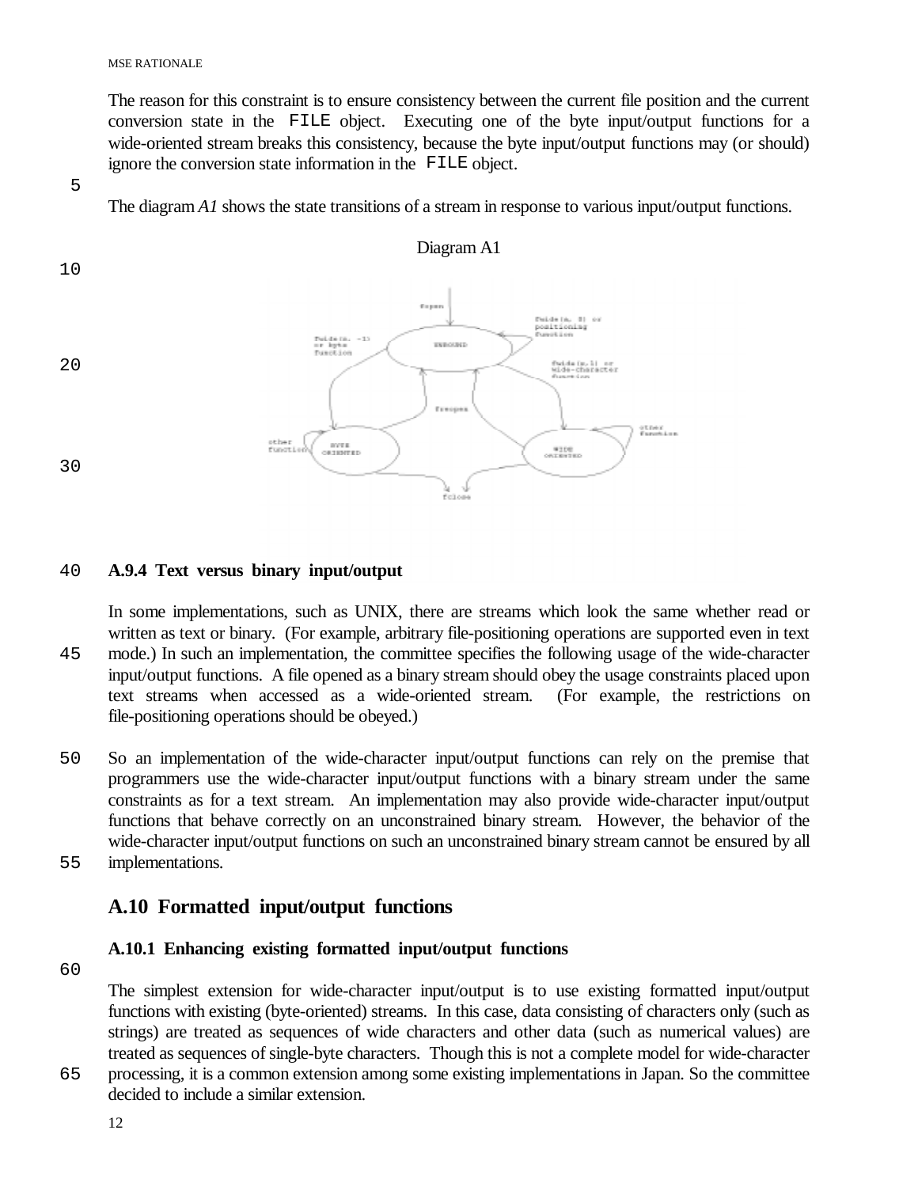The reason for this constraint is to ensure consistency between the current file position and the current conversion state in the `FILE` object. Executing one of the byte input/output functions for a wide-oriented stream breaks this consistency, because the byte input/output functions may (or should) ignore the conversion state information in the `FILE` object.

The diagram *A1* shows the state transitions of a stream in response to various input/output functions.

Diagram A1

#### A.9.4 Text versus binary input/output

In some implementations, such as UNIX, there are streams which look the same whether read or written as text or binary. (For example, arbitrary file-positioning operations are supported even in text mode.) In such an implementation, the committee specifies the following usage of the wide-character input/output functions. A file opened as a binary stream should obey the usage constraints placed upon text streams when accessed as a wide-oriented stream. (For example, the restrictions on file-positioning operations should be obeyed.)

So an implementation of the wide-character input/output functions can rely on the premise that programmers use the wide-character input/output functions with a binary stream under the same constraints as for a text stream. An implementation may also provide wide-character input/output functions that behave correctly on an unconstrained binary stream. However, the behavior of the wide-character input/output functions on such an unconstrained binary stream cannot be ensured by all implementations.

### A.10 Formatted input/output functions

#### A.10.1 Enhancing existing formatted input/output functions

The simplest extension for wide-character input/output is to use existing formatted input/output functions with existing (byte-oriented) streams. In this case, data consisting of characters only (such as strings) are treated as sequences of wide characters and other data (such as numerical values) are treated as sequences of single-byte characters. Though this is not a complete model for wide-character processing, it is a common extension among some existing implementations in Japan. So the committee decided to include a similar extension.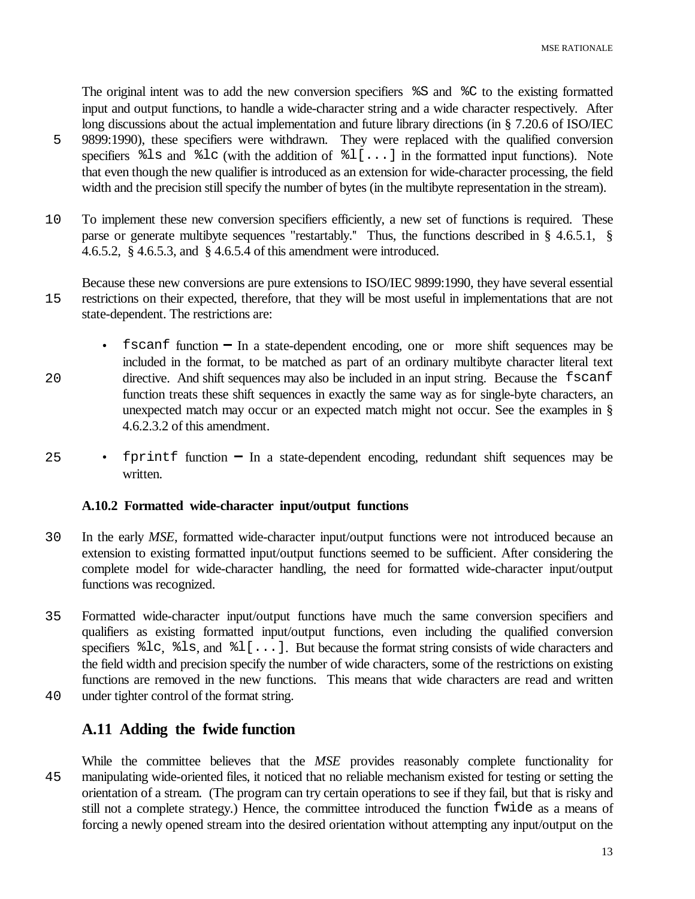The original intent was to add the new conversion specifiers `%S` and `%C` to the existing formatted input and output functions, to handle a wide-character string and a wide character respectively. After long discussions about the actual implementation and future library directions (in § 7.20.6 of ISO/IEC 9899:1990), these specifiers were withdrawn. They were replaced with the qualified conversion specifiers `%ls` and `%lc` (with the addition of `%l[...]` in the formatted input functions). Note that even though the new qualifier is introduced as an extension for wide-character processing, the field width and the precision still specify the number of bytes (in the multibyte representation in the stream).

To implement these new conversion specifiers efficiently, a new set of functions is required. These parse or generate multibyte sequences "restartably." Thus, the functions described in § 4.6.5.1, § 4.6.5.2, § 4.6.5.3, and § 4.6.5.4 of this amendment were introduced.

Because these new conversions are pure extensions to ISO/IEC 9899:1990, they have several essential restrictions on their expected, therefore, that they will be most useful in implementations that are not state-dependent. The restrictions are:

- `fscanf` function — In a state-dependent encoding, one or more shift sequences may be included in the format, to be matched as part of an ordinary multibyte character literal text directive. And shift sequences may also be included in an input string. Because the `fscanf` function treats these shift sequences in exactly the same way as for single-byte characters, an unexpected match may occur or an expected match might not occur. See the examples in § 4.6.2.3.2 of this amendment.

- `fprintf` function — In a state-dependent encoding, redundant shift sequences may be written.

### A.10.2 Formatted wide-character input/output functions

In the early *MSE*, formatted wide-character input/output functions were not introduced because an extension to existing formatted input/output functions seemed to be sufficient. After considering the complete model for wide-character handling, the need for formatted wide-character input/output functions was recognized.

Formatted wide-character input/output functions have much the same conversion specifiers and qualifiers as existing formatted input/output functions, even including the qualified conversion specifiers `%lc`, `%ls`, and `%l[...]`. But because the format string consists of wide characters and the field width and precision specify the number of wide characters, some of the restrictions on existing functions are removed in the new functions. This means that wide characters are read and written under tighter control of the format string.

## A.11 Adding the fwide function

While the committee believes that the *MSE* provides reasonably complete functionality for manipulating wide-oriented files, it noticed that no reliable mechanism existed for testing or setting the orientation of a stream. (The program can try certain operations to see if they fail, but that is risky and still not a complete strategy.) Hence, the committee introduced the function `fwide` as a means of forcing a newly opened stream into the desired orientation without attempting any input/output on the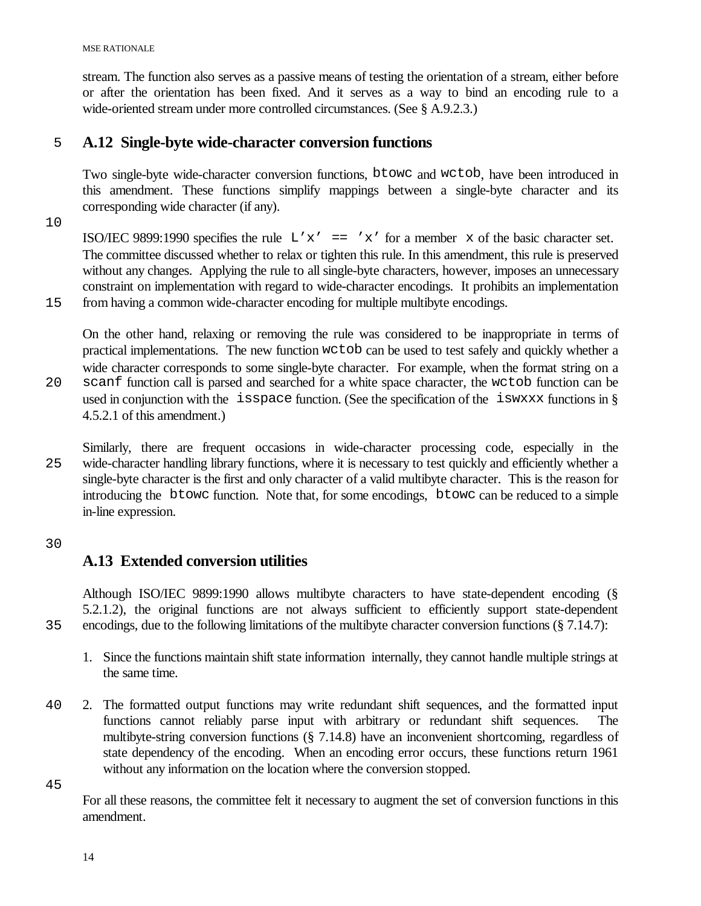stream. The function also serves as a passive means of testing the orientation of a stream, either before or after the orientation has been fixed. And it serves as a way to bind an encoding rule to a wide-oriented stream under more controlled circumstances. (See § A.9.2.3.)

## A.12 Single-byte wide-character conversion functions

Two single-byte wide-character conversion functions, `btowc` and `wctob`, have been introduced in this amendment. These functions simplify mappings between a single-byte character and its corresponding wide character (if any).

ISO/IEC 9899:1990 specifies the rule `L'x' == 'x'` for a member `x` of the basic character set. The committee discussed whether to relax or tighten this rule. In this amendment, this rule is preserved without any changes. Applying the rule to all single-byte characters, however, imposes an unnecessary constraint on implementation with regard to wide-character encodings. It prohibits an implementation from having a common wide-character encoding for multiple multibyte encodings.

On the other hand, relaxing or removing the rule was considered to be inappropriate in terms of practical implementations. The new function `wctob` can be used to test safely and quickly whether a wide character corresponds to some single-byte character. For example, when the format string on a `scanf` function call is parsed and searched for a white space character, the `wctob` function can be used in conjunction with the `isspace` function. (See the specification of the `iswxxx` functions in § 4.5.2.1 of this amendment.)

Similarly, there are frequent occasions in wide-character processing code, especially in the wide-character handling library functions, where it is necessary to test quickly and efficiently whether a single-byte character is the first and only character of a valid multibyte character. This is the reason for introducing the `btowc` function. Note that, for some encodings, `btowc` can be reduced to a simple in-line expression.

## A.13 Extended conversion utilities

Although ISO/IEC 9899:1990 allows multibyte characters to have state-dependent encoding (§ 5.2.1.2), the original functions are not always sufficient to efficiently support state-dependent encodings, due to the following limitations of the multibyte character conversion functions (§ 7.14.7):

1. Since the functions maintain shift state information internally, they cannot handle multiple strings at the same time.

2. The formatted output functions may write redundant shift sequences, and the formatted input functions cannot reliably parse input with arbitrary or redundant shift sequences. The multibyte-string conversion functions (§ 7.14.8) have an inconvenient shortcoming, regardless of state dependency of the encoding. When an encoding error occurs, these functions return 1961 without any information on the location where the conversion stopped.

For all these reasons, the committee felt it necessary to augment the set of conversion functions in this amendment.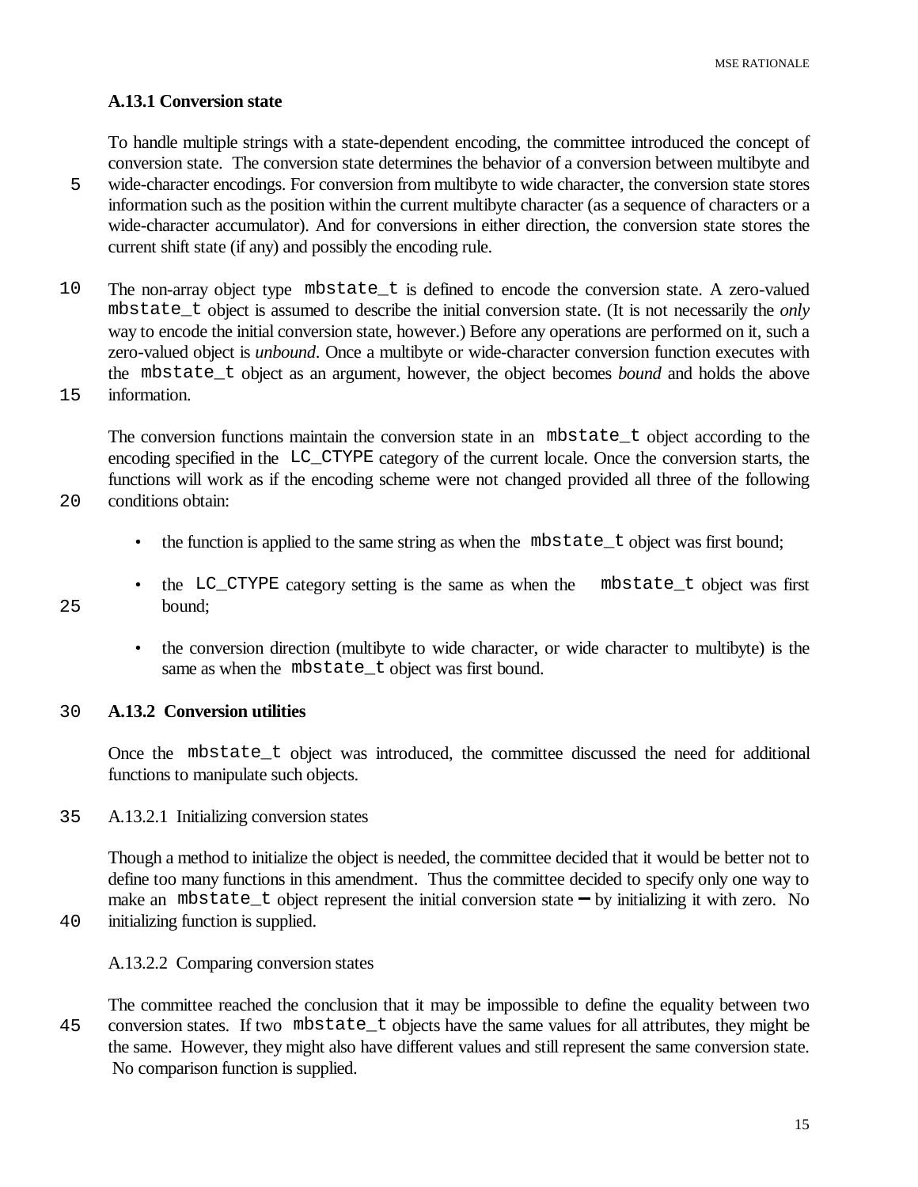### A.13.1 Conversion state

To handle multiple strings with a state-dependent encoding, the committee introduced the concept of conversion state. The conversion state determines the behavior of a conversion between multibyte and wide-character encodings. For conversion from multibyte to wide character, the conversion state stores information such as the position within the current multibyte character (as a sequence of characters or a wide-character accumulator). And for conversions in either direction, the conversion state stores the current shift state (if any) and possibly the encoding rule.

The non-array object type `mbstate_t` is defined to encode the conversion state. A zero-valued `mbstate_t` object is assumed to describe the initial conversion state. (It is not necessarily the *only* way to encode the initial conversion state, however.) Before any operations are performed on it, such a zero-valued object is *unbound*. Once a multibyte or wide-character conversion function executes with the `mbstate_t` object as an argument, however, the object becomes *bound* and holds the above information.

The conversion functions maintain the conversion state in an `mbstate_t` object according to the encoding specified in the `LC_CTYPE` category of the current locale. Once the conversion starts, the functions will work as if the encoding scheme were not changed provided all three of the following conditions obtain:

- the function is applied to the same string as when the `mbstate_t` object was first bound;
- the `LC_CTYPE` category setting is the same as when the `mbstate_t` object was first bound;
- the conversion direction (multibyte to wide character, or wide character to multibyte) is the same as when the `mbstate_t` object was first bound.

### A.13.2 Conversion utilities

Once the `mbstate_t` object was introduced, the committee discussed the need for additional functions to manipulate such objects.

#### A.13.2.1 Initializing conversion states

Though a method to initialize the object is needed, the committee decided that it would be better not to define too many functions in this amendment. Thus the committee decided to specify only one way to make an `mbstate_t` object represent the initial conversion state — by initializing it with zero. No initializing function is supplied.

#### A.13.2.2 Comparing conversion states

The committee reached the conclusion that it may be impossible to define the equality between two conversion states. If two `mbstate_t` objects have the same values for all attributes, they might be the same. However, they might also have different values and still represent the same conversion state. No comparison function is supplied.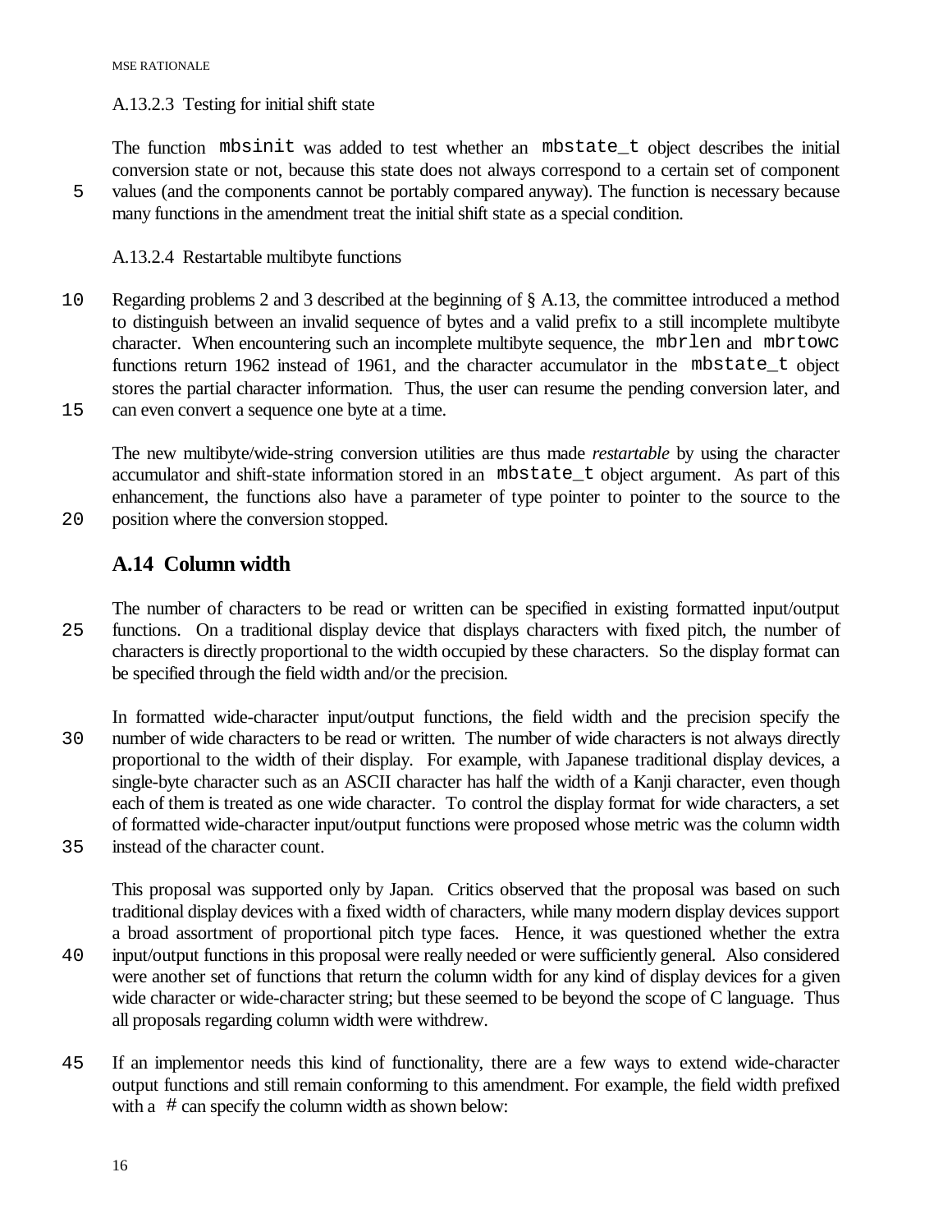A.13.2.3 Testing for initial shift state

The function `mbsinit` was added to test whether an `mbstate_t` object describes the initial conversion state or not, because this state does not always correspond to a certain set of component values (and the components cannot be portably compared anyway). The function is necessary because many functions in the amendment treat the initial shift state as a special condition.

A.13.2.4 Restartable multibyte functions

Regarding problems 2 and 3 described at the beginning of § A.13, the committee introduced a method to distinguish between an invalid sequence of bytes and a valid prefix to a still incomplete multibyte character. When encountering such an incomplete multibyte sequence, the `mbrlen` and `mbrtowc` functions return 1962 instead of 1961, and the character accumulator in the `mbstate_t` object stores the partial character information. Thus, the user can resume the pending conversion later, and can even convert a sequence one byte at a time.

The new multibyte/wide-string conversion utilities are thus made *restartable* by using the character accumulator and shift-state information stored in an `mbstate_t` object argument. As part of this enhancement, the functions also have a parameter of type pointer to pointer to the source to the position where the conversion stopped.

## A.14 Column width

The number of characters to be read or written can be specified in existing formatted input/output functions. On a traditional display device that displays characters with fixed pitch, the number of characters is directly proportional to the width occupied by these characters. So the display format can be specified through the field width and/or the precision.

In formatted wide-character input/output functions, the field width and the precision specify the number of wide characters to be read or written. The number of wide characters is not always directly proportional to the width of their display. For example, with Japanese traditional display devices, a single-byte character such as an ASCII character has half the width of a Kanji character, even though each of them is treated as one wide character. To control the display format for wide characters, a set of formatted wide-character input/output functions were proposed whose metric was the column width instead of the character count.

This proposal was supported only by Japan. Critics observed that the proposal was based on such traditional display devices with a fixed width of characters, while many modern display devices support a broad assortment of proportional pitch type faces. Hence, it was questioned whether the extra input/output functions in this proposal were really needed or were sufficiently general. Also considered were another set of functions that return the column width for any kind of display devices for a given wide character or wide-character string; but these seemed to be beyond the scope of C language. Thus all proposals regarding column width were withdrew.

If an implementor needs this kind of functionality, there are a few ways to extend wide-character output functions and still remain conforming to this amendment. For example, the field width prefixed with a `#` can specify the column width as shown below: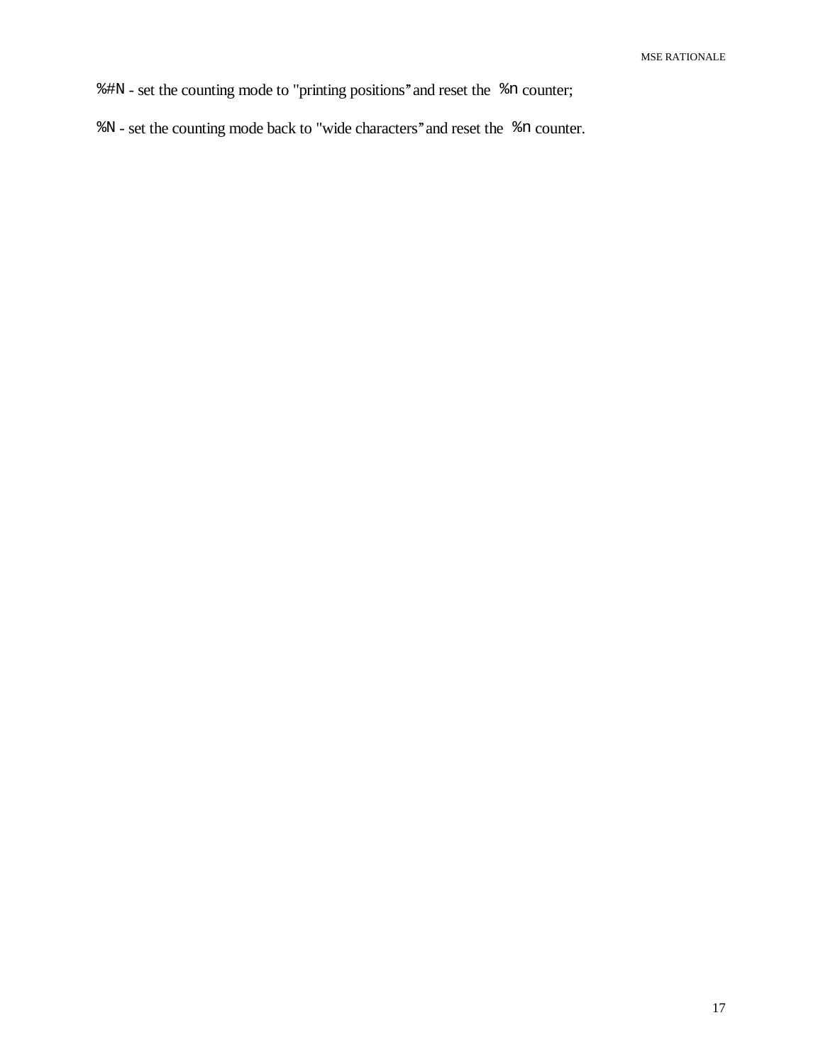`%#N` - set the counting mode to "printing positions" and reset the `%n` counter;

`%N` - set the counting mode back to "wide characters" and reset the `%n` counter.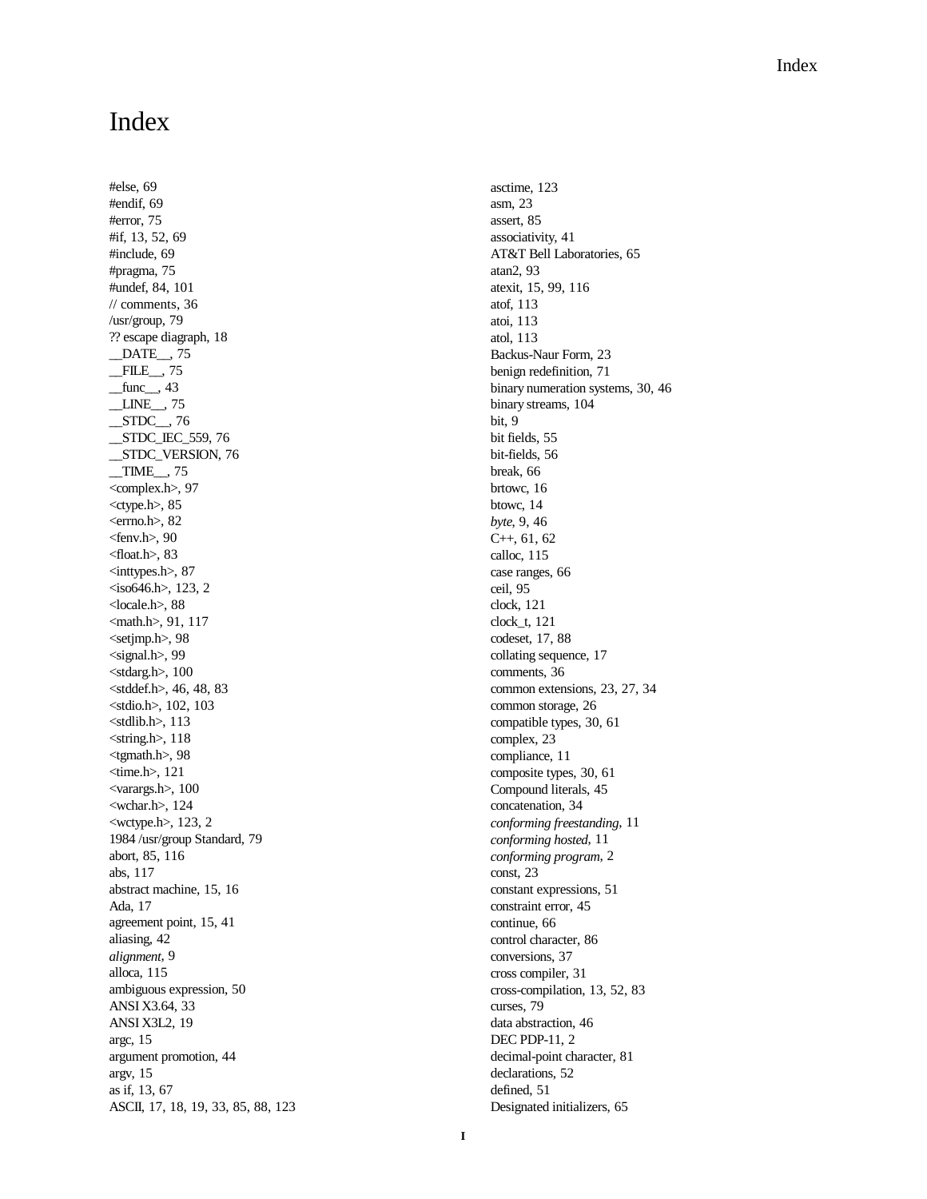# Index

#else, 69
#endif, 69
#error, 75
#if, 13, 52, 69
#include, 69
#pragma, 75
#undef, 84, 101
// comments, 36
/usr/group, 79
?? escape diagraph, 18
__DATE__, 75
__FILE__, 75
__func__, 43
__LINE__, 75
__STDC__, 76
__STDC_IEC_559, 76
__STDC_VERSION, 76
__TIME__, 75
<complex.h>, 97
<ctype.h>, 85
<errno.h>, 82
<fenv.h>, 90
<float.h>, 83
<inttypes.h>, 87
<iso646.h>, 123, 2
<locale.h>, 88
<math.h>, 91, 117
<setjmp.h>, 98
<signal.h>, 99
<stdarg.h>, 100
<stddef.h>, 46, 48, 83
<stdio.h>, 102, 103
<stdlib.h>, 113
<string.h>, 118
<tgmath.h>, 98
<time.h>, 121
<varargs.h>, 100
<wchar.h>, 124
<wctype.h>, 123, 2
1984 /usr/group Standard, 79
abort, 85, 116
abs, 117
abstract machine, 15, 16
Ada, 17
agreement point, 15, 41
aliasing, 42
*alignment*, 9
alloca, 115
ambiguous expression, 50
ANSI X3.64, 33
ANSI X3L2, 19
argc, 15
argument promotion, 44
argv, 15
as if, 13, 67
ASCII, 17, 18, 19, 33, 85, 88, 123
asctime, 123
asm, 23
assert, 85
associativity, 41
AT&T Bell Laboratories, 65
atan2, 93
atexit, 15, 99, 116
atof, 113
atoi, 113
atol, 113
Backus-Naur Form, 23
benign redefinition, 71
binary numeration systems, 30, 46
binary streams, 104
bit, 9
bit fields, 55
bit-fields, 56
break, 66
brtowc, 16
btowc, 14
*byte*, 9, 46
C++, 61, 62
calloc, 115
case ranges, 66
ceil, 95
clock, 121
clock_t, 121
codeset, 17, 88
collating sequence, 17
comments, 36
common extensions, 23, 27, 34
common storage, 26
compatible types, 30, 61
complex, 23
compliance, 11
composite types, 30, 61
Compound literals, 45
concatenation, 34
*conforming freestanding*, 11
*conforming hosted*, 11
*conforming program*, 2
const, 23
constant expressions, 51
constraint error, 45
continue, 66
control character, 86
conversions, 37
cross compiler, 31
cross-compilation, 13, 52, 83
curses, 79
data abstraction, 46
DEC PDP-11, 2
decimal-point character, 81
declarations, 52
defined, 51
Designated initializers, 65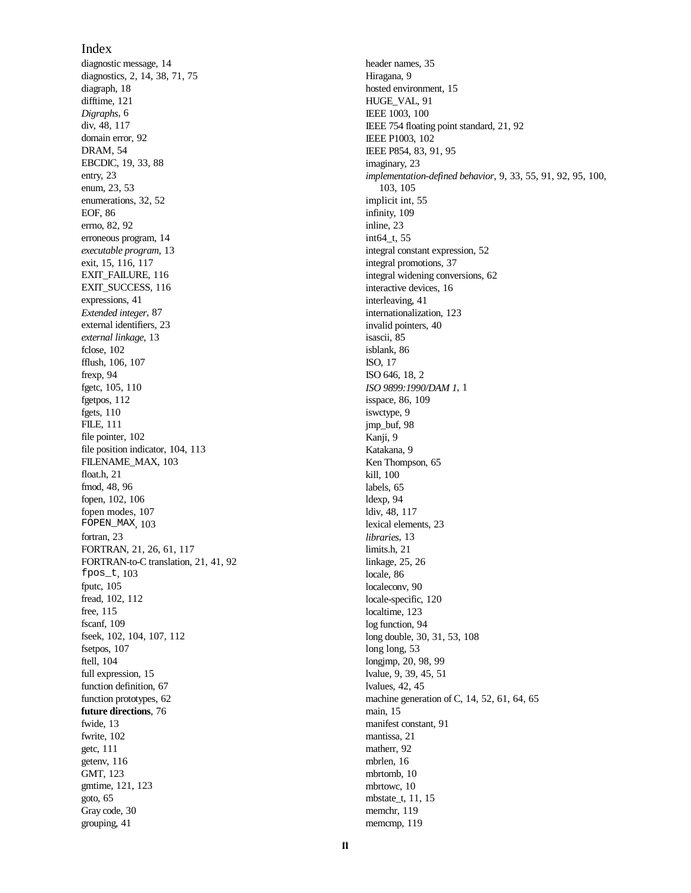# Index

diagnostic message, 14
diagnostics, 2, 14, 38, 71, 75
diagraph, 18
difftime, 121
*Digraphs*, 6
div, 48, 117
domain error, 92
DRAM, 54
EBCDIC, 19, 33, 88
entry, 23
enum, 23, 53
enumerations, 32, 52
EOF, 86
errno, 82, 92
erroneous program, 14
*executable program*, 13
exit, 15, 116, 117
EXIT_FAILURE, 116
EXIT_SUCCESS, 116
expressions, 41
*Extended integer*, 87
external identifiers, 23
*external linkage*, 13
fclose, 102
fflush, 106, 107
frexp, 94
fgetc, 105, 110
fgetpos, 112
fgets, 110
FILE, 111
file pointer, 102
file position indicator, 104, 113
FILENAME_MAX, 103
float.h, 21
fmod, 48, 96
fopen, 102, 106
fopen modes, 107
`FOPEN_MAX`, 103
fortran, 23
FORTRAN, 21, 26, 61, 117
FORTRAN-to-C translation, 21, 41, 92
`fpos_t`, 103
fputc, 105
fread, 102, 112
free, 115
fscanf, 109
fseek, 102, 104, 107, 112
fsetpos, 107
ftell, 104
full expression, 15
function definition, 67
function prototypes, 62
**future directions**, 76
fwide, 13
fwrite, 102
getc, 111
getenv, 116
GMT, 123
gmtime, 121, 123
goto, 65
Gray code, 30
grouping, 41
header names, 35
Hiragana, 9
hosted environment, 15
HUGE_VAL, 91
IEEE 1003, 100
IEEE 754 floating point standard, 21, 92
IEEE P1003, 102
IEEE P854, 83, 91, 95
imaginary, 23
*implementation-defined behavior*, 9, 33, 55, 91, 92, 95, 100, 103, 105
implicit int, 55
infinity, 109
inline, 23
int64_t, 55
integral constant expression, 52
integral promotions, 37
integral widening conversions, 62
interactive devices, 16
interleaving, 41
internationalization, 123
invalid pointers, 40
isascii, 85
isblank, 86
ISO, 17
ISO 646, 18, 2
*ISO 9899:1990/DAM 1*, 1
isspace, 86, 109
iswctype, 9
jmp_buf, 98
Kanji, 9
Katakana, 9
Ken Thompson, 65
kill, 100
labels, 65
ldexp, 94
ldiv, 48, 117
lexical elements, 23
*libraries*, 13
limits.h, 21
linkage, 25, 26
locale, 86
localeconv, 90
locale-specific, 120
localtime, 123
log function, 94
long double, 30, 31, 53, 108
long long, 53
longjmp, 20, 98, 99
lvalue, 9, 39, 45, 51
lvalues, 42, 45
machine generation of C, 14, 52, 61, 64, 65
main, 15
manifest constant, 91
mantissa, 21
matherr, 92
mbrlen, 16
mbrtomb, 10
mbrtowc, 10
mbstate_t, 11, 15
memchr, 119
memcmp, 119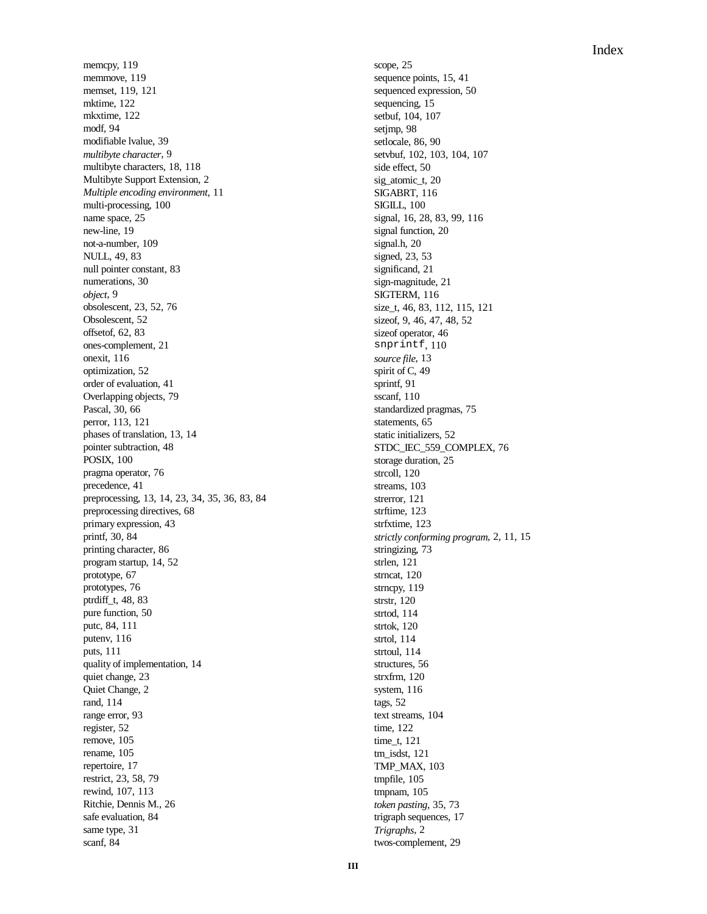memcpy, 119
memmove, 119
memset, 119, 121
mktime, 122
mkxtime, 122
modf, 94
modifiable lvalue, 39
*multibyte character*, 9
multibyte characters, 18, 118
Multibyte Support Extension, 2
*Multiple encoding environment*, 11
multi-processing, 100
name space, 25
new-line, 19
not-a-number, 109
NULL, 49, 83
null pointer constant, 83
numerations, 30
*object*, 9
obsolescent, 23, 52, 76
Obsolescent, 52
offsetof, 62, 83
ones-complement, 21
onexit, 116
optimization, 52
order of evaluation, 41
Overlapping objects, 79
Pascal, 30, 66
perror, 113, 121
phases of translation, 13, 14
pointer subtraction, 48
POSIX, 100
pragma operator, 76
precedence, 41
preprocessing, 13, 14, 23, 34, 35, 36, 83, 84
preprocessing directives, 68
primary expression, 43
printf, 30, 84
printing character, 86
program startup, 14, 52
prototype, 67
prototypes, 76
ptrdiff_t, 48, 83
pure function, 50
putc, 84, 111
putenv, 116
puts, 111
quality of implementation, 14
quiet change, 23
Quiet Change, 2
rand, 114
range error, 93
register, 52
remove, 105
rename, 105
repertoire, 17
restrict, 23, 58, 79
rewind, 107, 113
Ritchie, Dennis M., 26
safe evaluation, 84
same type, 31
scanf, 84
scope, 25
sequence points, 15, 41
sequenced expression, 50
sequencing, 15
setbuf, 104, 107
setjmp, 98
setlocale, 86, 90
setvbuf, 102, 103, 104, 107
side effect, 50
sig_atomic_t, 20
SIGABRT, 116
SIGILL, 100
signal, 16, 28, 83, 99, 116
signal function, 20
signal.h, 20
signed, 23, 53
significand, 21
sign-magnitude, 21
SIGTERM, 116
size_t, 46, 83, 112, 115, 121
sizeof, 9, 46, 47, 48, 52
sizeof operator, 46
`snprintf`, 110
*source file*, 13
spirit of C, 49
sprintf, 91
sscanf, 110
standardized pragmas, 75
statements, 65
static initializers, 52
STDC_IEC_559_COMPLEX, 76
storage duration, 25
strcoll, 120
streams, 103
strerror, 121
strftime, 123
strfxtime, 123
*strictly conforming program*, 2, 11, 15
stringizing, 73
strlen, 121
strncat, 120
strncpy, 119
strstr, 120
strtod, 114
strtok, 120
strtol, 114
strtoul, 114
structures, 56
strxfrm, 120
system, 116
tags, 52
text streams, 104
time, 122
time_t, 121
tm_isdst, 121
TMP_MAX, 103
tmpfile, 105
tmpnam, 105
*token pasting*, 35, 73
trigraph sequences, 17
*Trigraphs*, 2
twos-complement, 29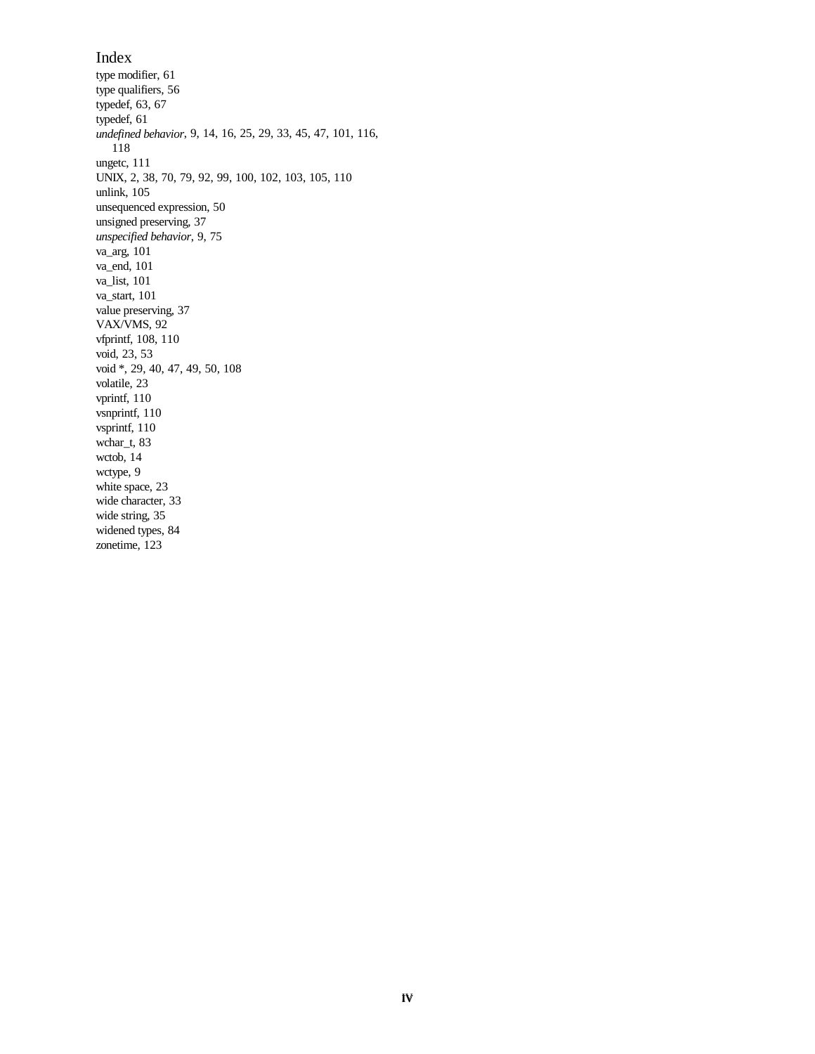# Index

type modifier, 61  
type qualifiers, 56  
typedef, 63, 67  
typedef, 61  
*undefined behavior*, 9, 14, 16, 25, 29, 33, 45, 47, 101, 116, 118  
ungetc, 111  
UNIX, 2, 38, 70, 79, 92, 99, 100, 102, 103, 105, 110  
unlink, 105  
unsequenced expression, 50  
unsigned preserving, 37  
*unspecified behavior*, 9, 75  
va_arg, 101  
va_end, 101  
va_list, 101  
va_start, 101  
value preserving, 37  
VAX/VMS, 92  
vfprintf, 108, 110  
void, 23, 53  
void *, 29, 40, 47, 49, 50, 108  
volatile, 23  
vprintf, 110  
vsnprintf, 110  
vsprintf, 110  
wchar_t, 83  
wctob, 14  
wctype, 9  
white space, 23  
wide character, 33  
wide string, 35  
widened types, 84  
zonetime, 123